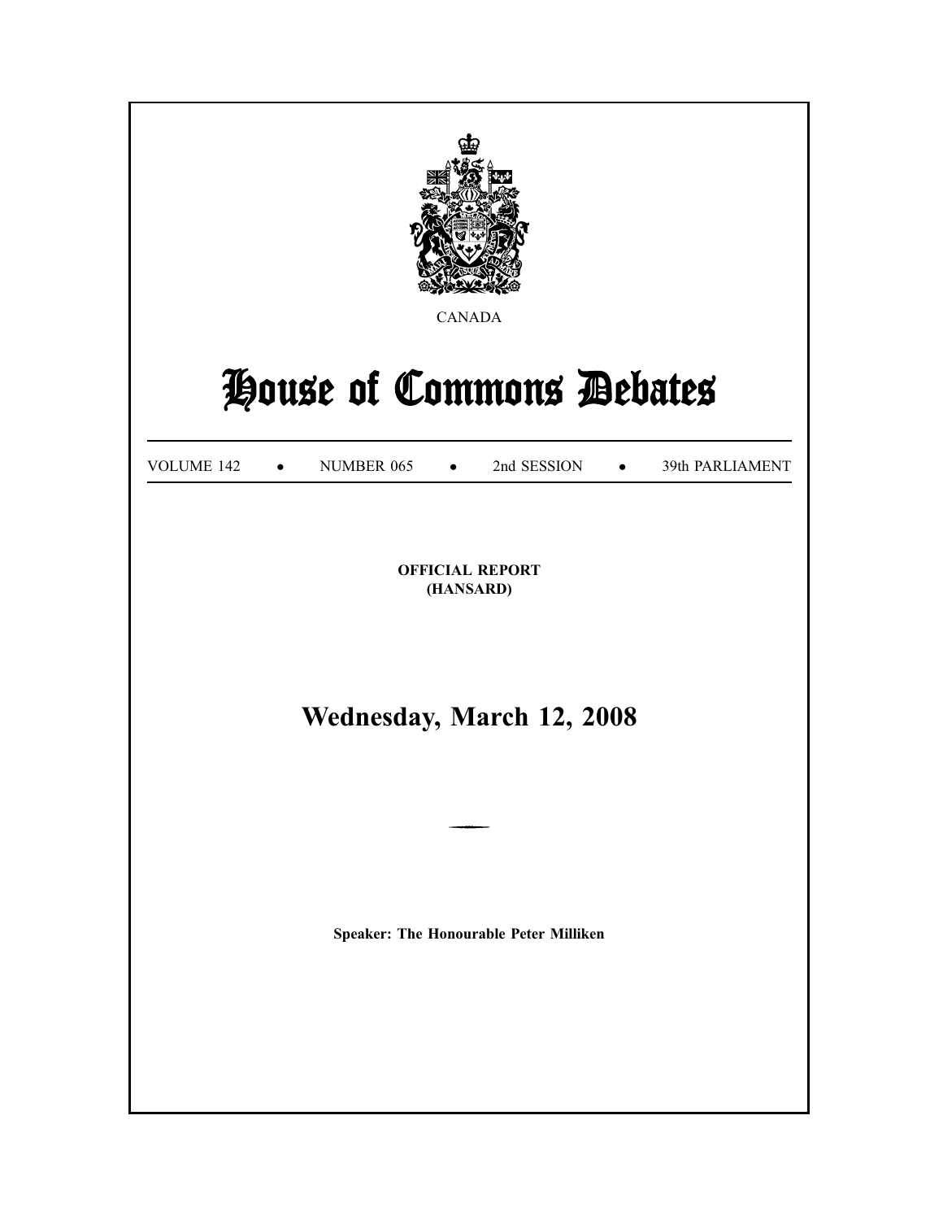CANADA

# House of Commons Debates

VOLUME 142 • NUMBER 065 • 2nd SESSION • 39th PARLIAMENT

**OFFICIAL REPORT**
**(HANSARD)**

## Wednesday, March 12, 2008

**Speaker: The Honourable Peter Milliken**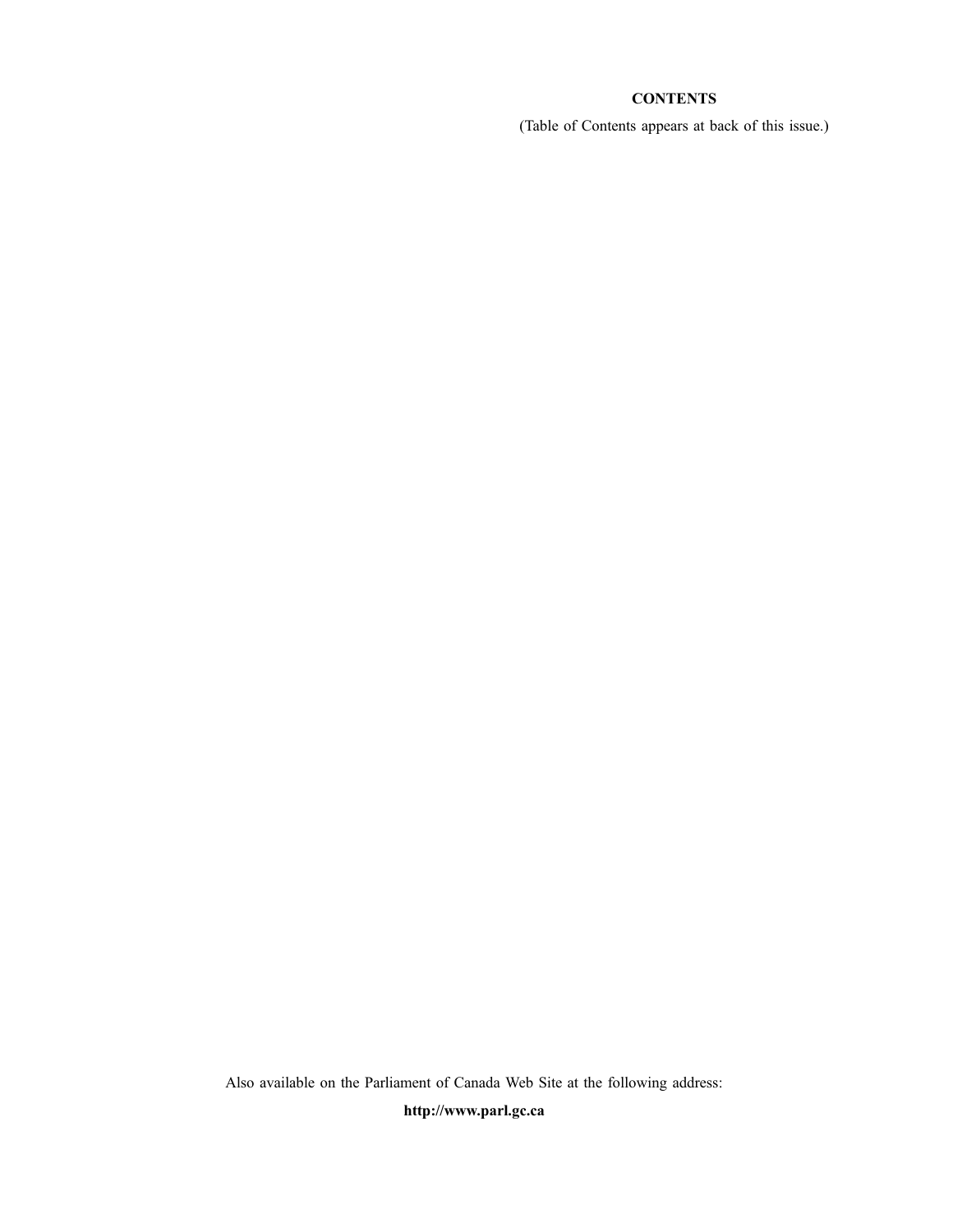**CONTENTS**

(Table of Contents appears at back of this issue.)

Also available on the Parliament of Canada Web Site at the following address:

**http://www.parl.gc.ca**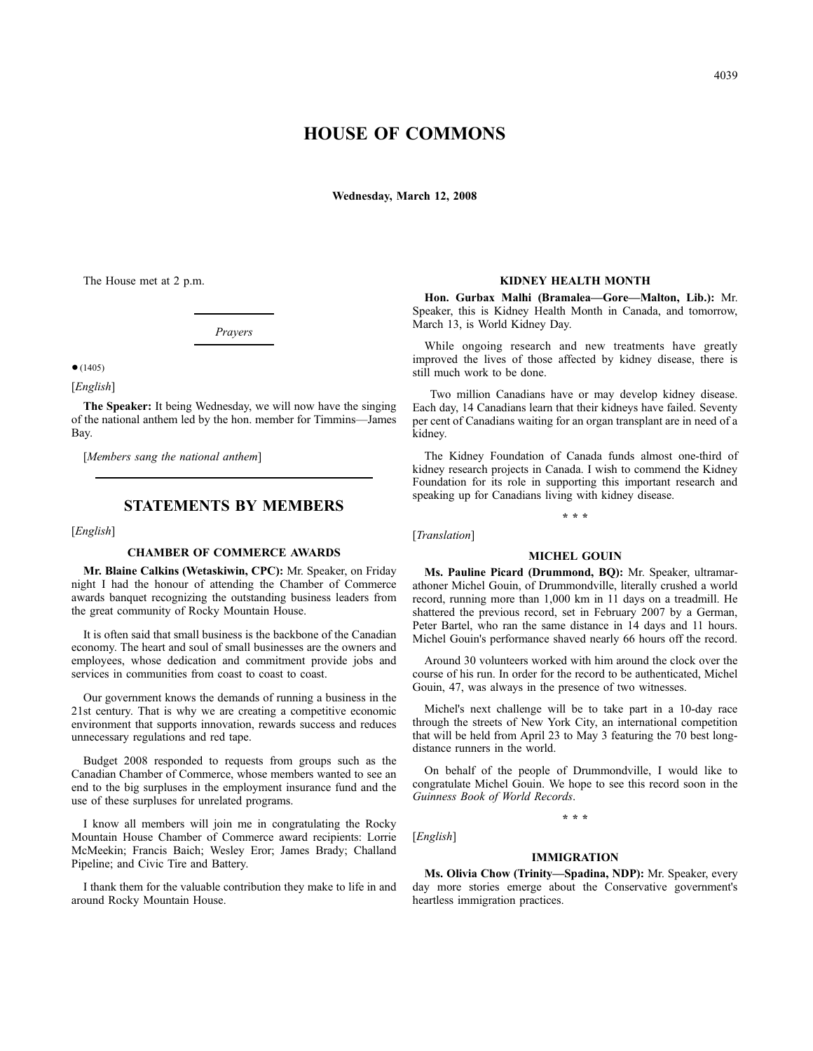# HOUSE OF COMMONS

**Wednesday, March 12, 2008**

The House met at 2 p.m.

*Prayers*

● (1405)

[*English*]

**The Speaker:** It being Wednesday, we will now have the singing of the national anthem led by the hon. member for Timmins—James Bay.

[*Members sang the national anthem*]

## STATEMENTS BY MEMBERS

[*English*]

### CHAMBER OF COMMERCE AWARDS

**Mr. Blaine Calkins (Wetaskiwin, CPC):** Mr. Speaker, on Friday night I had the honour of attending the Chamber of Commerce awards banquet recognizing the outstanding business leaders from the great community of Rocky Mountain House.

It is often said that small business is the backbone of the Canadian economy. The heart and soul of small businesses are the owners and employees, whose dedication and commitment provide jobs and services in communities from coast to coast to coast.

Our government knows the demands of running a business in the 21st century. That is why we are creating a competitive economic environment that supports innovation, rewards success and reduces unnecessary regulations and red tape.

Budget 2008 responded to requests from groups such as the Canadian Chamber of Commerce, whose members wanted to see an end to the big surpluses in the employment insurance fund and the use of these surpluses for unrelated programs.

I know all members will join me in congratulating the Rocky Mountain House Chamber of Commerce award recipients: Lorrie McMeekin; Francis Baich; Wesley Eror; James Brady; Challand Pipeline; and Civic Tire and Battery.

I thank them for the valuable contribution they make to life in and around Rocky Mountain House.

### KIDNEY HEALTH MONTH

**Hon. Gurbax Malhi (Bramalea—Gore—Malton, Lib.):** Mr. Speaker, this is Kidney Health Month in Canada, and tomorrow, March 13, is World Kidney Day.

While ongoing research and new treatments have greatly improved the lives of those affected by kidney disease, there is still much work to be done.

Two million Canadians have or may develop kidney disease. Each day, 14 Canadians learn that their kidneys have failed. Seventy per cent of Canadians waiting for an organ transplant are in need of a kidney.

The Kidney Foundation of Canada funds almost one-third of kidney research projects in Canada. I wish to commend the Kidney Foundation for its role in supporting this important research and speaking up for Canadians living with kidney disease.

\* \* \*

[*Translation*]

### MICHEL GOUIN

**Ms. Pauline Picard (Drummond, BQ):** Mr. Speaker, ultramarathoner Michel Gouin, of Drummondville, literally crushed a world record, running more than 1,000 km in 11 days on a treadmill. He shattered the previous record, set in February 2007 by a German, Peter Bartel, who ran the same distance in 14 days and 11 hours. Michel Gouin's performance shaved nearly 66 hours off the record.

Around 30 volunteers worked with him around the clock over the course of his run. In order for the record to be authenticated, Michel Gouin, 47, was always in the presence of two witnesses.

Michel's next challenge will be to take part in a 10-day race through the streets of New York City, an international competition that will be held from April 23 to May 3 featuring the 70 best long-distance runners in the world.

On behalf of the people of Drummondville, I would like to congratulate Michel Gouin. We hope to see this record soon in the *Guinness Book of World Records*.

\* \* \*

[*English*]

### IMMIGRATION

**Ms. Olivia Chow (Trinity—Spadina, NDP):** Mr. Speaker, every day more stories emerge about the Conservative government's heartless immigration practices.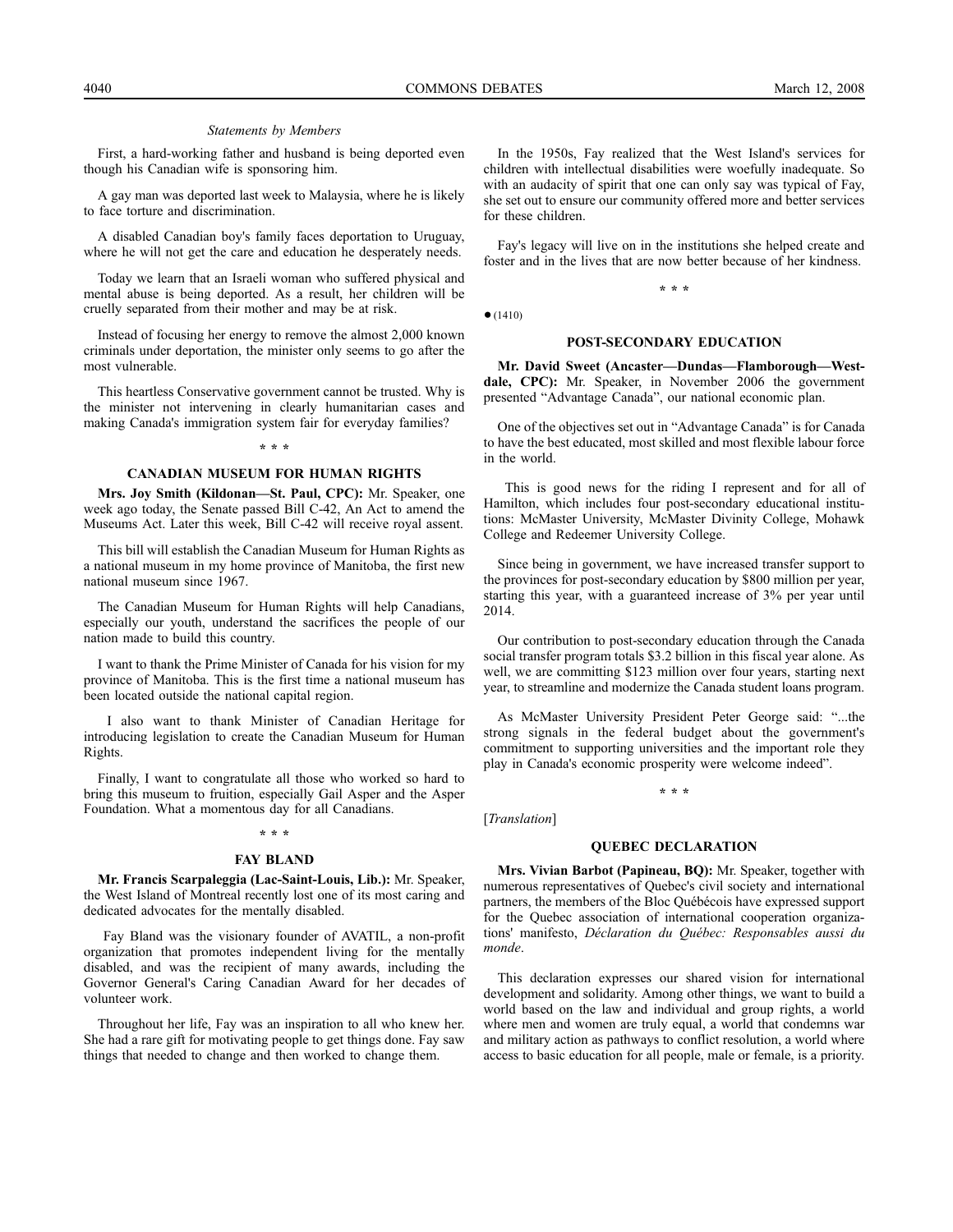*Statements by Members*

First, a hard-working father and husband is being deported even though his Canadian wife is sponsoring him.

A gay man was deported last week to Malaysia, where he is likely to face torture and discrimination.

A disabled Canadian boy's family faces deportation to Uruguay, where he will not get the care and education he desperately needs.

Today we learn that an Israeli woman who suffered physical and mental abuse is being deported. As a result, her children will be cruelly separated from their mother and may be at risk.

Instead of focusing her energy to remove the almost 2,000 known criminals under deportation, the minister only seems to go after the most vulnerable.

This heartless Conservative government cannot be trusted. Why is the minister not intervening in clearly humanitarian cases and making Canada's immigration system fair for everyday families?

\* \* \*

## CANADIAN MUSEUM FOR HUMAN RIGHTS

**Mrs. Joy Smith (Kildonan—St. Paul, CPC):** Mr. Speaker, one week ago today, the Senate passed Bill C-42, An Act to amend the Museums Act. Later this week, Bill C-42 will receive royal assent.

This bill will establish the Canadian Museum for Human Rights as a national museum in my home province of Manitoba, the first new national museum since 1967.

The Canadian Museum for Human Rights will help Canadians, especially our youth, understand the sacrifices the people of our nation made to build this country.

I want to thank the Prime Minister of Canada for his vision for my province of Manitoba. This is the first time a national museum has been located outside the national capital region.

I also want to thank Minister of Canadian Heritage for introducing legislation to create the Canadian Museum for Human Rights.

Finally, I want to congratulate all those who worked so hard to bring this museum to fruition, especially Gail Asper and the Asper Foundation. What a momentous day for all Canadians.

\* \* \*

## FAY BLAND

**Mr. Francis Scarpaleggia (Lac-Saint-Louis, Lib.):** Mr. Speaker, the West Island of Montreal recently lost one of its most caring and dedicated advocates for the mentally disabled.

Fay Bland was the visionary founder of AVATIL, a non-profit organization that promotes independent living for the mentally disabled, and was the recipient of many awards, including the Governor General's Caring Canadian Award for her decades of volunteer work.

Throughout her life, Fay was an inspiration to all who knew her. She had a rare gift for motivating people to get things done. Fay saw things that needed to change and then worked to change them.

In the 1950s, Fay realized that the West Island's services for children with intellectual disabilities were woefully inadequate. So with an audacity of spirit that one can only say was typical of Fay, she set out to ensure our community offered more and better services for these children.

Fay's legacy will live on in the institutions she helped create and foster and in the lives that are now better because of her kindness.

\* \* \*

● (1410)

## POST-SECONDARY EDUCATION

**Mr. David Sweet (Ancaster—Dundas—Flamborough—Westdale, CPC):** Mr. Speaker, in November 2006 the government presented “Advantage Canada”, our national economic plan.

One of the objectives set out in “Advantage Canada” is for Canada to have the best educated, most skilled and most flexible labour force in the world.

This is good news for the riding I represent and for all of Hamilton, which includes four post-secondary educational institutions: McMaster University, McMaster Divinity College, Mohawk College and Redeemer University College.

Since being in government, we have increased transfer support to the provinces for post-secondary education by $800 million per year, starting this year, with a guaranteed increase of 3% per year until 2014.

Our contribution to post-secondary education through the Canada social transfer program totals $3.2 billion in this fiscal year alone. As well, we are committing $123 million over four years, starting next year, to streamline and modernize the Canada student loans program.

As McMaster University President Peter George said: “...the strong signals in the federal budget about the government's commitment to supporting universities and the important role they play in Canada's economic prosperity were welcome indeed”.

\* \* \*

[*Translation*]

## QUEBEC DECLARATION

**Mrs. Vivian Barbot (Papineau, BQ):** Mr. Speaker, together with numerous representatives of Quebec's civil society and international partners, the members of the Bloc Québécois have expressed support for the Quebec association of international cooperation organizations' manifesto, *Déclaration du Québec: Responsables aussi du monde*.

This declaration expresses our shared vision for international development and solidarity. Among other things, we want to build a world based on the law and individual and group rights, a world where men and women are truly equal, a world that condemns war and military action as pathways to conflict resolution, a world where access to basic education for all people, male or female, is a priority.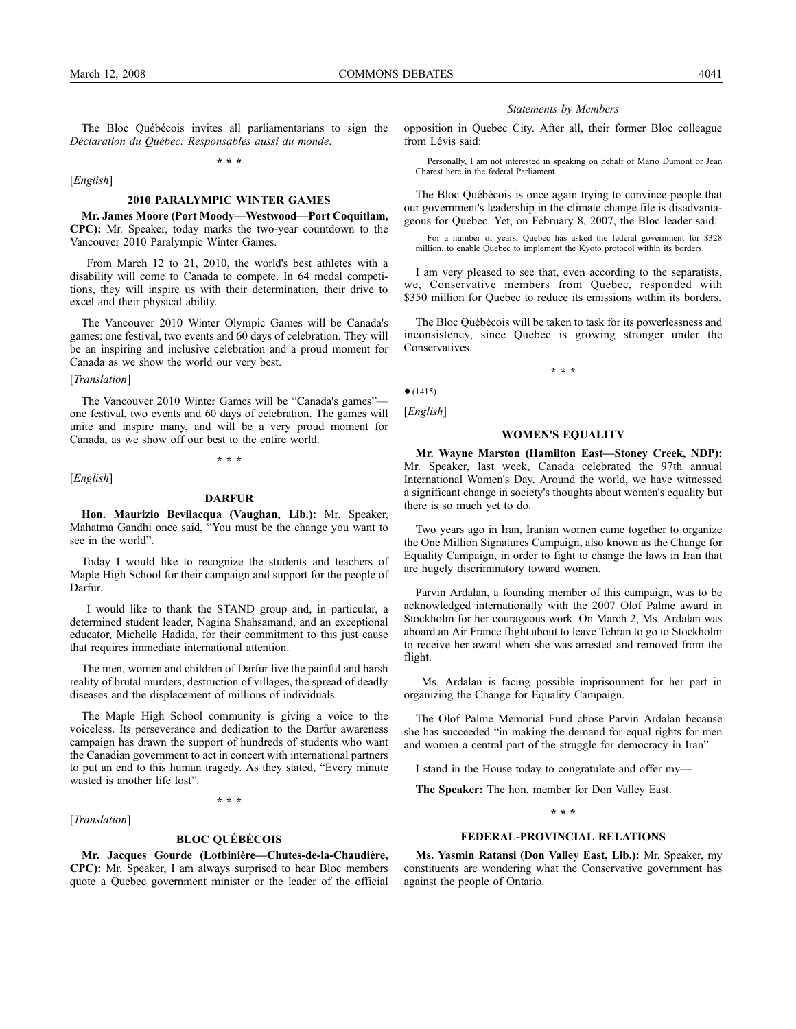The Bloc Québécois invites all parliamentarians to sign the *Déclaration du Québec: Responsables aussi du monde*.

* * *

[*English*]

## 2010 PARALYMPIC WINTER GAMES

**Mr. James Moore (Port Moody—Westwood—Port Coquitlam, CPC):** Mr. Speaker, today marks the two-year countdown to the Vancouver 2010 Paralympic Winter Games.

From March 12 to 21, 2010, the world's best athletes with a disability will come to Canada to compete. In 64 medal competitions, they will inspire us with their determination, their drive to excel and their physical ability.

The Vancouver 2010 Winter Olympic Games will be Canada's games: one festival, two events and 60 days of celebration. They will be an inspiring and inclusive celebration and a proud moment for Canada as we show the world our very best.

[*Translation*]

The Vancouver 2010 Winter Games will be "Canada's games"— one festival, two events and 60 days of celebration. The games will unite and inspire many, and will be a very proud moment for Canada, as we show off our best to the entire world.

* * *

[*English*]

## DARFUR

**Hon. Maurizio Bevilacqua (Vaughan, Lib.):** Mr. Speaker, Mahatma Gandhi once said, "You must be the change you want to see in the world".

Today I would like to recognize the students and teachers of Maple High School for their campaign and support for the people of Darfur.

I would like to thank the STAND group and, in particular, a determined student leader, Nagina Shahsamand, and an exceptional educator, Michelle Hadida, for their commitment to this just cause that requires immediate international attention.

The men, women and children of Darfur live the painful and harsh reality of brutal murders, destruction of villages, the spread of deadly diseases and the displacement of millions of individuals.

The Maple High School community is giving a voice to the voiceless. Its perseverance and dedication to the Darfur awareness campaign has drawn the support of hundreds of students who want the Canadian government to act in concert with international partners to put an end to this human tragedy. As they stated, "Every minute wasted is another life lost".

* * *

[*Translation*]

## BLOC QUÉBÉCOIS

**Mr. Jacques Gourde (Lotbinière—Chutes-de-la-Chaudière, CPC):** Mr. Speaker, I am always surprised to hear Bloc members quote a Quebec government minister or the leader of the official opposition in Quebec City. After all, their former Bloc colleague from Lévis said:

> Personally, I am not interested in speaking on behalf of Mario Dumont or Jean Charest here in the federal Parliament.

The Bloc Québécois is once again trying to convince people that our government's leadership in the climate change file is disadvantageous for Quebec. Yet, on February 8, 2007, the Bloc leader said:

> For a number of years, Quebec has asked the federal government for $328 million, to enable Quebec to implement the Kyoto protocol within its borders.

I am very pleased to see that, even according to the separatists, we, Conservative members from Quebec, responded with $350 million for Quebec to reduce its emissions within its borders.

The Bloc Québécois will be taken to task for its powerlessness and inconsistency, since Quebec is growing stronger under the Conservatives.

* * *

● (1415)

[*English*]

## WOMEN'S EQUALITY

**Mr. Wayne Marston (Hamilton East—Stoney Creek, NDP):** Mr. Speaker, last week, Canada celebrated the 97th annual International Women's Day. Around the world, we have witnessed a significant change in society's thoughts about women's equality but there is so much yet to do.

Two years ago in Iran, Iranian women came together to organize the One Million Signatures Campaign, also known as the Change for Equality Campaign, in order to fight to change the laws in Iran that are hugely discriminatory toward women.

Parvin Ardalan, a founding member of this campaign, was to be acknowledged internationally with the 2007 Olof Palme award in Stockholm for her courageous work. On March 2, Ms. Ardalan was aboard an Air France flight about to leave Tehran to go to Stockholm to receive her award when she was arrested and removed from the flight.

Ms. Ardalan is facing possible imprisonment for her part in organizing the Change for Equality Campaign.

The Olof Palme Memorial Fund chose Parvin Ardalan because she has succeeded "in making the demand for equal rights for men and women a central part of the struggle for democracy in Iran".

I stand in the House today to congratulate and offer my—

**The Speaker:** The hon. member for Don Valley East.

* * *

## FEDERAL-PROVINCIAL RELATIONS

**Ms. Yasmin Ratansi (Don Valley East, Lib.):** Mr. Speaker, my constituents are wondering what the Conservative government has against the people of Ontario.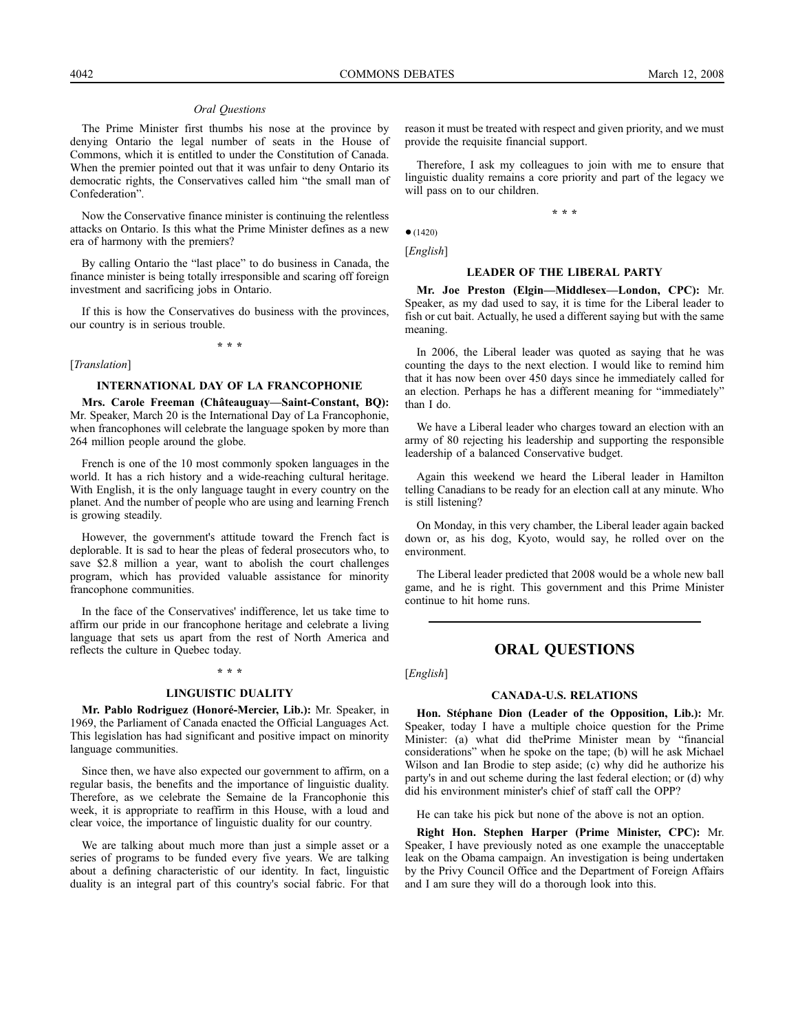The Prime Minister first thumbs his nose at the province by denying Ontario the legal number of seats in the House of Commons, which it is entitled to under the Constitution of Canada. When the premier pointed out that it was unfair to deny Ontario its democratic rights, the Conservatives called him "the small man of Confederation".

Now the Conservative finance minister is continuing the relentless attacks on Ontario. Is this what the Prime Minister defines as a new era of harmony with the premiers?

By calling Ontario the "last place" to do business in Canada, the finance minister is being totally irresponsible and scaring off foreign investment and sacrificing jobs in Ontario.

If this is how the Conservatives do business with the provinces, our country is in serious trouble.

\* \* \*

[*Translation*]

### INTERNATIONAL DAY OF LA FRANCOPHONIE

**Mrs. Carole Freeman (Châteauguay—Saint-Constant, BQ):** Mr. Speaker, March 20 is the International Day of La Francophonie, when francophones will celebrate the language spoken by more than 264 million people around the globe.

French is one of the 10 most commonly spoken languages in the world. It has a rich history and a wide-reaching cultural heritage. With English, it is the only language taught in every country on the planet. And the number of people who are using and learning French is growing steadily.

However, the government's attitude toward the French fact is deplorable. It is sad to hear the pleas of federal prosecutors who, to save $2.8 million a year, want to abolish the court challenges program, which has provided valuable assistance for minority francophone communities.

In the face of the Conservatives' indifference, let us take time to affirm our pride in our francophone heritage and celebrate a living language that sets us apart from the rest of North America and reflects the culture in Quebec today.

\* \* \*

### LINGUISTIC DUALITY

**Mr. Pablo Rodriguez (Honoré-Mercier, Lib.):** Mr. Speaker, in 1969, the Parliament of Canada enacted the Official Languages Act. This legislation has had significant and positive impact on minority language communities.

Since then, we have also expected our government to affirm, on a regular basis, the benefits and the importance of linguistic duality. Therefore, as we celebrate the Semaine de la Francophonie this week, it is appropriate to reaffirm in this House, with a loud and clear voice, the importance of linguistic duality for our country.

We are talking about much more than just a simple asset or a series of programs to be funded every five years. We are talking about a defining characteristic of our identity. In fact, linguistic duality is an integral part of this country's social fabric. For that reason it must be treated with respect and given priority, and we must provide the requisite financial support.

Therefore, I ask my colleagues to join with me to ensure that linguistic duality remains a core priority and part of the legacy we will pass on to our children.

\* \* \*

● (1420)

[*English*]

### LEADER OF THE LIBERAL PARTY

**Mr. Joe Preston (Elgin—Middlesex—London, CPC):** Mr. Speaker, as my dad used to say, it is time for the Liberal leader to fish or cut bait. Actually, he used a different saying but with the same meaning.

In 2006, the Liberal leader was quoted as saying that he was counting the days to the next election. I would like to remind him that it has now been over 450 days since he immediately called for an election. Perhaps he has a different meaning for "immediately" than I do.

We have a Liberal leader who charges toward an election with an army of 80 rejecting his leadership and supporting the responsible leadership of a balanced Conservative budget.

Again this weekend we heard the Liberal leader in Hamilton telling Canadians to be ready for an election call at any minute. Who is still listening?

On Monday, in this very chamber, the Liberal leader again backed down or, as his dog, Kyoto, would say, he rolled over on the environment.

The Liberal leader predicted that 2008 would be a whole new ball game, and he is right. This government and this Prime Minister continue to hit home runs.

## ORAL QUESTIONS

[*English*]

### CANADA-U.S. RELATIONS

**Hon. Stéphane Dion (Leader of the Opposition, Lib.):** Mr. Speaker, today I have a multiple choice question for the Prime Minister: (a) what did thePrime Minister mean by "financial considerations" when he spoke on the tape; (b) will he ask Michael Wilson and Ian Brodie to step aside; (c) why did he authorize his party's in and out scheme during the last federal election; or (d) why did his environment minister's chief of staff call the OPP?

He can take his pick but none of the above is not an option.

**Right Hon. Stephen Harper (Prime Minister, CPC):** Mr. Speaker, I have previously noted as one example the unacceptable leak on the Obama campaign. An investigation is being undertaken by the Privy Council Office and the Department of Foreign Affairs and I am sure they will do a thorough look into this.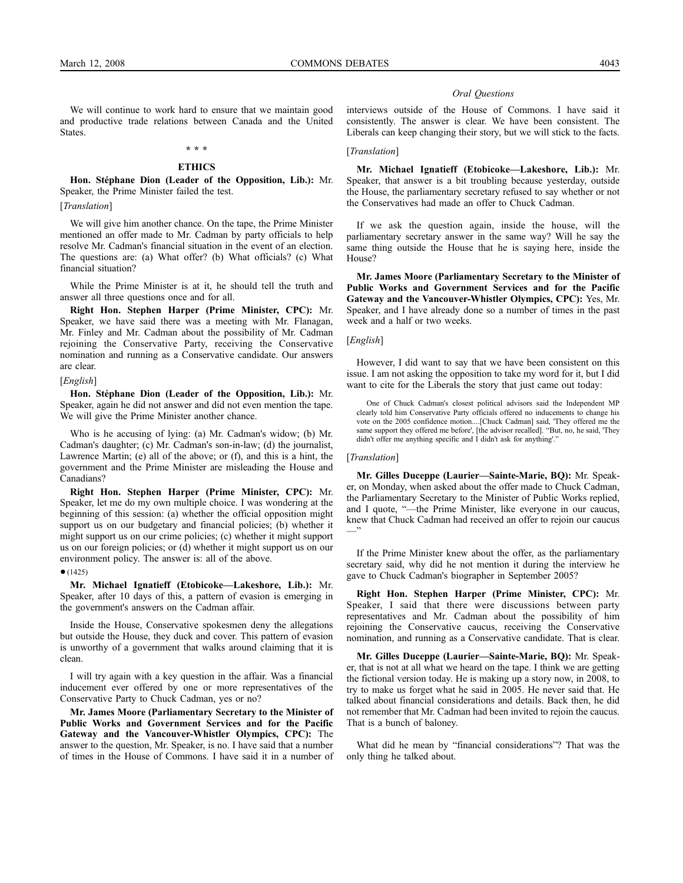We will continue to work hard to ensure that we maintain good and productive trade relations between Canada and the United States.

\* \* \*

## ETHICS

**Hon. Stéphane Dion (Leader of the Opposition, Lib.):** Mr. Speaker, the Prime Minister failed the test.

[*Translation*]

We will give him another chance. On the tape, the Prime Minister mentioned an offer made to Mr. Cadman by party officials to help resolve Mr. Cadman's financial situation in the event of an election. The questions are: (a) What offer? (b) What officials? (c) What financial situation?

While the Prime Minister is at it, he should tell the truth and answer all three questions once and for all.

**Right Hon. Stephen Harper (Prime Minister, CPC):** Mr. Speaker, we have said there was a meeting with Mr. Flanagan, Mr. Finley and Mr. Cadman about the possibility of Mr. Cadman rejoining the Conservative Party, receiving the Conservative nomination and running as a Conservative candidate. Our answers are clear.

[*English*]

**Hon. Stéphane Dion (Leader of the Opposition, Lib.):** Mr. Speaker, again he did not answer and did not even mention the tape. We will give the Prime Minister another chance.

Who is he accusing of lying: (a) Mr. Cadman's widow; (b) Mr. Cadman's daughter; (c) Mr. Cadman's son-in-law; (d) the journalist, Lawrence Martin; (e) all of the above; or (f), and this is a hint, the government and the Prime Minister are misleading the House and Canadians?

**Right Hon. Stephen Harper (Prime Minister, CPC):** Mr. Speaker, let me do my own multiple choice. I was wondering at the beginning of this session: (a) whether the official opposition might support us on our budgetary and financial policies; (b) whether it might support us on our crime policies; (c) whether it might support us on our foreign policies; or (d) whether it might support us on our environment policy. The answer is: all of the above.

● (1425)

**Mr. Michael Ignatieff (Etobicoke—Lakeshore, Lib.):** Mr. Speaker, after 10 days of this, a pattern of evasion is emerging in the government's answers on the Cadman affair.

Inside the House, Conservative spokesmen deny the allegations but outside the House, they duck and cover. This pattern of evasion is unworthy of a government that walks around claiming that it is clean.

I will try again with a key question in the affair. Was a financial inducement ever offered by one or more representatives of the Conservative Party to Chuck Cadman, yes or no?

**Mr. James Moore (Parliamentary Secretary to the Minister of Public Works and Government Services and for the Pacific Gateway and the Vancouver-Whistler Olympics, CPC):** The answer to the question, Mr. Speaker, is no. I have said that a number of times in the House of Commons. I have said it in a number of interviews outside of the House of Commons. I have said it consistently. The answer is clear. We have been consistent. The Liberals can keep changing their story, but we will stick to the facts.

[*Translation*]

**Mr. Michael Ignatieff (Etobicoke—Lakeshore, Lib.):** Mr. Speaker, that answer is a bit troubling because yesterday, outside the House, the parliamentary secretary refused to say whether or not the Conservatives had made an offer to Chuck Cadman.

If we ask the question again, inside the house, will the parliamentary secretary answer in the same way? Will he say the same thing outside the House that he is saying here, inside the House?

**Mr. James Moore (Parliamentary Secretary to the Minister of Public Works and Government Services and for the Pacific Gateway and the Vancouver-Whistler Olympics, CPC):** Yes, Mr. Speaker, and I have already done so a number of times in the past week and a half or two weeks.

[*English*]

However, I did want to say that we have been consistent on this issue. I am not asking the opposition to take my word for it, but I did want to cite for the Liberals the story that just came out today:

> One of Chuck Cadman's closest political advisors said the Independent MP clearly told him Conservative Party officials offered no inducements to change his vote on the 2005 confidence motion....[Chuck Cadman] said, 'They offered me the same support they offered me before', [the advisor recalled]. "But, no, he said, 'They didn't offer me anything specific and I didn't ask for anything'."

[*Translation*]

**Mr. Gilles Duceppe (Laurier—Sainte-Marie, BQ):** Mr. Speaker, on Monday, when asked about the offer made to Chuck Cadman, the Parliamentary Secretary to the Minister of Public Works replied, and I quote, "—the Prime Minister, like everyone in our caucus, knew that Chuck Cadman had received an offer to rejoin our caucus —"

If the Prime Minister knew about the offer, as the parliamentary secretary said, why did he not mention it during the interview he gave to Chuck Cadman's biographer in September 2005?

**Right Hon. Stephen Harper (Prime Minister, CPC):** Mr. Speaker, I said that there were discussions between party representatives and Mr. Cadman about the possibility of him rejoining the Conservative caucus, receiving the Conservative nomination, and running as a Conservative candidate. That is clear.

**Mr. Gilles Duceppe (Laurier—Sainte-Marie, BQ):** Mr. Speaker, that is not at all what we heard on the tape. I think we are getting the fictional version today. He is making up a story now, in 2008, to try to make us forget what he said in 2005. He never said that. He talked about financial considerations and details. Back then, he did not remember that Mr. Cadman had been invited to rejoin the caucus. That is a bunch of baloney.

What did he mean by "financial considerations"? That was the only thing he talked about.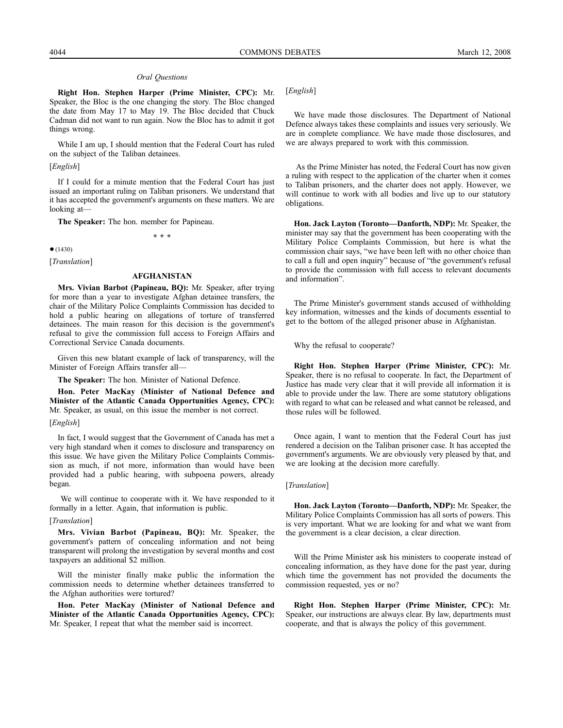*Oral Questions*

**Right Hon. Stephen Harper (Prime Minister, CPC):** Mr. Speaker, the Bloc is the one changing the story. The Bloc changed the date from May 17 to May 19. The Bloc decided that Chuck Cadman did not want to run again. Now the Bloc has to admit it got things wrong.

While I am up, I should mention that the Federal Court has ruled on the subject of the Taliban detainees.

[*English*]

If I could for a minute mention that the Federal Court has just issued an important ruling on Taliban prisoners. We understand that it has accepted the government's arguments on these matters. We are looking at—

**The Speaker:** The hon. member for Papineau.

* * *

● (1430)

[*Translation*]

## AFGHANISTAN

**Mrs. Vivian Barbot (Papineau, BQ):** Mr. Speaker, after trying for more than a year to investigate Afghan detainee transfers, the chair of the Military Police Complaints Commission has decided to hold a public hearing on allegations of torture of transferred detainees. The main reason for this decision is the government's refusal to give the commission full access to Foreign Affairs and Correctional Service Canada documents.

Given this new blatant example of lack of transparency, will the Minister of Foreign Affairs transfer all—

**The Speaker:** The hon. Minister of National Defence.

**Hon. Peter MacKay (Minister of National Defence and Minister of the Atlantic Canada Opportunities Agency, CPC):** Mr. Speaker, as usual, on this issue the member is not correct.

[*English*]

In fact, I would suggest that the Government of Canada has met a very high standard when it comes to disclosure and transparency on this issue. We have given the Military Police Complaints Commission as much, if not more, information than would have been provided had a public hearing, with subpoena powers, already began.

We will continue to cooperate with it. We have responded to it formally in a letter. Again, that information is public.

[*Translation*]

**Mrs. Vivian Barbot (Papineau, BQ):** Mr. Speaker, the government's pattern of concealing information and not being transparent will prolong the investigation by several months and cost taxpayers an additional $2 million.

Will the minister finally make public the information the commission needs to determine whether detainees transferred to the Afghan authorities were tortured?

**Hon. Peter MacKay (Minister of National Defence and Minister of the Atlantic Canada Opportunities Agency, CPC):** Mr. Speaker, I repeat that what the member said is incorrect.

[*English*]

We have made those disclosures. The Department of National Defence always takes these complaints and issues very seriously. We are in complete compliance. We have made those disclosures, and we are always prepared to work with this commission.

As the Prime Minister has noted, the Federal Court has now given a ruling with respect to the application of the charter when it comes to Taliban prisoners, and the charter does not apply. However, we will continue to work with all bodies and live up to our statutory obligations.

**Hon. Jack Layton (Toronto—Danforth, NDP):** Mr. Speaker, the minister may say that the government has been cooperating with the Military Police Complaints Commission, but here is what the commission chair says, "we have been left with no other choice than to call a full and open inquiry" because of "the government's refusal to provide the commission with full access to relevant documents and information".

The Prime Minister's government stands accused of withholding key information, witnesses and the kinds of documents essential to get to the bottom of the alleged prisoner abuse in Afghanistan.

Why the refusal to cooperate?

**Right Hon. Stephen Harper (Prime Minister, CPC):** Mr. Speaker, there is no refusal to cooperate. In fact, the Department of Justice has made very clear that it will provide all information it is able to provide under the law. There are some statutory obligations with regard to what can be released and what cannot be released, and those rules will be followed.

Once again, I want to mention that the Federal Court has just rendered a decision on the Taliban prisoner case. It has accepted the government's arguments. We are obviously very pleased by that, and we are looking at the decision more carefully.

[*Translation*]

**Hon. Jack Layton (Toronto—Danforth, NDP):** Mr. Speaker, the Military Police Complaints Commission has all sorts of powers. This is very important. What we are looking for and what we want from the government is a clear decision, a clear direction.

Will the Prime Minister ask his ministers to cooperate instead of concealing information, as they have done for the past year, during which time the government has not provided the documents the commission requested, yes or no?

**Right Hon. Stephen Harper (Prime Minister, CPC):** Mr. Speaker, our instructions are always clear. By law, departments must cooperate, and that is always the policy of this government.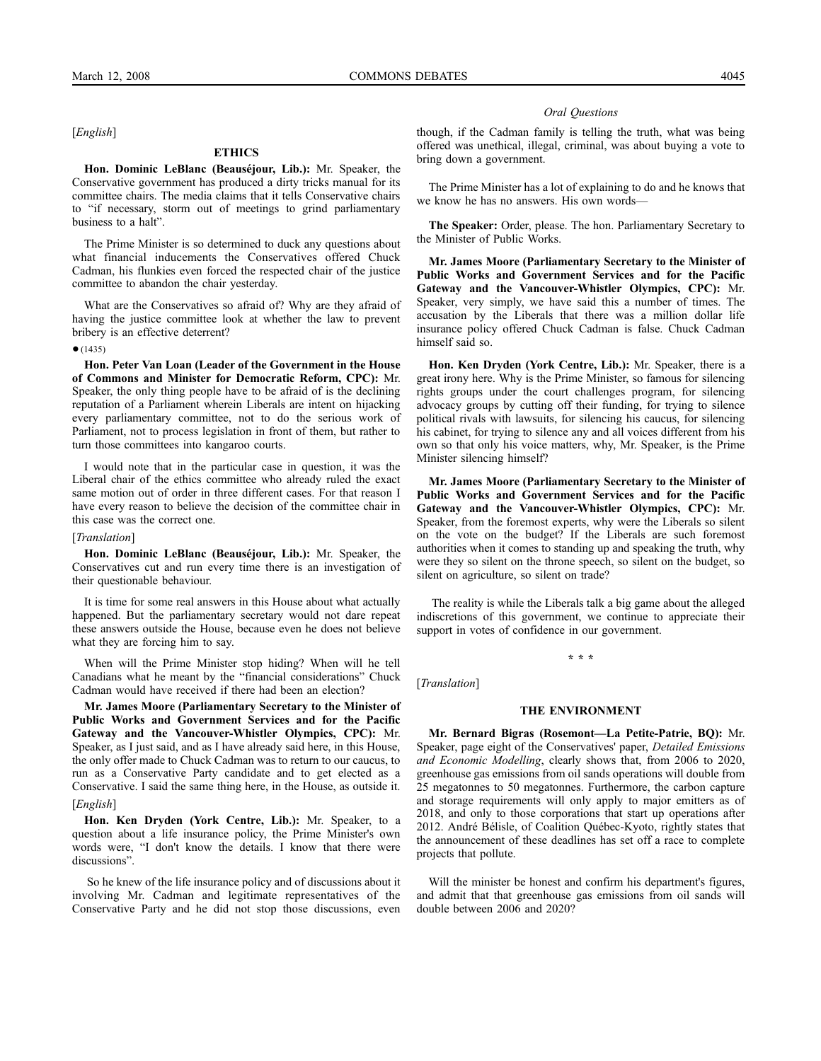[*English*]

### ETHICS

**Hon. Dominic LeBlanc (Beauséjour, Lib.):** Mr. Speaker, the Conservative government has produced a dirty tricks manual for its committee chairs. The media claims that it tells Conservative chairs to "if necessary, storm out of meetings to grind parliamentary business to a halt".

The Prime Minister is so determined to duck any questions about what financial inducements the Conservatives offered Chuck Cadman, his flunkies even forced the respected chair of the justice committee to abandon the chair yesterday.

What are the Conservatives so afraid of? Why are they afraid of having the justice committee look at whether the law to prevent bribery is an effective deterrent?

● (1435)

**Hon. Peter Van Loan (Leader of the Government in the House of Commons and Minister for Democratic Reform, CPC):** Mr. Speaker, the only thing people have to be afraid of is the declining reputation of a Parliament wherein Liberals are intent on hijacking every parliamentary committee, not to do the serious work of Parliament, not to process legislation in front of them, but rather to turn those committees into kangaroo courts.

I would note that in the particular case in question, it was the Liberal chair of the ethics committee who already ruled the exact same motion out of order in three different cases. For that reason I have every reason to believe the decision of the committee chair in this case was the correct one.

[*Translation*]

**Hon. Dominic LeBlanc (Beauséjour, Lib.):** Mr. Speaker, the Conservatives cut and run every time there is an investigation of their questionable behaviour.

It is time for some real answers in this House about what actually happened. But the parliamentary secretary would not dare repeat these answers outside the House, because even he does not believe what they are forcing him to say.

When will the Prime Minister stop hiding? When will he tell Canadians what he meant by the "financial considerations" Chuck Cadman would have received if there had been an election?

**Mr. James Moore (Parliamentary Secretary to the Minister of Public Works and Government Services and for the Pacific Gateway and the Vancouver-Whistler Olympics, CPC):** Mr. Speaker, as I just said, and as I have already said here, in this House, the only offer made to Chuck Cadman was to return to our caucus, to run as a Conservative Party candidate and to get elected as a Conservative. I said the same thing here, in the House, as outside it.

[*English*]

**Hon. Ken Dryden (York Centre, Lib.):** Mr. Speaker, to a question about a life insurance policy, the Prime Minister's own words were, "I don't know the details. I know that there were discussions".

So he knew of the life insurance policy and of discussions about it involving Mr. Cadman and legitimate representatives of the Conservative Party and he did not stop those discussions, even though, if the Cadman family is telling the truth, what was being offered was unethical, illegal, criminal, was about buying a vote to bring down a government.

The Prime Minister has a lot of explaining to do and he knows that we know he has no answers. His own words—

**The Speaker:** Order, please. The hon. Parliamentary Secretary to the Minister of Public Works.

**Mr. James Moore (Parliamentary Secretary to the Minister of Public Works and Government Services and for the Pacific Gateway and the Vancouver-Whistler Olympics, CPC):** Mr. Speaker, very simply, we have said this a number of times. The accusation by the Liberals that there was a million dollar life insurance policy offered Chuck Cadman is false. Chuck Cadman himself said so.

**Hon. Ken Dryden (York Centre, Lib.):** Mr. Speaker, there is a great irony here. Why is the Prime Minister, so famous for silencing rights groups under the court challenges program, for silencing advocacy groups by cutting off their funding, for trying to silence political rivals with lawsuits, for silencing his caucus, for silencing his cabinet, for trying to silence any and all voices different from his own so that only his voice matters, why, Mr. Speaker, is the Prime Minister silencing himself?

**Mr. James Moore (Parliamentary Secretary to the Minister of Public Works and Government Services and for the Pacific Gateway and the Vancouver-Whistler Olympics, CPC):** Mr. Speaker, from the foremost experts, why were the Liberals so silent on the vote on the budget? If the Liberals are such foremost authorities when it comes to standing up and speaking the truth, why were they so silent on the throne speech, so silent on the budget, so silent on agriculture, so silent on trade?

The reality is while the Liberals talk a big game about the alleged indiscretions of this government, we continue to appreciate their support in votes of confidence in our government.

* * *

[*Translation*]

### THE ENVIRONMENT

**Mr. Bernard Bigras (Rosemont—La Petite-Patrie, BQ):** Mr. Speaker, page eight of the Conservatives' paper, *Detailed Emissions and Economic Modelling*, clearly shows that, from 2006 to 2020, greenhouse gas emissions from oil sands operations will double from 25 megatonnes to 50 megatonnes. Furthermore, the carbon capture and storage requirements will only apply to major emitters as of 2018, and only to those corporations that start up operations after 2012. André Bélisle, of Coalition Québec-Kyoto, rightly states that the announcement of these deadlines has set off a race to complete projects that pollute.

Will the minister be honest and confirm his department's figures, and admit that that greenhouse gas emissions from oil sands will double between 2006 and 2020?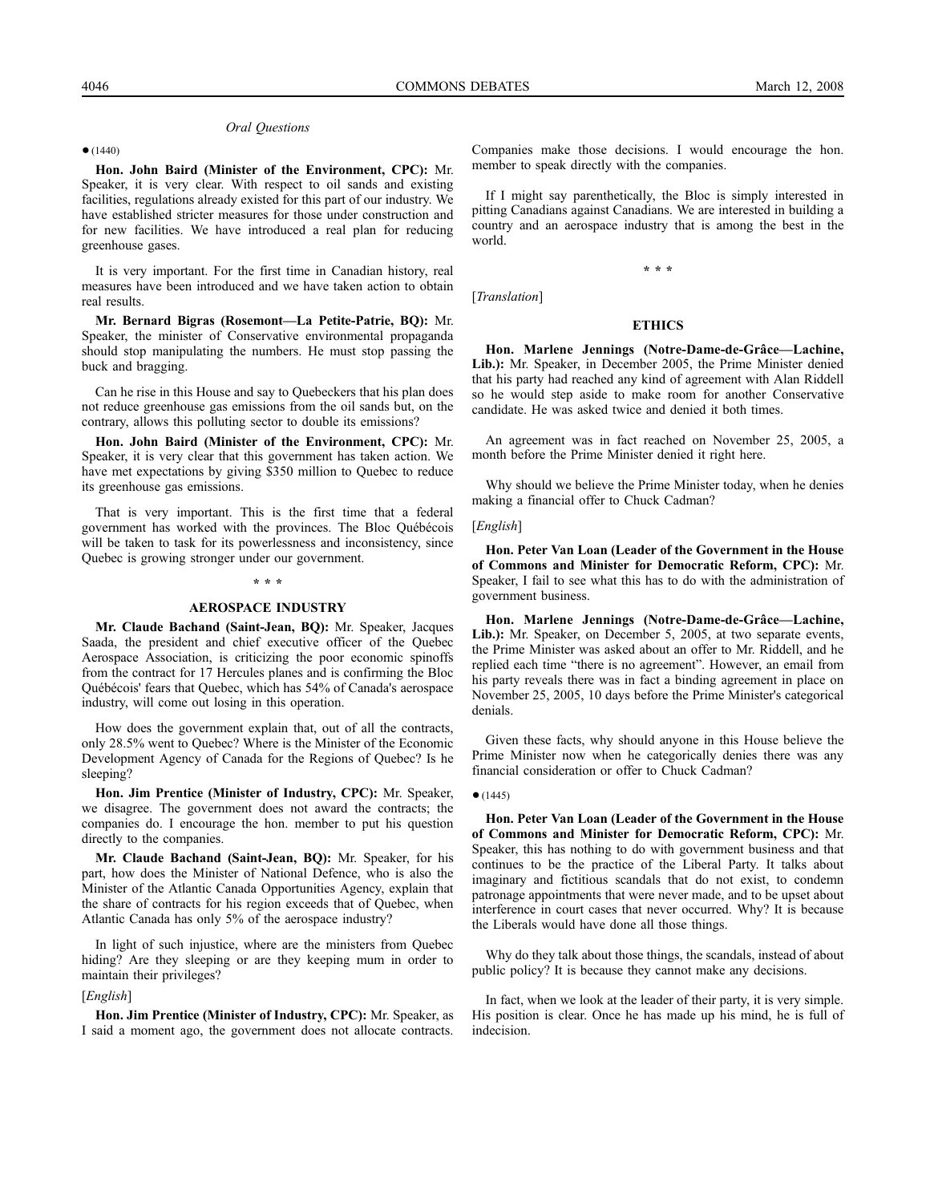*Oral Questions*

● (1440)

**Hon. John Baird (Minister of the Environment, CPC):** Mr. Speaker, it is very clear. With respect to oil sands and existing facilities, regulations already existed for this part of our industry. We have established stricter measures for those under construction and for new facilities. We have introduced a real plan for reducing greenhouse gases.

It is very important. For the first time in Canadian history, real measures have been introduced and we have taken action to obtain real results.

**Mr. Bernard Bigras (Rosemont—La Petite-Patrie, BQ):** Mr. Speaker, the minister of Conservative environmental propaganda should stop manipulating the numbers. He must stop passing the buck and bragging.

Can he rise in this House and say to Quebeckers that his plan does not reduce greenhouse gas emissions from the oil sands but, on the contrary, allows this polluting sector to double its emissions?

**Hon. John Baird (Minister of the Environment, CPC):** Mr. Speaker, it is very clear that this government has taken action. We have met expectations by giving $350 million to Quebec to reduce its greenhouse gas emissions.

That is very important. This is the first time that a federal government has worked with the provinces. The Bloc Québécois will be taken to task for its powerlessness and inconsistency, since Quebec is growing stronger under our government.

\* \* \*

## AEROSPACE INDUSTRY

**Mr. Claude Bachand (Saint-Jean, BQ):** Mr. Speaker, Jacques Saada, the president and chief executive officer of the Quebec Aerospace Association, is criticizing the poor economic spinoffs from the contract for 17 Hercules planes and is confirming the Bloc Québécois' fears that Quebec, which has 54% of Canada's aerospace industry, will come out losing in this operation.

How does the government explain that, out of all the contracts, only 28.5% went to Quebec? Where is the Minister of the Economic Development Agency of Canada for the Regions of Quebec? Is he sleeping?

**Hon. Jim Prentice (Minister of Industry, CPC):** Mr. Speaker, we disagree. The government does not award the contracts; the companies do. I encourage the hon. member to put his question directly to the companies.

**Mr. Claude Bachand (Saint-Jean, BQ):** Mr. Speaker, for his part, how does the Minister of National Defence, who is also the Minister of the Atlantic Canada Opportunities Agency, explain that the share of contracts for his region exceeds that of Quebec, when Atlantic Canada has only 5% of the aerospace industry?

In light of such injustice, where are the ministers from Quebec hiding? Are they sleeping or are they keeping mum in order to maintain their privileges?

[*English*]

**Hon. Jim Prentice (Minister of Industry, CPC):** Mr. Speaker, as I said a moment ago, the government does not allocate contracts. Companies make those decisions. I would encourage the hon. member to speak directly with the companies.

If I might say parenthetically, the Bloc is simply interested in pitting Canadians against Canadians. We are interested in building a country and an aerospace industry that is among the best in the world.

\* \* \*

[*Translation*]

## ETHICS

**Hon. Marlene Jennings (Notre-Dame-de-Grâce—Lachine, Lib.):** Mr. Speaker, in December 2005, the Prime Minister denied that his party had reached any kind of agreement with Alan Riddell so he would step aside to make room for another Conservative candidate. He was asked twice and denied it both times.

An agreement was in fact reached on November 25, 2005, a month before the Prime Minister denied it right here.

Why should we believe the Prime Minister today, when he denies making a financial offer to Chuck Cadman?

[*English*]

**Hon. Peter Van Loan (Leader of the Government in the House of Commons and Minister for Democratic Reform, CPC):** Mr. Speaker, I fail to see what this has to do with the administration of government business.

**Hon. Marlene Jennings (Notre-Dame-de-Grâce—Lachine, Lib.):** Mr. Speaker, on December 5, 2005, at two separate events, the Prime Minister was asked about an offer to Mr. Riddell, and he replied each time "there is no agreement". However, an email from his party reveals there was in fact a binding agreement in place on November 25, 2005, 10 days before the Prime Minister's categorical denials.

Given these facts, why should anyone in this House believe the Prime Minister now when he categorically denies there was any financial consideration or offer to Chuck Cadman?

● (1445)

**Hon. Peter Van Loan (Leader of the Government in the House of Commons and Minister for Democratic Reform, CPC):** Mr. Speaker, this has nothing to do with government business and that continues to be the practice of the Liberal Party. It talks about imaginary and fictitious scandals that do not exist, to condemn patronage appointments that were never made, and to be upset about interference in court cases that never occurred. Why? It is because the Liberals would have done all those things.

Why do they talk about those things, the scandals, instead of about public policy? It is because they cannot make any decisions.

In fact, when we look at the leader of their party, it is very simple. His position is clear. Once he has made up his mind, he is full of indecision.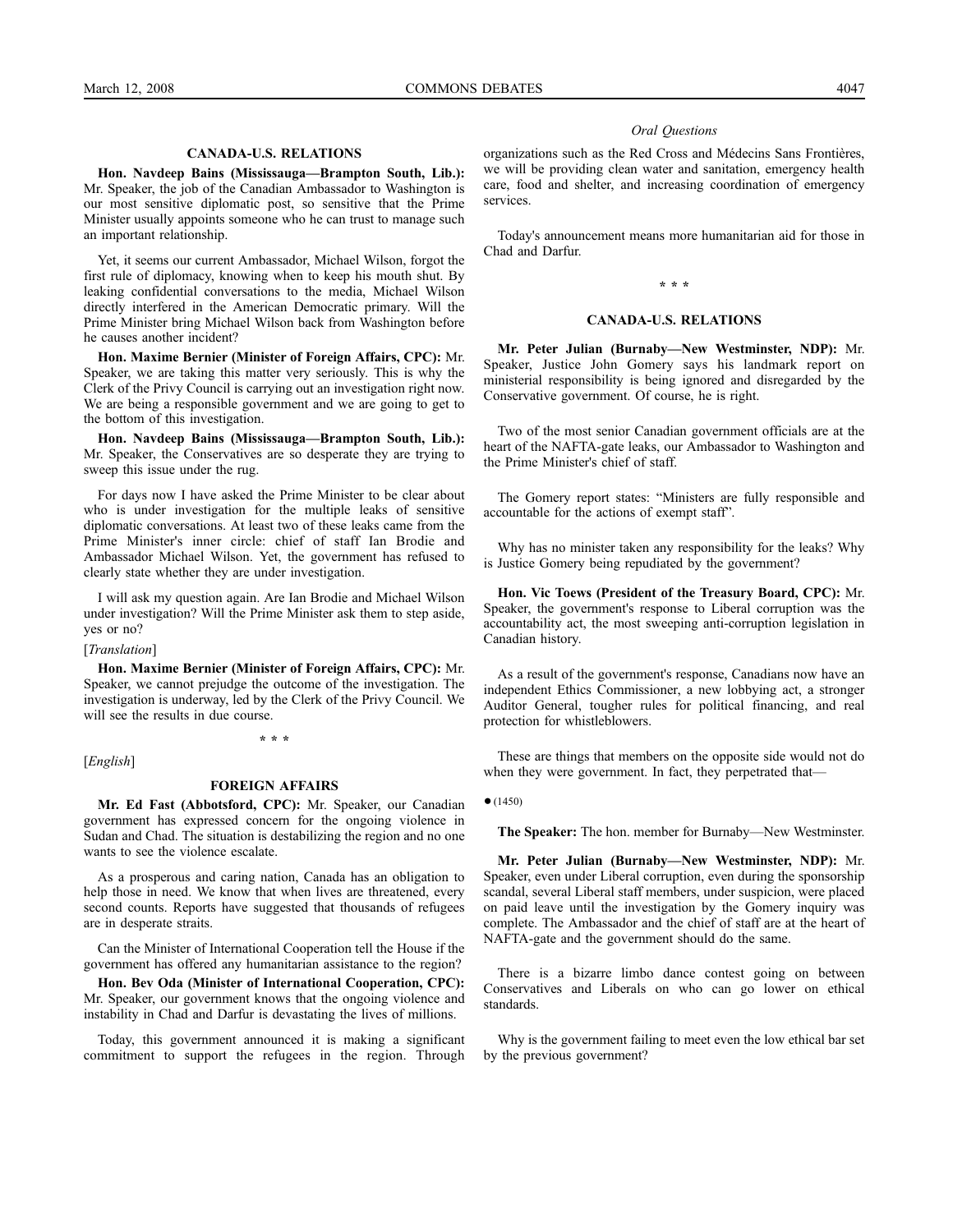## CANADA-U.S. RELATIONS

**Hon. Navdeep Bains (Mississauga—Brampton South, Lib.):** Mr. Speaker, the job of the Canadian Ambassador to Washington is our most sensitive diplomatic post, so sensitive that the Prime Minister usually appoints someone who he can trust to manage such an important relationship.

Yet, it seems our current Ambassador, Michael Wilson, forgot the first rule of diplomacy, knowing when to keep his mouth shut. By leaking confidential conversations to the media, Michael Wilson directly interfered in the American Democratic primary. Will the Prime Minister bring Michael Wilson back from Washington before he causes another incident?

**Hon. Maxime Bernier (Minister of Foreign Affairs, CPC):** Mr. Speaker, we are taking this matter very seriously. This is why the Clerk of the Privy Council is carrying out an investigation right now. We are being a responsible government and we are going to get to the bottom of this investigation.

**Hon. Navdeep Bains (Mississauga—Brampton South, Lib.):** Mr. Speaker, the Conservatives are so desperate they are trying to sweep this issue under the rug.

For days now I have asked the Prime Minister to be clear about who is under investigation for the multiple leaks of sensitive diplomatic conversations. At least two of these leaks came from the Prime Minister's inner circle: chief of staff Ian Brodie and Ambassador Michael Wilson. Yet, the government has refused to clearly state whether they are under investigation.

I will ask my question again. Are Ian Brodie and Michael Wilson under investigation? Will the Prime Minister ask them to step aside, yes or no?

[*Translation*]

**Hon. Maxime Bernier (Minister of Foreign Affairs, CPC):** Mr. Speaker, we cannot prejudge the outcome of the investigation. The investigation is underway, led by the Clerk of the Privy Council. We will see the results in due course.

\* \* \*

[*English*]

## FOREIGN AFFAIRS

**Mr. Ed Fast (Abbotsford, CPC):** Mr. Speaker, our Canadian government has expressed concern for the ongoing violence in Sudan and Chad. The situation is destabilizing the region and no one wants to see the violence escalate.

As a prosperous and caring nation, Canada has an obligation to help those in need. We know that when lives are threatened, every second counts. Reports have suggested that thousands of refugees are in desperate straits.

Can the Minister of International Cooperation tell the House if the government has offered any humanitarian assistance to the region?

**Hon. Bev Oda (Minister of International Cooperation, CPC):** Mr. Speaker, our government knows that the ongoing violence and instability in Chad and Darfur is devastating the lives of millions.

Today, this government announced it is making a significant commitment to support the refugees in the region. Through organizations such as the Red Cross and Médecins Sans Frontières, we will be providing clean water and sanitation, emergency health care, food and shelter, and increasing coordination of emergency services.

Today's announcement means more humanitarian aid for those in Chad and Darfur.

\* \* \*

## CANADA-U.S. RELATIONS

**Mr. Peter Julian (Burnaby—New Westminster, NDP):** Mr. Speaker, Justice John Gomery says his landmark report on ministerial responsibility is being ignored and disregarded by the Conservative government. Of course, he is right.

Two of the most senior Canadian government officials are at the heart of the NAFTA-gate leaks, our Ambassador to Washington and the Prime Minister's chief of staff.

The Gomery report states: "Ministers are fully responsible and accountable for the actions of exempt staff".

Why has no minister taken any responsibility for the leaks? Why is Justice Gomery being repudiated by the government?

**Hon. Vic Toews (President of the Treasury Board, CPC):** Mr. Speaker, the government's response to Liberal corruption was the accountability act, the most sweeping anti-corruption legislation in Canadian history.

As a result of the government's response, Canadians now have an independent Ethics Commissioner, a new lobbying act, a stronger Auditor General, tougher rules for political financing, and real protection for whistleblowers.

These are things that members on the opposite side would not do when they were government. In fact, they perpetrated that—

● (1450)

**The Speaker:** The hon. member for Burnaby—New Westminster.

**Mr. Peter Julian (Burnaby—New Westminster, NDP):** Mr. Speaker, even under Liberal corruption, even during the sponsorship scandal, several Liberal staff members, under suspicion, were placed on paid leave until the investigation by the Gomery inquiry was complete. The Ambassador and the chief of staff are at the heart of NAFTA-gate and the government should do the same.

There is a bizarre limbo dance contest going on between Conservatives and Liberals on who can go lower on ethical standards.

Why is the government failing to meet even the low ethical bar set by the previous government?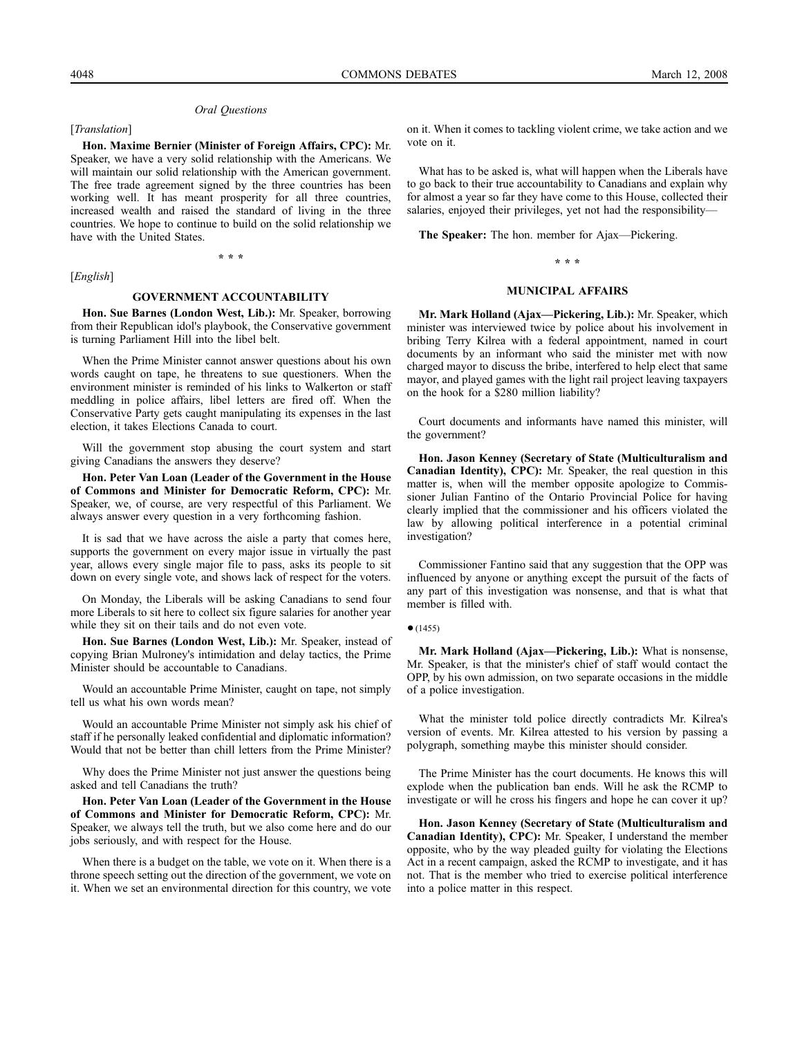*Oral Questions*

[*Translation*]

**Hon. Maxime Bernier (Minister of Foreign Affairs, CPC):** Mr. Speaker, we have a very solid relationship with the Americans. We will maintain our solid relationship with the American government. The free trade agreement signed by the three countries has been working well. It has meant prosperity for all three countries, increased wealth and raised the standard of living in the three countries. We hope to continue to build on the solid relationship we have with the United States.

\* \* \*

[*English*]

## GOVERNMENT ACCOUNTABILITY

**Hon. Sue Barnes (London West, Lib.):** Mr. Speaker, borrowing from their Republican idol's playbook, the Conservative government is turning Parliament Hill into the libel belt.

When the Prime Minister cannot answer questions about his own words caught on tape, he threatens to sue questioners. When the environment minister is reminded of his links to Walkerton or staff meddling in police affairs, libel letters are fired off. When the Conservative Party gets caught manipulating its expenses in the last election, it takes Elections Canada to court.

Will the government stop abusing the court system and start giving Canadians the answers they deserve?

**Hon. Peter Van Loan (Leader of the Government in the House of Commons and Minister for Democratic Reform, CPC):** Mr. Speaker, we, of course, are very respectful of this Parliament. We always answer every question in a very forthcoming fashion.

It is sad that we have across the aisle a party that comes here, supports the government on every major issue in virtually the past year, allows every single major file to pass, asks its people to sit down on every single vote, and shows lack of respect for the voters.

On Monday, the Liberals will be asking Canadians to send four more Liberals to sit here to collect six figure salaries for another year while they sit on their tails and do not even vote.

**Hon. Sue Barnes (London West, Lib.):** Mr. Speaker, instead of copying Brian Mulroney's intimidation and delay tactics, the Prime Minister should be accountable to Canadians.

Would an accountable Prime Minister, caught on tape, not simply tell us what his own words mean?

Would an accountable Prime Minister not simply ask his chief of staff if he personally leaked confidential and diplomatic information? Would that not be better than chill letters from the Prime Minister?

Why does the Prime Minister not just answer the questions being asked and tell Canadians the truth?

**Hon. Peter Van Loan (Leader of the Government in the House of Commons and Minister for Democratic Reform, CPC):** Mr. Speaker, we always tell the truth, but we also come here and do our jobs seriously, and with respect for the House.

When there is a budget on the table, we vote on it. When there is a throne speech setting out the direction of the government, we vote on it. When we set an environmental direction for this country, we vote on it. When it comes to tackling violent crime, we take action and we vote on it.

What has to be asked is, what will happen when the Liberals have to go back to their true accountability to Canadians and explain why for almost a year so far they have come to this House, collected their salaries, enjoyed their privileges, yet not had the responsibility—

**The Speaker:** The hon. member for Ajax—Pickering.

\* \* \*

## MUNICIPAL AFFAIRS

**Mr. Mark Holland (Ajax—Pickering, Lib.):** Mr. Speaker, which minister was interviewed twice by police about his involvement in bribing Terry Kilrea with a federal appointment, named in court documents by an informant who said the minister met with now charged mayor to discuss the bribe, interfered to help elect that same mayor, and played games with the light rail project leaving taxpayers on the hook for a $280 million liability?

Court documents and informants have named this minister, will the government?

**Hon. Jason Kenney (Secretary of State (Multiculturalism and Canadian Identity), CPC):** Mr. Speaker, the real question in this matter is, when will the member opposite apologize to Commissioner Julian Fantino of the Ontario Provincial Police for having clearly implied that the commissioner and his officers violated the law by allowing political interference in a potential criminal investigation?

Commissioner Fantino said that any suggestion that the OPP was influenced by anyone or anything except the pursuit of the facts of any part of this investigation was nonsense, and that is what that member is filled with.

● (1455)

**Mr. Mark Holland (Ajax—Pickering, Lib.):** What is nonsense, Mr. Speaker, is that the minister's chief of staff would contact the OPP, by his own admission, on two separate occasions in the middle of a police investigation.

What the minister told police directly contradicts Mr. Kilrea's version of events. Mr. Kilrea attested to his version by passing a polygraph, something maybe this minister should consider.

The Prime Minister has the court documents. He knows this will explode when the publication ban ends. Will he ask the RCMP to investigate or will he cross his fingers and hope he can cover it up?

**Hon. Jason Kenney (Secretary of State (Multiculturalism and Canadian Identity), CPC):** Mr. Speaker, I understand the member opposite, who by the way pleaded guilty for violating the Elections Act in a recent campaign, asked the RCMP to investigate, and it has not. That is the member who tried to exercise political interference into a police matter in this respect.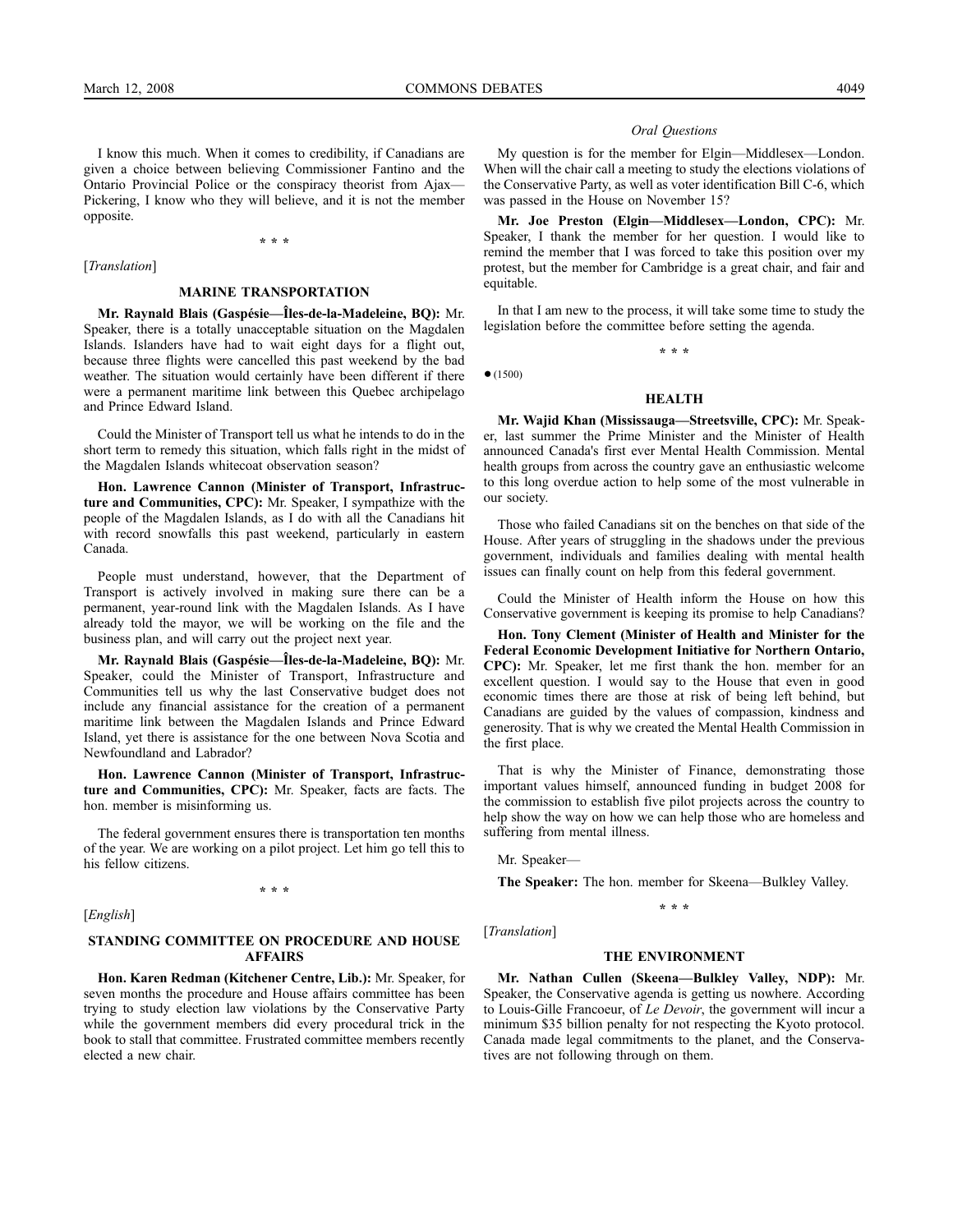I know this much. When it comes to credibility, if Canadians are given a choice between believing Commissioner Fantino and the Ontario Provincial Police or the conspiracy theorist from Ajax—Pickering, I know who they will believe, and it is not the member opposite.

* * *

[*Translation*]

### MARINE TRANSPORTATION

**Mr. Raynald Blais (Gaspésie—Îles-de-la-Madeleine, BQ):** Mr. Speaker, there is a totally unacceptable situation on the Magdalen Islands. Islanders have had to wait eight days for a flight out, because three flights were cancelled this past weekend by the bad weather. The situation would certainly have been different if there were a permanent maritime link between this Quebec archipelago and Prince Edward Island.

Could the Minister of Transport tell us what he intends to do in the short term to remedy this situation, which falls right in the midst of the Magdalen Islands whitecoat observation season?

**Hon. Lawrence Cannon (Minister of Transport, Infrastructure and Communities, CPC):** Mr. Speaker, I sympathize with the people of the Magdalen Islands, as I do with all the Canadians hit with record snowfalls this past weekend, particularly in eastern Canada.

People must understand, however, that the Department of Transport is actively involved in making sure there can be a permanent, year-round link with the Magdalen Islands. As I have already told the mayor, we will be working on the file and the business plan, and will carry out the project next year.

**Mr. Raynald Blais (Gaspésie—Îles-de-la-Madeleine, BQ):** Mr. Speaker, could the Minister of Transport, Infrastructure and Communities tell us why the last Conservative budget does not include any financial assistance for the creation of a permanent maritime link between the Magdalen Islands and Prince Edward Island, yet there is assistance for the one between Nova Scotia and Newfoundland and Labrador?

**Hon. Lawrence Cannon (Minister of Transport, Infrastructure and Communities, CPC):** Mr. Speaker, facts are facts. The hon. member is misinforming us.

The federal government ensures there is transportation ten months of the year. We are working on a pilot project. Let him go tell this to his fellow citizens.

* * *

[*English*]

### STANDING COMMITTEE ON PROCEDURE AND HOUSE AFFAIRS

**Hon. Karen Redman (Kitchener Centre, Lib.):** Mr. Speaker, for seven months the procedure and House affairs committee has been trying to study election law violations by the Conservative Party while the government members did every procedural trick in the book to stall that committee. Frustrated committee members recently elected a new chair.

My question is for the member for Elgin—Middlesex—London. When will the chair call a meeting to study the elections violations of the Conservative Party, as well as voter identification Bill C-6, which was passed in the House on November 15?

**Mr. Joe Preston (Elgin—Middlesex—London, CPC):** Mr. Speaker, I thank the member for her question. I would like to remind the member that I was forced to take this position over my protest, but the member for Cambridge is a great chair, and fair and equitable.

In that I am new to the process, it will take some time to study the legislation before the committee before setting the agenda.

* * *

● (1500)

### HEALTH

**Mr. Wajid Khan (Mississauga—Streetsville, CPC):** Mr. Speaker, last summer the Prime Minister and the Minister of Health announced Canada's first ever Mental Health Commission. Mental health groups from across the country gave an enthusiastic welcome to this long overdue action to help some of the most vulnerable in our society.

Those who failed Canadians sit on the benches on that side of the House. After years of struggling in the shadows under the previous government, individuals and families dealing with mental health issues can finally count on help from this federal government.

Could the Minister of Health inform the House on how this Conservative government is keeping its promise to help Canadians?

**Hon. Tony Clement (Minister of Health and Minister for the Federal Economic Development Initiative for Northern Ontario, CPC):** Mr. Speaker, let me first thank the hon. member for an excellent question. I would say to the House that even in good economic times there are those at risk of being left behind, but Canadians are guided by the values of compassion, kindness and generosity. That is why we created the Mental Health Commission in the first place.

That is why the Minister of Finance, demonstrating those important values himself, announced funding in budget 2008 for the commission to establish five pilot projects across the country to help show the way on how we can help those who are homeless and suffering from mental illness.

Mr. Speaker—

**The Speaker:** The hon. member for Skeena—Bulkley Valley.

* * *

[*Translation*]

### THE ENVIRONMENT

**Mr. Nathan Cullen (Skeena—Bulkley Valley, NDP):** Mr. Speaker, the Conservative agenda is getting us nowhere. According to Louis-Gille Francoeur, of *Le Devoir*, the government will incur a minimum $35 billion penalty for not respecting the Kyoto protocol. Canada made legal commitments to the planet, and the Conservatives are not following through on them.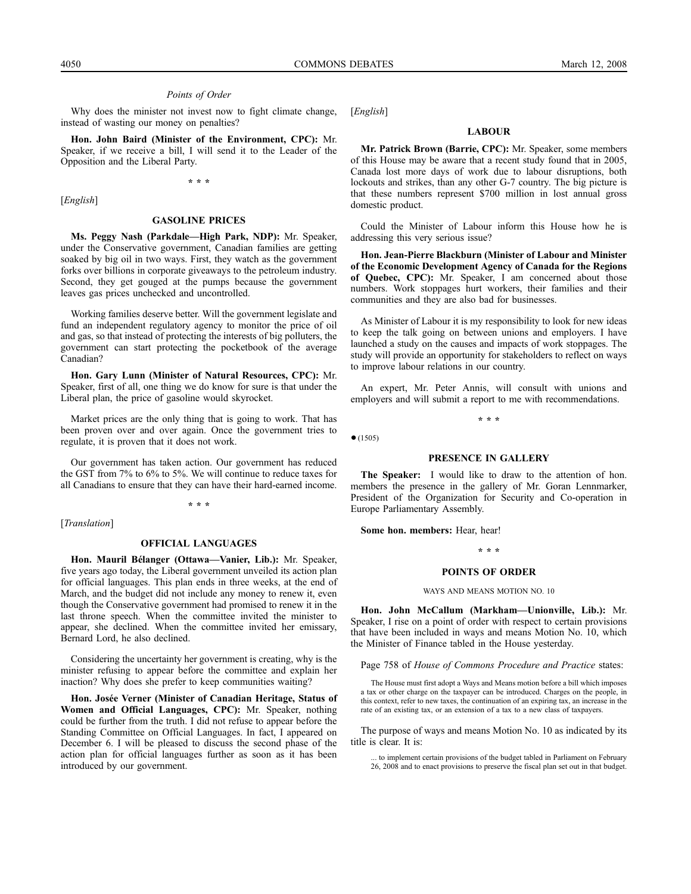*Points of Order*

Why does the minister not invest now to fight climate change, instead of wasting our money on penalties?

**Hon. John Baird (Minister of the Environment, CPC):** Mr. Speaker, if we receive a bill, I will send it to the Leader of the Opposition and the Liberal Party.

* * *

[*English*]

### GASOLINE PRICES

**Ms. Peggy Nash (Parkdale—High Park, NDP):** Mr. Speaker, under the Conservative government, Canadian families are getting soaked by big oil in two ways. First, they watch as the government forks over billions in corporate giveaways to the petroleum industry. Second, they get gouged at the pumps because the government leaves gas prices unchecked and uncontrolled.

Working families deserve better. Will the government legislate and fund an independent regulatory agency to monitor the price of oil and gas, so that instead of protecting the interests of big polluters, the government can start protecting the pocketbook of the average Canadian?

**Hon. Gary Lunn (Minister of Natural Resources, CPC):** Mr. Speaker, first of all, one thing we do know for sure is that under the Liberal plan, the price of gasoline would skyrocket.

Market prices are the only thing that is going to work. That has been proven over and over again. Once the government tries to regulate, it is proven that it does not work.

Our government has taken action. Our government has reduced the GST from 7% to 6% to 5%. We will continue to reduce taxes for all Canadians to ensure that they can have their hard-earned income.

* * *

[*Translation*]

### OFFICIAL LANGUAGES

**Hon. Mauril Bélanger (Ottawa—Vanier, Lib.):** Mr. Speaker, five years ago today, the Liberal government unveiled its action plan for official languages. This plan ends in three weeks, at the end of March, and the budget did not include any money to renew it, even though the Conservative government had promised to renew it in the last throne speech. When the committee invited the minister to appear, she declined. When the committee invited her emissary, Bernard Lord, he also declined.

Considering the uncertainty her government is creating, why is the minister refusing to appear before the committee and explain her inaction? Why does she prefer to keep communities waiting?

**Hon. Josée Verner (Minister of Canadian Heritage, Status of Women and Official Languages, CPC):** Mr. Speaker, nothing could be further from the truth. I did not refuse to appear before the Standing Committee on Official Languages. In fact, I appeared on December 6. I will be pleased to discuss the second phase of the action plan for official languages further as soon as it has been introduced by our government.

[*English*]

### LABOUR

**Mr. Patrick Brown (Barrie, CPC):** Mr. Speaker, some members of this House may be aware that a recent study found that in 2005, Canada lost more days of work due to labour disruptions, both lockouts and strikes, than any other G-7 country. The big picture is that these numbers represent $700 million in lost annual gross domestic product.

Could the Minister of Labour inform this House how he is addressing this very serious issue?

**Hon. Jean-Pierre Blackburn (Minister of Labour and Minister of the Economic Development Agency of Canada for the Regions of Quebec, CPC):** Mr. Speaker, I am concerned about those numbers. Work stoppages hurt workers, their families and their communities and they are also bad for businesses.

As Minister of Labour it is my responsibility to look for new ideas to keep the talk going on between unions and employers. I have launched a study on the causes and impacts of work stoppages. The study will provide an opportunity for stakeholders to reflect on ways to improve labour relations in our country.

An expert, Mr. Peter Annis, will consult with unions and employers and will submit a report to me with recommendations.

* * *

● (1505)

### PRESENCE IN GALLERY

**The Speaker:** I would like to draw to the attention of hon. members the presence in the gallery of Mr. Goran Lennmarker, President of the Organization for Security and Co-operation in Europe Parliamentary Assembly.

**Some hon. members:** Hear, hear!

* * *

### POINTS OF ORDER

#### WAYS AND MEANS MOTION NO. 10

**Hon. John McCallum (Markham—Unionville, Lib.):** Mr. Speaker, I rise on a point of order with respect to certain provisions that have been included in ways and means Motion No. 10, which the Minister of Finance tabled in the House yesterday.

Page 758 of *House of Commons Procedure and Practice* states:

> The House must first adopt a Ways and Means motion before a bill which imposes a tax or other charge on the taxpayer can be introduced. Charges on the people, in this context, refer to new taxes, the continuation of an expiring tax, an increase in the rate of an existing tax, or an extension of a tax to a new class of taxpayers.

The purpose of ways and means Motion No. 10 as indicated by its title is clear. It is:

> ... to implement certain provisions of the budget tabled in Parliament on February 26, 2008 and to enact provisions to preserve the fiscal plan set out in that budget.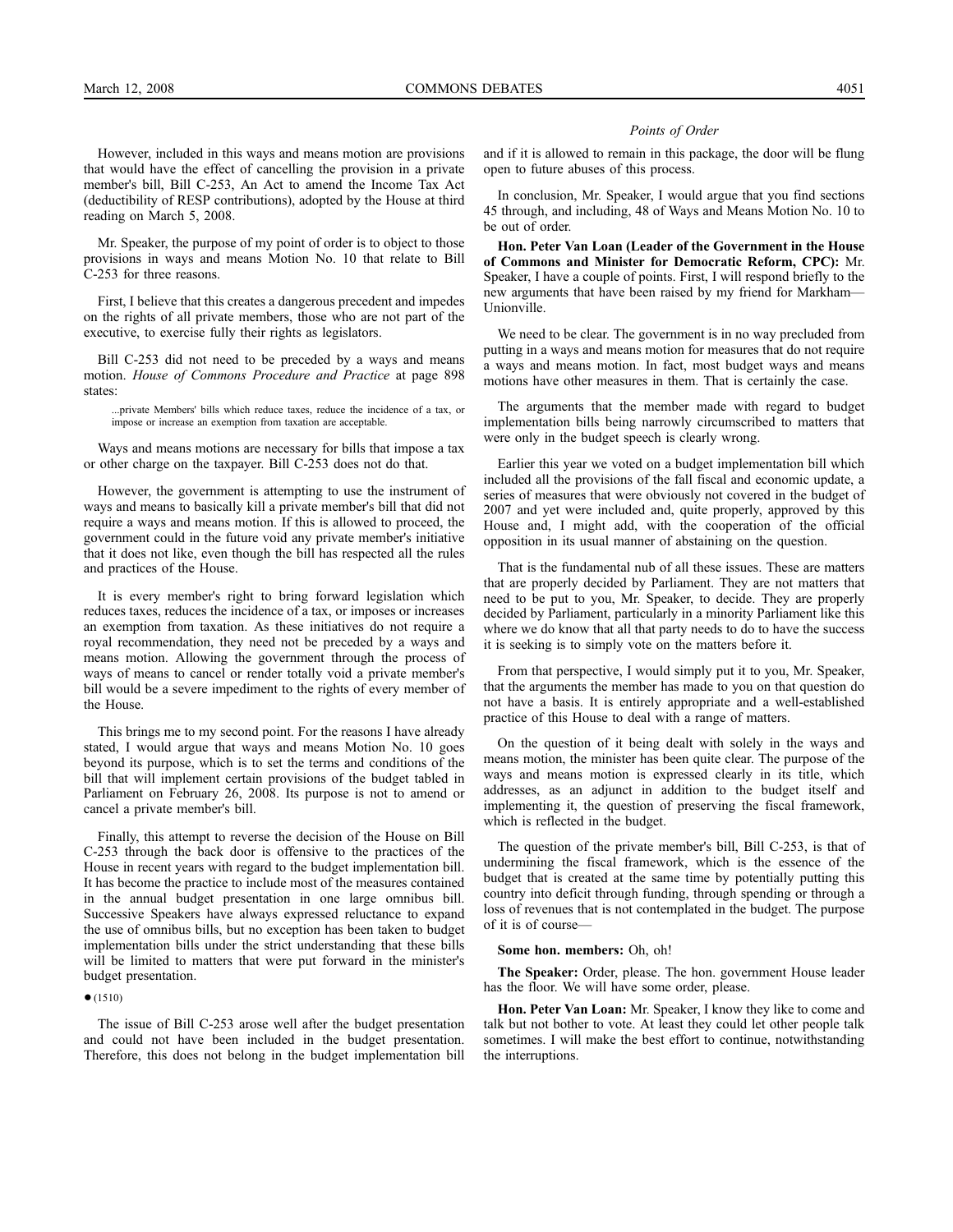However, included in this ways and means motion are provisions that would have the effect of cancelling the provision in a private member's bill, Bill C-253, An Act to amend the Income Tax Act (deductibility of RESP contributions), adopted by the House at third reading on March 5, 2008.

Mr. Speaker, the purpose of my point of order is to object to those provisions in ways and means Motion No. 10 that relate to Bill C-253 for three reasons.

First, I believe that this creates a dangerous precedent and impedes on the rights of all private members, those who are not part of the executive, to exercise fully their rights as legislators.

Bill C-253 did not need to be preceded by a ways and means motion. *House of Commons Procedure and Practice* at page 898 states:

> ...private Members' bills which reduce taxes, reduce the incidence of a tax, or impose or increase an exemption from taxation are acceptable.

Ways and means motions are necessary for bills that impose a tax or other charge on the taxpayer. Bill C-253 does not do that.

However, the government is attempting to use the instrument of ways and means to basically kill a private member's bill that did not require a ways and means motion. If this is allowed to proceed, the government could in the future void any private member's initiative that it does not like, even though the bill has respected all the rules and practices of the House.

It is every member's right to bring forward legislation which reduces taxes, reduces the incidence of a tax, or imposes or increases an exemption from taxation. As these initiatives do not require a royal recommendation, they need not be preceded by a ways and means motion. Allowing the government through the process of ways of means to cancel or render totally void a private member's bill would be a severe impediment to the rights of every member of the House.

This brings me to my second point. For the reasons I have already stated, I would argue that ways and means Motion No. 10 goes beyond its purpose, which is to set the terms and conditions of the bill that will implement certain provisions of the budget tabled in Parliament on February 26, 2008. Its purpose is not to amend or cancel a private member's bill.

Finally, this attempt to reverse the decision of the House on Bill C-253 through the back door is offensive to the practices of the House in recent years with regard to the budget implementation bill. It has become the practice to include most of the measures contained in the annual budget presentation in one large omnibus bill. Successive Speakers have always expressed reluctance to expand the use of omnibus bills, but no exception has been taken to budget implementation bills under the strict understanding that these bills will be limited to matters that were put forward in the minister's budget presentation.

● (1510)

The issue of Bill C-253 arose well after the budget presentation and could not have been included in the budget presentation. Therefore, this does not belong in the budget implementation bill and if it is allowed to remain in this package, the door will be flung open to future abuses of this process.

In conclusion, Mr. Speaker, I would argue that you find sections 45 through, and including, 48 of Ways and Means Motion No. 10 to be out of order.

**Hon. Peter Van Loan (Leader of the Government in the House of Commons and Minister for Democratic Reform, CPC):** Mr. Speaker, I have a couple of points. First, I will respond briefly to the new arguments that have been raised by my friend for Markham—Unionville.

We need to be clear. The government is in no way precluded from putting in a ways and means motion for measures that do not require a ways and means motion. In fact, most budget ways and means motions have other measures in them. That is certainly the case.

The arguments that the member made with regard to budget implementation bills being narrowly circumscribed to matters that were only in the budget speech is clearly wrong.

Earlier this year we voted on a budget implementation bill which included all the provisions of the fall fiscal and economic update, a series of measures that were obviously not covered in the budget of 2007 and yet were included and, quite properly, approved by this House and, I might add, with the cooperation of the official opposition in its usual manner of abstaining on the question.

That is the fundamental nub of all these issues. These are matters that are properly decided by Parliament. They are not matters that need to be put to you, Mr. Speaker, to decide. They are properly decided by Parliament, particularly in a minority Parliament like this where we do know that all that party needs to do to have the success it is seeking is to simply vote on the matters before it.

From that perspective, I would simply put it to you, Mr. Speaker, that the arguments the member has made to you on that question do not have a basis. It is entirely appropriate and a well-established practice of this House to deal with a range of matters.

On the question of it being dealt with solely in the ways and means motion, the minister has been quite clear. The purpose of the ways and means motion is expressed clearly in its title, which addresses, as an adjunct in addition to the budget itself and implementing it, the question of preserving the fiscal framework, which is reflected in the budget.

The question of the private member's bill, Bill C-253, is that of undermining the fiscal framework, which is the essence of the budget that is created at the same time by potentially putting this country into deficit through funding, through spending or through a loss of revenues that is not contemplated in the budget. The purpose of it is of course—

**Some hon. members:** Oh, oh!

**The Speaker:** Order, please. The hon. government House leader has the floor. We will have some order, please.

**Hon. Peter Van Loan:** Mr. Speaker, I know they like to come and talk but not bother to vote. At least they could let other people talk sometimes. I will make the best effort to continue, notwithstanding the interruptions.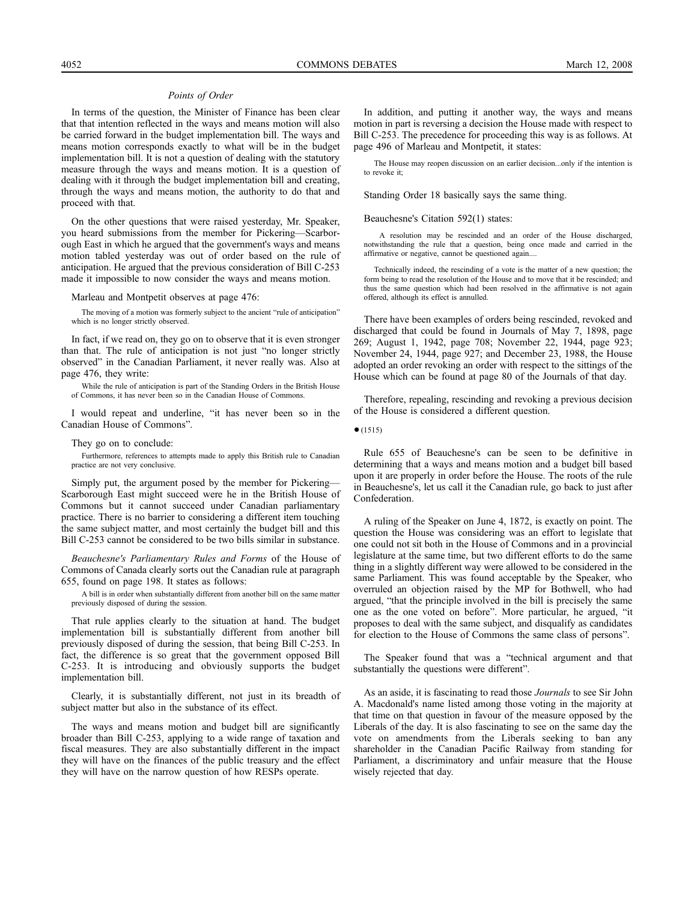*Points of Order*

In terms of the question, the Minister of Finance has been clear that that intention reflected in the ways and means motion will also be carried forward in the budget implementation bill. The ways and means motion corresponds exactly to what will be in the budget implementation bill. It is not a question of dealing with the statutory measure through the ways and means motion. It is a question of dealing with it through the budget implementation bill and creating, through the ways and means motion, the authority to do that and proceed with that.

On the other questions that were raised yesterday, Mr. Speaker, you heard submissions from the member for Pickering—Scarborough East in which he argued that the government's ways and means motion tabled yesterday was out of order based on the rule of anticipation. He argued that the previous consideration of Bill C-253 made it impossible to now consider the ways and means motion.

Marleau and Montpetit observes at page 476:

> The moving of a motion was formerly subject to the ancient "rule of anticipation" which is no longer strictly observed.

In fact, if we read on, they go on to observe that it is even stronger than that. The rule of anticipation is not just "no longer strictly observed" in the Canadian Parliament, it never really was. Also at page 476, they write:

> While the rule of anticipation is part of the Standing Orders in the British House of Commons, it has never been so in the Canadian House of Commons.

I would repeat and underline, "it has never been so in the Canadian House of Commons".

They go on to conclude:

> Furthermore, references to attempts made to apply this British rule to Canadian practice are not very conclusive.

Simply put, the argument posed by the member for Pickering—Scarborough East might succeed were he in the British House of Commons but it cannot succeed under Canadian parliamentary practice. There is no barrier to considering a different item touching the same subject matter, and most certainly the budget bill and this Bill C-253 cannot be considered to be two bills similar in substance.

*Beauchesne's Parliamentary Rules and Forms* of the House of Commons of Canada clearly sorts out the Canadian rule at paragraph 655, found on page 198. It states as follows:

> A bill is in order when substantially different from another bill on the same matter previously disposed of during the session.

That rule applies clearly to the situation at hand. The budget implementation bill is substantially different from another bill previously disposed of during the session, that being Bill C-253. In fact, the difference is so great that the government opposed Bill C-253. It is introducing and obviously supports the budget implementation bill.

Clearly, it is substantially different, not just in its breadth of subject matter but also in the substance of its effect.

The ways and means motion and budget bill are significantly broader than Bill C-253, applying to a wide range of taxation and fiscal measures. They are also substantially different in the impact they will have on the finances of the public treasury and the effect they will have on the narrow question of how RESPs operate.

In addition, and putting it another way, the ways and means motion in part is reversing a decision the House made with respect to Bill C-253. The precedence for proceeding this way is as follows. At page 496 of Marleau and Montpetit, it states:

> The House may reopen discussion on an earlier decision...only if the intention is to revoke it;

Standing Order 18 basically says the same thing.

Beauchesne's Citation 592(1) states:

> A resolution may be rescinded and an order of the House discharged, notwithstanding the rule that a question, being once made and carried in the affirmative or negative, cannot be questioned again....
>
> Technically indeed, the rescinding of a vote is the matter of a new question; the form being to read the resolution of the House and to move that it be rescinded; and thus the same question which had been resolved in the affirmative is not again offered, although its effect is annulled.

There have been examples of orders being rescinded, revoked and discharged that could be found in Journals of May 7, 1898, page 269; August 1, 1942, page 708; November 22, 1944, page 923; November 24, 1944, page 927; and December 23, 1988, the House adopted an order revoking an order with respect to the sittings of the House which can be found at page 80 of the Journals of that day.

Therefore, repealing, rescinding and revoking a previous decision of the House is considered a different question.

● (1515)

Rule 655 of Beauchesne's can be seen to be definitive in determining that a ways and means motion and a budget bill based upon it are properly in order before the House. The roots of the rule in Beauchesne's, let us call it the Canadian rule, go back to just after Confederation.

A ruling of the Speaker on June 4, 1872, is exactly on point. The question the House was considering was an effort to legislate that one could not sit both in the House of Commons and in a provincial legislature at the same time, but two different efforts to do the same thing in a slightly different way were allowed to be considered in the same Parliament. This was found acceptable by the Speaker, who overruled an objection raised by the MP for Bothwell, who had argued, "that the principle involved in the bill is precisely the same one as the one voted on before". More particular, he argued, "it proposes to deal with the same subject, and disqualify as candidates for election to the House of Commons the same class of persons".

The Speaker found that was a "technical argument and that substantially the questions were different".

As an aside, it is fascinating to read those *Journals* to see Sir John A. Macdonald's name listed among those voting in the majority at that time on that question in favour of the measure opposed by the Liberals of the day. It is also fascinating to see on the same day the vote on amendments from the Liberals seeking to ban any shareholder in the Canadian Pacific Railway from standing for Parliament, a discriminatory and unfair measure that the House wisely rejected that day.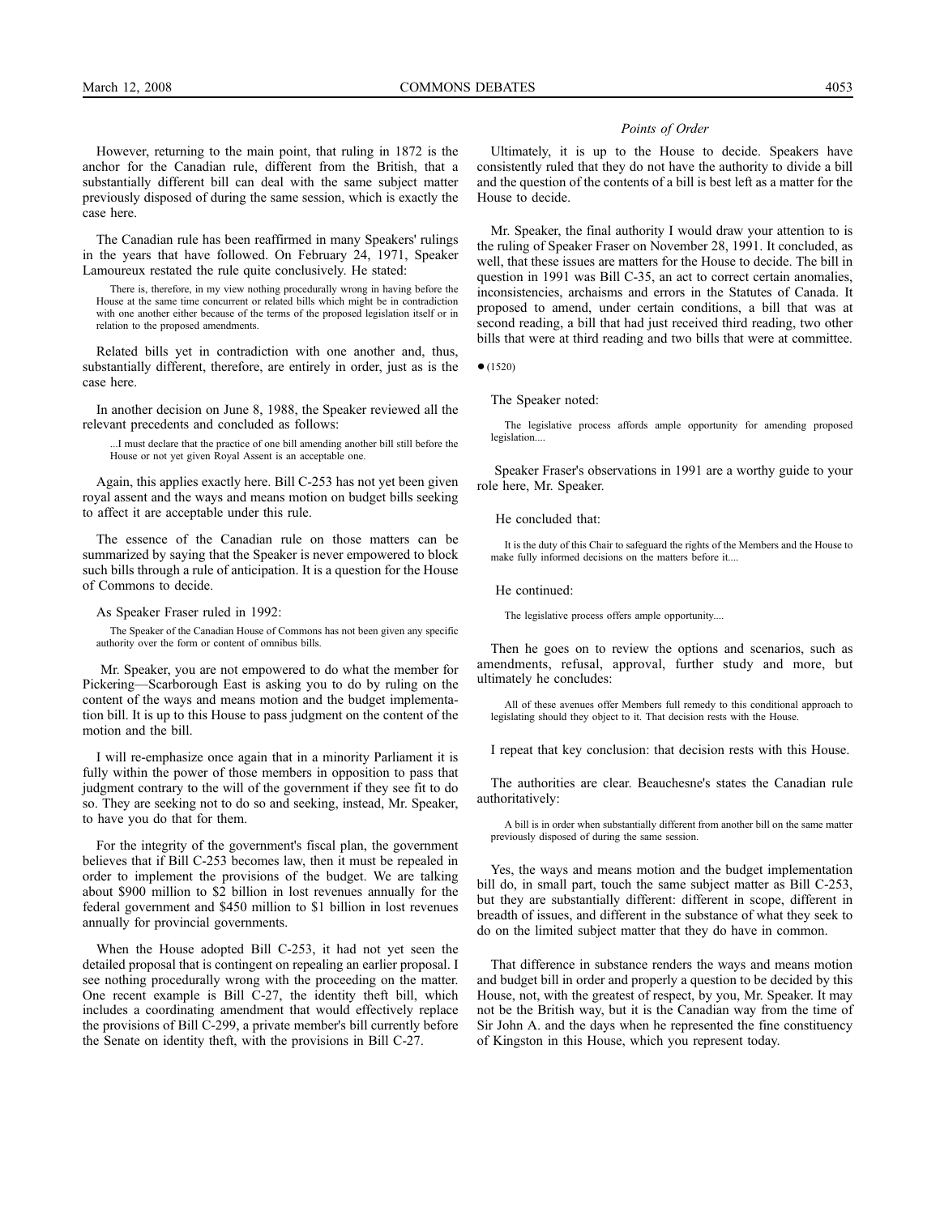However, returning to the main point, that ruling in 1872 is the anchor for the Canadian rule, different from the British, that a substantially different bill can deal with the same subject matter previously disposed of during the same session, which is exactly the case here.

The Canadian rule has been reaffirmed in many Speakers' rulings in the years that have followed. On February 24, 1971, Speaker Lamoureux restated the rule quite conclusively. He stated:

> There is, therefore, in my view nothing procedurally wrong in having before the House at the same time concurrent or related bills which might be in contradiction with one another either because of the terms of the proposed legislation itself or in relation to the proposed amendments.

Related bills yet in contradiction with one another and, thus, substantially different, therefore, are entirely in order, just as is the case here.

In another decision on June 8, 1988, the Speaker reviewed all the relevant precedents and concluded as follows:

> ...I must declare that the practice of one bill amending another bill still before the House or not yet given Royal Assent is an acceptable one.

Again, this applies exactly here. Bill C-253 has not yet been given royal assent and the ways and means motion on budget bills seeking to affect it are acceptable under this rule.

The essence of the Canadian rule on those matters can be summarized by saying that the Speaker is never empowered to block such bills through a rule of anticipation. It is a question for the House of Commons to decide.

As Speaker Fraser ruled in 1992:

> The Speaker of the Canadian House of Commons has not been given any specific authority over the form or content of omnibus bills.

Mr. Speaker, you are not empowered to do what the member for Pickering—Scarborough East is asking you to do by ruling on the content of the ways and means motion and the budget implementation bill. It is up to this House to pass judgment on the content of the motion and the bill.

I will re-emphasize once again that in a minority Parliament it is fully within the power of those members in opposition to pass that judgment contrary to the will of the government if they see fit to do so. They are seeking not to do so and seeking, instead, Mr. Speaker, to have you do that for them.

For the integrity of the government's fiscal plan, the government believes that if Bill C-253 becomes law, then it must be repealed in order to implement the provisions of the budget. We are talking about $900 million to $2 billion in lost revenues annually for the federal government and $450 million to $1 billion in lost revenues annually for provincial governments.

When the House adopted Bill C-253, it had not yet seen the detailed proposal that is contingent on repealing an earlier proposal. I see nothing procedurally wrong with the proceeding on the matter. One recent example is Bill C-27, the identity theft bill, which includes a coordinating amendment that would effectively replace the provisions of Bill C-299, a private member's bill currently before the Senate on identity theft, with the provisions in Bill C-27.

Ultimately, it is up to the House to decide. Speakers have consistently ruled that they do not have the authority to divide a bill and the question of the contents of a bill is best left as a matter for the House to decide.

Mr. Speaker, the final authority I would draw your attention to is the ruling of Speaker Fraser on November 28, 1991. It concluded, as well, that these issues are matters for the House to decide. The bill in question in 1991 was Bill C-35, an act to correct certain anomalies, inconsistencies, archaisms and errors in the Statutes of Canada. It proposed to amend, under certain conditions, a bill that was at second reading, a bill that had just received third reading, two other bills that were at third reading and two bills that were at committee.

● (1520)

The Speaker noted:

> The legislative process affords ample opportunity for amending proposed legislation....

Speaker Fraser's observations in 1991 are a worthy guide to your role here, Mr. Speaker.

He concluded that:

> It is the duty of this Chair to safeguard the rights of the Members and the House to make fully informed decisions on the matters before it....

He continued:

> The legislative process offers ample opportunity....

Then he goes on to review the options and scenarios, such as amendments, refusal, approval, further study and more, but ultimately he concludes:

> All of these avenues offer Members full remedy to this conditional approach to legislating should they object to it. That decision rests with the House.

I repeat that key conclusion: that decision rests with this House.

The authorities are clear. Beauchesne's states the Canadian rule authoritatively:

> A bill is in order when substantially different from another bill on the same matter previously disposed of during the same session.

Yes, the ways and means motion and the budget implementation bill do, in small part, touch the same subject matter as Bill C-253, but they are substantially different: different in scope, different in breadth of issues, and different in the substance of what they seek to do on the limited subject matter that they do have in common.

That difference in substance renders the ways and means motion and budget bill in order and properly a question to be decided by this House, not, with the greatest of respect, by you, Mr. Speaker. It may not be the British way, but it is the Canadian way from the time of Sir John A. and the days when he represented the fine constituency of Kingston in this House, which you represent today.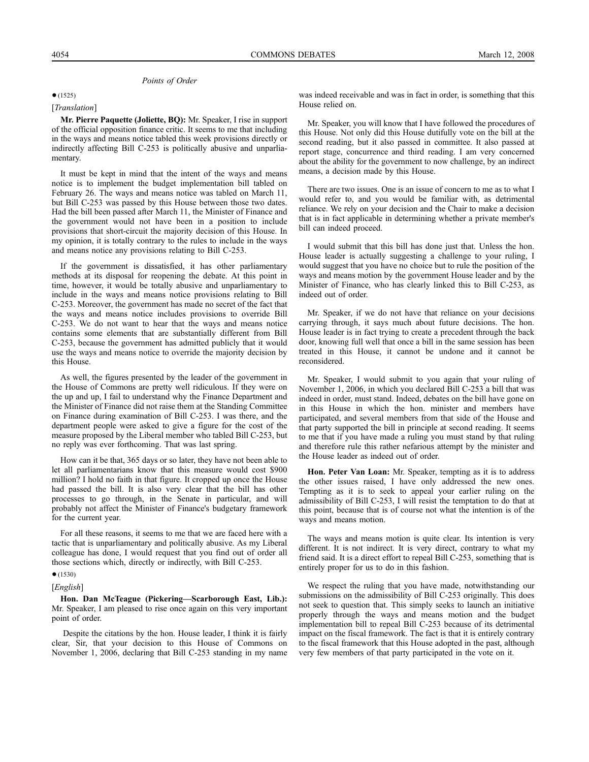*Points of Order*

● (1525)

[*Translation*]

**Mr. Pierre Paquette (Joliette, BQ):** Mr. Speaker, I rise in support of the official opposition finance critic. It seems to me that including in the ways and means notice tabled this week provisions directly or indirectly affecting Bill C-253 is politically abusive and unparliamentary.

It must be kept in mind that the intent of the ways and means notice is to implement the budget implementation bill tabled on February 26. The ways and means notice was tabled on March 11, but Bill C-253 was passed by this House between those two dates. Had the bill been passed after March 11, the Minister of Finance and the government would not have been in a position to include provisions that short-circuit the majority decision of this House. In my opinion, it is totally contrary to the rules to include in the ways and means notice any provisions relating to Bill C-253.

If the government is dissatisfied, it has other parliamentary methods at its disposal for reopening the debate. At this point in time, however, it would be totally abusive and unparliamentary to include in the ways and means notice provisions relating to Bill C-253. Moreover, the government has made no secret of the fact that the ways and means notice includes provisions to override Bill C-253. We do not want to hear that the ways and means notice contains some elements that are substantially different from Bill C-253, because the government has admitted publicly that it would use the ways and means notice to override the majority decision by this House.

As well, the figures presented by the leader of the government in the House of Commons are pretty well ridiculous. If they were on the up and up, I fail to understand why the Finance Department and the Minister of Finance did not raise them at the Standing Committee on Finance during examination of Bill C-253. I was there, and the department people were asked to give a figure for the cost of the measure proposed by the Liberal member who tabled Bill C-253, but no reply was ever forthcoming. That was last spring.

How can it be that, 365 days or so later, they have not been able to let all parliamentarians know that this measure would cost $900 million? I hold no faith in that figure. It cropped up once the House had passed the bill. It is also very clear that the bill has other processes to go through, in the Senate in particular, and will probably not affect the Minister of Finance's budgetary framework for the current year.

For all these reasons, it seems to me that we are faced here with a tactic that is unparliamentary and politically abusive. As my Liberal colleague has done, I would request that you find out of order all those sections which, directly or indirectly, with Bill C-253.

● (1530)

[*English*]

**Hon. Dan McTeague (Pickering—Scarborough East, Lib.):** Mr. Speaker, I am pleased to rise once again on this very important point of order.

Despite the citations by the hon. House leader, I think it is fairly clear, Sir, that your decision to this House of Commons on November 1, 2006, declaring that Bill C-253 standing in my name was indeed receivable and was in fact in order, is something that this House relied on.

Mr. Speaker, you will know that I have followed the procedures of this House. Not only did this House dutifully vote on the bill at the second reading, but it also passed in committee. It also passed at report stage, concurrence and third reading. I am very concerned about the ability for the government to now challenge, by an indirect means, a decision made by this House.

There are two issues. One is an issue of concern to me as to what I would refer to, and you would be familiar with, as detrimental reliance. We rely on your decision and the Chair to make a decision that is in fact applicable in determining whether a private member's bill can indeed proceed.

I would submit that this bill has done just that. Unless the hon. House leader is actually suggesting a challenge to your ruling, I would suggest that you have no choice but to rule the position of the ways and means motion by the government House leader and by the Minister of Finance, who has clearly linked this to Bill C-253, as indeed out of order.

Mr. Speaker, if we do not have that reliance on your decisions carrying through, it says much about future decisions. The hon. House leader is in fact trying to create a precedent through the back door, knowing full well that once a bill in the same session has been treated in this House, it cannot be undone and it cannot be reconsidered.

Mr. Speaker, I would submit to you again that your ruling of November 1, 2006, in which you declared Bill C-253 a bill that was indeed in order, must stand. Indeed, debates on the bill have gone on in this House in which the hon. minister and members have participated, and several members from that side of the House and that party supported the bill in principle at second reading. It seems to me that if you have made a ruling you must stand by that ruling and therefore rule this rather nefarious attempt by the minister and the House leader as indeed out of order.

**Hon. Peter Van Loan:** Mr. Speaker, tempting as it is to address the other issues raised, I have only addressed the new ones. Tempting as it is to seek to appeal your earlier ruling on the admissibility of Bill C-253, I will resist the temptation to do that at this point, because that is of course not what the intention is of the ways and means motion.

The ways and means motion is quite clear. Its intention is very different. It is not indirect. It is very direct, contrary to what my friend said. It is a direct effort to repeal Bill C-253, something that is entirely proper for us to do in this fashion.

We respect the ruling that you have made, notwithstanding our submissions on the admissibility of Bill C-253 originally. This does not seek to question that. This simply seeks to launch an initiative properly through the ways and means motion and the budget implementation bill to repeal Bill C-253 because of its detrimental impact on the fiscal framework. The fact is that it is entirely contrary to the fiscal framework that this House adopted in the past, although very few members of that party participated in the vote on it.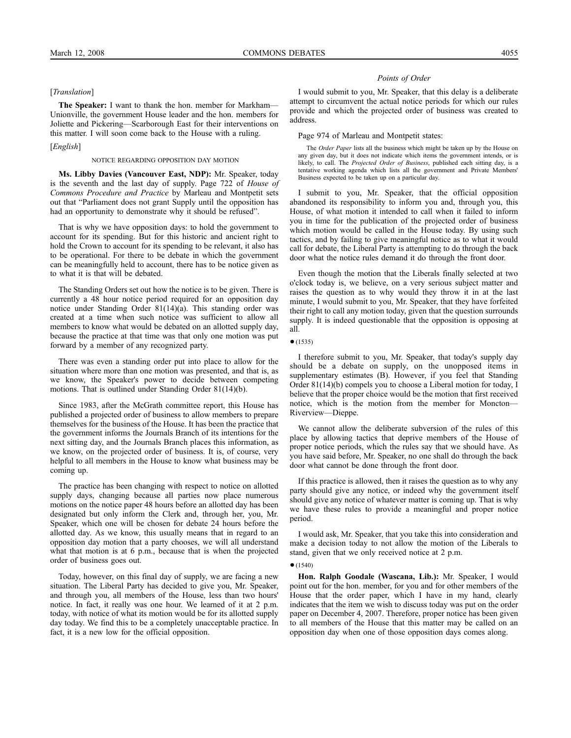[*Translation*]

**The Speaker:** I want to thank the hon. member for Markham—Unionville, the government House leader and the hon. members for Joliette and Pickering—Scarborough East for their interventions on this matter. I will soon come back to the House with a ruling.

[*English*]

NOTICE REGARDING OPPOSITION DAY MOTION

**Ms. Libby Davies (Vancouver East, NDP):** Mr. Speaker, today is the seventh and the last day of supply. Page 722 of *House of Commons Procedure and Practice* by Marleau and Montpetit sets out that "Parliament does not grant Supply until the opposition has had an opportunity to demonstrate why it should be refused".

That is why we have opposition days: to hold the government to account for its spending. But for this historic and ancient right to hold the Crown to account for its spending to be relevant, it also has to be operational. For there to be debate in which the government can be meaningfully held to account, there has to be notice given as to what it is that will be debated.

The Standing Orders set out how the notice is to be given. There is currently a 48 hour notice period required for an opposition day notice under Standing Order 81(14)(a). This standing order was created at a time when such notice was sufficient to allow all members to know what would be debated on an allotted supply day, because the practice at that time was that only one motion was put forward by a member of any recognized party.

There was even a standing order put into place to allow for the situation where more than one motion was presented, and that is, as we know, the Speaker's power to decide between competing motions. That is outlined under Standing Order 81(14)(b).

Since 1983, after the McGrath committee report, this House has published a projected order of business to allow members to prepare themselves for the business of the House. It has been the practice that the government informs the Journals Branch of its intentions for the next sitting day, and the Journals Branch places this information, as we know, on the projected order of business. It is, of course, very helpful to all members in the House to know what business may be coming up.

The practice has been changing with respect to notice on allotted supply days, changing because all parties now place numerous motions on the notice paper 48 hours before an allotted day has been designated but only inform the Clerk and, through her, you, Mr. Speaker, which one will be chosen for debate 24 hours before the allotted day. As we know, this usually means that in regard to an opposition day motion that a party chooses, we will all understand what that motion is at 6 p.m., because that is when the projected order of business goes out.

Today, however, on this final day of supply, we are facing a new situation. The Liberal Party has decided to give you, Mr. Speaker, and through you, all members of the House, less than two hours' notice. In fact, it really was one hour. We learned of it at 2 p.m. today, with notice of what its motion would be for its allotted supply day today. We find this to be a completely unacceptable practice. In fact, it is a new low for the official opposition.

*Points of Order*

I would submit to you, Mr. Speaker, that this delay is a deliberate attempt to circumvent the actual notice periods for which our rules provide and which the projected order of business was created to address.

Page 974 of Marleau and Montpetit states:

> The *Order Paper* lists all the business which might be taken up by the House on any given day, but it does not indicate which items the government intends, or is likely, to call. The *Projected Order of Business*, published each sitting day, is a tentative working agenda which lists all the government and Private Members' Business expected to be taken up on a particular day.

I submit to you, Mr. Speaker, that the official opposition abandoned its responsibility to inform you and, through you, this House, of what motion it intended to call when it failed to inform you in time for the publication of the projected order of business which motion would be called in the House today. By using such tactics, and by failing to give meaningful notice as to what it would call for debate, the Liberal Party is attempting to do through the back door what the notice rules demand it do through the front door.

Even though the motion that the Liberals finally selected at two o'clock today is, we believe, on a very serious subject matter and raises the question as to why would they throw it in at the last minute, I would submit to you, Mr. Speaker, that they have forfeited their right to call any motion today, given that the question surrounds supply. It is indeed questionable that the opposition is opposing at all.

● (1535)

I therefore submit to you, Mr. Speaker, that today's supply day should be a debate on supply, on the unopposed items in supplementary estimates (B). However, if you feel that Standing Order 81(14)(b) compels you to choose a Liberal motion for today, I believe that the proper choice would be the motion that first received notice, which is the motion from the member for Moncton—Riverview—Dieppe.

We cannot allow the deliberate subversion of the rules of this place by allowing tactics that deprive members of the House of proper notice periods, which the rules say that we should have. As you have said before, Mr. Speaker, no one shall do through the back door what cannot be done through the front door.

If this practice is allowed, then it raises the question as to why any party should give any notice, or indeed why the government itself should give any notice of whatever matter is coming up. That is why we have these rules to provide a meaningful and proper notice period.

I would ask, Mr. Speaker, that you take this into consideration and make a decision today to not allow the motion of the Liberals to stand, given that we only received notice at 2 p.m.

● (1540)

**Hon. Ralph Goodale (Wascana, Lib.):** Mr. Speaker, I would point out for the hon. member, for you and for other members of the House that the order paper, which I have in my hand, clearly indicates that the item we wish to discuss today was put on the order paper on December 4, 2007. Therefore, proper notice has been given to all members of the House that this matter may be called on an opposition day when one of those opposition days comes along.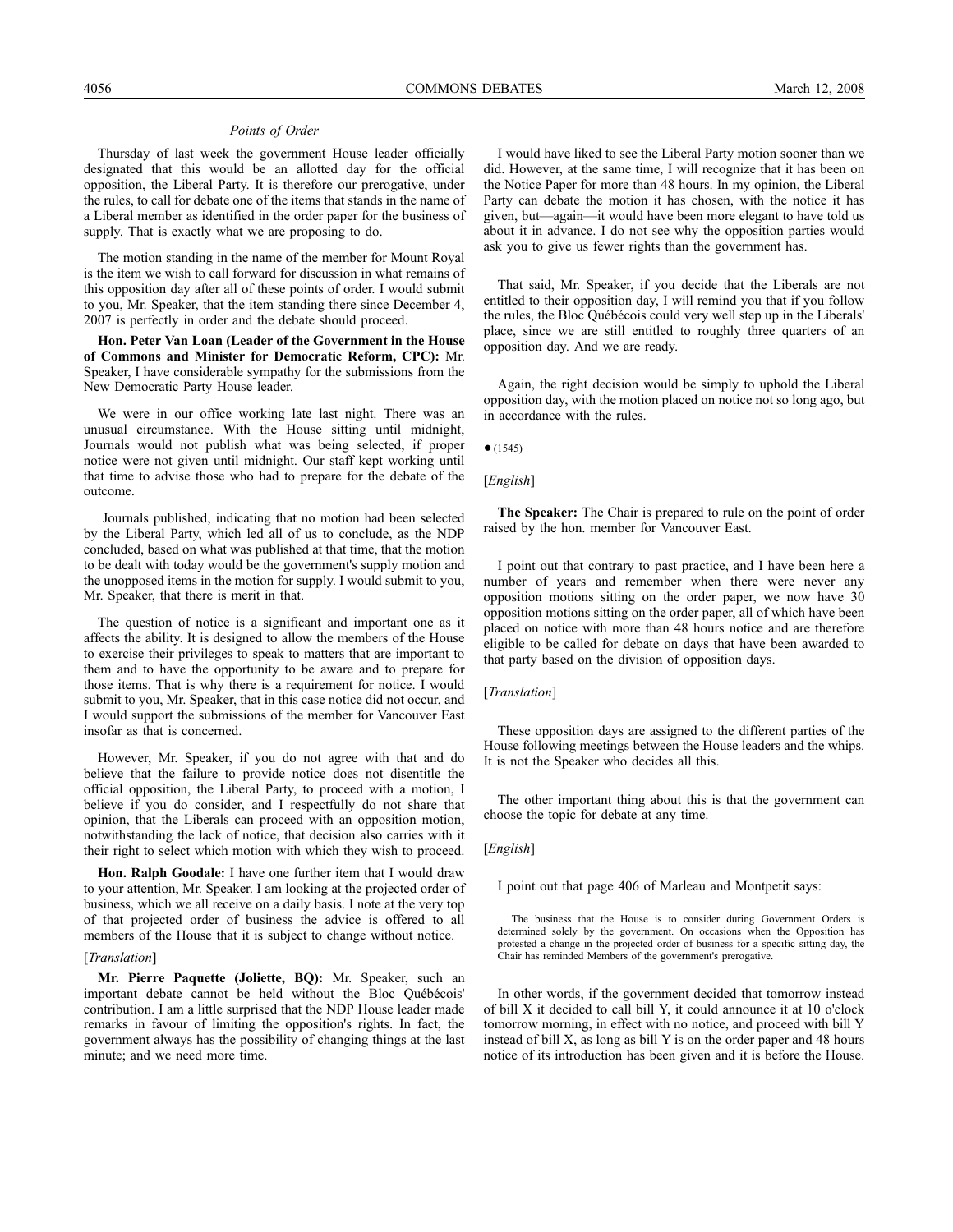*Points of Order*

Thursday of last week the government House leader officially designated that this would be an allotted day for the official opposition, the Liberal Party. It is therefore our prerogative, under the rules, to call for debate one of the items that stands in the name of a Liberal member as identified in the order paper for the business of supply. That is exactly what we are proposing to do.

The motion standing in the name of the member for Mount Royal is the item we wish to call forward for discussion in what remains of this opposition day after all of these points of order. I would submit to you, Mr. Speaker, that the item standing there since December 4, 2007 is perfectly in order and the debate should proceed.

**Hon. Peter Van Loan (Leader of the Government in the House of Commons and Minister for Democratic Reform, CPC):** Mr. Speaker, I have considerable sympathy for the submissions from the New Democratic Party House leader.

We were in our office working late last night. There was an unusual circumstance. With the House sitting until midnight, Journals would not publish what was being selected, if proper notice were not given until midnight. Our staff kept working until that time to advise those who had to prepare for the debate of the outcome.

Journals published, indicating that no motion had been selected by the Liberal Party, which led all of us to conclude, as the NDP concluded, based on what was published at that time, that the motion to be dealt with today would be the government's supply motion and the unopposed items in the motion for supply. I would submit to you, Mr. Speaker, that there is merit in that.

The question of notice is a significant and important one as it affects the ability. It is designed to allow the members of the House to exercise their privileges to speak to matters that are important to them and to have the opportunity to be aware and to prepare for those items. That is why there is a requirement for notice. I would submit to you, Mr. Speaker, that in this case notice did not occur, and I would support the submissions of the member for Vancouver East insofar as that is concerned.

However, Mr. Speaker, if you do not agree with that and do believe that the failure to provide notice does not disentitle the official opposition, the Liberal Party, to proceed with a motion, I believe if you do consider, and I respectfully do not share that opinion, that the Liberals can proceed with an opposition motion, notwithstanding the lack of notice, that decision also carries with it their right to select which motion with which they wish to proceed.

**Hon. Ralph Goodale:** I have one further item that I would draw to your attention, Mr. Speaker. I am looking at the projected order of business, which we all receive on a daily basis. I note at the very top of that projected order of business the advice is offered to all members of the House that it is subject to change without notice.

[*Translation*]

**Mr. Pierre Paquette (Joliette, BQ):** Mr. Speaker, such an important debate cannot be held without the Bloc Québécois' contribution. I am a little surprised that the NDP House leader made remarks in favour of limiting the opposition's rights. In fact, the government always has the possibility of changing things at the last minute; and we need more time.

I would have liked to see the Liberal Party motion sooner than we did. However, at the same time, I will recognize that it has been on the Notice Paper for more than 48 hours. In my opinion, the Liberal Party can debate the motion it has chosen, with the notice it has given, but—again—it would have been more elegant to have told us about it in advance. I do not see why the opposition parties would ask you to give us fewer rights than the government has.

That said, Mr. Speaker, if you decide that the Liberals are not entitled to their opposition day, I will remind you that if you follow the rules, the Bloc Québécois could very well step up in the Liberals' place, since we are still entitled to roughly three quarters of an opposition day. And we are ready.

Again, the right decision would be simply to uphold the Liberal opposition day, with the motion placed on notice not so long ago, but in accordance with the rules.

● (1545)

[*English*]

**The Speaker:** The Chair is prepared to rule on the point of order raised by the hon. member for Vancouver East.

I point out that contrary to past practice, and I have been here a number of years and remember when there were never any opposition motions sitting on the order paper, we now have 30 opposition motions sitting on the order paper, all of which have been placed on notice with more than 48 hours notice and are therefore eligible to be called for debate on days that have been awarded to that party based on the division of opposition days.

[*Translation*]

These opposition days are assigned to the different parties of the House following meetings between the House leaders and the whips. It is not the Speaker who decides all this.

The other important thing about this is that the government can choose the topic for debate at any time.

[*English*]

I point out that page 406 of Marleau and Montpetit says:

> The business that the House is to consider during Government Orders is determined solely by the government. On occasions when the Opposition has protested a change in the projected order of business for a specific sitting day, the Chair has reminded Members of the government's prerogative.

In other words, if the government decided that tomorrow instead of bill X it decided to call bill Y, it could announce it at 10 o'clock tomorrow morning, in effect with no notice, and proceed with bill Y instead of bill X, as long as bill Y is on the order paper and 48 hours notice of its introduction has been given and it is before the House.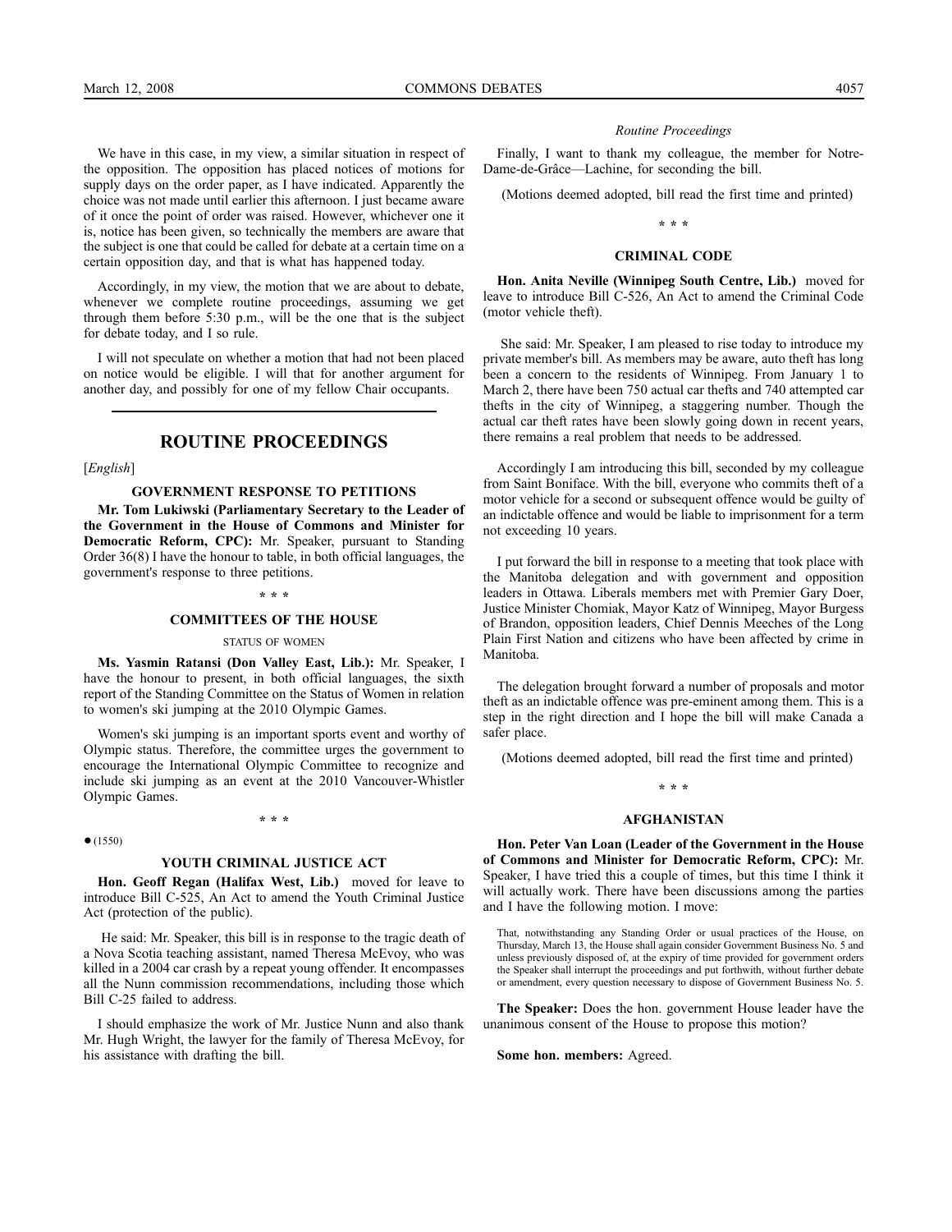We have in this case, in my view, a similar situation in respect of the opposition. The opposition has placed notices of motions for supply days on the order paper, as I have indicated. Apparently the choice was not made until earlier this afternoon. I just became aware of it once the point of order was raised. However, whichever one it is, notice has been given, so technically the members are aware that the subject is one that could be called for debate at a certain time on a certain opposition day, and that is what has happened today.

Accordingly, in my view, the motion that we are about to debate, whenever we complete routine proceedings, assuming we get through them before 5:30 p.m., will be the one that is the subject for debate today, and I so rule.

I will not speculate on whether a motion that had not been placed on notice would be eligible. I will that for another argument for another day, and possibly for one of my fellow Chair occupants.

---

## ROUTINE PROCEEDINGS

[*English*]

### GOVERNMENT RESPONSE TO PETITIONS

**Mr. Tom Lukiwski (Parliamentary Secretary to the Leader of the Government in the House of Commons and Minister for Democratic Reform, CPC):** Mr. Speaker, pursuant to Standing Order 36(8) I have the honour to table, in both official languages, the government's response to three petitions.

\* \* \*

### COMMITTEES OF THE HOUSE

STATUS OF WOMEN

**Ms. Yasmin Ratansi (Don Valley East, Lib.):** Mr. Speaker, I have the honour to present, in both official languages, the sixth report of the Standing Committee on the Status of Women in relation to women's ski jumping at the 2010 Olympic Games.

Women's ski jumping is an important sports event and worthy of Olympic status. Therefore, the committee urges the government to encourage the International Olympic Committee to recognize and include ski jumping as an event at the 2010 Vancouver-Whistler Olympic Games.

\* \* \*

● (1550)

### YOUTH CRIMINAL JUSTICE ACT

**Hon. Geoff Regan (Halifax West, Lib.)** moved for leave to introduce Bill C-525, An Act to amend the Youth Criminal Justice Act (protection of the public).

He said: Mr. Speaker, this bill is in response to the tragic death of a Nova Scotia teaching assistant, named Theresa McEvoy, who was killed in a 2004 car crash by a repeat young offender. It encompasses all the Nunn commission recommendations, including those which Bill C-25 failed to address.

I should emphasize the work of Mr. Justice Nunn and also thank Mr. Hugh Wright, the lawyer for the family of Theresa McEvoy, for his assistance with drafting the bill.

Finally, I want to thank my colleague, the member for Notre-Dame-de-Grâce—Lachine, for seconding the bill.

(Motions deemed adopted, bill read the first time and printed)

\* \* \*

### CRIMINAL CODE

**Hon. Anita Neville (Winnipeg South Centre, Lib.)** moved for leave to introduce Bill C-526, An Act to amend the Criminal Code (motor vehicle theft).

She said: Mr. Speaker, I am pleased to rise today to introduce my private member's bill. As members may be aware, auto theft has long been a concern to the residents of Winnipeg. From January 1 to March 2, there have been 750 actual car thefts and 740 attempted car thefts in the city of Winnipeg, a staggering number. Though the actual car theft rates have been slowly going down in recent years, there remains a real problem that needs to be addressed.

Accordingly I am introducing this bill, seconded by my colleague from Saint Boniface. With the bill, everyone who commits theft of a motor vehicle for a second or subsequent offence would be guilty of an indictable offence and would be liable to imprisonment for a term not exceeding 10 years.

I put forward the bill in response to a meeting that took place with the Manitoba delegation and with government and opposition leaders in Ottawa. Liberals members met with Premier Gary Doer, Justice Minister Chomiak, Mayor Katz of Winnipeg, Mayor Burgess of Brandon, opposition leaders, Chief Dennis Meeches of the Long Plain First Nation and citizens who have been affected by crime in Manitoba.

The delegation brought forward a number of proposals and motor theft as an indictable offence was pre-eminent among them. This is a step in the right direction and I hope the bill will make Canada a safer place.

(Motions deemed adopted, bill read the first time and printed)

\* \* \*

### AFGHANISTAN

**Hon. Peter Van Loan (Leader of the Government in the House of Commons and Minister for Democratic Reform, CPC):** Mr. Speaker, I have tried this a couple of times, but this time I think it will actually work. There have been discussions among the parties and I have the following motion. I move:

> That, notwithstanding any Standing Order or usual practices of the House, on Thursday, March 13, the House shall again consider Government Business No. 5 and unless previously disposed of, at the expiry of time provided for government orders the Speaker shall interrupt the proceedings and put forthwith, without further debate or amendment, every question necessary to dispose of Government Business No. 5.

**The Speaker:** Does the hon. government House leader have the unanimous consent of the House to propose this motion?

**Some hon. members:** Agreed.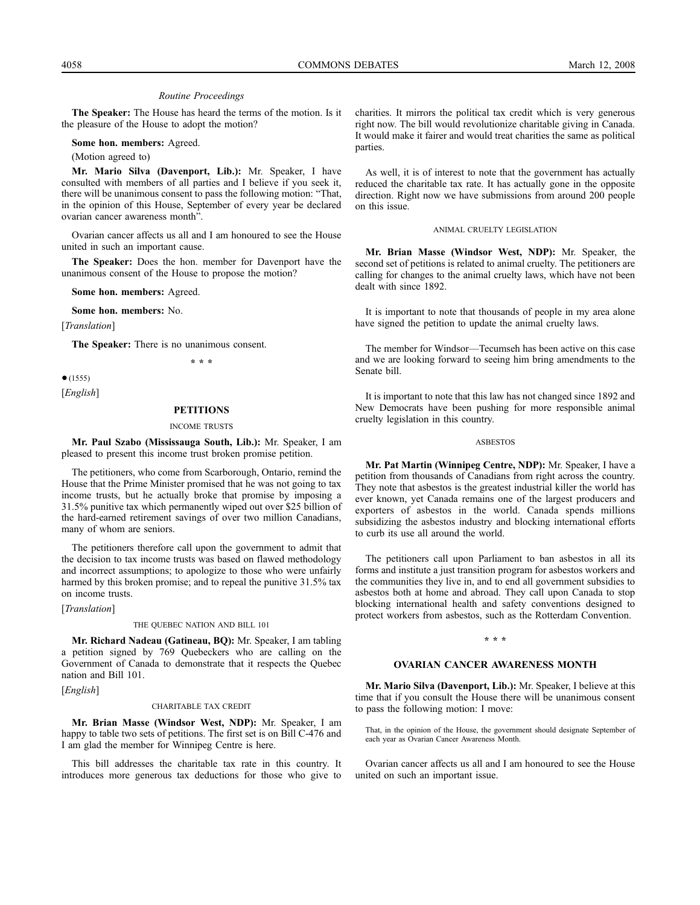*Routine Proceedings*

**The Speaker:** The House has heard the terms of the motion. Is it the pleasure of the House to adopt the motion?

**Some hon. members:** Agreed.

(Motion agreed to)

**Mr. Mario Silva (Davenport, Lib.):** Mr. Speaker, I have consulted with members of all parties and I believe if you seek it, there will be unanimous consent to pass the following motion: "That, in the opinion of this House, September of every year be declared ovarian cancer awareness month".

Ovarian cancer affects us all and I am honoured to see the House united in such an important cause.

**The Speaker:** Does the hon. member for Davenport have the unanimous consent of the House to propose the motion?

**Some hon. members:** Agreed.

**Some hon. members:** No.

[*Translation*]

**The Speaker:** There is no unanimous consent.

\* \* \*

● (1555)

[*English*]

## PETITIONS

### INCOME TRUSTS

**Mr. Paul Szabo (Mississauga South, Lib.):** Mr. Speaker, I am pleased to present this income trust broken promise petition.

The petitioners, who come from Scarborough, Ontario, remind the House that the Prime Minister promised that he was not going to tax income trusts, but he actually broke that promise by imposing a 31.5% punitive tax which permanently wiped out over $25 billion of the hard-earned retirement savings of over two million Canadians, many of whom are seniors.

The petitioners therefore call upon the government to admit that the decision to tax income trusts was based on flawed methodology and incorrect assumptions; to apologize to those who were unfairly harmed by this broken promise; and to repeal the punitive 31.5% tax on income trusts.

[*Translation*]

### THE QUEBEC NATION AND BILL 101

**Mr. Richard Nadeau (Gatineau, BQ):** Mr. Speaker, I am tabling a petition signed by 769 Quebeckers who are calling on the Government of Canada to demonstrate that it respects the Quebec nation and Bill 101.

[*English*]

### CHARITABLE TAX CREDIT

**Mr. Brian Masse (Windsor West, NDP):** Mr. Speaker, I am happy to table two sets of petitions. The first set is on Bill C-476 and I am glad the member for Winnipeg Centre is here.

This bill addresses the charitable tax rate in this country. It introduces more generous tax deductions for those who give to charities. It mirrors the political tax credit which is very generous right now. The bill would revolutionize charitable giving in Canada. It would make it fairer and would treat charities the same as political parties.

As well, it is of interest to note that the government has actually reduced the charitable tax rate. It has actually gone in the opposite direction. Right now we have submissions from around 200 people on this issue.

### ANIMAL CRUELTY LEGISLATION

**Mr. Brian Masse (Windsor West, NDP):** Mr. Speaker, the second set of petitions is related to animal cruelty. The petitioners are calling for changes to the animal cruelty laws, which have not been dealt with since 1892.

It is important to note that thousands of people in my area alone have signed the petition to update the animal cruelty laws.

The member for Windsor—Tecumseh has been active on this case and we are looking forward to seeing him bring amendments to the Senate bill.

It is important to note that this law has not changed since 1892 and New Democrats have been pushing for more responsible animal cruelty legislation in this country.

### ASBESTOS

**Mr. Pat Martin (Winnipeg Centre, NDP):** Mr. Speaker, I have a petition from thousands of Canadians from right across the country. They note that asbestos is the greatest industrial killer the world has ever known, yet Canada remains one of the largest producers and exporters of asbestos in the world. Canada spends millions subsidizing the asbestos industry and blocking international efforts to curb its use all around the world.

The petitioners call upon Parliament to ban asbestos in all its forms and institute a just transition program for asbestos workers and the communities they live in, and to end all government subsidies to asbestos both at home and abroad. They call upon Canada to stop blocking international health and safety conventions designed to protect workers from asbestos, such as the Rotterdam Convention.

\* \* \*

## OVARIAN CANCER AWARENESS MONTH

**Mr. Mario Silva (Davenport, Lib.):** Mr. Speaker, I believe at this time that if you consult the House there will be unanimous consent to pass the following motion: I move:

> That, in the opinion of the House, the government should designate September of each year as Ovarian Cancer Awareness Month.

Ovarian cancer affects us all and I am honoured to see the House united on such an important issue.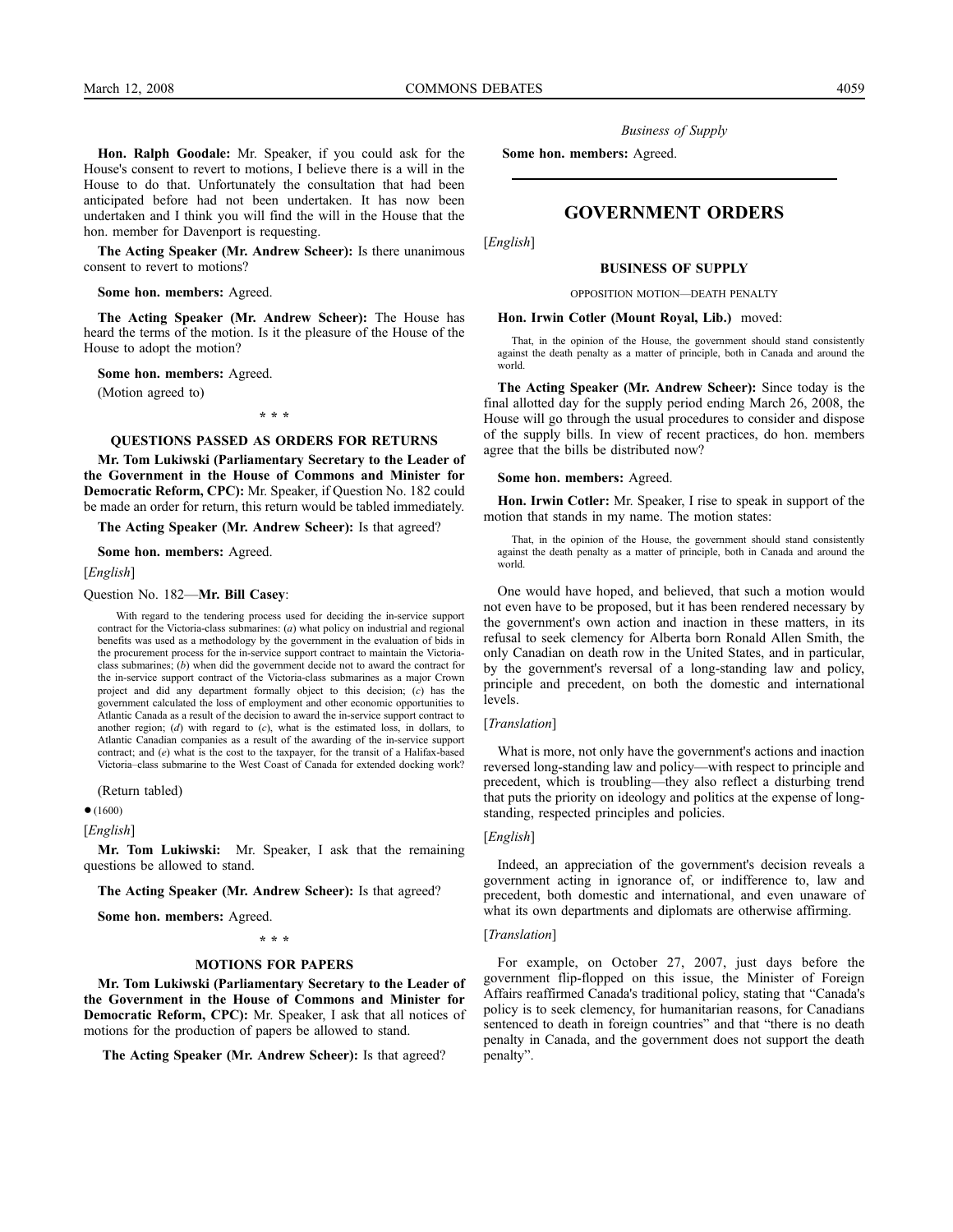**Hon. Ralph Goodale:** Mr. Speaker, if you could ask for the House's consent to revert to motions, I believe there is a will in the House to do that. Unfortunately the consultation that had been anticipated before had not been undertaken. It has now been undertaken and I think you will find the will in the House that the hon. member for Davenport is requesting.

**The Acting Speaker (Mr. Andrew Scheer):** Is there unanimous consent to revert to motions?

**Some hon. members:** Agreed.

**The Acting Speaker (Mr. Andrew Scheer):** The House has heard the terms of the motion. Is it the pleasure of the House of the House to adopt the motion?

**Some hon. members:** Agreed.

(Motion agreed to)

\* \* \*

### QUESTIONS PASSED AS ORDERS FOR RETURNS

**Mr. Tom Lukiwski (Parliamentary Secretary to the Leader of the Government in the House of Commons and Minister for Democratic Reform, CPC):** Mr. Speaker, if Question No. 182 could be made an order for return, this return would be tabled immediately.

**The Acting Speaker (Mr. Andrew Scheer):** Is that agreed?

**Some hon. members:** Agreed.

[*English*]

Question No. 182—**Mr. Bill Casey**:

> With regard to the tendering process used for deciding the in-service support contract for the Victoria-class submarines: (*a*) what policy on industrial and regional benefits was used as a methodology by the government in the evaluation of bids in the procurement process for the in-service support contract to maintain the Victoria-class submarines; (*b*) when did the government decide not to award the contract for the in-service support contract of the Victoria-class submarines as a major Crown project and did any department formally object to this decision; (*c*) has the government calculated the loss of employment and other economic opportunities to Atlantic Canada as a result of the decision to award the in-service support contract to another region; (*d*) with regard to (*c*), what is the estimated loss, in dollars, to Atlantic Canadian companies as a result of the awarding of the in-service support contract; and (*e*) what is the cost to the taxpayer, for the transit of a Halifax-based Victoria–class submarine to the West Coast of Canada for extended docking work?

(Return tabled)

● (1600)

[*English*]

**Mr. Tom Lukiwski:** Mr. Speaker, I ask that the remaining questions be allowed to stand.

**The Acting Speaker (Mr. Andrew Scheer):** Is that agreed?

**Some hon. members:** Agreed.

\* \* \*

### MOTIONS FOR PAPERS

**Mr. Tom Lukiwski (Parliamentary Secretary to the Leader of the Government in the House of Commons and Minister for Democratic Reform, CPC):** Mr. Speaker, I ask that all notices of motions for the production of papers be allowed to stand.

**The Acting Speaker (Mr. Andrew Scheer):** Is that agreed?

**Some hon. members:** Agreed.

## GOVERNMENT ORDERS

[*English*]

### BUSINESS OF SUPPLY

OPPOSITION MOTION—DEATH PENALTY

**Hon. Irwin Cotler (Mount Royal, Lib.)** moved:

> That, in the opinion of the House, the government should stand consistently against the death penalty as a matter of principle, both in Canada and around the world.

**The Acting Speaker (Mr. Andrew Scheer):** Since today is the final allotted day for the supply period ending March 26, 2008, the House will go through the usual procedures to consider and dispose of the supply bills. In view of recent practices, do hon. members agree that the bills be distributed now?

**Some hon. members:** Agreed.

**Hon. Irwin Cotler:** Mr. Speaker, I rise to speak in support of the motion that stands in my name. The motion states:

> That, in the opinion of the House, the government should stand consistently against the death penalty as a matter of principle, both in Canada and around the world.

One would have hoped, and believed, that such a motion would not even have to be proposed, but it has been rendered necessary by the government's own action and inaction in these matters, in its refusal to seek clemency for Alberta born Ronald Allen Smith, the only Canadian on death row in the United States, and in particular, by the government's reversal of a long-standing law and policy, principle and precedent, on both the domestic and international levels.

[*Translation*]

What is more, not only have the government's actions and inaction reversed long-standing law and policy—with respect to principle and precedent, which is troubling—they also reflect a disturbing trend that puts the priority on ideology and politics at the expense of long-standing, respected principles and policies.

[*English*]

Indeed, an appreciation of the government's decision reveals a government acting in ignorance of, or indifference to, law and precedent, both domestic and international, and even unaware of what its own departments and diplomats are otherwise affirming.

[*Translation*]

For example, on October 27, 2007, just days before the government flip-flopped on this issue, the Minister of Foreign Affairs reaffirmed Canada's traditional policy, stating that "Canada's policy is to seek clemency, for humanitarian reasons, for Canadians sentenced to death in foreign countries" and that "there is no death penalty in Canada, and the government does not support the death penalty".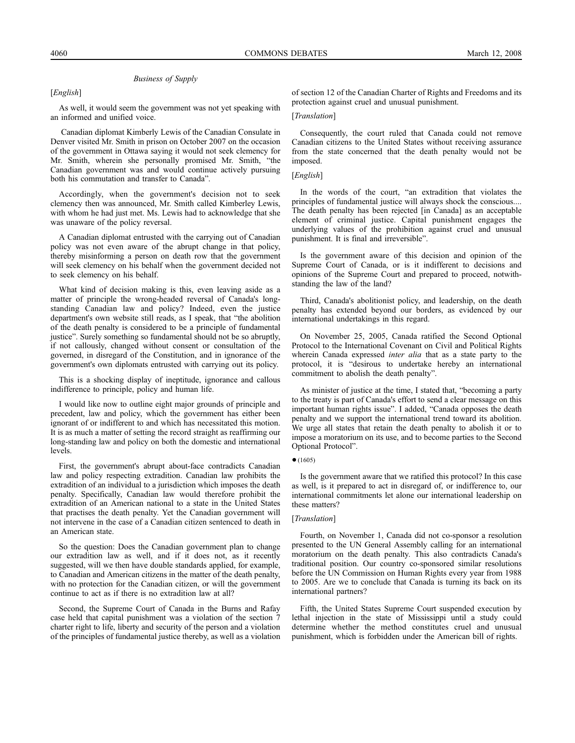*Business of Supply*

[*English*]

As well, it would seem the government was not yet speaking with an informed and unified voice.

Canadian diplomat Kimberly Lewis of the Canadian Consulate in Denver visited Mr. Smith in prison on October 2007 on the occasion of the government in Ottawa saying it would not seek clemency for Mr. Smith, wherein she personally promised Mr. Smith, "the Canadian government was and would continue actively pursuing both his commutation and transfer to Canada".

Accordingly, when the government's decision not to seek clemency then was announced, Mr. Smith called Kimberley Lewis, with whom he had just met. Ms. Lewis had to acknowledge that she was unaware of the policy reversal.

A Canadian diplomat entrusted with the carrying out of Canadian policy was not even aware of the abrupt change in that policy, thereby misinforming a person on death row that the government will seek clemency on his behalf when the government decided not to seek clemency on his behalf.

What kind of decision making is this, even leaving aside as a matter of principle the wrong-headed reversal of Canada's long-standing Canadian law and policy? Indeed, even the justice department's own website still reads, as I speak, that "the abolition of the death penalty is considered to be a principle of fundamental justice". Surely something so fundamental should not be so abruptly, if not callously, changed without consent or consultation of the governed, in disregard of the Constitution, and in ignorance of the government's own diplomats entrusted with carrying out its policy.

This is a shocking display of ineptitude, ignorance and callous indifference to principle, policy and human life.

I would like now to outline eight major grounds of principle and precedent, law and policy, which the government has either been ignorant of or indifferent to and which has necessitated this motion. It is as much a matter of setting the record straight as reaffirming our long-standing law and policy on both the domestic and international levels.

First, the government's abrupt about-face contradicts Canadian law and policy respecting extradition. Canadian law prohibits the extradition of an individual to a jurisdiction which imposes the death penalty. Specifically, Canadian law would therefore prohibit the extradition of an American national to a state in the United States that practises the death penalty. Yet the Canadian government will not intervene in the case of a Canadian citizen sentenced to death in an American state.

So the question: Does the Canadian government plan to change our extradition law as well, and if it does not, as it recently suggested, will we then have double standards applied, for example, to Canadian and American citizens in the matter of the death penalty, with no protection for the Canadian citizen, or will the government continue to act as if there is no extradition law at all?

Second, the Supreme Court of Canada in the Burns and Rafay case held that capital punishment was a violation of the section 7 charter right to life, liberty and security of the person and a violation of the principles of fundamental justice thereby, as well as a violation of section 12 of the Canadian Charter of Rights and Freedoms and its protection against cruel and unusual punishment.

[*Translation*]

Consequently, the court ruled that Canada could not remove Canadian citizens to the United States without receiving assurance from the state concerned that the death penalty would not be imposed.

[*English*]

In the words of the court, "an extradition that violates the principles of fundamental justice will always shock the conscious.... The death penalty has been rejected [in Canada] as an acceptable element of criminal justice. Capital punishment engages the underlying values of the prohibition against cruel and unusual punishment. It is final and irreversible".

Is the government aware of this decision and opinion of the Supreme Court of Canada, or is it indifferent to decisions and opinions of the Supreme Court and prepared to proceed, notwithstanding the law of the land?

Third, Canada's abolitionist policy, and leadership, on the death penalty has extended beyond our borders, as evidenced by our international undertakings in this regard.

On November 25, 2005, Canada ratified the Second Optional Protocol to the International Covenant on Civil and Political Rights wherein Canada expressed *inter alia* that as a state party to the protocol, it is "desirous to undertake hereby an international commitment to abolish the death penalty".

As minister of justice at the time, I stated that, "becoming a party to the treaty is part of Canada's effort to send a clear message on this important human rights issue". I added, "Canada opposes the death penalty and we support the international trend toward its abolition. We urge all states that retain the death penalty to abolish it or to impose a moratorium on its use, and to become parties to the Second Optional Protocol".

● (1605)

Is the government aware that we ratified this protocol? In this case as well, is it prepared to act in disregard of, or indifference to, our international commitments let alone our international leadership on these matters?

[*Translation*]

Fourth, on November 1, Canada did not co-sponsor a resolution presented to the UN General Assembly calling for an international moratorium on the death penalty. This also contradicts Canada's traditional position. Our country co-sponsored similar resolutions before the UN Commission on Human Rights every year from 1988 to 2005. Are we to conclude that Canada is turning its back on its international partners?

Fifth, the United States Supreme Court suspended execution by lethal injection in the state of Mississippi until a study could determine whether the method constitutes cruel and unusual punishment, which is forbidden under the American bill of rights.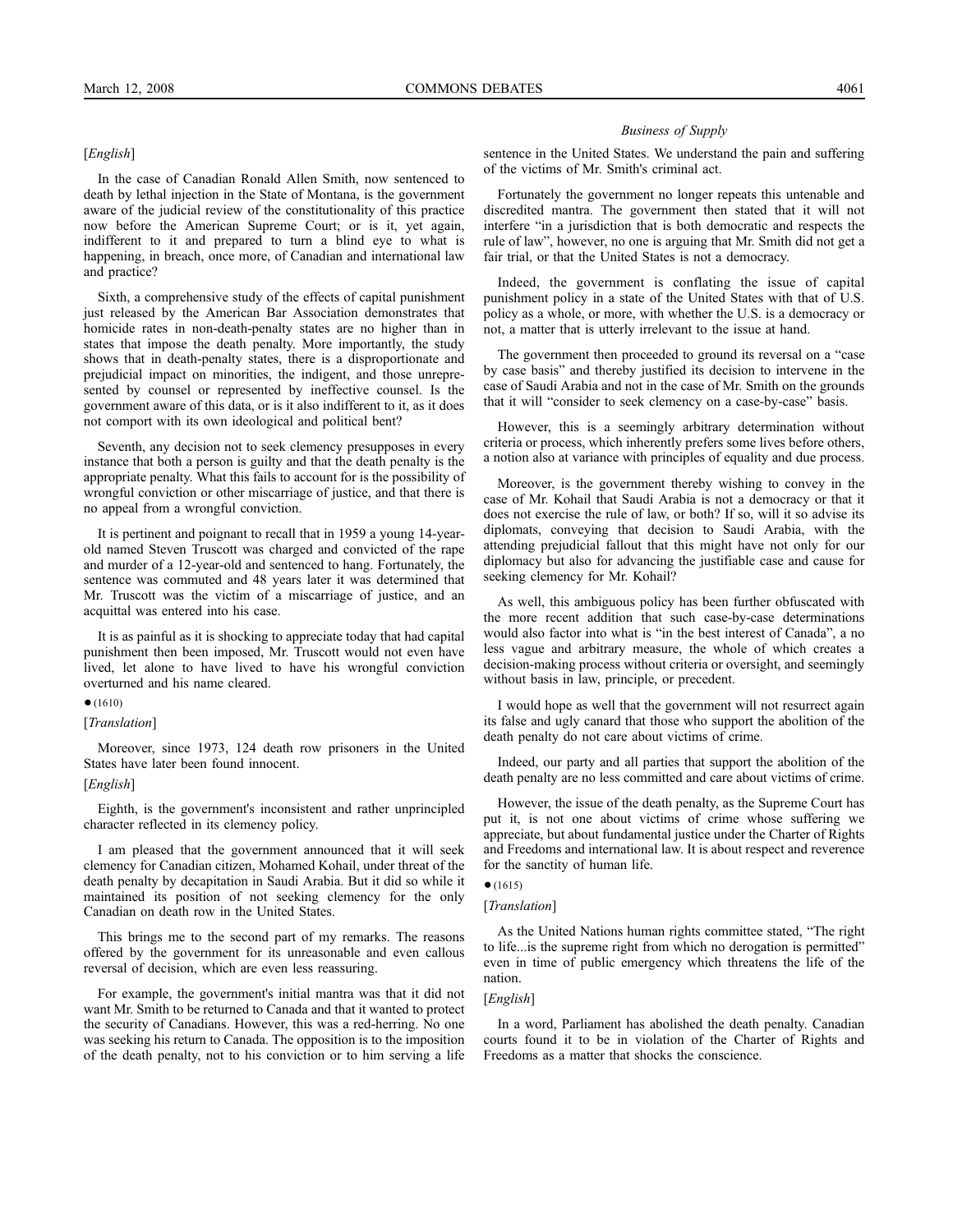[*English*]

In the case of Canadian Ronald Allen Smith, now sentenced to death by lethal injection in the State of Montana, is the government aware of the judicial review of the constitutionality of this practice now before the American Supreme Court; or is it, yet again, indifferent to it and prepared to turn a blind eye to what is happening, in breach, once more, of Canadian and international law and practice?

Sixth, a comprehensive study of the effects of capital punishment just released by the American Bar Association demonstrates that homicide rates in non-death-penalty states are no higher than in states that impose the death penalty. More importantly, the study shows that in death-penalty states, there is a disproportionate and prejudicial impact on minorities, the indigent, and those unrepresented by counsel or represented by ineffective counsel. Is the government aware of this data, or is it also indifferent to it, as it does not comport with its own ideological and political bent?

Seventh, any decision not to seek clemency presupposes in every instance that both a person is guilty and that the death penalty is the appropriate penalty. What this fails to account for is the possibility of wrongful conviction or other miscarriage of justice, and that there is no appeal from a wrongful conviction.

It is pertinent and poignant to recall that in 1959 a young 14-year-old named Steven Truscott was charged and convicted of the rape and murder of a 12-year-old and sentenced to hang. Fortunately, the sentence was commuted and 48 years later it was determined that Mr. Truscott was the victim of a miscarriage of justice, and an acquittal was entered into his case.

It is as painful as it is shocking to appreciate today that had capital punishment then been imposed, Mr. Truscott would not even have lived, let alone to have lived to have his wrongful conviction overturned and his name cleared.

● (1610)

[*Translation*]

Moreover, since 1973, 124 death row prisoners in the United States have later been found innocent.

[*English*]

Eighth, is the government's inconsistent and rather unprincipled character reflected in its clemency policy.

I am pleased that the government announced that it will seek clemency for Canadian citizen, Mohamed Kohail, under threat of the death penalty by decapitation in Saudi Arabia. But it did so while it maintained its position of not seeking clemency for the only Canadian on death row in the United States.

This brings me to the second part of my remarks. The reasons offered by the government for its unreasonable and even callous reversal of decision, which are even less reassuring.

For example, the government's initial mantra was that it did not want Mr. Smith to be returned to Canada and that it wanted to protect the security of Canadians. However, this was a red-herring. No one was seeking his return to Canada. The opposition is to the imposition of the death penalty, not to his conviction or to him serving a life sentence in the United States. We understand the pain and suffering of the victims of Mr. Smith's criminal act.

Fortunately the government no longer repeats this untenable and discredited mantra. The government then stated that it will not interfere "in a jurisdiction that is both democratic and respects the rule of law", however, no one is arguing that Mr. Smith did not get a fair trial, or that the United States is not a democracy.

Indeed, the government is conflating the issue of capital punishment policy in a state of the United States with that of U.S. policy as a whole, or more, with whether the U.S. is a democracy or not, a matter that is utterly irrelevant to the issue at hand.

The government then proceeded to ground its reversal on a "case by case basis" and thereby justified its decision to intervene in the case of Saudi Arabia and not in the case of Mr. Smith on the grounds that it will "consider to seek clemency on a case-by-case" basis.

However, this is a seemingly arbitrary determination without criteria or process, which inherently prefers some lives before others, a notion also at variance with principles of equality and due process.

Moreover, is the government thereby wishing to convey in the case of Mr. Kohail that Saudi Arabia is not a democracy or that it does not exercise the rule of law, or both? If so, will it so advise its diplomats, conveying that decision to Saudi Arabia, with the attending prejudicial fallout that this might have not only for our diplomacy but also for advancing the justifiable case and cause for seeking clemency for Mr. Kohail?

As well, this ambiguous policy has been further obfuscated with the more recent addition that such case-by-case determinations would also factor into what is "in the best interest of Canada", a no less vague and arbitrary measure, the whole of which creates a decision-making process without criteria or oversight, and seemingly without basis in law, principle, or precedent.

I would hope as well that the government will not resurrect again its false and ugly canard that those who support the abolition of the death penalty do not care about victims of crime.

Indeed, our party and all parties that support the abolition of the death penalty are no less committed and care about victims of crime.

However, the issue of the death penalty, as the Supreme Court has put it, is not one about victims of crime whose suffering we appreciate, but about fundamental justice under the Charter of Rights and Freedoms and international law. It is about respect and reverence for the sanctity of human life.

● (1615)

[*Translation*]

As the United Nations human rights committee stated, "The right to life...is the supreme right from which no derogation is permitted" even in time of public emergency which threatens the life of the nation.

[*English*]

In a word, Parliament has abolished the death penalty. Canadian courts found it to be in violation of the Charter of Rights and Freedoms as a matter that shocks the conscience.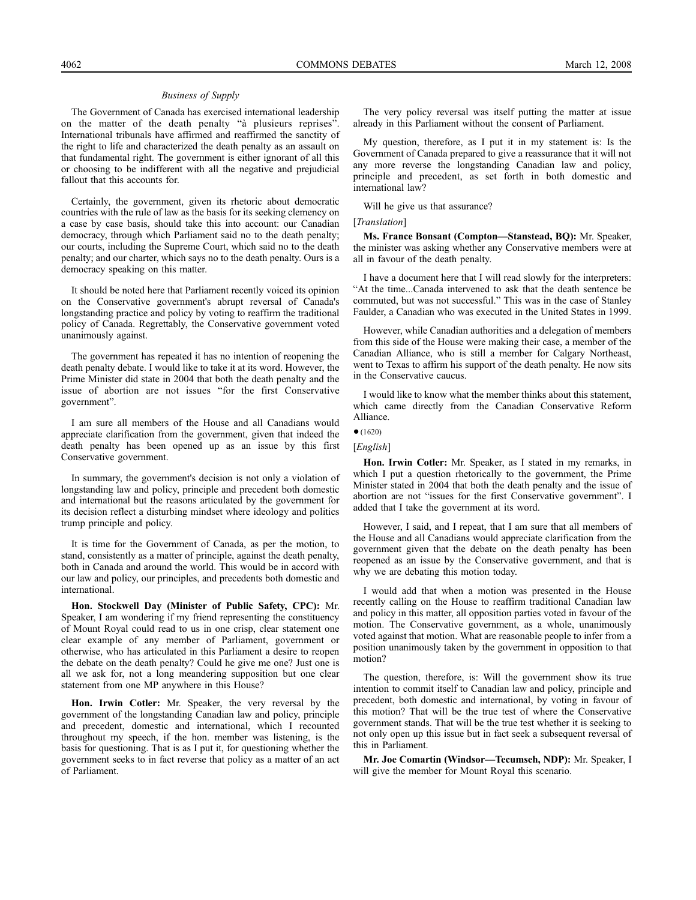*Business of Supply*

The Government of Canada has exercised international leadership on the matter of the death penalty "à plusieurs reprises". International tribunals have affirmed and reaffirmed the sanctity of the right to life and characterized the death penalty as an assault on that fundamental right. The government is either ignorant of all this or choosing to be indifferent with all the negative and prejudicial fallout that this accounts for.

Certainly, the government, given its rhetoric about democratic countries with the rule of law as the basis for its seeking clemency on a case by case basis, should take this into account: our Canadian democracy, through which Parliament said no to the death penalty; our courts, including the Supreme Court, which said no to the death penalty; and our charter, which says no to the death penalty. Ours is a democracy speaking on this matter.

It should be noted here that Parliament recently voiced its opinion on the Conservative government's abrupt reversal of Canada's longstanding practice and policy by voting to reaffirm the traditional policy of Canada. Regrettably, the Conservative government voted unanimously against.

The government has repeated it has no intention of reopening the death penalty debate. I would like to take it at its word. However, the Prime Minister did state in 2004 that both the death penalty and the issue of abortion are not issues "for the first Conservative government".

I am sure all members of the House and all Canadians would appreciate clarification from the government, given that indeed the death penalty has been opened up as an issue by this first Conservative government.

In summary, the government's decision is not only a violation of longstanding law and policy, principle and precedent both domestic and international but the reasons articulated by the government for its decision reflect a disturbing mindset where ideology and politics trump principle and policy.

It is time for the Government of Canada, as per the motion, to stand, consistently as a matter of principle, against the death penalty, both in Canada and around the world. This would be in accord with our law and policy, our principles, and precedents both domestic and international.

**Hon. Stockwell Day (Minister of Public Safety, CPC):** Mr. Speaker, I am wondering if my friend representing the constituency of Mount Royal could read to us in one crisp, clear statement one clear example of any member of Parliament, government or otherwise, who has articulated in this Parliament a desire to reopen the debate on the death penalty? Could he give me one? Just one is all we ask for, not a long meandering supposition but one clear statement from one MP anywhere in this House?

**Hon. Irwin Cotler:** Mr. Speaker, the very reversal by the government of the longstanding Canadian law and policy, principle and precedent, domestic and international, which I recounted throughout my speech, if the hon. member was listening, is the basis for questioning. That is as I put it, for questioning whether the government seeks to in fact reverse that policy as a matter of an act of Parliament.

The very policy reversal was itself putting the matter at issue already in this Parliament without the consent of Parliament.

My question, therefore, as I put it in my statement is: Is the Government of Canada prepared to give a reassurance that it will not any more reverse the longstanding Canadian law and policy, principle and precedent, as set forth in both domestic and international law?

Will he give us that assurance?

[*Translation*]

**Ms. France Bonsant (Compton—Stanstead, BQ):** Mr. Speaker, the minister was asking whether any Conservative members were at all in favour of the death penalty.

I have a document here that I will read slowly for the interpreters: "At the time...Canada intervened to ask that the death sentence be commuted, but was not successful." This was in the case of Stanley Faulder, a Canadian who was executed in the United States in 1999.

However, while Canadian authorities and a delegation of members from this side of the House were making their case, a member of the Canadian Alliance, who is still a member for Calgary Northeast, went to Texas to affirm his support of the death penalty. He now sits in the Conservative caucus.

I would like to know what the member thinks about this statement, which came directly from the Canadian Conservative Reform Alliance.

● (1620)

[*English*]

**Hon. Irwin Cotler:** Mr. Speaker, as I stated in my remarks, in which I put a question rhetorically to the government, the Prime Minister stated in 2004 that both the death penalty and the issue of abortion are not "issues for the first Conservative government". I added that I take the government at its word.

However, I said, and I repeat, that I am sure that all members of the House and all Canadians would appreciate clarification from the government given that the debate on the death penalty has been reopened as an issue by the Conservative government, and that is why we are debating this motion today.

I would add that when a motion was presented in the House recently calling on the House to reaffirm traditional Canadian law and policy in this matter, all opposition parties voted in favour of the motion. The Conservative government, as a whole, unanimously voted against that motion. What are reasonable people to infer from a position unanimously taken by the government in opposition to that motion?

The question, therefore, is: Will the government show its true intention to commit itself to Canadian law and policy, principle and precedent, both domestic and international, by voting in favour of this motion? That will be the true test of where the Conservative government stands. That will be the true test whether it is seeking to not only open up this issue but in fact seek a subsequent reversal of this in Parliament.

**Mr. Joe Comartin (Windsor—Tecumseh, NDP):** Mr. Speaker, I will give the member for Mount Royal this scenario.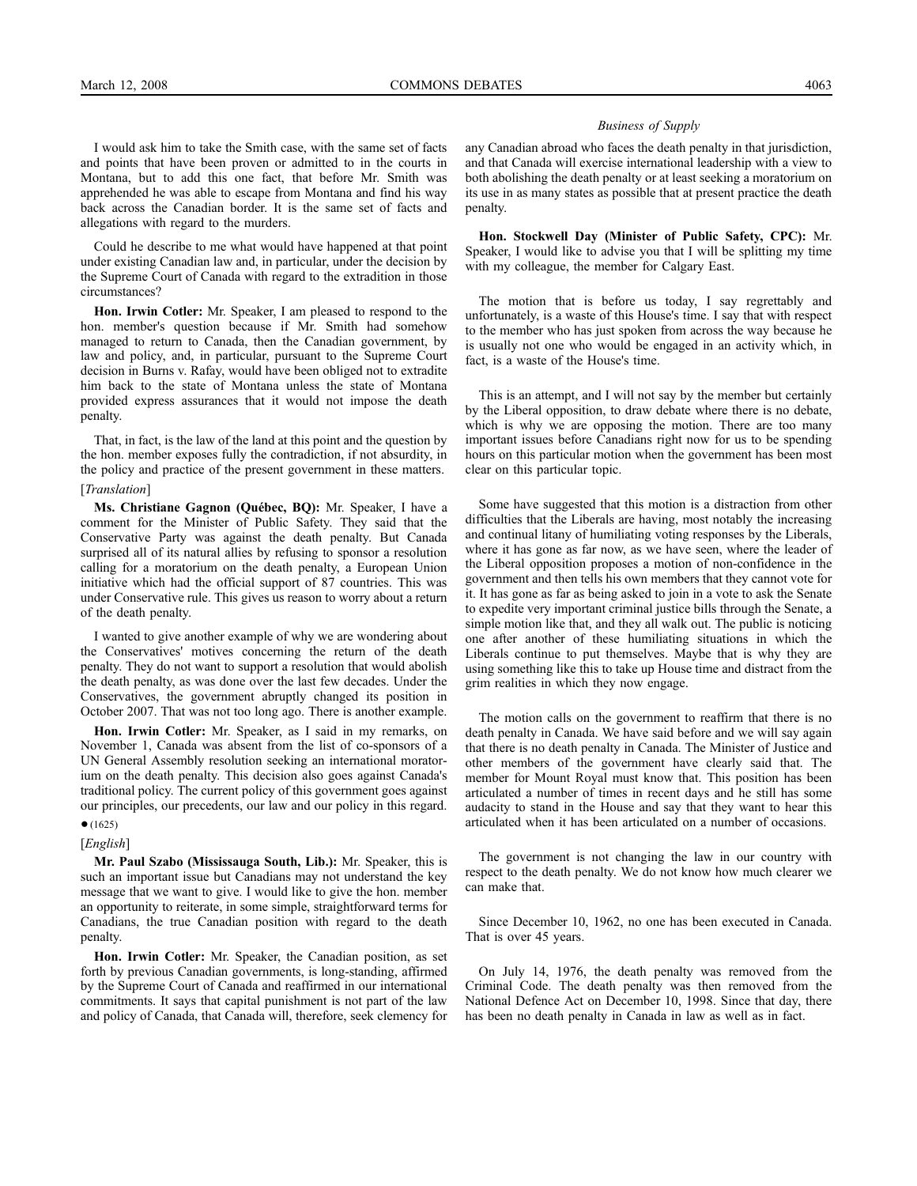I would ask him to take the Smith case, with the same set of facts and points that have been proven or admitted to in the courts in Montana, but to add this one fact, that before Mr. Smith was apprehended he was able to escape from Montana and find his way back across the Canadian border. It is the same set of facts and allegations with regard to the murders.

Could he describe to me what would have happened at that point under existing Canadian law and, in particular, under the decision by the Supreme Court of Canada with regard to the extradition in those circumstances?

**Hon. Irwin Cotler:** Mr. Speaker, I am pleased to respond to the hon. member's question because if Mr. Smith had somehow managed to return to Canada, then the Canadian government, by law and policy, and, in particular, pursuant to the Supreme Court decision in Burns v. Rafay, would have been obliged not to extradite him back to the state of Montana unless the state of Montana provided express assurances that it would not impose the death penalty.

That, in fact, is the law of the land at this point and the question by the hon. member exposes fully the contradiction, if not absurdity, in the policy and practice of the present government in these matters.

[*Translation*]

**Ms. Christiane Gagnon (Québec, BQ):** Mr. Speaker, I have a comment for the Minister of Public Safety. They said that the Conservative Party was against the death penalty. But Canada surprised all of its natural allies by refusing to sponsor a resolution calling for a moratorium on the death penalty, a European Union initiative which had the official support of 87 countries. This was under Conservative rule. This gives us reason to worry about a return of the death penalty.

I wanted to give another example of why we are wondering about the Conservatives' motives concerning the return of the death penalty. They do not want to support a resolution that would abolish the death penalty, as was done over the last few decades. Under the Conservatives, the government abruptly changed its position in October 2007. That was not too long ago. There is another example.

**Hon. Irwin Cotler:** Mr. Speaker, as I said in my remarks, on November 1, Canada was absent from the list of co-sponsors of a UN General Assembly resolution seeking an international moratorium on the death penalty. This decision also goes against Canada's traditional policy. The current policy of this government goes against our principles, our precedents, our law and our policy in this regard.

● (1625)

[*English*]

**Mr. Paul Szabo (Mississauga South, Lib.):** Mr. Speaker, this is such an important issue but Canadians may not understand the key message that we want to give. I would like to give the hon. member an opportunity to reiterate, in some simple, straightforward terms for Canadians, the true Canadian position with regard to the death penalty.

**Hon. Irwin Cotler:** Mr. Speaker, the Canadian position, as set forth by previous Canadian governments, is long-standing, affirmed by the Supreme Court of Canada and reaffirmed in our international commitments. It says that capital punishment is not part of the law and policy of Canada, that Canada will, therefore, seek clemency for any Canadian abroad who faces the death penalty in that jurisdiction, and that Canada will exercise international leadership with a view to both abolishing the death penalty or at least seeking a moratorium on its use in as many states as possible that at present practice the death penalty.

**Hon. Stockwell Day (Minister of Public Safety, CPC):** Mr. Speaker, I would like to advise you that I will be splitting my time with my colleague, the member for Calgary East.

The motion that is before us today, I say regrettably and unfortunately, is a waste of this House's time. I say that with respect to the member who has just spoken from across the way because he is usually not one who would be engaged in an activity which, in fact, is a waste of the House's time.

This is an attempt, and I will not say by the member but certainly by the Liberal opposition, to draw debate where there is no debate, which is why we are opposing the motion. There are too many important issues before Canadians right now for us to be spending hours on this particular motion when the government has been most clear on this particular topic.

Some have suggested that this motion is a distraction from other difficulties that the Liberals are having, most notably the increasing and continual litany of humiliating voting responses by the Liberals, where it has gone as far now, as we have seen, where the leader of the Liberal opposition proposes a motion of non-confidence in the government and then tells his own members that they cannot vote for it. It has gone as far as being asked to join in a vote to ask the Senate to expedite very important criminal justice bills through the Senate, a simple motion like that, and they all walk out. The public is noticing one after another of these humiliating situations in which the Liberals continue to put themselves. Maybe that is why they are using something like this to take up House time and distract from the grim realities in which they now engage.

The motion calls on the government to reaffirm that there is no death penalty in Canada. We have said before and we will say again that there is no death penalty in Canada. The Minister of Justice and other members of the government have clearly said that. The member for Mount Royal must know that. This position has been articulated a number of times in recent days and he still has some audacity to stand in the House and say that they want to hear this articulated when it has been articulated on a number of occasions.

The government is not changing the law in our country with respect to the death penalty. We do not know how much clearer we can make that.

Since December 10, 1962, no one has been executed in Canada. That is over 45 years.

On July 14, 1976, the death penalty was removed from the Criminal Code. The death penalty was then removed from the National Defence Act on December 10, 1998. Since that day, there has been no death penalty in Canada in law as well as in fact.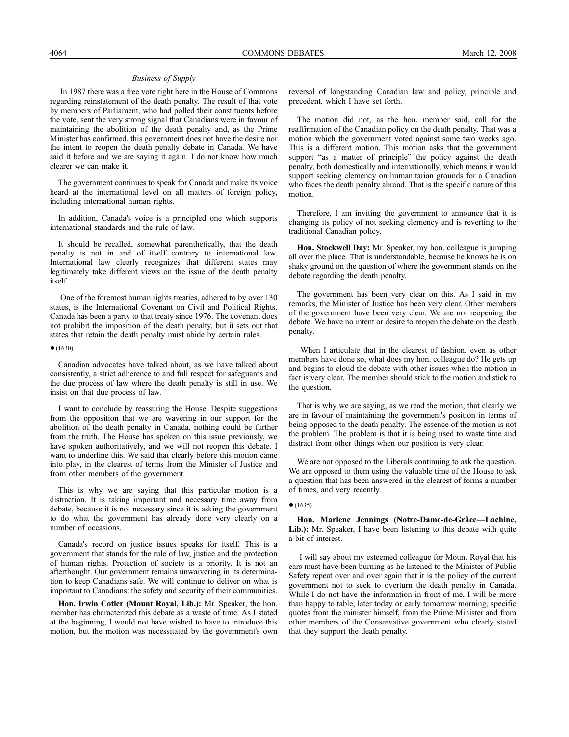*Business of Supply*

In 1987 there was a free vote right here in the House of Commons regarding reinstatement of the death penalty. The result of that vote by members of Parliament, who had polled their constituents before the vote, sent the very strong signal that Canadians were in favour of maintaining the abolition of the death penalty and, as the Prime Minister has confirmed, this government does not have the desire nor the intent to reopen the death penalty debate in Canada. We have said it before and we are saying it again. I do not know how much clearer we can make it.

The government continues to speak for Canada and make its voice heard at the international level on all matters of foreign policy, including international human rights.

In addition, Canada's voice is a principled one which supports international standards and the rule of law.

It should be recalled, somewhat parenthetically, that the death penalty is not in and of itself contrary to international law. International law clearly recognizes that different states may legitimately take different views on the issue of the death penalty itself.

One of the foremost human rights treaties, adhered to by over 130 states, is the International Covenant on Civil and Political Rights. Canada has been a party to that treaty since 1976. The covenant does not prohibit the imposition of the death penalty, but it sets out that states that retain the death penalty must abide by certain rules.

● (1630)

Canadian advocates have talked about, as we have talked about consistently, a strict adherence to and full respect for safeguards and the due process of law where the death penalty is still in use. We insist on that due process of law.

I want to conclude by reassuring the House. Despite suggestions from the opposition that we are wavering in our support for the abolition of the death penalty in Canada, nothing could be further from the truth. The House has spoken on this issue previously, we have spoken authoritatively, and we will not reopen this debate. I want to underline this. We said that clearly before this motion came into play, in the clearest of terms from the Minister of Justice and from other members of the government.

This is why we are saying that this particular motion is a distraction. It is taking important and necessary time away from debate, because it is not necessary since it is asking the government to do what the government has already done very clearly on a number of occasions.

Canada's record on justice issues speaks for itself. This is a government that stands for the rule of law, justice and the protection of human rights. Protection of society is a priority. It is not an afterthought. Our government remains unwaivering in its determination to keep Canadians safe. We will continue to deliver on what is important to Canadians: the safety and security of their communities.

**Hon. Irwin Cotler (Mount Royal, Lib.):** Mr. Speaker, the hon. member has characterized this debate as a waste of time. As I stated at the beginning, I would not have wished to have to introduce this motion, but the motion was necessitated by the government's own reversal of longstanding Canadian law and policy, principle and precedent, which I have set forth.

The motion did not, as the hon. member said, call for the reaffirmation of the Canadian policy on the death penalty. That was a motion which the government voted against some two weeks ago. This is a different motion. This motion asks that the government support "as a matter of principle" the policy against the death penalty, both domestically and internationally, which means it would support seeking clemency on humanitarian grounds for a Canadian who faces the death penalty abroad. That is the specific nature of this motion.

Therefore, I am inviting the government to announce that it is changing its policy of not seeking clemency and is reverting to the traditional Canadian policy.

**Hon. Stockwell Day:** Mr. Speaker, my hon. colleague is jumping all over the place. That is understandable, because he knows he is on shaky ground on the question of where the government stands on the debate regarding the death penalty.

The government has been very clear on this. As I said in my remarks, the Minister of Justice has been very clear. Other members of the government have been very clear. We are not reopening the debate. We have no intent or desire to reopen the debate on the death penalty.

When I articulate that in the clearest of fashion, even as other members have done so, what does my hon. colleague do? He gets up and begins to cloud the debate with other issues when the motion in fact is very clear. The member should stick to the motion and stick to the question.

That is why we are saying, as we read the motion, that clearly we are in favour of maintaining the government's position in terms of being opposed to the death penalty. The essence of the motion is not the problem. The problem is that it is being used to waste time and distract from other things when our position is very clear.

We are not opposed to the Liberals continuing to ask the question. We are opposed to them using the valuable time of the House to ask a question that has been answered in the clearest of forms a number of times, and very recently.

● (1635)

**Hon. Marlene Jennings (Notre-Dame-de-Grâce—Lachine, Lib.):** Mr. Speaker, I have been listening to this debate with quite a bit of interest.

I will say about my esteemed colleague for Mount Royal that his ears must have been burning as he listened to the Minister of Public Safety repeat over and over again that it is the policy of the current government not to seek to overturn the death penalty in Canada. While I do not have the information in front of me, I will be more than happy to table, later today or early tomorrow morning, specific quotes from the minister himself, from the Prime Minister and from other members of the Conservative government who clearly stated that they support the death penalty.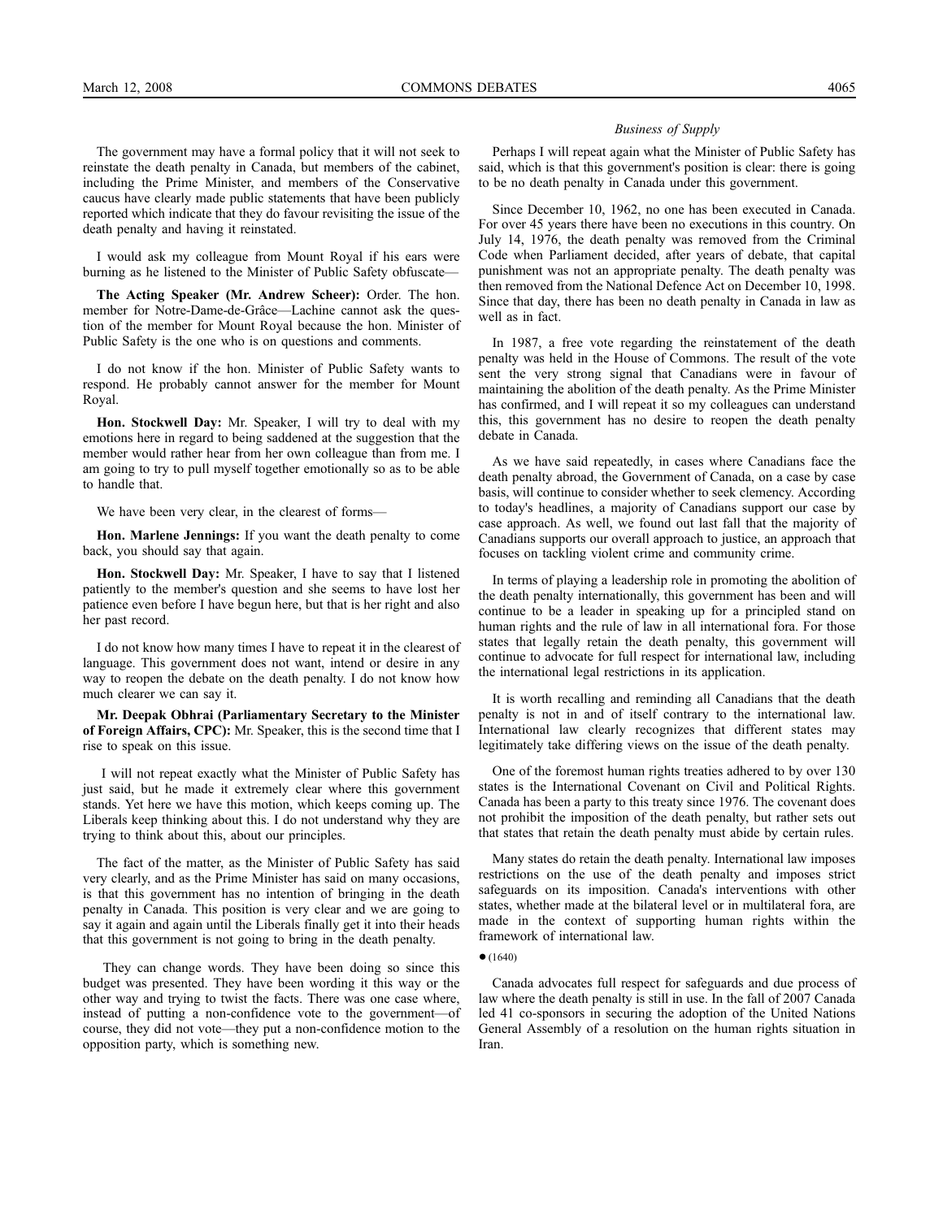The government may have a formal policy that it will not seek to reinstate the death penalty in Canada, but members of the cabinet, including the Prime Minister, and members of the Conservative caucus have clearly made public statements that have been publicly reported which indicate that they do favour revisiting the issue of the death penalty and having it reinstated.

I would ask my colleague from Mount Royal if his ears were burning as he listened to the Minister of Public Safety obfuscate—

**The Acting Speaker (Mr. Andrew Scheer):** Order. The hon. member for Notre-Dame-de-Grâce—Lachine cannot ask the question of the member for Mount Royal because the hon. Minister of Public Safety is the one who is on questions and comments.

I do not know if the hon. Minister of Public Safety wants to respond. He probably cannot answer for the member for Mount Royal.

**Hon. Stockwell Day:** Mr. Speaker, I will try to deal with my emotions here in regard to being saddened at the suggestion that the member would rather hear from her own colleague than from me. I am going to try to pull myself together emotionally so as to be able to handle that.

We have been very clear, in the clearest of forms—

**Hon. Marlene Jennings:** If you want the death penalty to come back, you should say that again.

**Hon. Stockwell Day:** Mr. Speaker, I have to say that I listened patiently to the member's question and she seems to have lost her patience even before I have begun here, but that is her right and also her past record.

I do not know how many times I have to repeat it in the clearest of language. This government does not want, intend or desire in any way to reopen the debate on the death penalty. I do not know how much clearer we can say it.

**Mr. Deepak Obhrai (Parliamentary Secretary to the Minister of Foreign Affairs, CPC):** Mr. Speaker, this is the second time that I rise to speak on this issue.

I will not repeat exactly what the Minister of Public Safety has just said, but he made it extremely clear where this government stands. Yet here we have this motion, which keeps coming up. The Liberals keep thinking about this. I do not understand why they are trying to think about this, about our principles.

The fact of the matter, as the Minister of Public Safety has said very clearly, and as the Prime Minister has said on many occasions, is that this government has no intention of bringing in the death penalty in Canada. This position is very clear and we are going to say it again and again until the Liberals finally get it into their heads that this government is not going to bring in the death penalty.

They can change words. They have been doing so since this budget was presented. They have been wording it this way or the other way and trying to twist the facts. There was one case where, instead of putting a non-confidence vote to the government—of course, they did not vote—they put a non-confidence motion to the opposition party, which is something new.

Perhaps I will repeat again what the Minister of Public Safety has said, which is that this government's position is clear: there is going to be no death penalty in Canada under this government.

Since December 10, 1962, no one has been executed in Canada. For over 45 years there have been no executions in this country. On July 14, 1976, the death penalty was removed from the Criminal Code when Parliament decided, after years of debate, that capital punishment was not an appropriate penalty. The death penalty was then removed from the National Defence Act on December 10, 1998. Since that day, there has been no death penalty in Canada in law as well as in fact.

In 1987, a free vote regarding the reinstatement of the death penalty was held in the House of Commons. The result of the vote sent the very strong signal that Canadians were in favour of maintaining the abolition of the death penalty. As the Prime Minister has confirmed, and I will repeat it so my colleagues can understand this, this government has no desire to reopen the death penalty debate in Canada.

As we have said repeatedly, in cases where Canadians face the death penalty abroad, the Government of Canada, on a case by case basis, will continue to consider whether to seek clemency. According to today's headlines, a majority of Canadians support our case by case approach. As well, we found out last fall that the majority of Canadians supports our overall approach to justice, an approach that focuses on tackling violent crime and community crime.

In terms of playing a leadership role in promoting the abolition of the death penalty internationally, this government has been and will continue to be a leader in speaking up for a principled stand on human rights and the rule of law in all international fora. For those states that legally retain the death penalty, this government will continue to advocate for full respect for international law, including the international legal restrictions in its application.

It is worth recalling and reminding all Canadians that the death penalty is not in and of itself contrary to the international law. International law clearly recognizes that different states may legitimately take differing views on the issue of the death penalty.

One of the foremost human rights treaties adhered to by over 130 states is the International Covenant on Civil and Political Rights. Canada has been a party to this treaty since 1976. The covenant does not prohibit the imposition of the death penalty, but rather sets out that states that retain the death penalty must abide by certain rules.

Many states do retain the death penalty. International law imposes restrictions on the use of the death penalty and imposes strict safeguards on its imposition. Canada's interventions with other states, whether made at the bilateral level or in multilateral fora, are made in the context of supporting human rights within the framework of international law.

● (1640)

Canada advocates full respect for safeguards and due process of law where the death penalty is still in use. In the fall of 2007 Canada led 41 co-sponsors in securing the adoption of the United Nations General Assembly of a resolution on the human rights situation in Iran.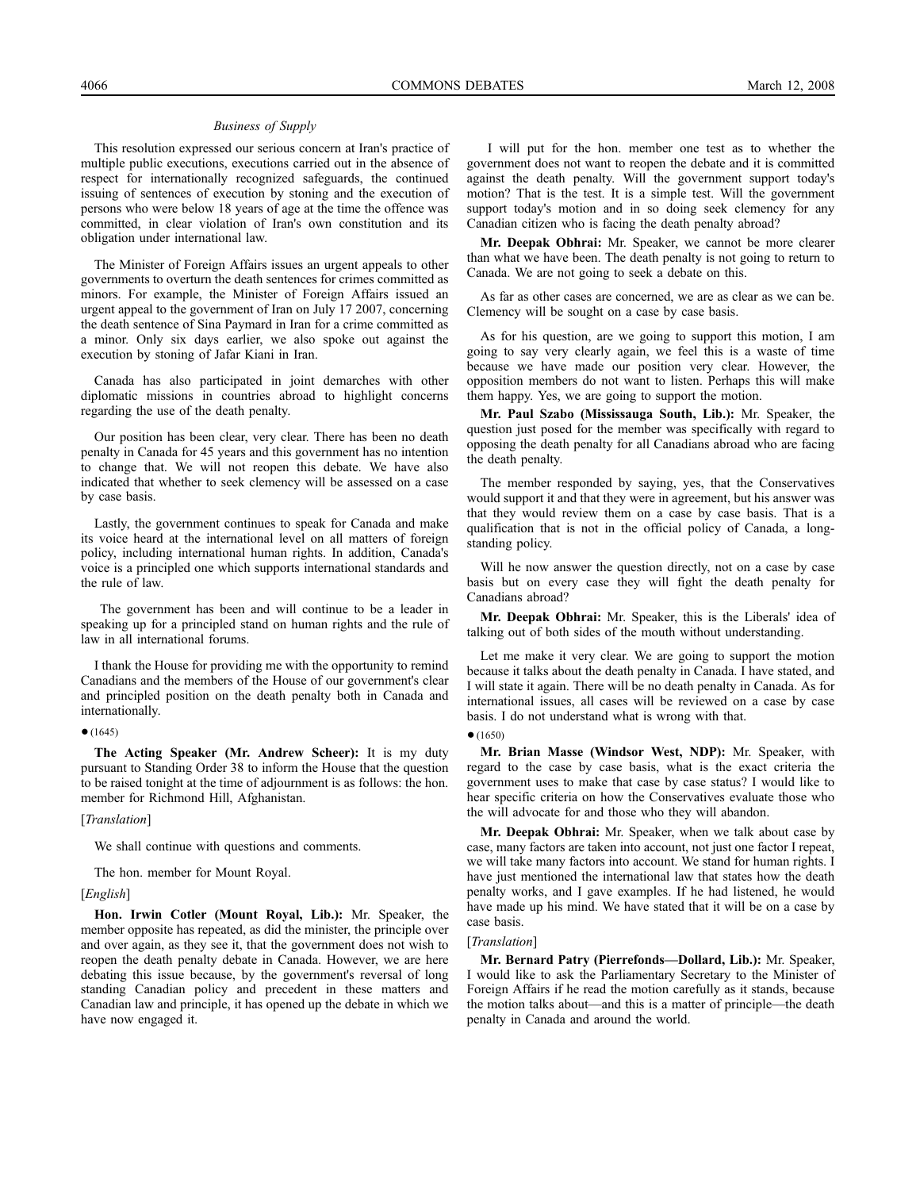*Business of Supply*

This resolution expressed our serious concern at Iran's practice of multiple public executions, executions carried out in the absence of respect for internationally recognized safeguards, the continued issuing of sentences of execution by stoning and the execution of persons who were below 18 years of age at the time the offence was committed, in clear violation of Iran's own constitution and its obligation under international law.

The Minister of Foreign Affairs issues an urgent appeals to other governments to overturn the death sentences for crimes committed as minors. For example, the Minister of Foreign Affairs issued an urgent appeal to the government of Iran on July 17 2007, concerning the death sentence of Sina Paymard in Iran for a crime committed as a minor. Only six days earlier, we also spoke out against the execution by stoning of Jafar Kiani in Iran.

Canada has also participated in joint demarches with other diplomatic missions in countries abroad to highlight concerns regarding the use of the death penalty.

Our position has been clear, very clear. There has been no death penalty in Canada for 45 years and this government has no intention to change that. We will not reopen this debate. We have also indicated that whether to seek clemency will be assessed on a case by case basis.

Lastly, the government continues to speak for Canada and make its voice heard at the international level on all matters of foreign policy, including international human rights. In addition, Canada's voice is a principled one which supports international standards and the rule of law.

The government has been and will continue to be a leader in speaking up for a principled stand on human rights and the rule of law in all international forums.

I thank the House for providing me with the opportunity to remind Canadians and the members of the House of our government's clear and principled position on the death penalty both in Canada and internationally.

● (1645)

**The Acting Speaker (Mr. Andrew Scheer):** It is my duty pursuant to Standing Order 38 to inform the House that the question to be raised tonight at the time of adjournment is as follows: the hon. member for Richmond Hill, Afghanistan.

[*Translation*]

We shall continue with questions and comments.

The hon. member for Mount Royal.

[*English*]

**Hon. Irwin Cotler (Mount Royal, Lib.):** Mr. Speaker, the member opposite has repeated, as did the minister, the principle over and over again, as they see it, that the government does not wish to reopen the death penalty debate in Canada. However, we are here debating this issue because, by the government's reversal of long standing Canadian policy and precedent in these matters and Canadian law and principle, it has opened up the debate in which we have now engaged it.

I will put for the hon. member one test as to whether the government does not want to reopen the debate and it is committed against the death penalty. Will the government support today's motion? That is the test. It is a simple test. Will the government support today's motion and in so doing seek clemency for any Canadian citizen who is facing the death penalty abroad?

**Mr. Deepak Obhrai:** Mr. Speaker, we cannot be more clearer than what we have been. The death penalty is not going to return to Canada. We are not going to seek a debate on this.

As far as other cases are concerned, we are as clear as we can be. Clemency will be sought on a case by case basis.

As for his question, are we going to support this motion, I am going to say very clearly again, we feel this is a waste of time because we have made our position very clear. However, the opposition members do not want to listen. Perhaps this will make them happy. Yes, we are going to support the motion.

**Mr. Paul Szabo (Mississauga South, Lib.):** Mr. Speaker, the question just posed for the member was specifically with regard to opposing the death penalty for all Canadians abroad who are facing the death penalty.

The member responded by saying, yes, that the Conservatives would support it and that they were in agreement, but his answer was that they would review them on a case by case basis. That is a qualification that is not in the official policy of Canada, a long-standing policy.

Will he now answer the question directly, not on a case by case basis but on every case they will fight the death penalty for Canadians abroad?

**Mr. Deepak Obhrai:** Mr. Speaker, this is the Liberals' idea of talking out of both sides of the mouth without understanding.

Let me make it very clear. We are going to support the motion because it talks about the death penalty in Canada. I have stated, and I will state it again. There will be no death penalty in Canada. As for international issues, all cases will be reviewed on a case by case basis. I do not understand what is wrong with that.

● (1650)

**Mr. Brian Masse (Windsor West, NDP):** Mr. Speaker, with regard to the case by case basis, what is the exact criteria the government uses to make that case by case status? I would like to hear specific criteria on how the Conservatives evaluate those who the will advocate for and those who they will abandon.

**Mr. Deepak Obhrai:** Mr. Speaker, when we talk about case by case, many factors are taken into account, not just one factor I repeat, we will take many factors into account. We stand for human rights. I have just mentioned the international law that states how the death penalty works, and I gave examples. If he had listened, he would have made up his mind. We have stated that it will be on a case by case basis.

[*Translation*]

**Mr. Bernard Patry (Pierrefonds—Dollard, Lib.):** Mr. Speaker, I would like to ask the Parliamentary Secretary to the Minister of Foreign Affairs if he read the motion carefully as it stands, because the motion talks about—and this is a matter of principle—the death penalty in Canada and around the world.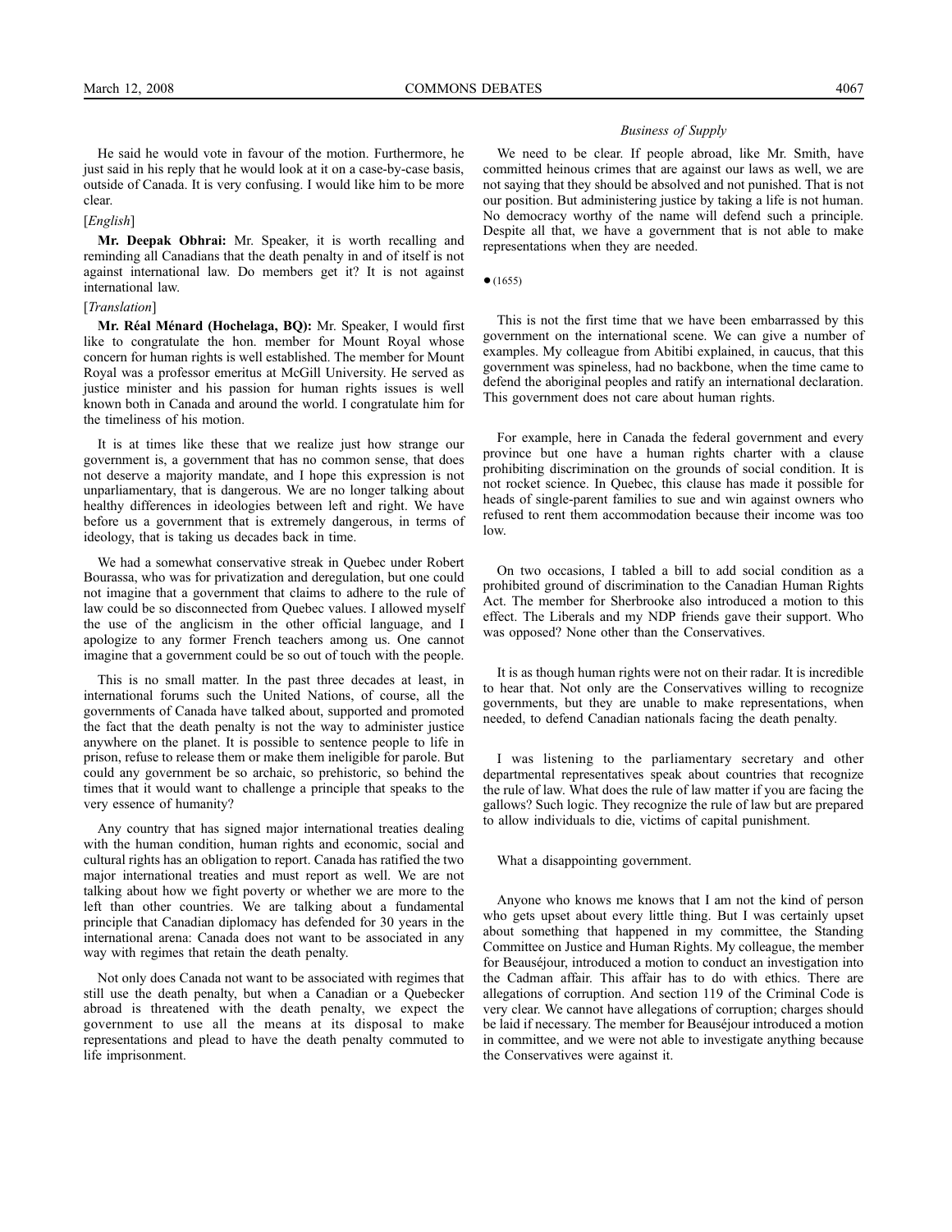He said he would vote in favour of the motion. Furthermore, he just said in his reply that he would look at it on a case-by-case basis, outside of Canada. It is very confusing. I would like him to be more clear.

[*English*]

**Mr. Deepak Obhrai:** Mr. Speaker, it is worth recalling and reminding all Canadians that the death penalty in and of itself is not against international law. Do members get it? It is not against international law.

[*Translation*]

**Mr. Réal Ménard (Hochelaga, BQ):** Mr. Speaker, I would first like to congratulate the hon. member for Mount Royal whose concern for human rights is well established. The member for Mount Royal was a professor emeritus at McGill University. He served as justice minister and his passion for human rights issues is well known both in Canada and around the world. I congratulate him for the timeliness of his motion.

It is at times like these that we realize just how strange our government is, a government that has no common sense, that does not deserve a majority mandate, and I hope this expression is not unparliamentary, that is dangerous. We are no longer talking about healthy differences in ideologies between left and right. We have before us a government that is extremely dangerous, in terms of ideology, that is taking us decades back in time.

We had a somewhat conservative streak in Quebec under Robert Bourassa, who was for privatization and deregulation, but one could not imagine that a government that claims to adhere to the rule of law could be so disconnected from Quebec values. I allowed myself the use of the anglicism in the other official language, and I apologize to any former French teachers among us. One cannot imagine that a government could be so out of touch with the people.

This is no small matter. In the past three decades at least, in international forums such the United Nations, of course, all the governments of Canada have talked about, supported and promoted the fact that the death penalty is not the way to administer justice anywhere on the planet. It is possible to sentence people to life in prison, refuse to release them or make them ineligible for parole. But could any government be so archaic, so prehistoric, so behind the times that it would want to challenge a principle that speaks to the very essence of humanity?

Any country that has signed major international treaties dealing with the human condition, human rights and economic, social and cultural rights has an obligation to report. Canada has ratified the two major international treaties and must report as well. We are not talking about how we fight poverty or whether we are more to the left than other countries. We are talking about a fundamental principle that Canadian diplomacy has defended for 30 years in the international arena: Canada does not want to be associated in any way with regimes that retain the death penalty.

Not only does Canada not want to be associated with regimes that still use the death penalty, but when a Canadian or a Quebecker abroad is threatened with the death penalty, we expect the government to use all the means at its disposal to make representations and plead to have the death penalty commuted to life imprisonment.

We need to be clear. If people abroad, like Mr. Smith, have committed heinous crimes that are against our laws as well, we are not saying that they should be absolved and not punished. That is not our position. But administering justice by taking a life is not human. No democracy worthy of the name will defend such a principle. Despite all that, we have a government that is not able to make representations when they are needed.

● (1655)

This is not the first time that we have been embarrassed by this government on the international scene. We can give a number of examples. My colleague from Abitibi explained, in caucus, that this government was spineless, had no backbone, when the time came to defend the aboriginal peoples and ratify an international declaration. This government does not care about human rights.

For example, here in Canada the federal government and every province but one have a human rights charter with a clause prohibiting discrimination on the grounds of social condition. It is not rocket science. In Quebec, this clause has made it possible for heads of single-parent families to sue and win against owners who refused to rent them accommodation because their income was too low.

On two occasions, I tabled a bill to add social condition as a prohibited ground of discrimination to the Canadian Human Rights Act. The member for Sherbrooke also introduced a motion to this effect. The Liberals and my NDP friends gave their support. Who was opposed? None other than the Conservatives.

It is as though human rights were not on their radar. It is incredible to hear that. Not only are the Conservatives willing to recognize governments, but they are unable to make representations, when needed, to defend Canadian nationals facing the death penalty.

I was listening to the parliamentary secretary and other departmental representatives speak about countries that recognize the rule of law. What does the rule of law matter if you are facing the gallows? Such logic. They recognize the rule of law but are prepared to allow individuals to die, victims of capital punishment.

What a disappointing government.

Anyone who knows me knows that I am not the kind of person who gets upset about every little thing. But I was certainly upset about something that happened in my committee, the Standing Committee on Justice and Human Rights. My colleague, the member for Beauséjour, introduced a motion to conduct an investigation into the Cadman affair. This affair has to do with ethics. There are allegations of corruption. And section 119 of the Criminal Code is very clear. We cannot have allegations of corruption; charges should be laid if necessary. The member for Beauséjour introduced a motion in committee, and we were not able to investigate anything because the Conservatives were against it.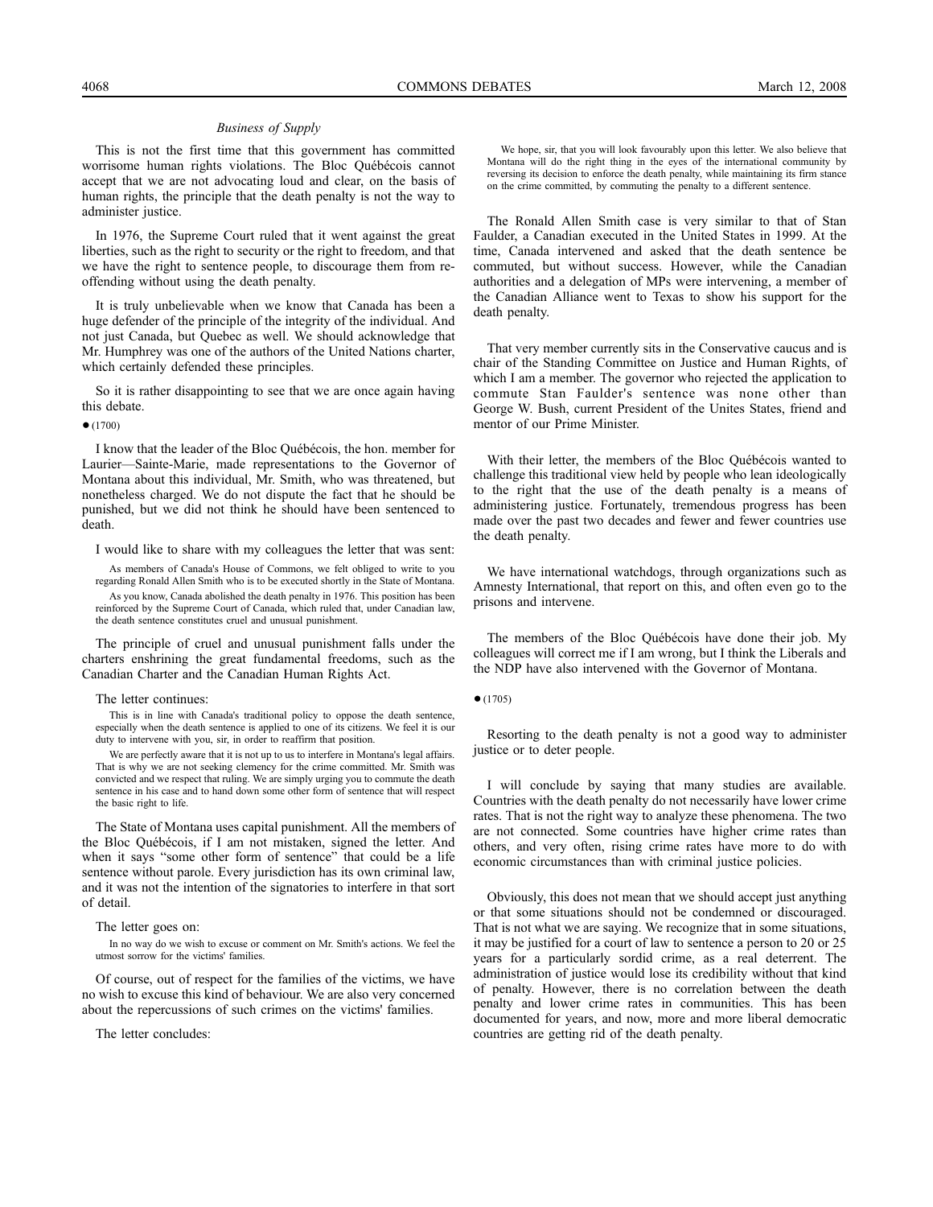*Business of Supply*

This is not the first time that this government has committed worrisome human rights violations. The Bloc Québécois cannot accept that we are not advocating loud and clear, on the basis of human rights, the principle that the death penalty is not the way to administer justice.

In 1976, the Supreme Court ruled that it went against the great liberties, such as the right to security or the right to freedom, and that we have the right to sentence people, to discourage them from re-offending without using the death penalty.

It is truly unbelievable when we know that Canada has been a huge defender of the principle of the integrity of the individual. And not just Canada, but Quebec as well. We should acknowledge that Mr. Humphrey was one of the authors of the United Nations charter, which certainly defended these principles.

So it is rather disappointing to see that we are once again having this debate.

● (1700)

I know that the leader of the Bloc Québécois, the hon. member for Laurier—Sainte-Marie, made representations to the Governor of Montana about this individual, Mr. Smith, who was threatened, but nonetheless charged. We do not dispute the fact that he should be punished, but we did not think he should have been sentenced to death.

I would like to share with my colleagues the letter that was sent:

> As members of Canada's House of Commons, we felt obliged to write to you regarding Ronald Allen Smith who is to be executed shortly in the State of Montana.
>
> As you know, Canada abolished the death penalty in 1976. This position has been reinforced by the Supreme Court of Canada, which ruled that, under Canadian law, the death sentence constitutes cruel and unusual punishment.

The principle of cruel and unusual punishment falls under the charters enshrining the great fundamental freedoms, such as the Canadian Charter and the Canadian Human Rights Act.

The letter continues:

> This is in line with Canada's traditional policy to oppose the death sentence, especially when the death sentence is applied to one of its citizens. We feel it is our duty to intervene with you, sir, in order to reaffirm that position.
>
> We are perfectly aware that it is not up to us to interfere in Montana's legal affairs. That is why we are not seeking clemency for the crime committed. Mr. Smith was convicted and we respect that ruling. We are simply urging you to commute the death sentence in his case and to hand down some other form of sentence that will respect the basic right to life.

The State of Montana uses capital punishment. All the members of the Bloc Québécois, if I am not mistaken, signed the letter. And when it says "some other form of sentence" that could be a life sentence without parole. Every jurisdiction has its own criminal law, and it was not the intention of the signatories to interfere in that sort of detail.

The letter goes on:

> In no way do we wish to excuse or comment on Mr. Smith's actions. We feel the utmost sorrow for the victims' families.

Of course, out of respect for the families of the victims, we have no wish to excuse this kind of behaviour. We are also very concerned about the repercussions of such crimes on the victims' families.

The letter concludes:

> We hope, sir, that you will look favourably upon this letter. We also believe that Montana will do the right thing in the eyes of the international community by reversing its decision to enforce the death penalty, while maintaining its firm stance on the crime committed, by commuting the penalty to a different sentence.

The Ronald Allen Smith case is very similar to that of Stan Faulder, a Canadian executed in the United States in 1999. At the time, Canada intervened and asked that the death sentence be commuted, but without success. However, while the Canadian authorities and a delegation of MPs were intervening, a member of the Canadian Alliance went to Texas to show his support for the death penalty.

That very member currently sits in the Conservative caucus and is chair of the Standing Committee on Justice and Human Rights, of which I am a member. The governor who rejected the application to commute Stan Faulder's sentence was none other than George W. Bush, current President of the Unites States, friend and mentor of our Prime Minister.

With their letter, the members of the Bloc Québécois wanted to challenge this traditional view held by people who lean ideologically to the right that the use of the death penalty is a means of administering justice. Fortunately, tremendous progress has been made over the past two decades and fewer and fewer countries use the death penalty.

We have international watchdogs, through organizations such as Amnesty International, that report on this, and often even go to the prisons and intervene.

The members of the Bloc Québécois have done their job. My colleagues will correct me if I am wrong, but I think the Liberals and the NDP have also intervened with the Governor of Montana.

● (1705)

Resorting to the death penalty is not a good way to administer justice or to deter people.

I will conclude by saying that many studies are available. Countries with the death penalty do not necessarily have lower crime rates. That is not the right way to analyze these phenomena. The two are not connected. Some countries have higher crime rates than others, and very often, rising crime rates have more to do with economic circumstances than with criminal justice policies.

Obviously, this does not mean that we should accept just anything or that some situations should not be condemned or discouraged. That is not what we are saying. We recognize that in some situations, it may be justified for a court of law to sentence a person to 20 or 25 years for a particularly sordid crime, as a real deterrent. The administration of justice would lose its credibility without that kind of penalty. However, there is no correlation between the death penalty and lower crime rates in communities. This has been documented for years, and now, more and more liberal democratic countries are getting rid of the death penalty.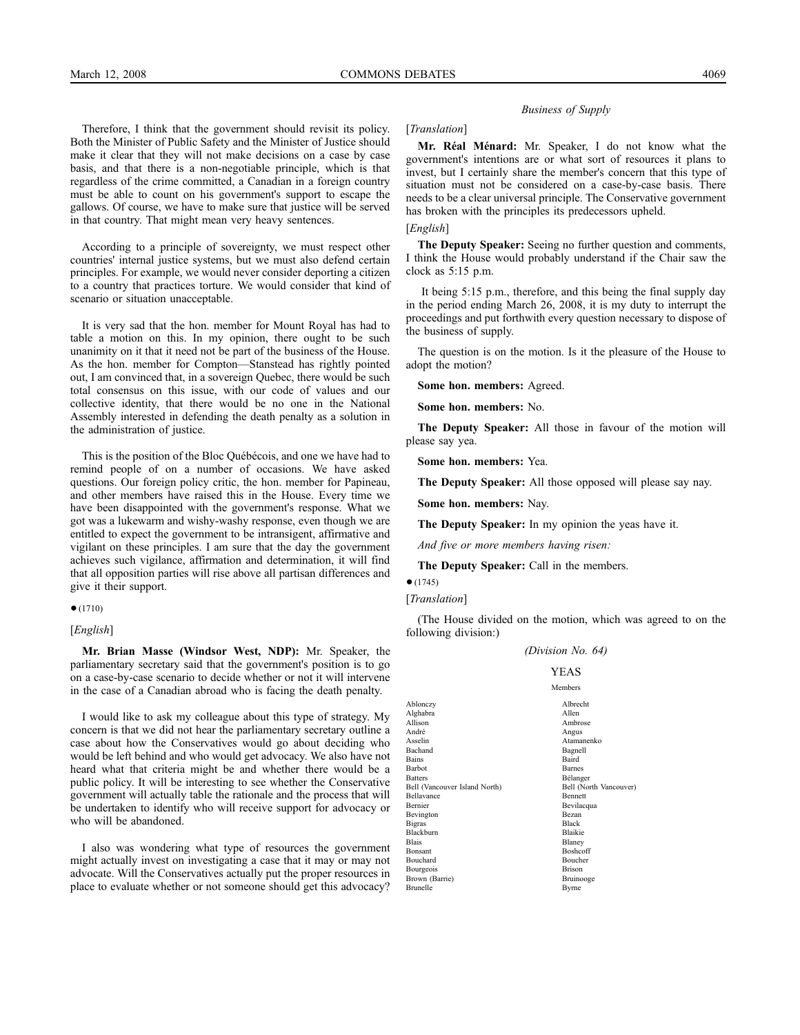Therefore, I think that the government should revisit its policy. Both the Minister of Public Safety and the Minister of Justice should make it clear that they will not make decisions on a case by case basis, and that there is a non-negotiable principle, which is that regardless of the crime committed, a Canadian in a foreign country must be able to count on his government's support to escape the gallows. Of course, we have to make sure that justice will be served in that country. That might mean very heavy sentences.

According to a principle of sovereignty, we must respect other countries' internal justice systems, but we must also defend certain principles. For example, we would never consider deporting a citizen to a country that practices torture. We would consider that kind of scenario or situation unacceptable.

It is very sad that the hon. member for Mount Royal has had to table a motion on this. In my opinion, there ought to be such unanimity on it that it need not be part of the business of the House. As the hon. member for Compton—Stanstead has rightly pointed out, I am convinced that, in a sovereign Quebec, there would be such total consensus on this issue, with our code of values and our collective identity, that there would be no one in the National Assembly interested in defending the death penalty as a solution in the administration of justice.

This is the position of the Bloc Québécois, and one we have had to remind people of on a number of occasions. We have asked questions. Our foreign policy critic, the hon. member for Papineau, and other members have raised this in the House. Every time we have been disappointed with the government's response. What we got was a lukewarm and wishy-washy response, even though we are entitled to expect the government to be intransigent, affirmative and vigilant on these principles. I am sure that the day the government achieves such vigilance, affirmation and determination, it will find that all opposition parties will rise above all partisan differences and give it their support.

● (1710)

[*English*]

**Mr. Brian Masse (Windsor West, NDP):** Mr. Speaker, the parliamentary secretary said that the government's position is to go on a case-by-case scenario to decide whether or not it will intervene in the case of a Canadian abroad who is facing the death penalty.

I would like to ask my colleague about this type of strategy. My concern is that we did not hear the parliamentary secretary outline a case about how the Conservatives would go about deciding who would be left behind and who would get advocacy. We also have not heard what that criteria might be and whether there would be a public policy. It will be interesting to see whether the Conservative government will actually table the rationale and the process that will be undertaken to identify who will receive support for advocacy or who will be abandoned.

I also was wondering what type of resources the government might actually invest on investigating a case that it may or may not advocate. Will the Conservatives actually put the proper resources in place to evaluate whether or not someone should get this advocacy?

*Business of Supply*

[*Translation*]

**Mr. Réal Ménard:** Mr. Speaker, I do not know what the government's intentions are or what sort of resources it plans to invest, but I certainly share the member's concern that this type of situation must not be considered on a case-by-case basis. There needs to be a clear universal principle. The Conservative government has broken with the principles its predecessors upheld.

[*English*]

**The Deputy Speaker:** Seeing no further question and comments, I think the House would probably understand if the Chair saw the clock as 5:15 p.m.

It being 5:15 p.m., therefore, and this being the final supply day in the period ending March 26, 2008, it is my duty to interrupt the proceedings and put forthwith every question necessary to dispose of the business of supply.

The question is on the motion. Is it the pleasure of the House to adopt the motion?

**Some hon. members:** Agreed.

**Some hon. members:** No.

**The Deputy Speaker:** All those in favour of the motion will please say yea.

**Some hon. members:** Yea.

**The Deputy Speaker:** All those opposed will please say nay.

**Some hon. members:** Nay.

**The Deputy Speaker:** In my opinion the yeas have it.

*And five or more members having risen:*

**The Deputy Speaker:** Call in the members.

● (1745)

[*Translation*]

(The House divided on the motion, which was agreed to on the following division:)

*(Division No. 64)*

YEAS

Members

Ablonczy Albrecht
Alghabra Allen
Allison Ambrose
André Angus
Asselin Atamanenko
Bachand Bagnell
Bains Baird
Barbot Barnes
Batters Bélanger
Bell (Vancouver Island North) Bell (North Vancouver)
Bellavance Bennett
Bernier Bevilacqua
Bevington Bezan
Bigras Black
Blackburn Blaikie
Blais Blaney
Bonsant Boshcoff
Bouchard Boucher
Bourgeois Brison
Brown (Barrie) Bruinooge
Brunelle Byrne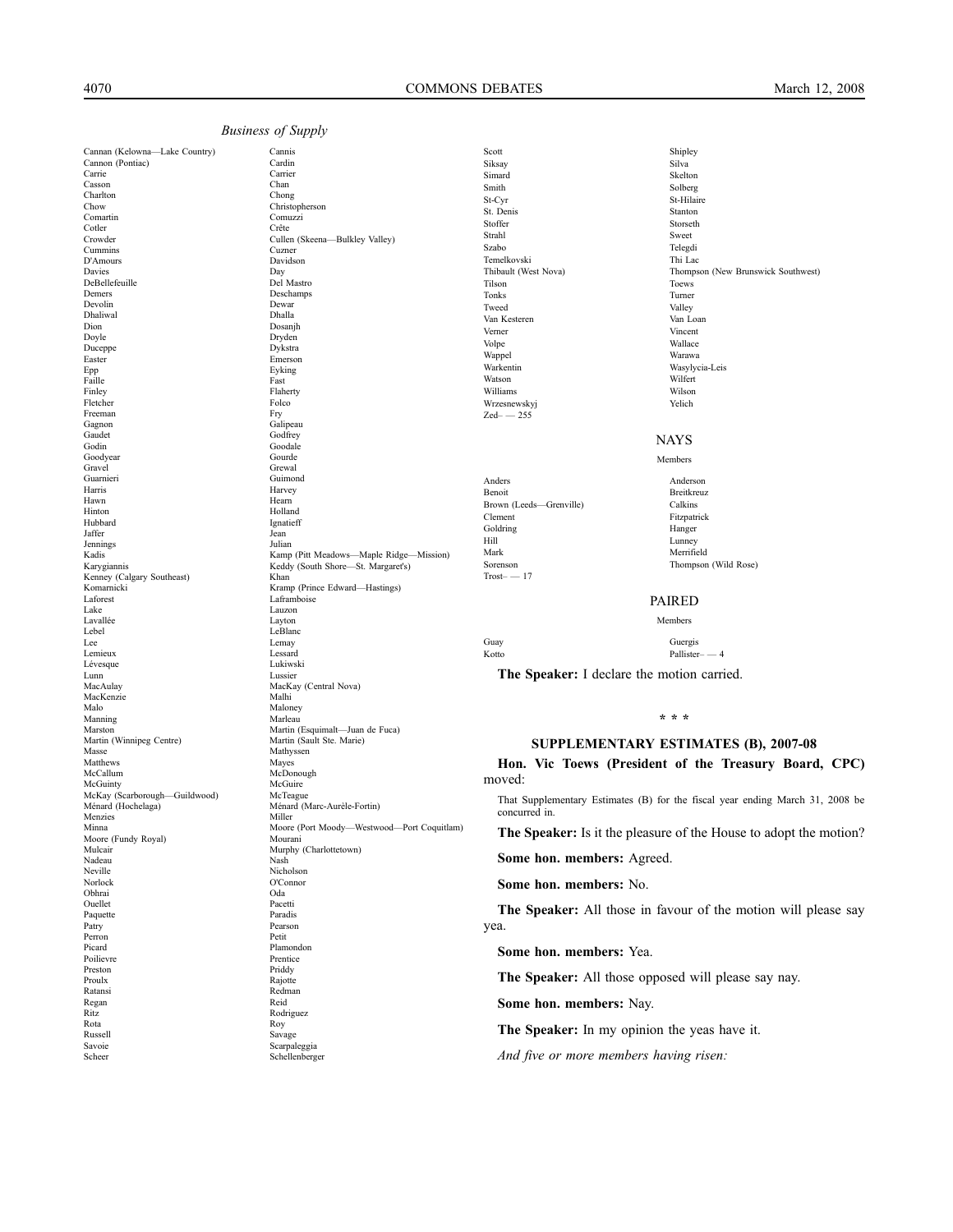*Business of Supply*

Cannan (Kelowna—Lake Country) Cannis
Cannon (Pontiac) Cardin
Carrie Carrier
Casson Chan
Charlton Chong
Chow Christopherson
Comartin Comuzzi
Cotler Crête
Crowder Cullen (Skeena—Bulkley Valley)
Cummins Cuzner
D'Amours Davidson
Davies Day
DeBellefeuille Del Mastro
Demers Deschamps
Devolin Dewar
Dhaliwal Dhalla
Dion Dosanjh
Doyle Dryden
Duceppe Dykstra
Easter Emerson
Epp Eyking
Faille Fast
Finley Flaherty
Fletcher Folco
Freeman Fry
Gagnon Galipeau
Gaudet Godfrey
Godin Goodale
Goodyear Gourde
Gravel Grewal
Guarnieri Guimond
Harris Harvey
Hawn Hearn
Hinton Holland
Hubbard Ignatieff
Jaffer Jean
Jennings Julian
Kadis Kamp (Pitt Meadows—Maple Ridge—Mission)
Karygiannis Keddy (South Shore—St. Margaret's)
Kenney (Calgary Southeast) Khan
Komarnicki Kramp (Prince Edward—Hastings)
Laforest Laframboise
Lake Lauzon
Lavallée Layton
Lebel LeBlanc
Lee Lemay
Lemieux Lessard
Lévesque Lukiwski
Lunn Lussier
MacAulay MacKay (Central Nova)
MacKenzie Malhi
Malo Maloney
Manning Marleau
Marston Martin (Esquimalt—Juan de Fuca)
Martin (Winnipeg Centre) Martin (Sault Ste. Marie)
Masse Mathyssen
Matthews Mayes
McCallum McDonough
McGuinty McGuire
McKay (Scarborough—Guildwood) McTeague
Ménard (Hochelaga) Ménard (Marc-Aurèle-Fortin)
Menzies Miller
Minna Moore (Port Moody—Westwood—Port Coquitlam)
Moore (Fundy Royal) Mourani
Mulcair Murphy (Charlottetown)
Nadeau Nash
Neville Nicholson
Norlock O'Connor
Obhrai Oda
Ouellet Pacetti
Paquette Paradis
Patry Pearson
Perron Petit
Picard Plamondon
Poilievre Prentice
Preston Priddy
Proulx Rajotte
Ratansi Redman
Regan Reid
Ritz Rodriguez
Rota Roy
Russell Savage
Savoie Scarpaleggia
Scheer Schellenberger
Scott Shipley
Siksay Silva
Simard Skelton
Smith Solberg
St-Cyr St-Hilaire
St. Denis Stanton
Stoffer Storseth
Strahl Sweet
Szabo Telegdi
Temelkovski Thi Lac
Thibault (West Nova) Thompson (New Brunswick Southwest)
Tilson Toews
Tonks Turner
Tweed Valley
Van Kesteren Van Loan
Verner Vincent
Volpe Wallace
Wappel Warawa
Warkentin Wasylycia-Leis
Watson Wilfert
Williams Wilson
Wrzesnewskyj Yelich
Zed– — 255

## NAYS

Members

Anders Anderson
Benoit Breitkreuz
Brown (Leeds—Grenville) Calkins
Clement Fitzpatrick
Goldring Hanger
Hill Lunney
Mark Merrifield
Sorenson Thompson (Wild Rose)
Trost– — 17

## PAIRED

Members

Guay Guergis
Kotto Pallister– — 4

**The Speaker:** I declare the motion carried.

\* \* \*

### SUPPLEMENTARY ESTIMATES (B), 2007-08

**Hon. Vic Toews (President of the Treasury Board, CPC)** moved:

That Supplementary Estimates (B) for the fiscal year ending March 31, 2008 be concurred in.

**The Speaker:** Is it the pleasure of the House to adopt the motion?

**Some hon. members:** Agreed.

**Some hon. members:** No.

**The Speaker:** All those in favour of the motion will please say yea.

**Some hon. members:** Yea.

**The Speaker:** All those opposed will please say nay.

**Some hon. members:** Nay.

**The Speaker:** In my opinion the yeas have it.

*And five or more members having risen:*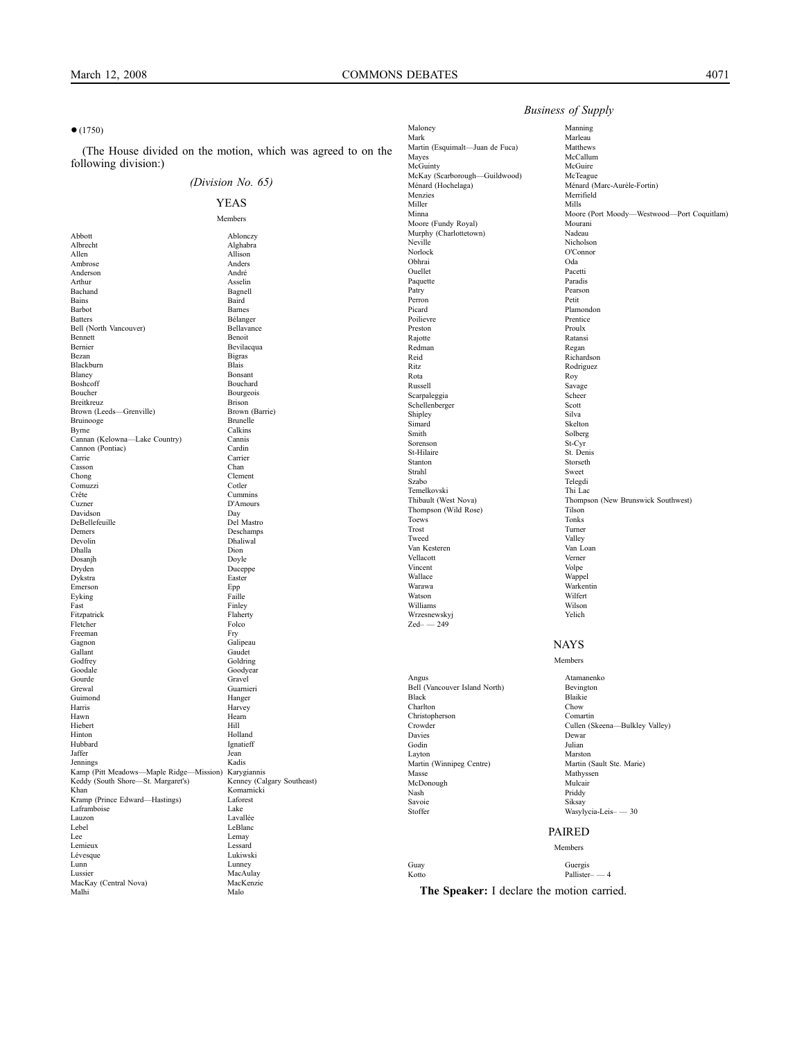● (1750)

(The House divided on the motion, which was agreed to on the following division:)

*(Division No. 65)*

## YEAS

Members

Abbott
Ablonczy
Albrecht
Alghabra
Allen
Allison
Ambrose
Anders
Anderson
André
Arthur
Asselin
Bachand
Bagnell
Bains
Baird
Barbot
Barnes
Batters
Bélanger
Bell (North Vancouver)
Bellavance
Bennett
Benoit
Bernier
Bevilacqua
Bezan
Bigras
Blackburn
Blais
Blaney
Bonsant
Boshcoff
Bouchard
Boucher
Bourgeois
Breitkreuz
Brison
Brown (Leeds—Grenville)
Brown (Barrie)
Bruinooge
Brunelle
Byrne
Calkins
Cannan (Kelowna—Lake Country)
Cannis
Cannon (Pontiac)
Cardin
Carrie
Carrier
Casson
Chan
Chong
Clement
Comuzzi
Cotler
Crête
Cummins
Cuzner
D'Amours
Davidson
Day
DeBellefeuille
Del Mastro
Demers
Deschamps
Devolin
Dhaliwal
Dhalla
Dion
Dosanjh
Doyle
Dryden
Duceppe
Dykstra
Easter
Emerson
Epp
Eyking
Faille
Fast
Finley
Fitzpatrick
Flaherty
Fletcher
Folco
Freeman
Fry
Gagnon
Galipeau
Gallant
Gaudet
Godfrey
Goldring
Goodale
Goodyear
Gourde
Gravel
Grewal
Guarnieri
Guimond
Hanger
Harris
Harvey
Hawn
Hearn
Hiebert
Hill
Hinton
Holland
Hubbard
Ignatieff
Jaffer
Jean
Jennings
Kadis
Kamp (Pitt Meadows—Maple Ridge—Mission)
Karygiannis
Keddy (South Shore—St. Margaret's)
Kenney (Calgary Southeast)
Khan
Komarnicki
Kramp (Prince Edward—Hastings)
Laforest
Laframboise
Lake
Lauzon
Lavallée
Lebel
LeBlanc
Lee
Lemay
Lemieux
Lessard
Lévesque
Lukiwski
Lunn
Lunney
Lussier
MacAulay
MacKay (Central Nova)
MacKenzie
Malhi
Malo
Maloney
Manning
Mark
Marleau
Martin (Esquimalt—Juan de Fuca)
Matthews
Mayes
McCallum
McGuinty
McGuire
McKay (Scarborough—Guildwood)
McTeague
Ménard (Hochelaga)
Ménard (Marc-Aurèle-Fortin)
Menzies
Merrifield
Miller
Mills
Minna
Moore (Port Moody—Westwood—Port Coquitlam)
Moore (Fundy Royal)
Mourani
Murphy (Charlottetown)
Nadeau
Neville
Nicholson
Norlock
O'Connor
Obhrai
Oda
Ouellet
Pacetti
Paquette
Paradis
Patry
Pearson
Perron
Petit
Picard
Plamondon
Poilievre
Prentice
Preston
Proulx
Rajotte
Ratansi
Redman
Regan
Reid
Richardson
Ritz
Rodriguez
Rota
Roy
Russell
Savage
Scarpaleggia
Scheer
Schellenberger
Scott
Shipley
Silva
Simard
Skelton
Smith
Solberg
Sorenson
St-Cyr
St-Hilaire
St. Denis
Stanton
Storseth
Strahl
Sweet
Szabo
Telegdi
Temelkovski
Thi Lac
Thibault (West Nova)
Thompson (New Brunswick Southwest)
Thompson (Wild Rose)
Tilson
Toews
Tonks
Trost
Turner
Tweed
Valley
Van Kesteren
Van Loan
Vellacott
Verner
Vincent
Volpe
Wallace
Wappel
Warawa
Warkentin
Watson
Wilfert
Williams
Wilson
Wrzesnewskyj
Yelich
Zed– — 249

## NAYS

Members

Angus
Atamanenko
Bell (Vancouver Island North)
Bevington
Black
Blaikie
Charlton
Chow
Christopherson
Comartin
Crowder
Cullen (Skeena—Bulkley Valley)
Davies
Dewar
Godin
Julian
Layton
Marston
Martin (Winnipeg Centre)
Martin (Sault Ste. Marie)
Masse
Mathyssen
McDonough
Mulcair
Nash
Priddy
Savoie
Siksay
Stoffer
Wasylycia-Leis– — 30

## PAIRED

Members

Guay
Guergis
Kotto
Pallister– — 4

**The Speaker:** I declare the motion carried.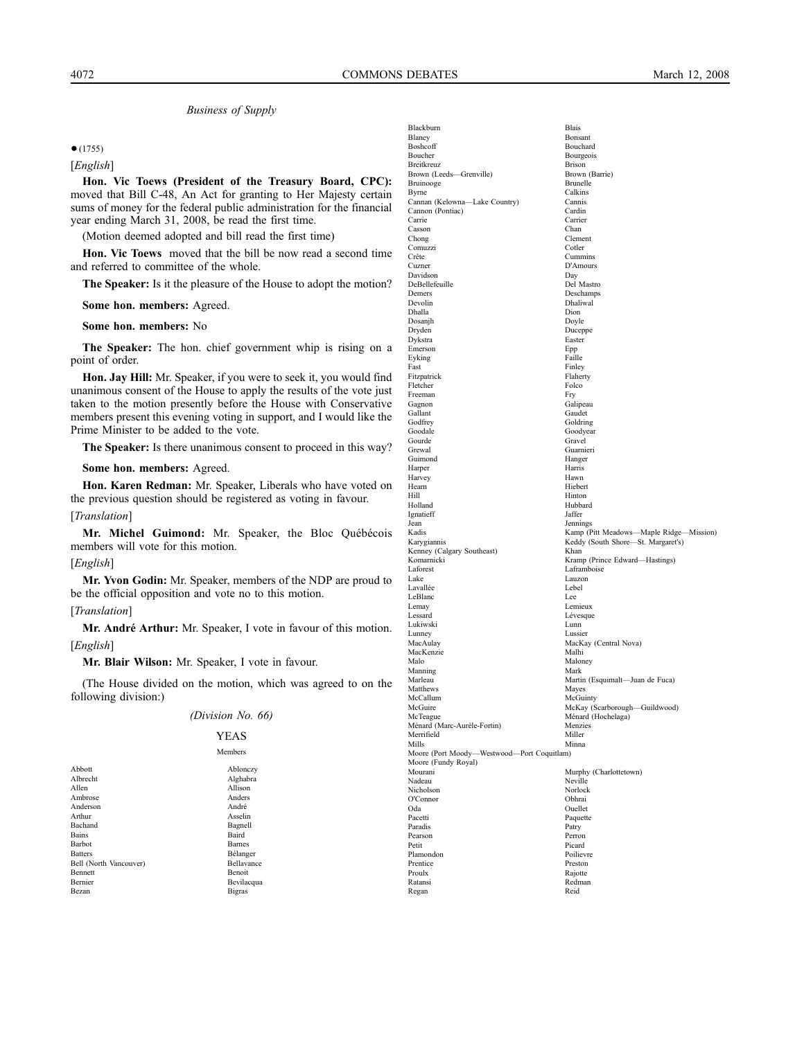*Business of Supply*

● (1755)

[*English*]

**Hon. Vic Toews (President of the Treasury Board, CPC):** moved that Bill C-48, An Act for granting to Her Majesty certain sums of money for the federal public administration for the financial year ending March 31, 2008, be read the first time.

(Motion deemed adopted and bill read the first time)

**Hon. Vic Toews** moved that the bill be now read a second time and referred to committee of the whole.

**The Speaker:** Is it the pleasure of the House to adopt the motion?

**Some hon. members:** Agreed.

**Some hon. members:** No

**The Speaker:** The hon. chief government whip is rising on a point of order.

**Hon. Jay Hill:** Mr. Speaker, if you were to seek it, you would find unanimous consent of the House to apply the results of the vote just taken to the motion presently before the House with Conservative members present this evening voting in support, and I would like the Prime Minister to be added to the vote.

**The Speaker:** Is there unanimous consent to proceed in this way?

**Some hon. members:** Agreed.

**Hon. Karen Redman:** Mr. Speaker, Liberals who have voted on the previous question should be registered as voting in favour.

[*Translation*]

**Mr. Michel Guimond:** Mr. Speaker, the Bloc Québécois members will vote for this motion.

[*English*]

**Mr. Yvon Godin:** Mr. Speaker, members of the NDP are proud to be the official opposition and vote no to this motion.

[*Translation*]

**Mr. André Arthur:** Mr. Speaker, I vote in favour of this motion.

[*English*]

**Mr. Blair Wilson:** Mr. Speaker, I vote in favour.

(The House divided on the motion, which was agreed to on the following division:)

*(Division No. 66)*

YEAS

Members

Abbott
Ablonczy
Albrecht
Alghabra
Allen
Allison
Ambrose
Anders
Anderson
André
Arthur
Asselin
Bachand
Bagnell
Bains
Baird
Barbot
Barnes
Batters
Bélanger
Bell (North Vancouver)
Bellavance
Bennett
Benoit
Bernier
Bevilacqua
Bezan
Bigras
Blackburn
Blais
Blaney
Bonsant
Boshcoff
Bouchard
Boucher
Bourgeois
Breitkreuz
Brison
Brown (Leeds—Grenville)
Brown (Barrie)
Bruinooge
Brunelle
Byrne
Calkins
Cannan (Kelowna—Lake Country)
Cannis
Cannon (Pontiac)
Cardin
Carrie
Carrier
Casson
Chan
Chong
Clement
Comuzzi
Cotler
Crête
Cummins
Cuzner
D'Amours
Davidson
Day
DeBellefeuille
Del Mastro
Demers
Deschamps
Devolin
Dhaliwal
Dhalla
Dion
Dosanjh
Doyle
Dryden
Duceppe
Dykstra
Easter
Emerson
Epp
Eyking
Faille
Fast
Finley
Fitzpatrick
Flaherty
Fletcher
Folco
Freeman
Fry
Gagnon
Galipeau
Gallant
Gaudet
Godfrey
Goldring
Goodale
Goodyear
Gourde
Gravel
Grewal
Guarnieri
Guimond
Hanger
Harper
Harris
Harvey
Hawn
Hearn
Hiebert
Hill
Hinton
Holland
Hubbard
Ignatieff
Jaffer
Jean
Jennings
Kadis
Kamp (Pitt Meadows—Maple Ridge—Mission)
Karygiannis
Keddy (South Shore—St. Margaret's)
Kenney (Calgary Southeast)
Khan
Komarnicki
Kramp (Prince Edward—Hastings)
Laforest
Laframboise
Lake
Lauzon
Lavallée
Lebel
LeBlanc
Lee
Lemay
Lemieux
Lessard
Lévesque
Lukiwski
Lunn
Lunney
Lussier
MacAulay
MacKay (Central Nova)
MacKenzie
Malhi
Malo
Maloney
Manning
Mark
Marleau
Martin (Esquimalt—Juan de Fuca)
Matthews
Mayes
McCallum
McGuinty
McGuire
McKay (Scarborough—Guildwood)
McTeague
Ménard (Hochelaga)
Ménard (Marc-Aurèle-Fortin)
Menzies
Merrifield
Miller
Mills
Minna
Moore (Port Moody—Westwood—Port Coquitlam)
Moore (Fundy Royal)
Mourani
Murphy (Charlottetown)
Nadeau
Neville
Nicholson
Norlock
O'Connor
Obhrai
Oda
Ouellet
Pacetti
Paquette
Paradis
Patry
Pearson
Perron
Petit
Picard
Plamondon
Poilievre
Prentice
Preston
Proulx
Rajotte
Ratansi
Redman
Regan
Reid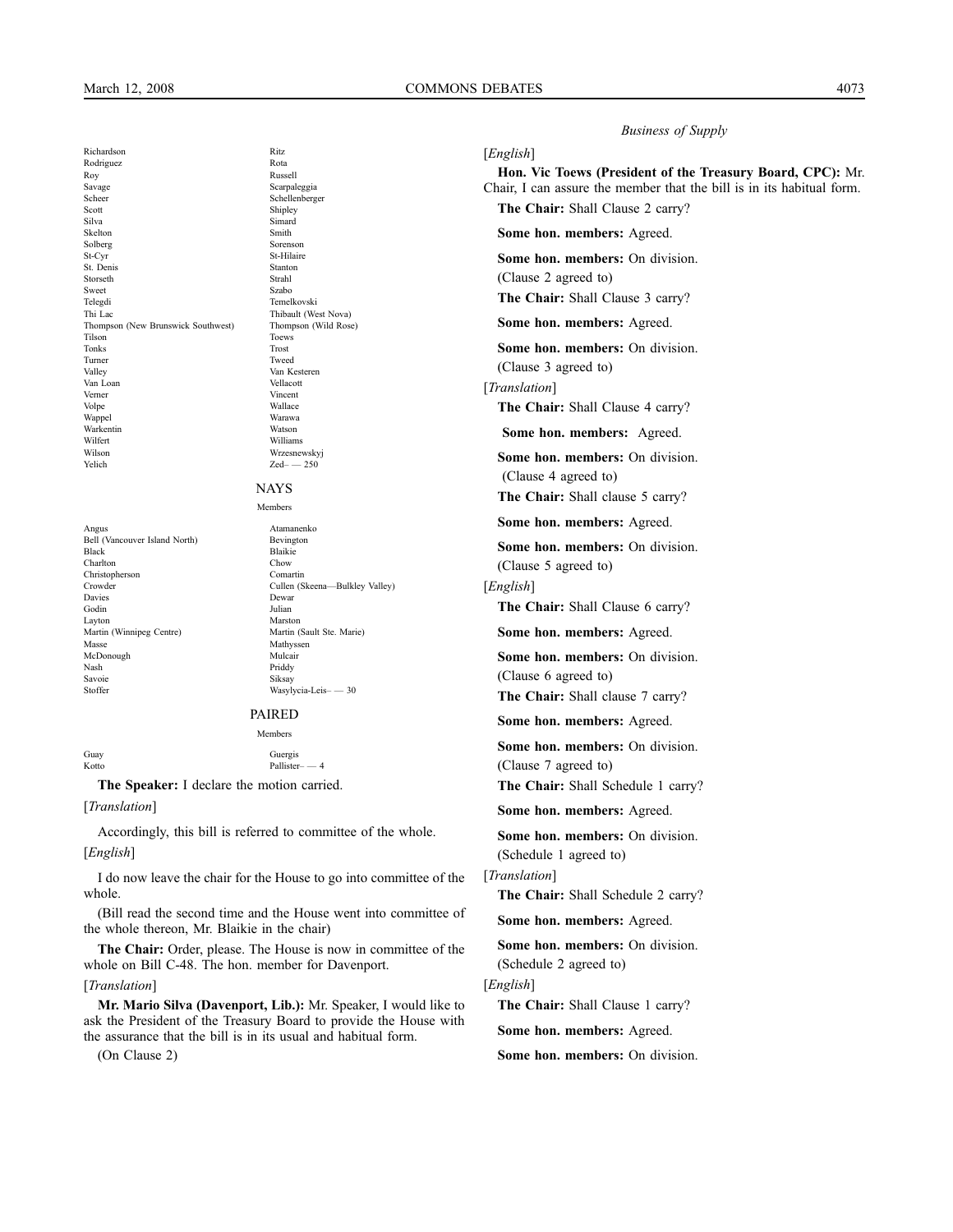| | |
|---|---|
| Richardson | Ritz |
| Rodriguez | Rota |
| Roy | Russell |
| Savage | Scarpaleggia |
| Scheer | Schellenberger |
| Scott | Shipley |
| Silva | Simard |
| Skelton | Smith |
| Solberg | Sorenson |
| St-Cyr | St-Hilaire |
| St. Denis | Stanton |
| Storseth | Strahl |
| Sweet | Szabo |
| Telegdi | Temelkovski |
| Thi Lac | Thibault (West Nova) |
| Thompson (New Brunswick Southwest) | Thompson (Wild Rose) |
| Tilson | Toews |
| Tonks | Trost |
| Turner | Tweed |
| Valley | Van Kesteren |
| Van Loan | Vellacott |
| Verner | Vincent |
| Volpe | Wallace |
| Wappel | Warawa |
| Warkentin | Watson |
| Wilfert | Williams |
| Wilson | Wrzesnewskyj |
| Yelich | Zed– — 250 |

## NAYS

Members

| | |
|---|---|
| Angus | Atamanenko |
| Bell (Vancouver Island North) | Bevington |
| Black | Blaikie |
| Charlton | Chow |
| Christopherson | Comartin |
| Crowder | Cullen (Skeena—Bulkley Valley) |
| Davies | Dewar |
| Godin | Julian |
| Layton | Marston |
| Martin (Winnipeg Centre) | Martin (Sault Ste. Marie) |
| Masse | Mathyssen |
| McDonough | Mulcair |
| Nash | Priddy |
| Savoie | Siksay |
| Stoffer | Wasylycia-Leis– — 30 |

## PAIRED

Members

| | |
|---|---|
| Guay | Guergis |
| Kotto | Pallister– — 4 |

**The Speaker:** I declare the motion carried.

[*Translation*]

Accordingly, this bill is referred to committee of the whole.

[*English*]

I do now leave the chair for the House to go into committee of the whole.

(Bill read the second time and the House went into committee of the whole thereon, Mr. Blaikie in the chair)

**The Chair:** Order, please. The House is now in committee of the whole on Bill C-48. The hon. member for Davenport.

[*Translation*]

**Mr. Mario Silva (Davenport, Lib.):** Mr. Speaker, I would like to ask the President of the Treasury Board to provide the House with the assurance that the bill is in its usual and habitual form.

(On Clause 2)

[*English*]

**Hon. Vic Toews (President of the Treasury Board, CPC):** Mr. Chair, I can assure the member that the bill is in its habitual form.

**The Chair:** Shall Clause 2 carry?

**Some hon. members:** Agreed.

**Some hon. members:** On division.

(Clause 2 agreed to)

**The Chair:** Shall Clause 3 carry?

**Some hon. members:** Agreed.

**Some hon. members:** On division.

(Clause 3 agreed to)

[*Translation*]

**The Chair:** Shall Clause 4 carry?

**Some hon. members:** Agreed.

**Some hon. members:** On division.

(Clause 4 agreed to)

**The Chair:** Shall clause 5 carry?

**Some hon. members:** Agreed.

**Some hon. members:** On division.

(Clause 5 agreed to)

[*English*]

**The Chair:** Shall Clause 6 carry?

**Some hon. members:** Agreed.

**Some hon. members:** On division.

(Clause 6 agreed to)

**The Chair:** Shall clause 7 carry?

**Some hon. members:** Agreed.

**Some hon. members:** On division.

(Clause 7 agreed to)

**The Chair:** Shall Schedule 1 carry?

**Some hon. members:** Agreed.

**Some hon. members:** On division.

(Schedule 1 agreed to)

[*Translation*]

**The Chair:** Shall Schedule 2 carry?

**Some hon. members:** Agreed.

**Some hon. members:** On division.

(Schedule 2 agreed to)

[*English*]

**The Chair:** Shall Clause 1 carry?

**Some hon. members:** Agreed.

**Some hon. members:** On division.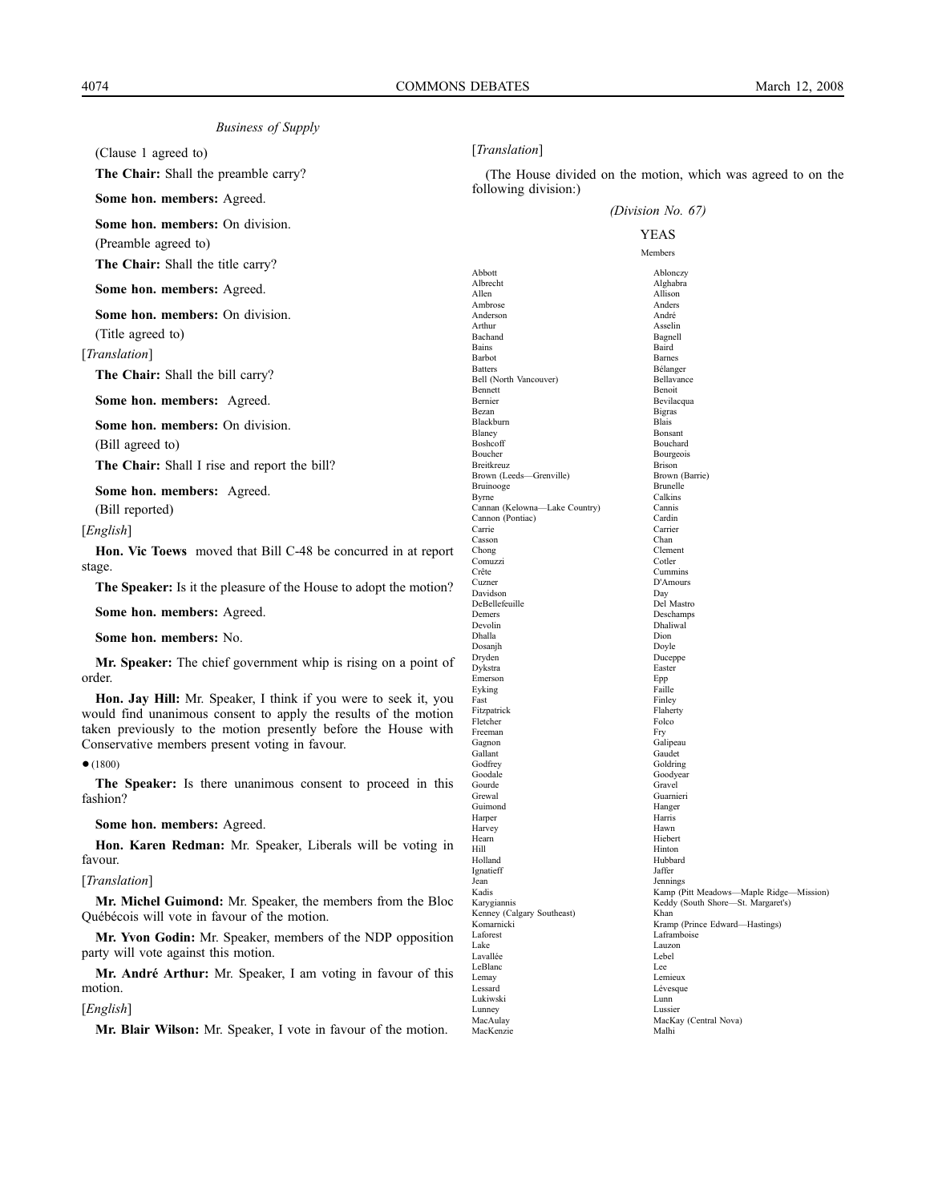*Business of Supply*

(Clause 1 agreed to)

**The Chair:** Shall the preamble carry?

**Some hon. members:** Agreed.

**Some hon. members:** On division.

(Preamble agreed to)

**The Chair:** Shall the title carry?

**Some hon. members:** Agreed.

**Some hon. members:** On division.

(Title agreed to)

[*Translation*]

**The Chair:** Shall the bill carry?

**Some hon. members:** Agreed.

**Some hon. members:** On division.

(Bill agreed to)

**The Chair:** Shall I rise and report the bill?

**Some hon. members:** Agreed.

(Bill reported)

[*English*]

**Hon. Vic Toews** moved that Bill C-48 be concurred in at report stage.

**The Speaker:** Is it the pleasure of the House to adopt the motion?

**Some hon. members:** Agreed.

**Some hon. members:** No.

**Mr. Speaker:** The chief government whip is rising on a point of order.

**Hon. Jay Hill:** Mr. Speaker, I think if you were to seek it, you would find unanimous consent to apply the results of the motion taken previously to the motion presently before the House with Conservative members present voting in favour.

● (1800)

**The Speaker:** Is there unanimous consent to proceed in this fashion?

**Some hon. members:** Agreed.

**Hon. Karen Redman:** Mr. Speaker, Liberals will be voting in favour.

[*Translation*]

**Mr. Michel Guimond:** Mr. Speaker, the members from the Bloc Québécois will vote in favour of the motion.

**Mr. Yvon Godin:** Mr. Speaker, members of the NDP opposition party will vote against this motion.

**Mr. André Arthur:** Mr. Speaker, I am voting in favour of this motion.

[*English*]

**Mr. Blair Wilson:** Mr. Speaker, I vote in favour of the motion.

[*Translation*]

(The House divided on the motion, which was agreed to on the following division:)

*(Division No. 67)*

YEAS

Members

Abbott
Ablonczy
Albrecht
Alghabra
Allen
Allison
Ambrose
Anders
Anderson
André
Arthur
Asselin
Bachand
Bagnell
Bains
Baird
Barbot
Barnes
Batters
Bélanger
Bell (North Vancouver)
Bellavance
Bennett
Benoit
Bernier
Bevilacqua
Bezan
Bigras
Blackburn
Blais
Blaney
Bonsant
Boshcoff
Bouchard
Boucher
Bourgeois
Breitkreuz
Brison
Brown (Leeds—Grenville)
Brown (Barrie)
Bruinooge
Brunelle
Byrne
Calkins
Cannan (Kelowna—Lake Country)
Cannis
Cannon (Pontiac)
Cardin
Carrie
Carrier
Casson
Chan
Chong
Clement
Comuzzi
Cotler
Crête
Cummins
Cuzner
D'Amours
Davidson
Day
DeBellefeuille
Del Mastro
Demers
Deschamps
Devolin
Dhaliwal
Dhalla
Dion
Dosanjh
Doyle
Dryden
Duceppe
Dykstra
Easter
Emerson
Epp
Eyking
Faille
Fast
Finley
Fitzpatrick
Flaherty
Fletcher
Folco
Freeman
Fry
Gagnon
Galipeau
Gallant
Gaudet
Godfrey
Goldring
Goodale
Goodyear
Gourde
Gravel
Grewal
Guarnieri
Guimond
Hanger
Harper
Harris
Harvey
Hawn
Hearn
Hiebert
Hill
Hinton
Holland
Hubbard
Ignatieff
Jaffer
Jean
Jennings
Kadis
Kamp (Pitt Meadows—Maple Ridge—Mission)
Karygiannis
Keddy (South Shore—St. Margaret's)
Kenney (Calgary Southeast)
Khan
Komarnicki
Kramp (Prince Edward—Hastings)
Laforest
Laframboise
Lake
Lauzon
Lavallée
Lebel
LeBlanc
Lee
Lemay
Lemieux
Lessard
Lévesque
Lukiwski
Lunn
Lunney
Lussier
MacAulay
MacKay (Central Nova)
MacKenzie
Malhi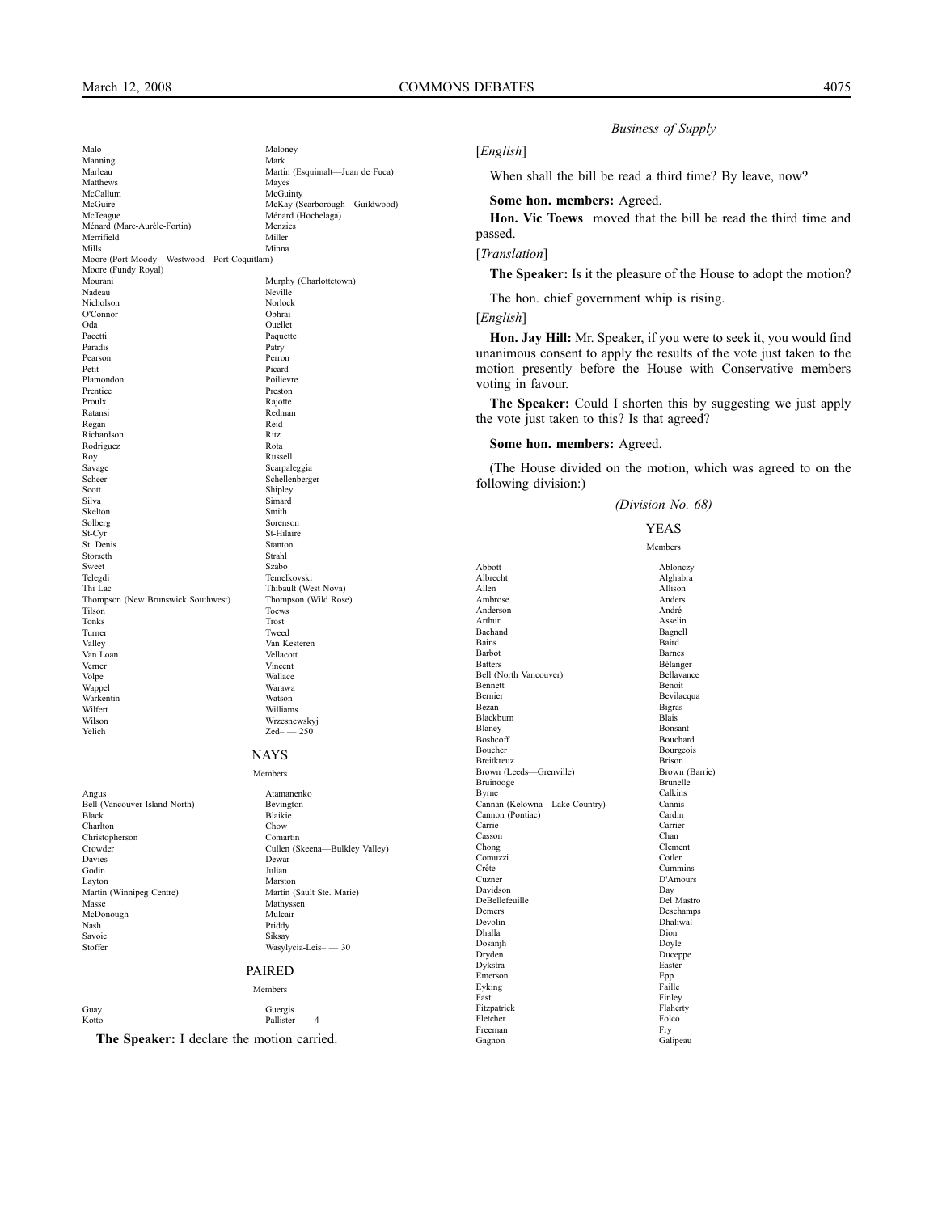Malo Maloney
Manning Mark
Marleau Martin (Esquimalt—Juan de Fuca)
Matthews Mayes
McCallum McGuinty
McGuire McKay (Scarborough—Guildwood)
McTeague Ménard (Hochelaga)
Ménard (Marc-Aurèle-Fortin) Menzies
Merrifield Miller
Mills Minna
Moore (Port Moody—Westwood—Port Coquitlam)
Moore (Fundy Royal)
Mourani Murphy (Charlottetown)
Nadeau Neville
Nicholson Norlock
O'Connor Obhrai
Oda Ouellet
Pacetti Paquette
Paradis Patry
Pearson Perron
Petit Picard
Plamondon Poilievre
Prentice Preston
Proulx Rajotte
Ratansi Redman
Regan Reid
Richardson Ritz
Rodriguez Rota
Roy Russell
Savage Scarpaleggia
Scheer Schellenberger
Scott Shipley
Silva Simard
Skelton Smith
Solberg Sorenson
St-Cyr St-Hilaire
St. Denis Stanton
Storseth Strahl
Sweet Szabo
Telegdi Temelkovski
Thi Lac Thibault (West Nova)
Thompson (New Brunswick Southwest) Thompson (Wild Rose)
Tilson Toews
Tonks Trost
Turner Tweed
Valley Van Kesteren
Van Loan Vellacott
Verner Vincent
Volpe Wallace
Wappel Warawa
Warkentin Watson
Wilfert Williams
Wilson Wrzesnewskyj
Yelich Zed– — 250

NAYS

Members

Angus Atamanenko
Bell (Vancouver Island North) Bevington
Black Blaikie
Charlton Chow
Christopherson Comartin
Crowder Cullen (Skeena—Bulkley Valley)
Davies Dewar
Godin Julian
Layton Marston
Martin (Winnipeg Centre) Martin (Sault Ste. Marie)
Masse Mathyssen
McDonough Mulcair
Nash Priddy
Savoie Siksay
Stoffer Wasylycia-Leis– — 30

PAIRED

Members

Guay Guergis
Kotto Pallister– — 4

**The Speaker:** I declare the motion carried.

*Business of Supply*

[*English*]

When shall the bill be read a third time? By leave, now?

**Some hon. members:** Agreed.

**Hon. Vic Toews** moved that the bill be read the third time and passed.

[*Translation*]

**The Speaker:** Is it the pleasure of the House to adopt the motion?

The hon. chief government whip is rising.

[*English*]

**Hon. Jay Hill:** Mr. Speaker, if you were to seek it, you would find unanimous consent to apply the results of the vote just taken to the motion presently before the House with Conservative members voting in favour.

**The Speaker:** Could I shorten this by suggesting we just apply the vote just taken to this? Is that agreed?

**Some hon. members:** Agreed.

(The House divided on the motion, which was agreed to on the following division:)

*(Division No. 68)*

YEAS

Members

Abbott Ablonczy
Albrecht Alghabra
Allen Allison
Ambrose Anders
Anderson André
Arthur Asselin
Bachand Bagnell
Bains Baird
Barbot Barnes
Batters Bélanger
Bell (North Vancouver) Bellavance
Bennett Benoit
Bernier Bevilacqua
Bezan Bigras
Blackburn Blais
Blaney Bonsant
Boshcoff Bouchard
Boucher Bourgeois
Breitkreuz Brison
Brown (Leeds—Grenville) Brown (Barrie)
Bruinooge Brunelle
Byrne Calkins
Cannan (Kelowna—Lake Country) Cannis
Cannon (Pontiac) Cardin
Carrie Carrier
Casson Chan
Chong Clement
Comuzzi Cotler
Crête Cummins
Cuzner D'Amours
Davidson Day
DeBellefeuille Del Mastro
Demers Deschamps
Devolin Dhaliwal
Dhalla Dion
Dosanjh Doyle
Dryden Duceppe
Dykstra Easter
Emerson Epp
Eyking Faille
Fast Finley
Fitzpatrick Flaherty
Fletcher Folco
Freeman Fry
Gagnon Galipeau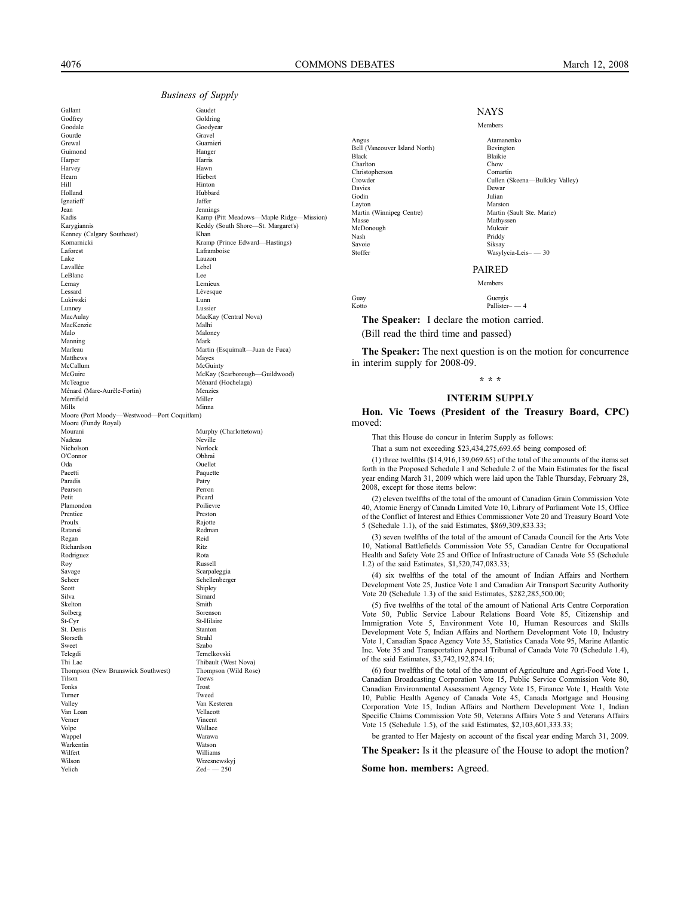*Business of Supply*

Gallant Gaudet
Godfrey Goldring
Goodale Goodyear
Gourde Gravel
Grewal Guarnieri
Guimond Hanger
Harper Harris
Harvey Hawn
Hearn Hiebert
Hill Hinton
Holland Hubbard
Ignatieff Jaffer
Jean Jennings
Kadis Kamp (Pitt Meadows—Maple Ridge—Mission)
Karygiannis Keddy (South Shore—St. Margaret's)
Kenney (Calgary Southeast) Khan
Komarnicki Kramp (Prince Edward—Hastings)
Laforest Laframboise
Lake Lauzon
Lavallée Lebel
LeBlanc Lee
Lemay Lemieux
Lessard Lévesque
Lukiwski Lunn
Lunney Lussier
MacAulay MacKay (Central Nova)
MacKenzie Malhi
Malo Maloney
Manning Mark
Marleau Martin (Esquimalt—Juan de Fuca)
Matthews Mayes
McCallum McGuinty
McGuire McKay (Scarborough—Guildwood)
McTeague Ménard (Hochelaga)
Ménard (Marc-Aurèle-Fortin) Menzies
Merrifield Miller
Mills Minna
Moore (Port Moody—Westwood—Port Coquitlam)
Moore (Fundy Royal)
Mourani Murphy (Charlottetown)
Nadeau Neville
Nicholson Norlock
O'Connor Obhrai
Oda Ouellet
Pacetti Paquette
Paradis Patry
Pearson Perron
Petit Picard
Plamondon Poilievre
Prentice Preston
Proulx Rajotte
Ratansi Redman
Regan Reid
Richardson Ritz
Rodriguez Rota
Roy Russell
Savage Scarpaleggia
Scheer Schellenberger
Scott Shipley
Silva Simard
Skelton Smith
Solberg Sorenson
St-Cyr St-Hilaire
St. Denis Stanton
Storseth Strahl
Sweet Szabo
Telegdi Temelkovski
Thi Lac Thibault (West Nova)
Thompson (New Brunswick Southwest) Thompson (Wild Rose)
Tilson Toews
Tonks Trost
Turner Tweed
Valley Van Kesteren
Van Loan Vellacott
Verner Vincent
Volpe Wallace
Wappel Warawa
Warkentin Watson
Wilfert Williams
Wilson Wrzesnewskyj
Yelich Zed– — 250

NAYS

Members

Angus Atamanenko
Bell (Vancouver Island North) Bevington
Black Blaikie
Charlton Chow
Christopherson Comartin
Crowder Cullen (Skeena—Bulkley Valley)
Davies Dewar
Godin Julian
Layton Marston
Martin (Winnipeg Centre) Martin (Sault Ste. Marie)
Masse Mathyssen
McDonough Mulcair
Nash Priddy
Savoie Siksay
Stoffer Wasylycia-Leis– — 30

PAIRED

Members

Guay Guergis
Kotto Pallister– — 4

**The Speaker:** I declare the motion carried.

(Bill read the third time and passed)

**The Speaker:** The next question is on the motion for concurrence in interim supply for 2008-09.

* * *

## INTERIM SUPPLY

**Hon. Vic Toews (President of the Treasury Board, CPC)** moved:

That this House do concur in Interim Supply as follows:

That a sum not exceeding $23,434,275,693.65 being composed of:

(1) three twelfths ($14,916,139,069.65) of the total of the amounts of the items set forth in the Proposed Schedule 1 and Schedule 2 of the Main Estimates for the fiscal year ending March 31, 2009 which were laid upon the Table Thursday, February 28, 2008, except for those items below:

(2) eleven twelfths of the total of the amount of Canadian Grain Commission Vote 40, Atomic Energy of Canada Limited Vote 10, Library of Parliament Vote 15, Office of the Conflict of Interest and Ethics Commissioner Vote 20 and Treasury Board Vote 5 (Schedule 1.1), of the said Estimates, $869,309,833.33;

(3) seven twelfths of the total of the amount of Canada Council for the Arts Vote 10, National Battlefields Commission Vote 55, Canadian Centre for Occupational Health and Safety Vote 25 and Office of Infrastructure of Canada Vote 55 (Schedule 1.2) of the said Estimates, $1,520,747,083.33;

(4) six twelfths of the total of the amount of Indian Affairs and Northern Development Vote 25, Justice Vote 1 and Canadian Air Transport Security Authority Vote 20 (Schedule 1.3) of the said Estimates, $282,285,500.00;

(5) five twelfths of the total of the amount of National Arts Centre Corporation Vote 50, Public Service Labour Relations Board Vote 85, Citizenship and Immigration Vote 5, Environment Vote 10, Human Resources and Skills Development Vote 5, Indian Affairs and Northern Development Vote 10, Industry Vote 1, Canadian Space Agency Vote 35, Statistics Canada Vote 95, Marine Atlantic Inc. Vote 35 and Transportation Appeal Tribunal of Canada Vote 70 (Schedule 1.4), of the said Estimates, $3,742,192,874.16;

(6) four twelfths of the total of the amount of Agriculture and Agri-Food Vote 1, Canadian Broadcasting Corporation Vote 15, Public Service Commission Vote 80, Canadian Environmental Assessment Agency Vote 15, Finance Vote 1, Health Vote 10, Public Health Agency of Canada Vote 45, Canada Mortgage and Housing Corporation Vote 15, Indian Affairs and Northern Development Vote 1, Indian Specific Claims Commission Vote 50, Veterans Affairs Vote 5 and Veterans Affairs Vote 15 (Schedule 1.5), of the said Estimates, $2,103,601,333.33;

be granted to Her Majesty on account of the fiscal year ending March 31, 2009.

**The Speaker:** Is it the pleasure of the House to adopt the motion?

**Some hon. members:** Agreed.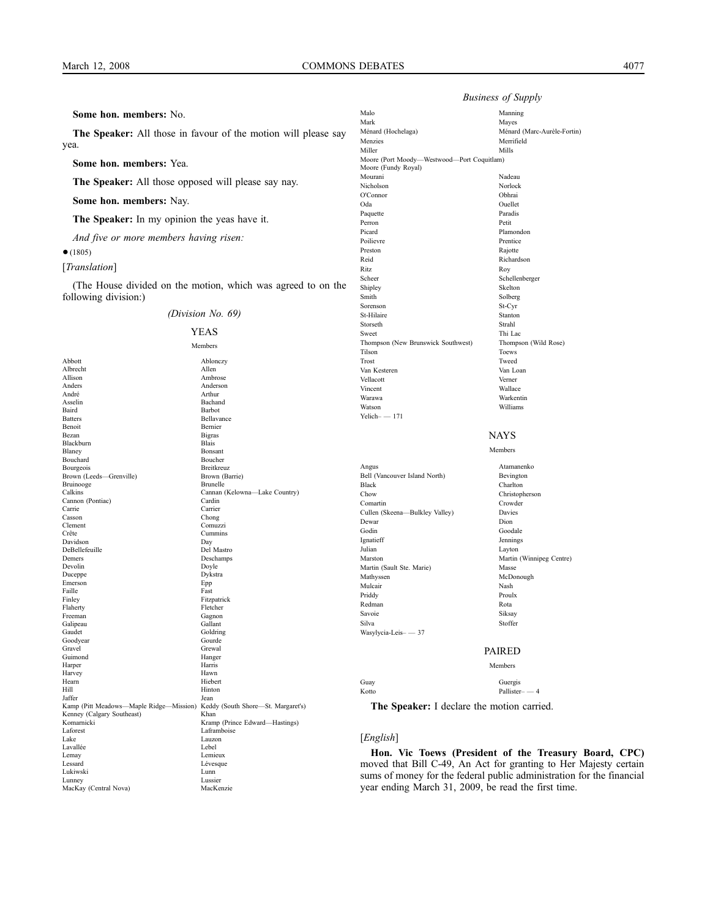**Some hon. members:** No.

**The Speaker:** All those in favour of the motion will please say yea.

**Some hon. members:** Yea.

**The Speaker:** All those opposed will please say nay.

**Some hon. members:** Nay.

**The Speaker:** In my opinion the yeas have it.

*And five or more members having risen:*

● (1805)

[*Translation*]

(The House divided on the motion, which was agreed to on the following division:)

*(Division No. 69)*

YEAS

Members

Abbott Ablonczy
Albrecht Allen
Allison Ambrose
Anders Anderson
André Arthur
Asselin Bachand
Baird Barbot
Batters Bellavance
Benoit Bernier
Bezan Bigras
Blackburn Blais
Blaney Bonsant
Bouchard Boucher
Bourgeois Breitkreuz
Brown (Leeds—Grenville) Brown (Barrie)
Bruinooge Brunelle
Calkins Cannan (Kelowna—Lake Country)
Cannon (Pontiac) Cardin
Carrie Carrier
Casson Chong
Clement Comuzzi
Crête Cummins
Davidson Day
DeBellefeuille Del Mastro
Demers Deschamps
Devolin Doyle
Duceppe Dykstra
Emerson Epp
Faille Fast
Finley Fitzpatrick
Flaherty Fletcher
Freeman Gagnon
Galipeau Gallant
Gaudet Goldring
Goodyear Gourde
Gravel Grewal
Guimond Hanger
Harper Harris
Harvey Hawn
Hearn Hiebert
Hill Hinton
Jaffer Jean
Kamp (Pitt Meadows—Maple Ridge—Mission) Keddy (South Shore—St. Margaret's)
Kenney (Calgary Southeast) Khan
Komarnicki Kramp (Prince Edward—Hastings)
Laforest Laframboise
Lake Lauzon
Lavallée Lebel
Lemay Lemieux
Lessard Lévesque
Lukiwski Lunn
Lunney Lussier
MacKay (Central Nova) MacKenzie
Malo Manning
Mark Mayes
Ménard (Hochelaga) Ménard (Marc-Aurèle-Fortin)
Menzies Merrifield
Miller Mills
Moore (Port Moody—Westwood—Port Coquitlam)
Moore (Fundy Royal)
Mourani Nadeau
Nicholson Norlock
O'Connor Obhrai
Oda Ouellet
Paquette Paradis
Perron Petit
Picard Plamondon
Poilievre Prentice
Preston Rajotte
Reid Richardson
Ritz Roy
Scheer Schellenberger
Shipley Skelton
Smith Solberg
Sorenson St-Cyr
St-Hilaire Stanton
Storseth Strahl
Sweet Thi Lac
Thompson (New Brunswick Southwest) Thompson (Wild Rose)
Tilson Toews
Trost Tweed
Van Kesteren Van Loan
Vellacott Verner
Vincent Wallace
Warawa Warkentin
Watson Williams
Yelich– — 171

NAYS

Members

Angus Atamanenko
Bell (Vancouver Island North) Bevington
Black Charlton
Chow Christopherson
Comartin Crowder
Cullen (Skeena—Bulkley Valley) Davies
Dewar Dion
Godin Goodale
Ignatieff Jennings
Julian Layton
Marston Martin (Winnipeg Centre)
Martin (Sault Ste. Marie) Masse
Mathyssen McDonough
Mulcair Nash
Priddy Proulx
Redman Rota
Savoie Siksay
Silva Stoffer
Wasylycia-Leis– — 37

PAIRED

Members

Guay Guergis
Kotto Pallister– — 4

**The Speaker:** I declare the motion carried.

[*English*]

**Hon. Vic Toews (President of the Treasury Board, CPC)** moved that Bill C-49, An Act for granting to Her Majesty certain sums of money for the federal public administration for the financial year ending March 31, 2009, be read the first time.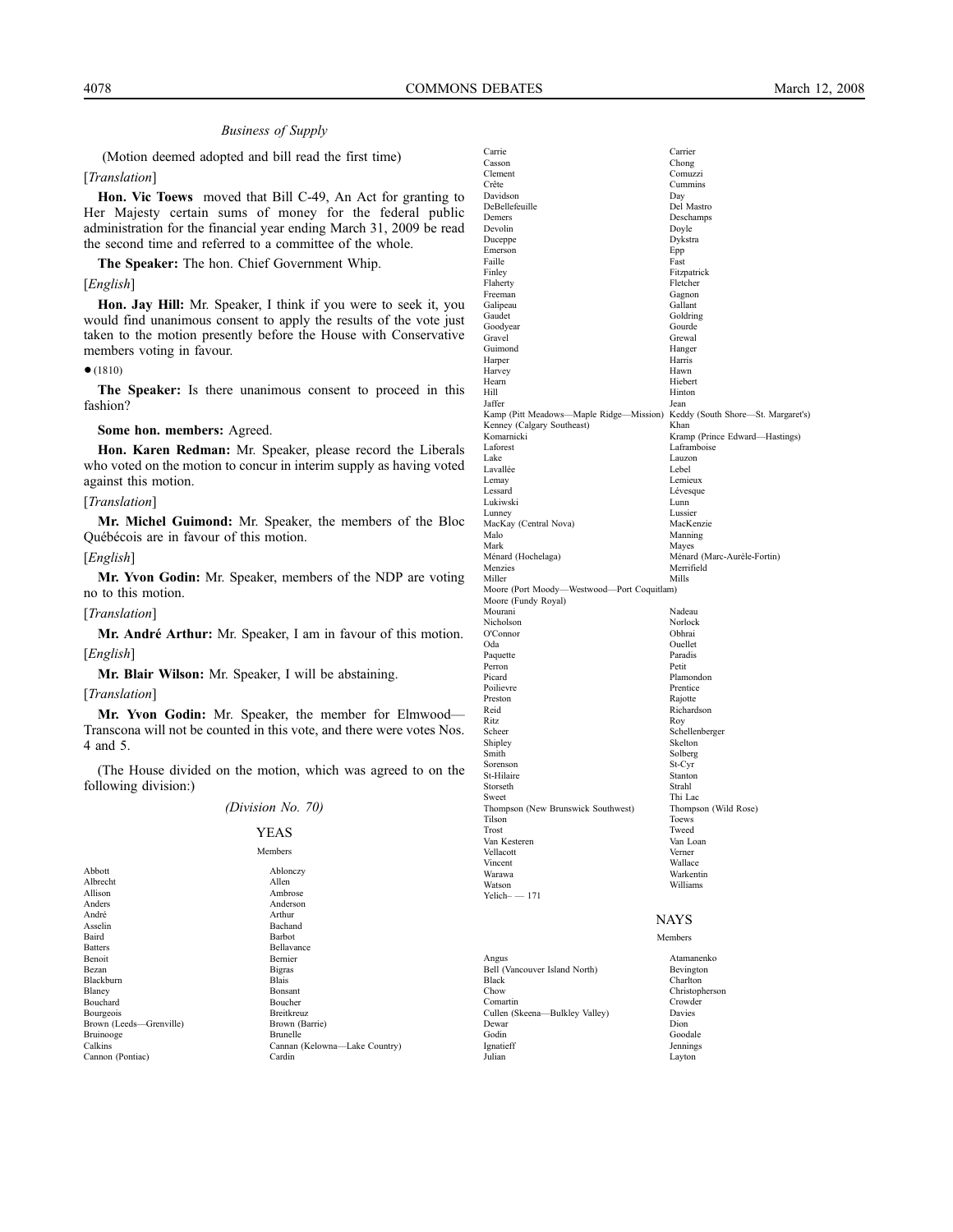*Business of Supply*

(Motion deemed adopted and bill read the first time)

[*Translation*]

**Hon. Vic Toews** moved that Bill C-49, An Act for granting to Her Majesty certain sums of money for the federal public administration for the financial year ending March 31, 2009 be read the second time and referred to a committee of the whole.

**The Speaker:** The hon. Chief Government Whip.

[*English*]

**Hon. Jay Hill:** Mr. Speaker, I think if you were to seek it, you would find unanimous consent to apply the results of the vote just taken to the motion presently before the House with Conservative members voting in favour.

● (1810)

**The Speaker:** Is there unanimous consent to proceed in this fashion?

**Some hon. members:** Agreed.

**Hon. Karen Redman:** Mr. Speaker, please record the Liberals who voted on the motion to concur in interim supply as having voted against this motion.

[*Translation*]

**Mr. Michel Guimond:** Mr. Speaker, the members of the Bloc Québécois are in favour of this motion.

[*English*]

**Mr. Yvon Godin:** Mr. Speaker, members of the NDP are voting no to this motion.

[*Translation*]

**Mr. André Arthur:** Mr. Speaker, I am in favour of this motion.

[*English*]

**Mr. Blair Wilson:** Mr. Speaker, I will be abstaining.

[*Translation*]

**Mr. Yvon Godin:** Mr. Speaker, the member for Elmwood—Transcona will not be counted in this vote, and there were votes Nos. 4 and 5.

(The House divided on the motion, which was agreed to on the following division:)

*(Division No. 70)*

## YEAS

Members

Abbott
Ablonczy
Albrecht
Allen
Allison
Ambrose
Anders
Anderson
André
Arthur
Asselin
Bachand
Baird
Barbot
Batters
Bellavance
Benoit
Bernier
Bezan
Bigras
Blackburn
Blais
Blaney
Bonsant
Bouchard
Boucher
Bourgeois
Breitkreuz
Brown (Leeds—Grenville)
Brown (Barrie)
Bruinooge
Brunelle
Calkins
Cannan (Kelowna—Lake Country)
Cannon (Pontiac)
Cardin
Carrie
Carrier
Casson
Chong
Clement
Comuzzi
Crête
Cummins
Davidson
Day
DeBellefeuille
Del Mastro
Demers
Deschamps
Devolin
Doyle
Duceppe
Dykstra
Emerson
Epp
Faille
Fast
Finley
Fitzpatrick
Flaherty
Fletcher
Freeman
Gagnon
Galipeau
Gallant
Gaudet
Goldring
Goodyear
Gourde
Gravel
Grewal
Guimond
Hanger
Harper
Harris
Harvey
Hawn
Hearn
Hiebert
Hill
Hinton
Jaffer
Jean
Kamp (Pitt Meadows—Maple Ridge—Mission)
Keddy (South Shore—St. Margaret's)
Kenney (Calgary Southeast)
Khan
Komarnicki
Kramp (Prince Edward—Hastings)
Laforest
Laframboise
Lake
Lauzon
Lavallée
Lebel
Lemay
Lemieux
Lessard
Lévesque
Lukiwski
Lunn
Lunney
Lussier
MacKay (Central Nova)
MacKenzie
Malo
Manning
Mark
Mayes
Ménard (Hochelaga)
Ménard (Marc-Aurèle-Fortin)
Menzies
Merrifield
Miller
Mills
Moore (Port Moody—Westwood—Port Coquitlam)
Moore (Fundy Royal)
Mourani
Nadeau
Nicholson
Norlock
O'Connor
Obhrai
Oda
Ouellet
Paquette
Paradis
Perron
Petit
Picard
Plamondon
Poilievre
Prentice
Preston
Rajotte
Reid
Richardson
Ritz
Roy
Scheer
Schellenberger
Shipley
Skelton
Smith
Solberg
Sorenson
St-Cyr
St-Hilaire
Stanton
Storseth
Strahl
Sweet
Thi Lac
Thompson (New Brunswick Southwest)
Thompson (Wild Rose)
Tilson
Toews
Trost
Tweed
Van Kesteren
Van Loan
Vellacott
Verner
Vincent
Wallace
Warawa
Warkentin
Watson
Williams
Yelich– — 171

## NAYS

Members

Angus
Atamanenko
Bell (Vancouver Island North)
Bevington
Black
Charlton
Chow
Christopherson
Comartin
Crowder
Cullen (Skeena—Bulkley Valley)
Davies
Dewar
Dion
Godin
Goodale
Ignatieff
Jennings
Julian
Layton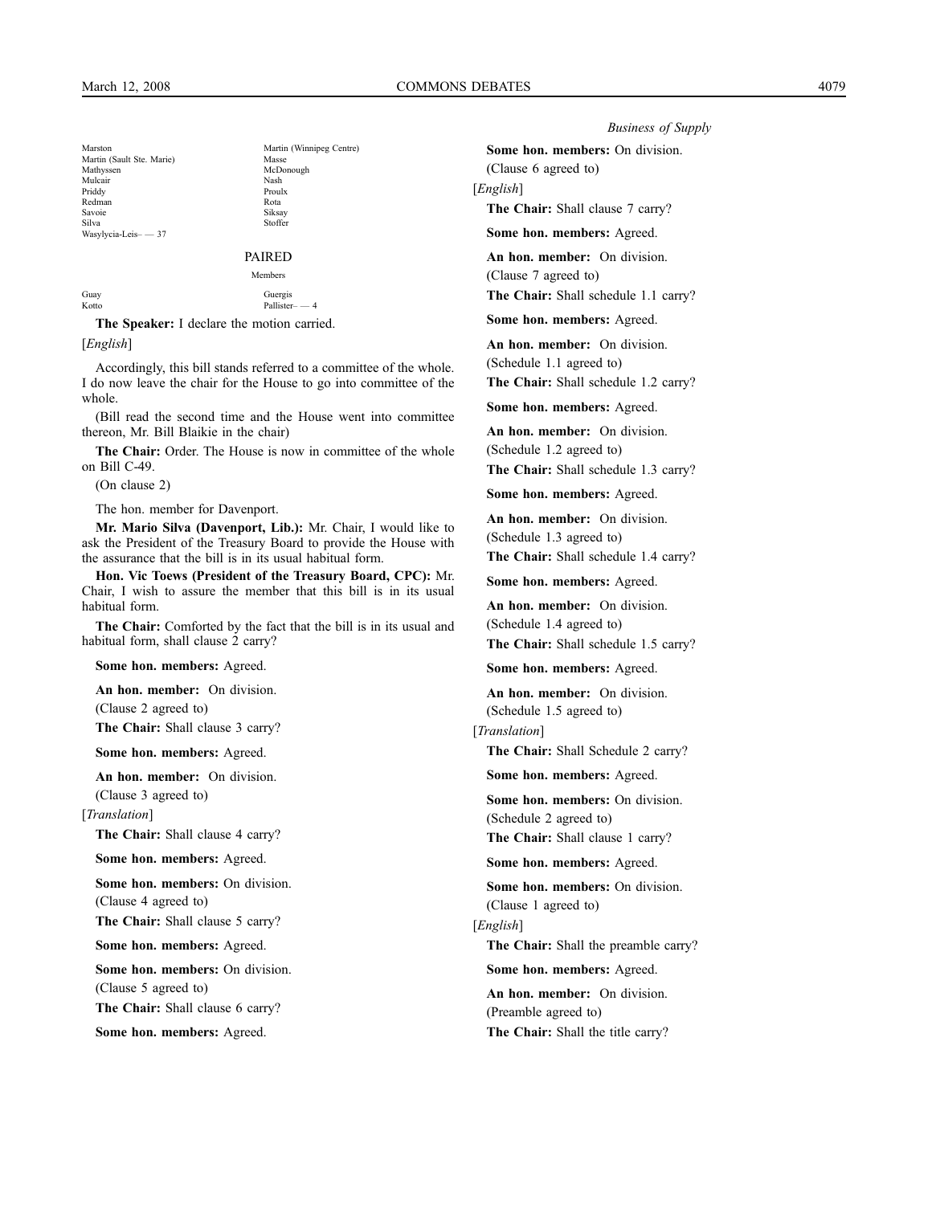| | |
|---|---|
| Marston | Martin (Winnipeg Centre) |
| Martin (Sault Ste. Marie) | Masse |
| Mathyssen | McDonough |
| Mulcair | Nash |
| Priddy | Proulx |
| Redman | Rota |
| Savoie | Siksay |
| Silva | Stoffer |
| Wasylycia-Leis– — 37 | |

PAIRED

Members

| | |
|---|---|
| Guay | Guergis |
| Kotto | Pallister– — 4 |

**The Speaker:** I declare the motion carried.

[*English*]

Accordingly, this bill stands referred to a committee of the whole. I do now leave the chair for the House to go into committee of the whole.

(Bill read the second time and the House went into committee thereon, Mr. Bill Blaikie in the chair)

**The Chair:** Order. The House is now in committee of the whole on Bill C-49.

(On clause 2)

The hon. member for Davenport.

**Mr. Mario Silva (Davenport, Lib.):** Mr. Chair, I would like to ask the President of the Treasury Board to provide the House with the assurance that the bill is in its usual habitual form.

**Hon. Vic Toews (President of the Treasury Board, CPC):** Mr. Chair, I wish to assure the member that this bill is in its usual habitual form.

**The Chair:** Comforted by the fact that the bill is in its usual and habitual form, shall clause 2 carry?

**Some hon. members:** Agreed.

**An hon. member:** On division.

(Clause 2 agreed to)

**The Chair:** Shall clause 3 carry?

**Some hon. members:** Agreed.

**An hon. member:** On division.

(Clause 3 agreed to)

[*Translation*]

**The Chair:** Shall clause 4 carry?

**Some hon. members:** Agreed.

**Some hon. members:** On division.

(Clause 4 agreed to)

**The Chair:** Shall clause 5 carry?

**Some hon. members:** Agreed.

**Some hon. members:** On division.

(Clause 5 agreed to)

**The Chair:** Shall clause 6 carry?

**Some hon. members:** Agreed.

**Some hon. members:** On division.

(Clause 6 agreed to)

[*English*]

**The Chair:** Shall clause 7 carry?

**Some hon. members:** Agreed.

**An hon. member:** On division.

(Clause 7 agreed to)

**The Chair:** Shall schedule 1.1 carry?

**Some hon. members:** Agreed.

**An hon. member:** On division.

(Schedule 1.1 agreed to)

**The Chair:** Shall schedule 1.2 carry?

**Some hon. members:** Agreed.

**An hon. member:** On division.

(Schedule 1.2 agreed to)

**The Chair:** Shall schedule 1.3 carry?

**Some hon. members:** Agreed.

**An hon. member:** On division.

(Schedule 1.3 agreed to)

**The Chair:** Shall schedule 1.4 carry?

**Some hon. members:** Agreed.

**An hon. member:** On division.

(Schedule 1.4 agreed to)

**The Chair:** Shall schedule 1.5 carry?

**Some hon. members:** Agreed.

**An hon. member:** On division.

(Schedule 1.5 agreed to)

[*Translation*]

**The Chair:** Shall Schedule 2 carry?

**Some hon. members:** Agreed.

**Some hon. members:** On division.

(Schedule 2 agreed to)

**The Chair:** Shall clause 1 carry?

**Some hon. members:** Agreed.

**Some hon. members:** On division.

(Clause 1 agreed to)

[*English*]

**The Chair:** Shall the preamble carry?

**Some hon. members:** Agreed.

**An hon. member:** On division.

(Preamble agreed to)

**The Chair:** Shall the title carry?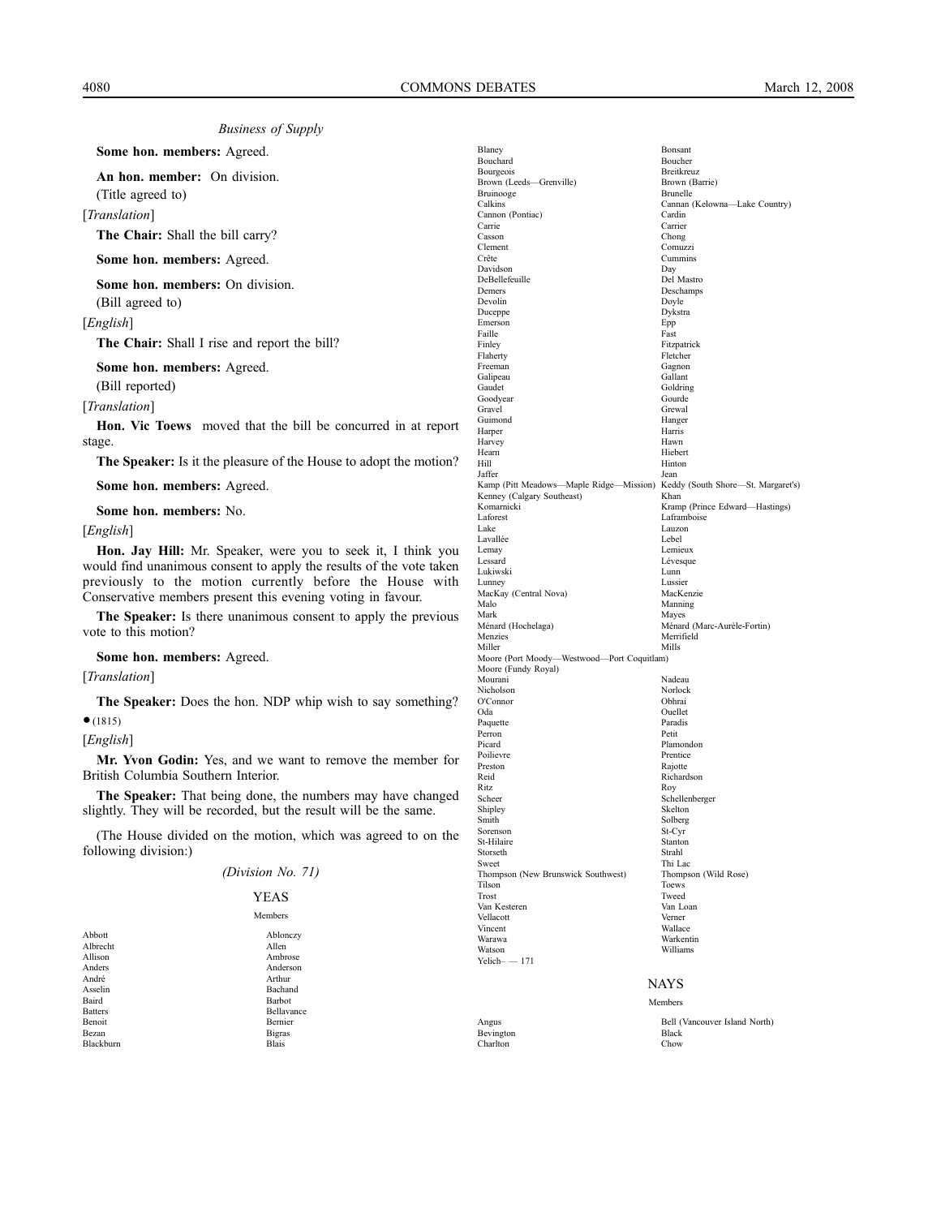*Business of Supply*

**Some hon. members:** Agreed.

**An hon. member:** On division.

(Title agreed to)

[*Translation*]

**The Chair:** Shall the bill carry?

**Some hon. members:** Agreed.

**Some hon. members:** On division.

(Bill agreed to)

[*English*]

**The Chair:** Shall I rise and report the bill?

**Some hon. members:** Agreed.

(Bill reported)

[*Translation*]

**Hon. Vic Toews** moved that the bill be concurred in at report stage.

**The Speaker:** Is it the pleasure of the House to adopt the motion?

**Some hon. members:** Agreed.

**Some hon. members:** No.

[*English*]

**Hon. Jay Hill:** Mr. Speaker, were you to seek it, I think you would find unanimous consent to apply the results of the vote taken previously to the motion currently before the House with Conservative members present this evening voting in favour.

**The Speaker:** Is there unanimous consent to apply the previous vote to this motion?

**Some hon. members:** Agreed.

[*Translation*]

**The Speaker:** Does the hon. NDP whip wish to say something?

• (1815)

[*English*]

**Mr. Yvon Godin:** Yes, and we want to remove the member for British Columbia Southern Interior.

**The Speaker:** That being done, the numbers may have changed slightly. They will be recorded, but the result will be the same.

(The House divided on the motion, which was agreed to on the following division:)

*(Division No. 71)*

## YEAS

Members

Abbott
Ablonczy
Albrecht
Allen
Allison
Ambrose
Anders
Anderson
André
Arthur
Asselin
Bachand
Baird
Barbot
Batters
Bellavance
Benoit
Bernier
Bezan
Bigras
Blackburn
Blais
Blaney
Bonsant
Bouchard
Boucher
Bourgeois
Breitkreuz
Brown (Leeds—Grenville)
Brown (Barrie)
Bruinooge
Brunelle
Calkins
Cannan (Kelowna—Lake Country)
Cannon (Pontiac)
Cardin
Carrie
Carrier
Casson
Chong
Clement
Comuzzi
Crête
Cummins
Davidson
Day
DeBellefeuille
Del Mastro
Demers
Deschamps
Devolin
Doyle
Duceppe
Dykstra
Emerson
Epp
Faille
Fast
Finley
Fitzpatrick
Flaherty
Fletcher
Freeman
Gagnon
Galipeau
Gallant
Gaudet
Goldring
Goodyear
Gourde
Gravel
Grewal
Guimond
Hanger
Harper
Harris
Harvey
Hawn
Hearn
Hiebert
Hill
Hinton
Jaffer
Jean
Kamp (Pitt Meadows—Maple Ridge—Mission)
Keddy (South Shore—St. Margaret's)
Kenney (Calgary Southeast)
Khan
Komarnicki
Kramp (Prince Edward—Hastings)
Laforest
Laframboise
Lake
Lauzon
Lavallée
Lebel
Lemay
Lemieux
Lessard
Lévesque
Lukiwski
Lunn
Lunney
Lussier
MacKay (Central Nova)
MacKenzie
Malo
Manning
Mark
Mayes
Ménard (Hochelaga)
Ménard (Marc-Aurèle-Fortin)
Menzies
Merrifield
Miller
Mills
Moore (Port Moody—Westwood—Port Coquitlam)
Moore (Fundy Royal)
Mourani
Nadeau
Nicholson
Norlock
O'Connor
Obhrai
Oda
Ouellet
Paquette
Paradis
Perron
Petit
Picard
Plamondon
Poilievre
Prentice
Preston
Rajotte
Reid
Richardson
Ritz
Roy
Scheer
Schellenberger
Shipley
Skelton
Smith
Solberg
Sorenson
St-Cyr
St-Hilaire
Stanton
Storseth
Strahl
Sweet
Thi Lac
Thompson (New Brunswick Southwest)
Thompson (Wild Rose)
Tilson
Toews
Trost
Tweed
Van Kesteren
Van Loan
Vellacott
Verner
Vincent
Wallace
Warawa
Warkentin
Watson
Williams
Yelich– — 171

## NAYS

Members

Angus
Bell (Vancouver Island North)
Bevington
Black
Charlton
Chow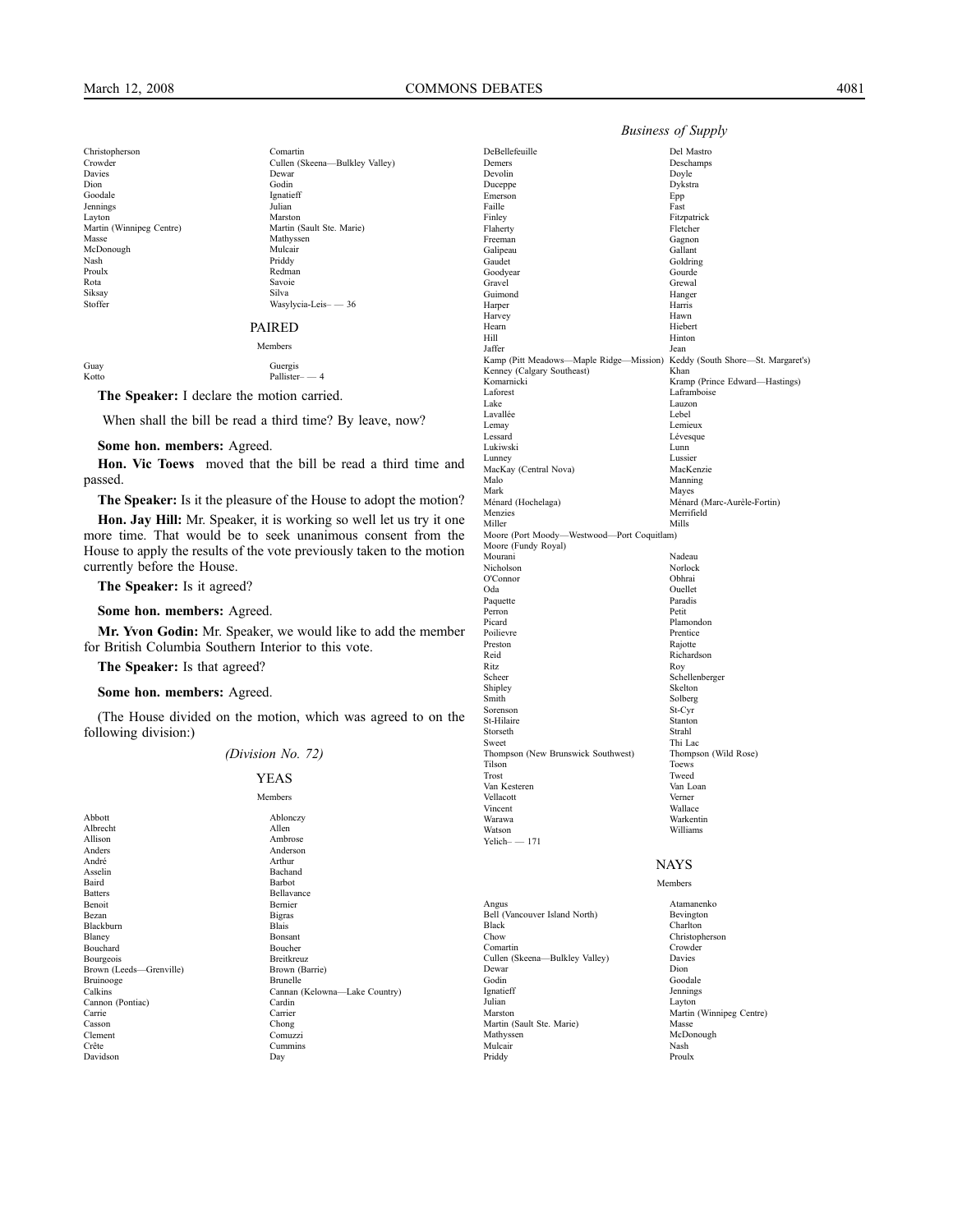Christopherson Comartin
Crowder Cullen (Skeena—Bulkley Valley)
Davies Dewar
Dion Godin
Goodale Ignatieff
Jennings Julian
Layton Marston
Martin (Winnipeg Centre) Martin (Sault Ste. Marie)
Masse Mathyssen
McDonough Mulcair
Nash Priddy
Proulx Redman
Rota Savoie
Siksay Silva
Stoffer Wasylycia-Leis– — 36

## PAIRED

Members

Guay Guergis
Kotto Pallister– — 4

**The Speaker:** I declare the motion carried.

When shall the bill be read a third time? By leave, now?

**Some hon. members:** Agreed.

**Hon. Vic Toews** moved that the bill be read a third time and passed.

**The Speaker:** Is it the pleasure of the House to adopt the motion?

**Hon. Jay Hill:** Mr. Speaker, it is working so well let us try it one more time. That would be to seek unanimous consent from the House to apply the results of the vote previously taken to the motion currently before the House.

**The Speaker:** Is it agreed?

**Some hon. members:** Agreed.

**Mr. Yvon Godin:** Mr. Speaker, we would like to add the member for British Columbia Southern Interior to this vote.

**The Speaker:** Is that agreed?

**Some hon. members:** Agreed.

(The House divided on the motion, which was agreed to on the following division:)

*(Division No. 72)*

## YEAS

Members

Abbott Ablonczy
Albrecht Allen
Allison Ambrose
Anders Anderson
André Arthur
Asselin Bachand
Baird Barbot
Batters Bellavance
Benoit Bernier
Bezan Bigras
Blackburn Blais
Blaney Bonsant
Bouchard Boucher
Bourgeois Breitkreuz
Brown (Leeds—Grenville) Brown (Barrie)
Bruinooge Brunelle
Calkins Cannan (Kelowna—Lake Country)
Cannon (Pontiac) Cardin
Carrie Carrier
Casson Chong
Clement Comuzzi
Crête Cummins
Davidson Day
DeBellefeuille Del Mastro
Demers Deschamps
Devolin Doyle
Duceppe Dykstra
Emerson Epp
Faille Fast
Finley Fitzpatrick
Flaherty Fletcher
Freeman Gagnon
Galipeau Gallant
Gaudet Goldring
Goodyear Gourde
Gravel Grewal
Guimond Hanger
Harper Harris
Harvey Hawn
Hearn Hiebert
Hill Hinton
Jaffer Jean
Kamp (Pitt Meadows—Maple Ridge—Mission) Keddy (South Shore—St. Margaret's)
Kenney (Calgary Southeast) Khan
Komarnicki Kramp (Prince Edward—Hastings)
Laforest Laframboise
Lake Lauzon
Lavallée Lebel
Lemay Lemieux
Lessard Lévesque
Lukiwski Lunn
Lunney Lussier
MacKay (Central Nova) MacKenzie
Malo Manning
Mark Mayes
Ménard (Hochelaga) Ménard (Marc-Aurèle-Fortin)
Menzies Merrifield
Miller Mills
Moore (Port Moody—Westwood—Port Coquitlam)
Moore (Fundy Royal)
Mourani Nadeau
Nicholson Norlock
O'Connor Obhrai
Oda Ouellet
Paquette Paradis
Perron Petit
Picard Plamondon
Poilievre Prentice
Preston Rajotte
Reid Richardson
Ritz Roy
Scheer Schellenberger
Shipley Skelton
Smith Solberg
Sorenson St-Cyr
St-Hilaire Stanton
Storseth Strahl
Sweet Thi Lac
Thompson (New Brunswick Southwest) Thompson (Wild Rose)
Tilson Toews
Trost Tweed
Van Kesteren Van Loan
Vellacott Verner
Vincent Wallace
Warawa Warkentin
Watson Williams
Yelich– — 171

## NAYS

Members

Angus Atamanenko
Bell (Vancouver Island North) Bevington
Black Charlton
Chow Christopherson
Comartin Crowder
Cullen (Skeena—Bulkley Valley) Davies
Dewar Dion
Godin Goodale
Ignatieff Jennings
Julian Layton
Marston Martin (Winnipeg Centre)
Martin (Sault Ste. Marie) Masse
Mathyssen McDonough
Mulcair Nash
Priddy Proulx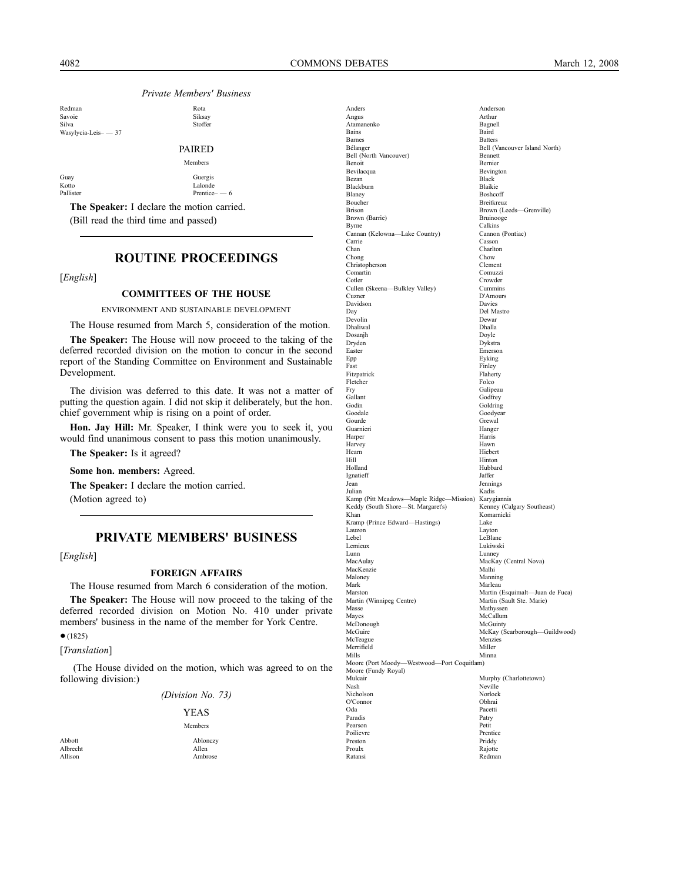*Private Members' Business*

| | |
|---|---|
| Redman | Rota |
| Savoie | Siksay |
| Silva | Stoffer |
| Wasylycia-Leis– — 37 | |

PAIRED

Members

| | |
|---|---|
| Guay | Guergis |
| Kotto | Lalonde |
| Pallister | Prentice– — 6 |

**The Speaker:** I declare the motion carried.

(Bill read the third time and passed)

## ROUTINE PROCEEDINGS

[*English*]

### COMMITTEES OF THE HOUSE

ENVIRONMENT AND SUSTAINABLE DEVELOPMENT

The House resumed from March 5, consideration of the motion.

**The Speaker:** The House will now proceed to the taking of the deferred recorded division on the motion to concur in the second report of the Standing Committee on Environment and Sustainable Development.

The division was deferred to this date. It was not a matter of putting the question again. I did not skip it deliberately, but the hon. chief government whip is rising on a point of order.

**Hon. Jay Hill:** Mr. Speaker, I think were you to seek it, you would find unanimous consent to pass this motion unanimously.

**The Speaker:** Is it agreed?

**Some hon. members:** Agreed.

**The Speaker:** I declare the motion carried.

(Motion agreed to)

## PRIVATE MEMBERS' BUSINESS

[*English*]

### FOREIGN AFFAIRS

The House resumed from March 6 consideration of the motion.

**The Speaker:** The House will now proceed to the taking of the deferred recorded division on Motion No. 410 under private members' business in the name of the member for York Centre.

● (1825)

[*Translation*]

(The House divided on the motion, which was agreed to on the following division:)

*(Division No. 73)*

YEAS

Members

| | |
|---|---|
| Abbott | Ablonczy |
| Albrecht | Allen |
| Allison | Ambrose |
| Anders | Anderson |
| Angus | Arthur |
| Atamanenko | Bagnell |
| Bains | Baird |
| Barnes | Batters |
| Bélanger | Bell (Vancouver Island North) |
| Bell (North Vancouver) | Bennett |
| Benoit | Bernier |
| Bevilacqua | Bevington |
| Bezan | Black |
| Blackburn | Blaikie |
| Blaney | Boshcoff |
| Boucher | Breitkreuz |
| Brison | Brown (Leeds—Grenville) |
| Brown (Barrie) | Bruinooge |
| Byrne | Calkins |
| Cannan (Kelowna—Lake Country) | Cannon (Pontiac) |
| Carrie | Casson |
| Chan | Charlton |
| Chong | Chow |
| Christopherson | Clement |
| Comartin | Comuzzi |
| Cotler | Crowder |
| Cullen (Skeena—Bulkley Valley) | Cummins |
| Cuzner | D'Amours |
| Davidson | Davies |
| Day | Del Mastro |
| Devolin | Dewar |
| Dhaliwal | Dhalla |
| Dosanjh | Doyle |
| Dryden | Dykstra |
| Easter | Emerson |
| Epp | Eyking |
| Fast | Finley |
| Fitzpatrick | Flaherty |
| Fletcher | Folco |
| Fry | Galipeau |
| Gallant | Godfrey |
| Godin | Goldring |
| Goodale | Goodyear |
| Gourde | Grewal |
| Guarnieri | Hanger |
| Harper | Harris |
| Harvey | Hawn |
| Hearn | Hiebert |
| Hill | Hinton |
| Holland | Hubbard |
| Ignatieff | Jaffer |
| Jean | Jennings |
| Julian | Kadis |
| Kamp (Pitt Meadows—Maple Ridge—Mission) | Karygiannis |
| Keddy (South Shore—St. Margaret's) | Kenney (Calgary Southeast) |
| Khan | Komarnicki |
| Kramp (Prince Edward—Hastings) | Lake |
| Lauzon | Layton |
| Lebel | LeBlanc |
| Lemieux | Lukiwski |
| Lunn | Lunney |
| MacAulay | MacKay (Central Nova) |
| MacKenzie | Malhi |
| Maloney | Manning |
| Mark | Marleau |
| Marston | Martin (Esquimalt—Juan de Fuca) |
| Martin (Winnipeg Centre) | Martin (Sault Ste. Marie) |
| Masse | Mathyssen |
| Mayes | McCallum |
| McDonough | McGuinty |
| McGuire | McKay (Scarborough—Guildwood) |
| McTeague | Menzies |
| Merrifield | Miller |
| Mills | Minna |
| Moore (Port Moody—Westwood—Port Coquitlam) | |
| Moore (Fundy Royal) | |
| Mulcair | Murphy (Charlottetown) |
| Nash | Neville |
| Nicholson | Norlock |
| O'Connor | Obhrai |
| Oda | Pacetti |
| Paradis | Patry |
| Pearson | Petit |
| Poilievre | Prentice |
| Preston | Priddy |
| Proulx | Rajotte |
| Ratansi | Redman |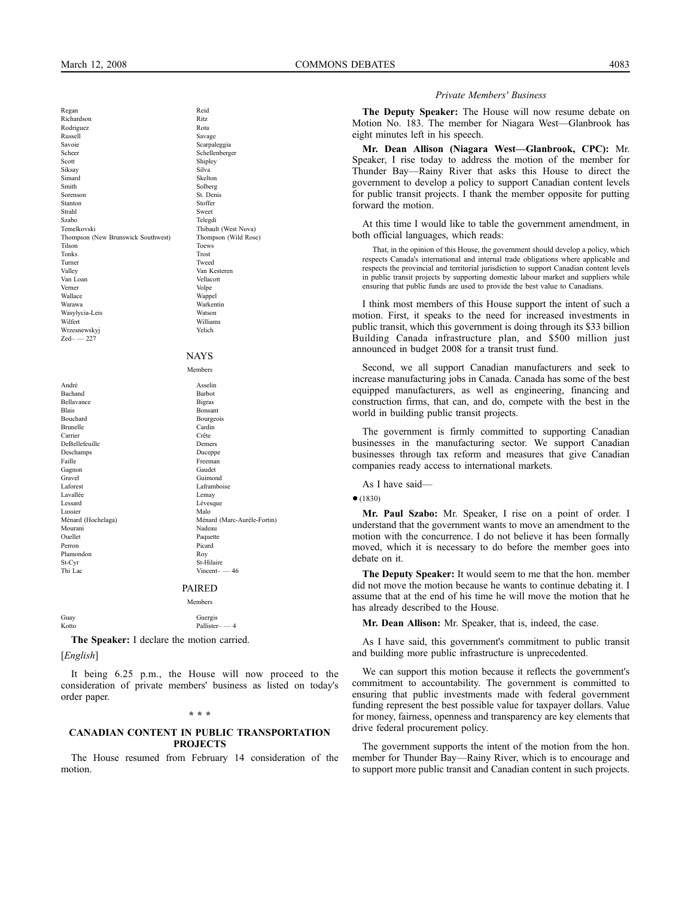Regan Reid
Richardson Ritz
Rodriguez Rota
Russell Savage
Savoie Scarpaleggia
Scheer Schellenberger
Scott Shipley
Siksay Silva
Simard Skelton
Smith Solberg
Sorenson St. Denis
Stanton Stoffer
Strahl Sweet
Szabo Telegdi
Temelkovski Thibault (West Nova)
Thompson (New Brunswick Southwest) Thompson (Wild Rose)
Tilson Toews
Tonks Trost
Turner Tweed
Valley Van Kesteren
Van Loan Vellacott
Verner Volpe
Wallace Wappel
Warawa Warkentin
Wasylycia-Leis Watson
Wilfert Williams
Wrzesnewskyj Yelich
Zed– — 227

## NAYS

Members

André Asselin
Bachand Barbot
Bellavance Bigras
Blais Bonsant
Bouchard Bourgeois
Brunelle Cardin
Carrier Crête
DeBellefeuille Demers
Deschamps Duceppe
Faille Freeman
Gagnon Gaudet
Gravel Guimond
Laforest Laframboise
Lavallée Lemay
Lessard Lévesque
Lussier Malo
Ménard (Hochelaga) Ménard (Marc-Aurèle-Fortin)
Mourani Nadeau
Ouellet Paquette
Perron Picard
Plamondon Roy
St-Cyr St-Hilaire
Thi Lac Vincent– — 46

## PAIRED

Members

Guay Guergis
Kotto Pallister– — 4

**The Speaker:** I declare the motion carried.

[*English*]

It being 6.25 p.m., the House will now proceed to the consideration of private members' business as listed on today's order paper.

\* \* \*

## CANADIAN CONTENT IN PUBLIC TRANSPORTATION PROJECTS

The House resumed from February 14 consideration of the motion.

*Private Members' Business*

**The Deputy Speaker:** The House will now resume debate on Motion No. 183. The member for Niagara West—Glanbrook has eight minutes left in his speech.

**Mr. Dean Allison (Niagara West—Glanbrook, CPC):** Mr. Speaker, I rise today to address the motion of the member for Thunder Bay—Rainy River that asks this House to direct the government to develop a policy to support Canadian content levels for public transit projects. I thank the member opposite for putting forward the motion.

At this time I would like to table the government amendment, in both official languages, which reads:

> That, in the opinion of this House, the government should develop a policy, which respects Canada's international and internal trade obligations where applicable and respects the provincial and territorial jurisdiction to support Canadian content levels in public transit projects by supporting domestic labour market and suppliers while ensuring that public funds are used to provide the best value to Canadians.

I think most members of this House support the intent of such a motion. First, it speaks to the need for increased investments in public transit, which this government is doing through its $33 billion Building Canada infrastructure plan, and $500 million just announced in budget 2008 for a transit trust fund.

Second, we all support Canadian manufacturers and seek to increase manufacturing jobs in Canada. Canada has some of the best equipped manufacturers, as well as engineering, financing and construction firms, that can, and do, compete with the best in the world in building public transit projects.

The government is firmly committed to supporting Canadian businesses in the manufacturing sector. We support Canadian businesses through tax reform and measures that give Canadian companies ready access to international markets.

As I have said—

● (1830)

**Mr. Paul Szabo:** Mr. Speaker, I rise on a point of order. I understand that the government wants to move an amendment to the motion with the concurrence. I do not believe it has been formally moved, which it is necessary to do before the member goes into debate on it.

**The Deputy Speaker:** It would seem to me that the hon. member did not move the motion because he wants to continue debating it. I assume that at the end of his time he will move the motion that he has already described to the House.

**Mr. Dean Allison:** Mr. Speaker, that is, indeed, the case.

As I have said, this government's commitment to public transit and building more public infrastructure is unprecedented.

We can support this motion because it reflects the government's commitment to accountability. The government is committed to ensuring that public investments made with federal government funding represent the best possible value for taxpayer dollars. Value for money, fairness, openness and transparency are key elements that drive federal procurement policy.

The government supports the intent of the motion from the hon. member for Thunder Bay—Rainy River, which is to encourage and to support more public transit and Canadian content in such projects.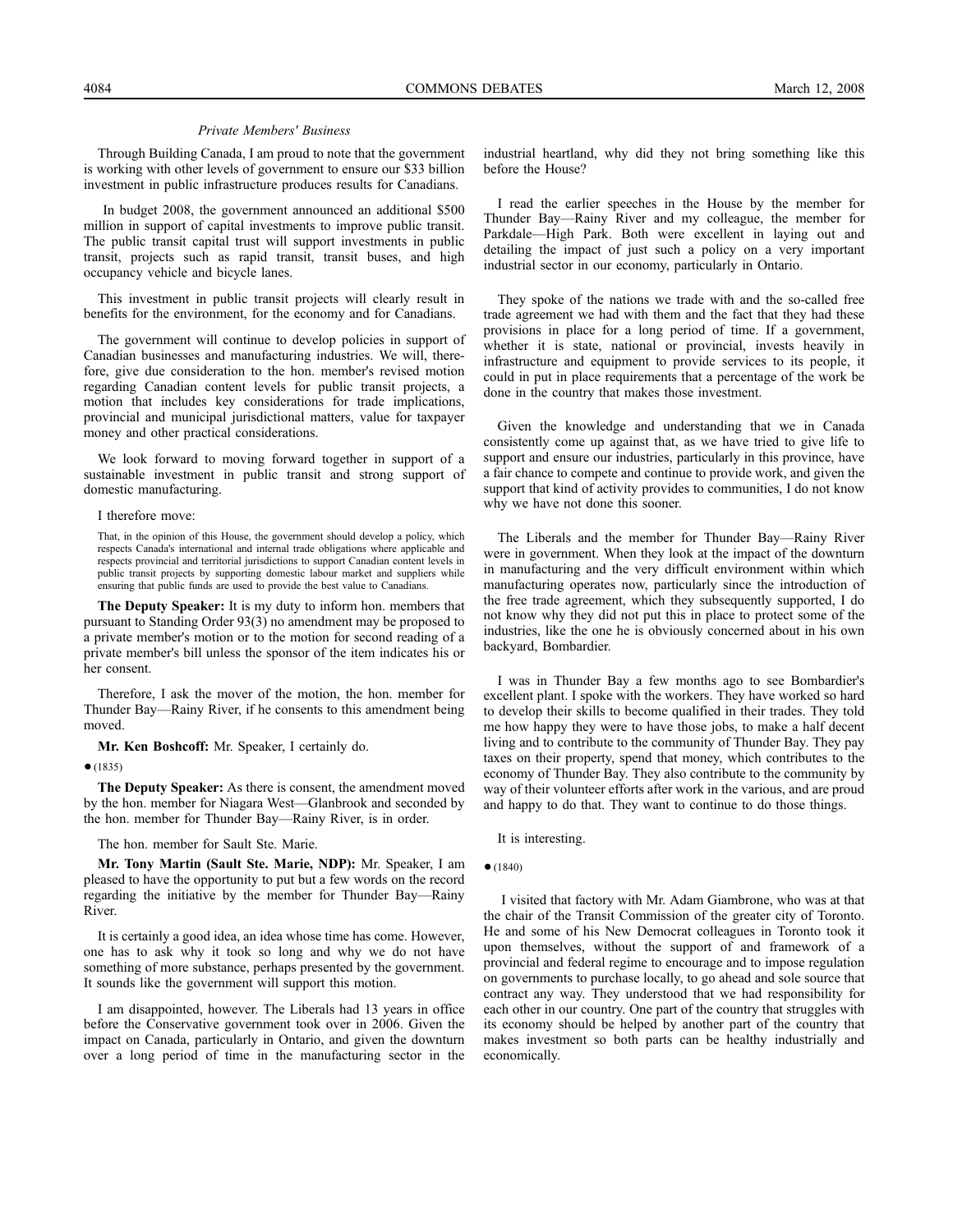*Private Members' Business*

Through Building Canada, I am proud to note that the government is working with other levels of government to ensure our $33 billion investment in public infrastructure produces results for Canadians.

In budget 2008, the government announced an additional $500 million in support of capital investments to improve public transit. The public transit capital trust will support investments in public transit, projects such as rapid transit, transit buses, and high occupancy vehicle and bicycle lanes.

This investment in public transit projects will clearly result in benefits for the environment, for the economy and for Canadians.

The government will continue to develop policies in support of Canadian businesses and manufacturing industries. We will, therefore, give due consideration to the hon. member's revised motion regarding Canadian content levels for public transit projects, a motion that includes key considerations for trade implications, provincial and municipal jurisdictional matters, value for taxpayer money and other practical considerations.

We look forward to moving forward together in support of a sustainable investment in public transit and strong support of domestic manufacturing.

I therefore move:

> That, in the opinion of this House, the government should develop a policy, which respects Canada's international and internal trade obligations where applicable and respects provincial and territorial jurisdictions to support Canadian content levels in public transit projects by supporting domestic labour market and suppliers while ensuring that public funds are used to provide the best value to Canadians.

**The Deputy Speaker:** It is my duty to inform hon. members that pursuant to Standing Order 93(3) no amendment may be proposed to a private member's motion or to the motion for second reading of a private member's bill unless the sponsor of the item indicates his or her consent.

Therefore, I ask the mover of the motion, the hon. member for Thunder Bay—Rainy River, if he consents to this amendment being moved.

**Mr. Ken Boshcoff:** Mr. Speaker, I certainly do.

● (1835)

**The Deputy Speaker:** As there is consent, the amendment moved by the hon. member for Niagara West—Glanbrook and seconded by the hon. member for Thunder Bay—Rainy River, is in order.

The hon. member for Sault Ste. Marie.

**Mr. Tony Martin (Sault Ste. Marie, NDP):** Mr. Speaker, I am pleased to have the opportunity to put but a few words on the record regarding the initiative by the member for Thunder Bay—Rainy River.

It is certainly a good idea, an idea whose time has come. However, one has to ask why it took so long and why we do not have something of more substance, perhaps presented by the government. It sounds like the government will support this motion.

I am disappointed, however. The Liberals had 13 years in office before the Conservative government took over in 2006. Given the impact on Canada, particularly in Ontario, and given the downturn over a long period of time in the manufacturing sector in the industrial heartland, why did they not bring something like this before the House?

I read the earlier speeches in the House by the member for Thunder Bay—Rainy River and my colleague, the member for Parkdale—High Park. Both were excellent in laying out and detailing the impact of just such a policy on a very important industrial sector in our economy, particularly in Ontario.

They spoke of the nations we trade with and the so-called free trade agreement we had with them and the fact that they had these provisions in place for a long period of time. If a government, whether it is state, national or provincial, invests heavily in infrastructure and equipment to provide services to its people, it could in put in place requirements that a percentage of the work be done in the country that makes those investment.

Given the knowledge and understanding that we in Canada consistently come up against that, as we have tried to give life to support and ensure our industries, particularly in this province, have a fair chance to compete and continue to provide work, and given the support that kind of activity provides to communities, I do not know why we have not done this sooner.

The Liberals and the member for Thunder Bay—Rainy River were in government. When they look at the impact of the downturn in manufacturing and the very difficult environment within which manufacturing operates now, particularly since the introduction of the free trade agreement, which they subsequently supported, I do not know why they did not put this in place to protect some of the industries, like the one he is obviously concerned about in his own backyard, Bombardier.

I was in Thunder Bay a few months ago to see Bombardier's excellent plant. I spoke with the workers. They have worked so hard to develop their skills to become qualified in their trades. They told me how happy they were to have those jobs, to make a half decent living and to contribute to the community of Thunder Bay. They pay taxes on their property, spend that money, which contributes to the economy of Thunder Bay. They also contribute to the community by way of their volunteer efforts after work in the various, and are proud and happy to do that. They want to continue to do those things.

It is interesting.

● (1840)

I visited that factory with Mr. Adam Giambrone, who was at that the chair of the Transit Commission of the greater city of Toronto. He and some of his New Democrat colleagues in Toronto took it upon themselves, without the support of and framework of a provincial and federal regime to encourage and to impose regulation on governments to purchase locally, to go ahead and sole source that contract any way. They understood that we had responsibility for each other in our country. One part of the country that struggles with its economy should be helped by another part of the country that makes investment so both parts can be healthy industrially and economically.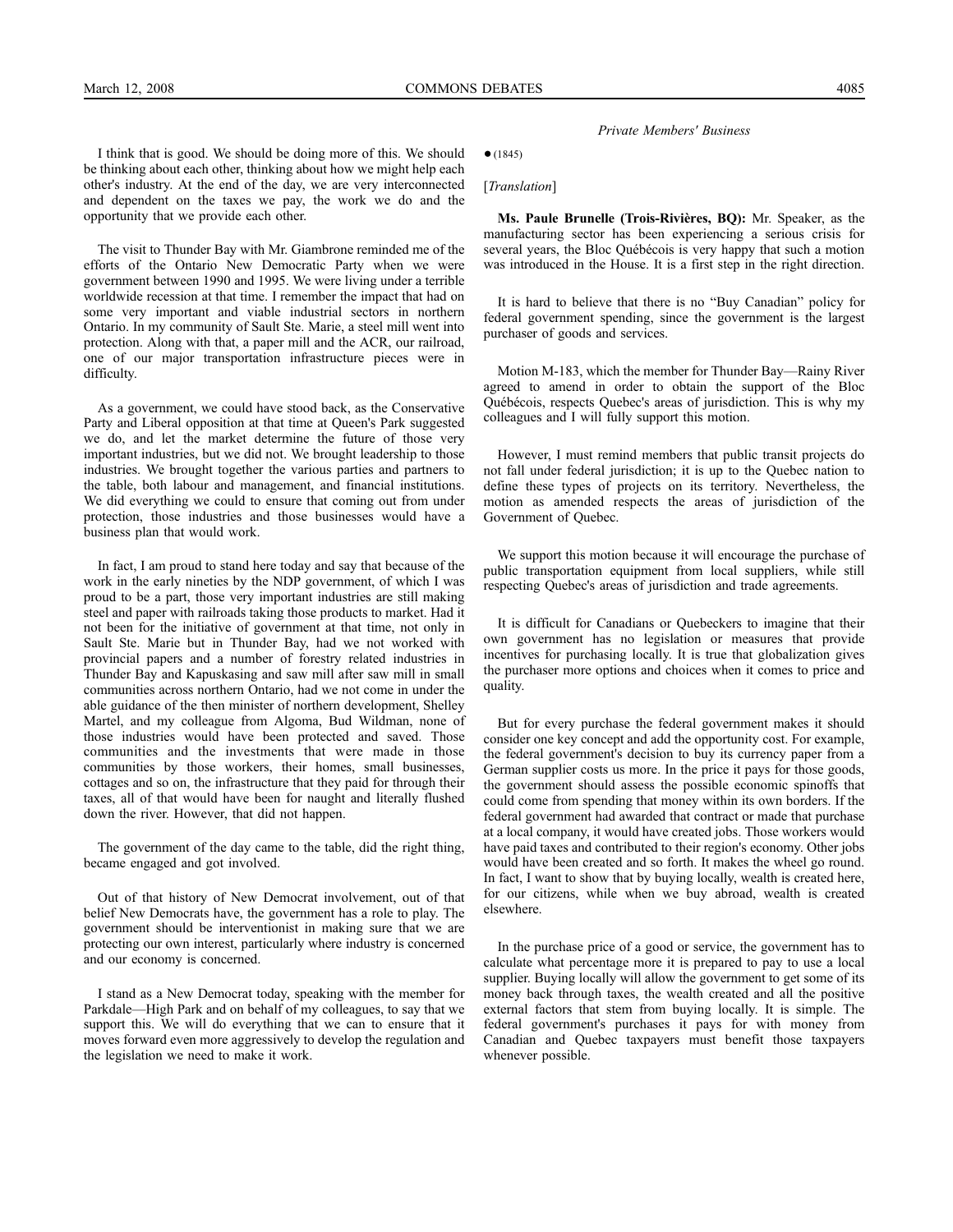I think that is good. We should be doing more of this. We should be thinking about each other, thinking about how we might help each other's industry. At the end of the day, we are very interconnected and dependent on the taxes we pay, the work we do and the opportunity that we provide each other.

The visit to Thunder Bay with Mr. Giambrone reminded me of the efforts of the Ontario New Democratic Party when we were government between 1990 and 1995. We were living under a terrible worldwide recession at that time. I remember the impact that had on some very important and viable industrial sectors in northern Ontario. In my community of Sault Ste. Marie, a steel mill went into protection. Along with that, a paper mill and the ACR, our railroad, one of our major transportation infrastructure pieces were in difficulty.

As a government, we could have stood back, as the Conservative Party and Liberal opposition at that time at Queen's Park suggested we do, and let the market determine the future of those very important industries, but we did not. We brought leadership to those industries. We brought together the various parties and partners to the table, both labour and management, and financial institutions. We did everything we could to ensure that coming out from under protection, those industries and those businesses would have a business plan that would work.

In fact, I am proud to stand here today and say that because of the work in the early nineties by the NDP government, of which I was proud to be a part, those very important industries are still making steel and paper with railroads taking those products to market. Had it not been for the initiative of government at that time, not only in Sault Ste. Marie but in Thunder Bay, had we not worked with provincial papers and a number of forestry related industries in Thunder Bay and Kapuskasing and saw mill after saw mill in small communities across northern Ontario, had we not come in under the able guidance of the then minister of northern development, Shelley Martel, and my colleague from Algoma, Bud Wildman, none of those industries would have been protected and saved. Those communities and the investments that were made in those communities by those workers, their homes, small businesses, cottages and so on, the infrastructure that they paid for through their taxes, all of that would have been for naught and literally flushed down the river. However, that did not happen.

The government of the day came to the table, did the right thing, became engaged and got involved.

Out of that history of New Democrat involvement, out of that belief New Democrats have, the government has a role to play. The government should be interventionist in making sure that we are protecting our own interest, particularly where industry is concerned and our economy is concerned.

I stand as a New Democrat today, speaking with the member for Parkdale—High Park and on behalf of my colleagues, to say that we support this. We will do everything that we can to ensure that it moves forward even more aggressively to develop the regulation and the legislation we need to make it work.

● (1845)

[*Translation*]

**Ms. Paule Brunelle (Trois-Rivières, BQ):** Mr. Speaker, as the manufacturing sector has been experiencing a serious crisis for several years, the Bloc Québécois is very happy that such a motion was introduced in the House. It is a first step in the right direction.

It is hard to believe that there is no "Buy Canadian" policy for federal government spending, since the government is the largest purchaser of goods and services.

Motion M-183, which the member for Thunder Bay—Rainy River agreed to amend in order to obtain the support of the Bloc Québécois, respects Quebec's areas of jurisdiction. This is why my colleagues and I will fully support this motion.

However, I must remind members that public transit projects do not fall under federal jurisdiction; it is up to the Quebec nation to define these types of projects on its territory. Nevertheless, the motion as amended respects the areas of jurisdiction of the Government of Quebec.

We support this motion because it will encourage the purchase of public transportation equipment from local suppliers, while still respecting Quebec's areas of jurisdiction and trade agreements.

It is difficult for Canadians or Quebeckers to imagine that their own government has no legislation or measures that provide incentives for purchasing locally. It is true that globalization gives the purchaser more options and choices when it comes to price and quality.

But for every purchase the federal government makes it should consider one key concept and add the opportunity cost. For example, the federal government's decision to buy its currency paper from a German supplier costs us more. In the price it pays for those goods, the government should assess the possible economic spinoffs that could come from spending that money within its own borders. If the federal government had awarded that contract or made that purchase at a local company, it would have created jobs. Those workers would have paid taxes and contributed to their region's economy. Other jobs would have been created and so forth. It makes the wheel go round. In fact, I want to show that by buying locally, wealth is created here, for our citizens, while when we buy abroad, wealth is created elsewhere.

In the purchase price of a good or service, the government has to calculate what percentage more it is prepared to pay to use a local supplier. Buying locally will allow the government to get some of its money back through taxes, the wealth created and all the positive external factors that stem from buying locally. It is simple. The federal government's purchases it pays for with money from Canadian and Quebec taxpayers must benefit those taxpayers whenever possible.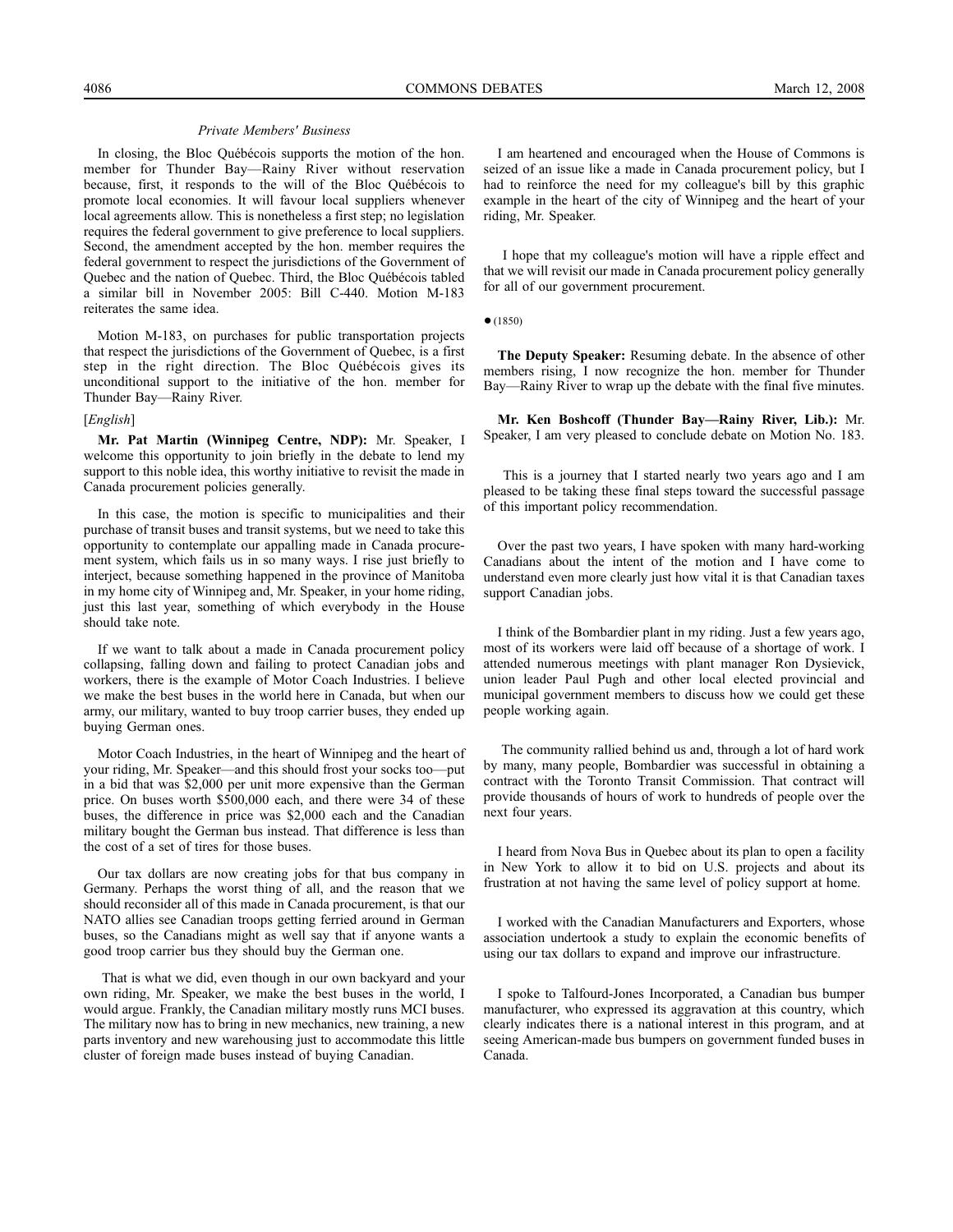*Private Members' Business*

In closing, the Bloc Québécois supports the motion of the hon. member for Thunder Bay—Rainy River without reservation because, first, it responds to the will of the Bloc Québécois to promote local economies. It will favour local suppliers whenever local agreements allow. This is nonetheless a first step; no legislation requires the federal government to give preference to local suppliers. Second, the amendment accepted by the hon. member requires the federal government to respect the jurisdictions of the Government of Quebec and the nation of Quebec. Third, the Bloc Québécois tabled a similar bill in November 2005: Bill C-440. Motion M-183 reiterates the same idea.

Motion M-183, on purchases for public transportation projects that respect the jurisdictions of the Government of Quebec, is a first step in the right direction. The Bloc Québécois gives its unconditional support to the initiative of the hon. member for Thunder Bay—Rainy River.

[*English*]

**Mr. Pat Martin (Winnipeg Centre, NDP):** Mr. Speaker, I welcome this opportunity to join briefly in the debate to lend my support to this noble idea, this worthy initiative to revisit the made in Canada procurement policies generally.

In this case, the motion is specific to municipalities and their purchase of transit buses and transit systems, but we need to take this opportunity to contemplate our appalling made in Canada procurement system, which fails us in so many ways. I rise just briefly to interject, because something happened in the province of Manitoba in my home city of Winnipeg and, Mr. Speaker, in your home riding, just this last year, something of which everybody in the House should take note.

If we want to talk about a made in Canada procurement policy collapsing, falling down and failing to protect Canadian jobs and workers, there is the example of Motor Coach Industries. I believe we make the best buses in the world here in Canada, but when our army, our military, wanted to buy troop carrier buses, they ended up buying German ones.

Motor Coach Industries, in the heart of Winnipeg and the heart of your riding, Mr. Speaker—and this should frost your socks too—put in a bid that was $2,000 per unit more expensive than the German price. On buses worth $500,000 each, and there were 34 of these buses, the difference in price was $2,000 each and the Canadian military bought the German bus instead. That difference is less than the cost of a set of tires for those buses.

Our tax dollars are now creating jobs for that bus company in Germany. Perhaps the worst thing of all, and the reason that we should reconsider all of this made in Canada procurement, is that our NATO allies see Canadian troops getting ferried around in German buses, so the Canadians might as well say that if anyone wants a good troop carrier bus they should buy the German one.

That is what we did, even though in our own backyard and your own riding, Mr. Speaker, we make the best buses in the world, I would argue. Frankly, the Canadian military mostly runs MCI buses. The military now has to bring in new mechanics, new training, a new parts inventory and new warehousing just to accommodate this little cluster of foreign made buses instead of buying Canadian.

I am heartened and encouraged when the House of Commons is seized of an issue like a made in Canada procurement policy, but I had to reinforce the need for my colleague's bill by this graphic example in the heart of the city of Winnipeg and the heart of your riding, Mr. Speaker.

I hope that my colleague's motion will have a ripple effect and that we will revisit our made in Canada procurement policy generally for all of our government procurement.

● (1850)

**The Deputy Speaker:** Resuming debate. In the absence of other members rising, I now recognize the hon. member for Thunder Bay—Rainy River to wrap up the debate with the final five minutes.

**Mr. Ken Boshcoff (Thunder Bay—Rainy River, Lib.):** Mr. Speaker, I am very pleased to conclude debate on Motion No. 183.

This is a journey that I started nearly two years ago and I am pleased to be taking these final steps toward the successful passage of this important policy recommendation.

Over the past two years, I have spoken with many hard-working Canadians about the intent of the motion and I have come to understand even more clearly just how vital it is that Canadian taxes support Canadian jobs.

I think of the Bombardier plant in my riding. Just a few years ago, most of its workers were laid off because of a shortage of work. I attended numerous meetings with plant manager Ron Dysievick, union leader Paul Pugh and other local elected provincial and municipal government members to discuss how we could get these people working again.

The community rallied behind us and, through a lot of hard work by many, many people, Bombardier was successful in obtaining a contract with the Toronto Transit Commission. That contract will provide thousands of hours of work to hundreds of people over the next four years.

I heard from Nova Bus in Quebec about its plan to open a facility in New York to allow it to bid on U.S. projects and about its frustration at not having the same level of policy support at home.

I worked with the Canadian Manufacturers and Exporters, whose association undertook a study to explain the economic benefits of using our tax dollars to expand and improve our infrastructure.

I spoke to Talfourd-Jones Incorporated, a Canadian bus bumper manufacturer, who expressed its aggravation at this country, which clearly indicates there is a national interest in this program, and at seeing American-made bus bumpers on government funded buses in Canada.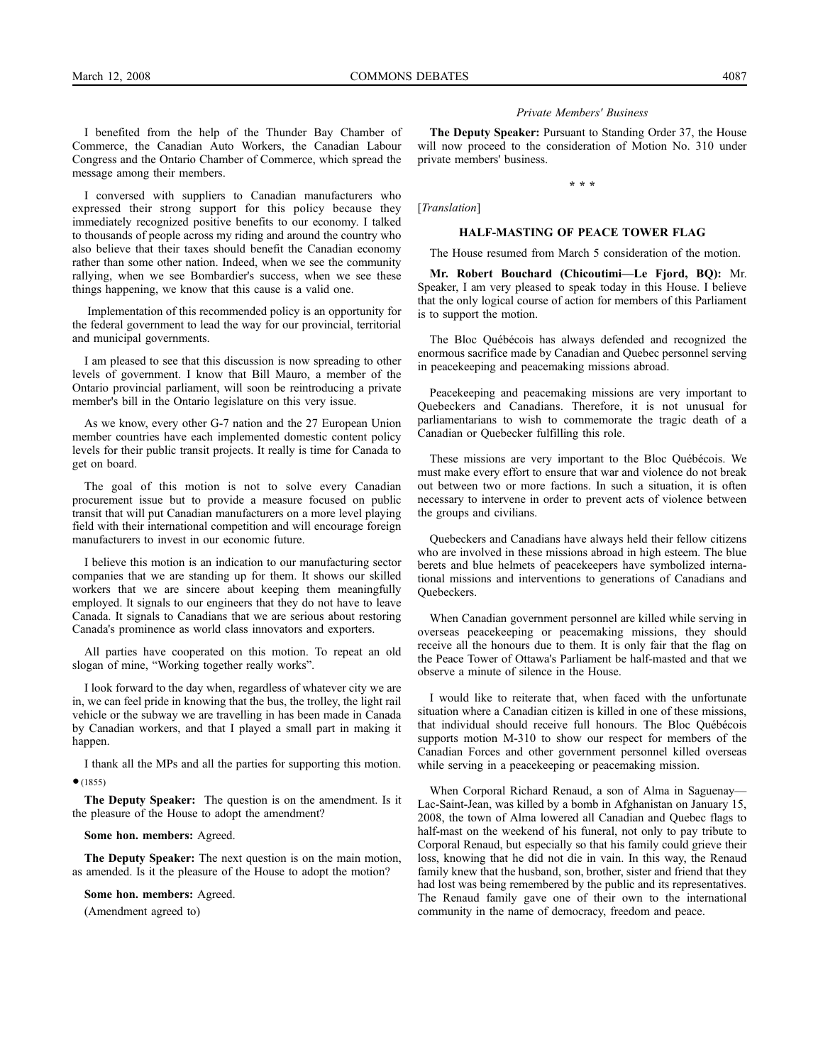I benefited from the help of the Thunder Bay Chamber of Commerce, the Canadian Auto Workers, the Canadian Labour Congress and the Ontario Chamber of Commerce, which spread the message among their members.

I conversed with suppliers to Canadian manufacturers who expressed their strong support for this policy because they immediately recognized positive benefits to our economy. I talked to thousands of people across my riding and around the country who also believe that their taxes should benefit the Canadian economy rather than some other nation. Indeed, when we see the community rallying, when we see Bombardier's success, when we see these things happening, we know that this cause is a valid one.

Implementation of this recommended policy is an opportunity for the federal government to lead the way for our provincial, territorial and municipal governments.

I am pleased to see that this discussion is now spreading to other levels of government. I know that Bill Mauro, a member of the Ontario provincial parliament, will soon be reintroducing a private member's bill in the Ontario legislature on this very issue.

As we know, every other G-7 nation and the 27 European Union member countries have each implemented domestic content policy levels for their public transit projects. It really is time for Canada to get on board.

The goal of this motion is not to solve every Canadian procurement issue but to provide a measure focused on public transit that will put Canadian manufacturers on a more level playing field with their international competition and will encourage foreign manufacturers to invest in our economic future.

I believe this motion is an indication to our manufacturing sector companies that we are standing up for them. It shows our skilled workers that we are sincere about keeping them meaningfully employed. It signals to our engineers that they do not have to leave Canada. It signals to Canadians that we are serious about restoring Canada's prominence as world class innovators and exporters.

All parties have cooperated on this motion. To repeat an old slogan of mine, "Working together really works".

I look forward to the day when, regardless of whatever city we are in, we can feel pride in knowing that the bus, the trolley, the light rail vehicle or the subway we are travelling in has been made in Canada by Canadian workers, and that I played a small part in making it happen.

I thank all the MPs and all the parties for supporting this motion.

● (1855)

**The Deputy Speaker:** The question is on the amendment. Is it the pleasure of the House to adopt the amendment?

**Some hon. members:** Agreed.

**The Deputy Speaker:** The next question is on the main motion, as amended. Is it the pleasure of the House to adopt the motion?

**Some hon. members:** Agreed.

(Amendment agreed to)

**The Deputy Speaker:** Pursuant to Standing Order 37, the House will now proceed to the consideration of Motion No. 310 under private members' business.

\* \* \*

[*Translation*]

### HALF-MASTING OF PEACE TOWER FLAG

The House resumed from March 5 consideration of the motion.

**Mr. Robert Bouchard (Chicoutimi—Le Fjord, BQ):** Mr. Speaker, I am very pleased to speak today in this House. I believe that the only logical course of action for members of this Parliament is to support the motion.

The Bloc Québécois has always defended and recognized the enormous sacrifice made by Canadian and Quebec personnel serving in peacekeeping and peacemaking missions abroad.

Peacekeeping and peacemaking missions are very important to Quebeckers and Canadians. Therefore, it is not unusual for parliamentarians to wish to commemorate the tragic death of a Canadian or Quebecker fulfilling this role.

These missions are very important to the Bloc Québécois. We must make every effort to ensure that war and violence do not break out between two or more factions. In such a situation, it is often necessary to intervene in order to prevent acts of violence between the groups and civilians.

Quebeckers and Canadians have always held their fellow citizens who are involved in these missions abroad in high esteem. The blue berets and blue helmets of peacekeepers have symbolized international missions and interventions to generations of Canadians and Quebeckers.

When Canadian government personnel are killed while serving in overseas peacekeeping or peacemaking missions, they should receive all the honours due to them. It is only fair that the flag on the Peace Tower of Ottawa's Parliament be half-masted and that we observe a minute of silence in the House.

I would like to reiterate that, when faced with the unfortunate situation where a Canadian citizen is killed in one of these missions, that individual should receive full honours. The Bloc Québécois supports motion M-310 to show our respect for members of the Canadian Forces and other government personnel killed overseas while serving in a peacekeeping or peacemaking mission.

When Corporal Richard Renaud, a son of Alma in Saguenay—Lac-Saint-Jean, was killed by a bomb in Afghanistan on January 15, 2008, the town of Alma lowered all Canadian and Quebec flags to half-mast on the weekend of his funeral, not only to pay tribute to Corporal Renaud, but especially so that his family could grieve their loss, knowing that he did not die in vain. In this way, the Renaud family knew that the husband, son, brother, sister and friend that they had lost was being remembered by the public and its representatives. The Renaud family gave one of their own to the international community in the name of democracy, freedom and peace.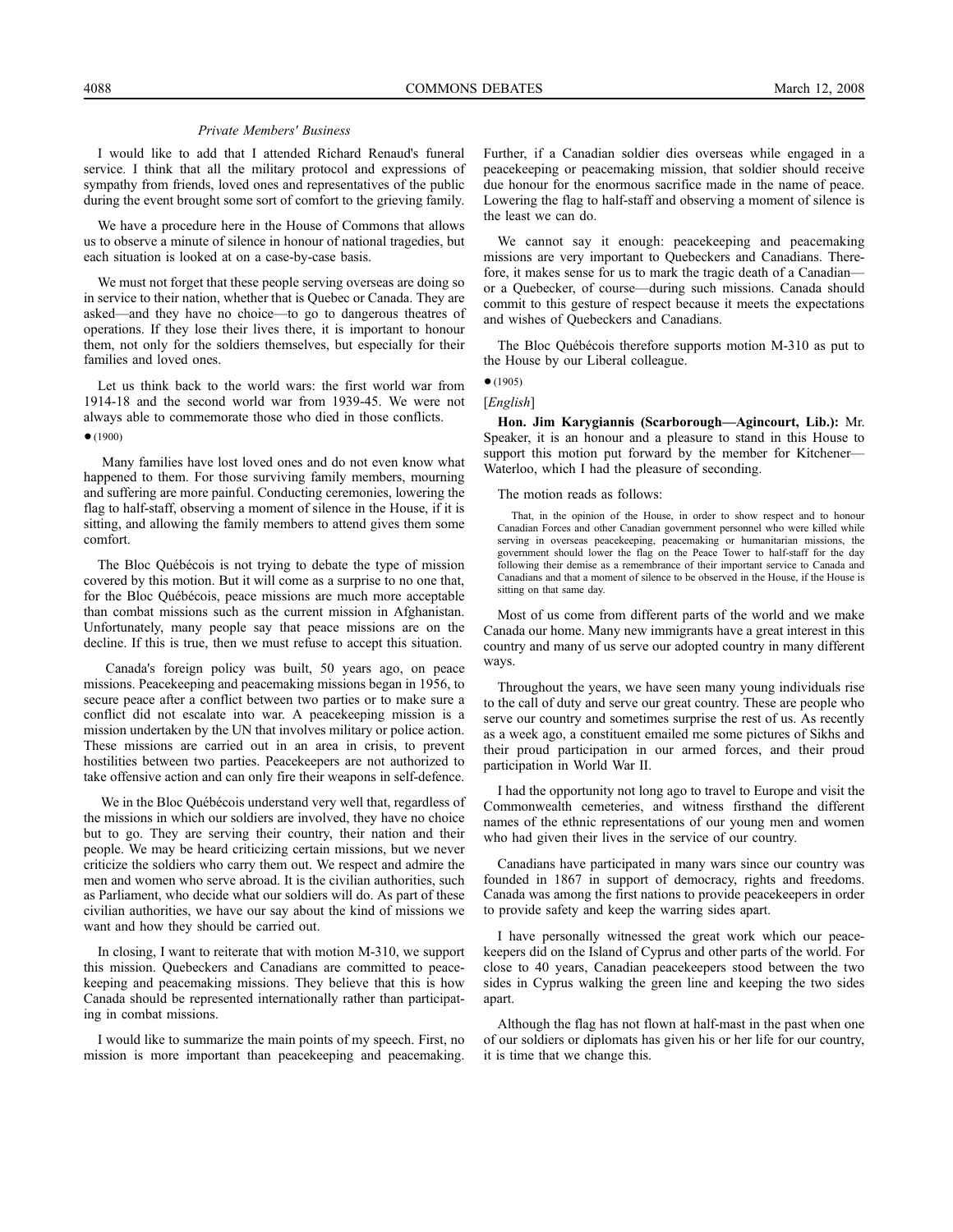*Private Members' Business*

I would like to add that I attended Richard Renaud's funeral service. I think that all the military protocol and expressions of sympathy from friends, loved ones and representatives of the public during the event brought some sort of comfort to the grieving family.

We have a procedure here in the House of Commons that allows us to observe a minute of silence in honour of national tragedies, but each situation is looked at on a case-by-case basis.

We must not forget that these people serving overseas are doing so in service to their nation, whether that is Quebec or Canada. They are asked—and they have no choice—to go to dangerous theatres of operations. If they lose their lives there, it is important to honour them, not only for the soldiers themselves, but especially for their families and loved ones.

Let us think back to the world wars: the first world war from 1914-18 and the second world war from 1939-45. We were not always able to commemorate those who died in those conflicts.

● (1900)

Many families have lost loved ones and do not even know what happened to them. For those surviving family members, mourning and suffering are more painful. Conducting ceremonies, lowering the flag to half-staff, observing a moment of silence in the House, if it is sitting, and allowing the family members to attend gives them some comfort.

The Bloc Québécois is not trying to debate the type of mission covered by this motion. But it will come as a surprise to no one that, for the Bloc Québécois, peace missions are much more acceptable than combat missions such as the current mission in Afghanistan. Unfortunately, many people say that peace missions are on the decline. If this is true, then we must refuse to accept this situation.

Canada's foreign policy was built, 50 years ago, on peace missions. Peacekeeping and peacemaking missions began in 1956, to secure peace after a conflict between two parties or to make sure a conflict did not escalate into war. A peacekeeping mission is a mission undertaken by the UN that involves military or police action. These missions are carried out in an area in crisis, to prevent hostilities between two parties. Peacekeepers are not authorized to take offensive action and can only fire their weapons in self-defence.

We in the Bloc Québécois understand very well that, regardless of the missions in which our soldiers are involved, they have no choice but to go. They are serving their country, their nation and their people. We may be heard criticizing certain missions, but we never criticize the soldiers who carry them out. We respect and admire the men and women who serve abroad. It is the civilian authorities, such as Parliament, who decide what our soldiers will do. As part of these civilian authorities, we have our say about the kind of missions we want and how they should be carried out.

In closing, I want to reiterate that with motion M-310, we support this mission. Quebeckers and Canadians are committed to peacekeeping and peacemaking missions. They believe that this is how Canada should be represented internationally rather than participating in combat missions.

I would like to summarize the main points of my speech. First, no mission is more important than peacekeeping and peacemaking. Further, if a Canadian soldier dies overseas while engaged in a peacekeeping or peacemaking mission, that soldier should receive due honour for the enormous sacrifice made in the name of peace. Lowering the flag to half-staff and observing a moment of silence is the least we can do.

We cannot say it enough: peacekeeping and peacemaking missions are very important to Quebeckers and Canadians. Therefore, it makes sense for us to mark the tragic death of a Canadian—or a Quebecker, of course—during such missions. Canada should commit to this gesture of respect because it meets the expectations and wishes of Quebeckers and Canadians.

The Bloc Québécois therefore supports motion M-310 as put to the House by our Liberal colleague.

● (1905)

[*English*]

**Hon. Jim Karygiannis (Scarborough—Agincourt, Lib.):** Mr. Speaker, it is an honour and a pleasure to stand in this House to support this motion put forward by the member for Kitchener—Waterloo, which I had the pleasure of seconding.

The motion reads as follows:

> That, in the opinion of the House, in order to show respect and to honour Canadian Forces and other Canadian government personnel who were killed while serving in overseas peacekeeping, peacemaking or humanitarian missions, the government should lower the flag on the Peace Tower to half-staff for the day following their demise as a remembrance of their important service to Canada and Canadians and that a moment of silence to be observed in the House, if the House is sitting on that same day.

Most of us come from different parts of the world and we make Canada our home. Many new immigrants have a great interest in this country and many of us serve our adopted country in many different ways.

Throughout the years, we have seen many young individuals rise to the call of duty and serve our great country. These are people who serve our country and sometimes surprise the rest of us. As recently as a week ago, a constituent emailed me some pictures of Sikhs and their proud participation in our armed forces, and their proud participation in World War II.

I had the opportunity not long ago to travel to Europe and visit the Commonwealth cemeteries, and witness firsthand the different names of the ethnic representations of our young men and women who had given their lives in the service of our country.

Canadians have participated in many wars since our country was founded in 1867 in support of democracy, rights and freedoms. Canada was among the first nations to provide peacekeepers in order to provide safety and keep the warring sides apart.

I have personally witnessed the great work which our peacekeepers did on the Island of Cyprus and other parts of the world. For close to 40 years, Canadian peacekeepers stood between the two sides in Cyprus walking the green line and keeping the two sides apart.

Although the flag has not flown at half-mast in the past when one of our soldiers or diplomats has given his or her life for our country, it is time that we change this.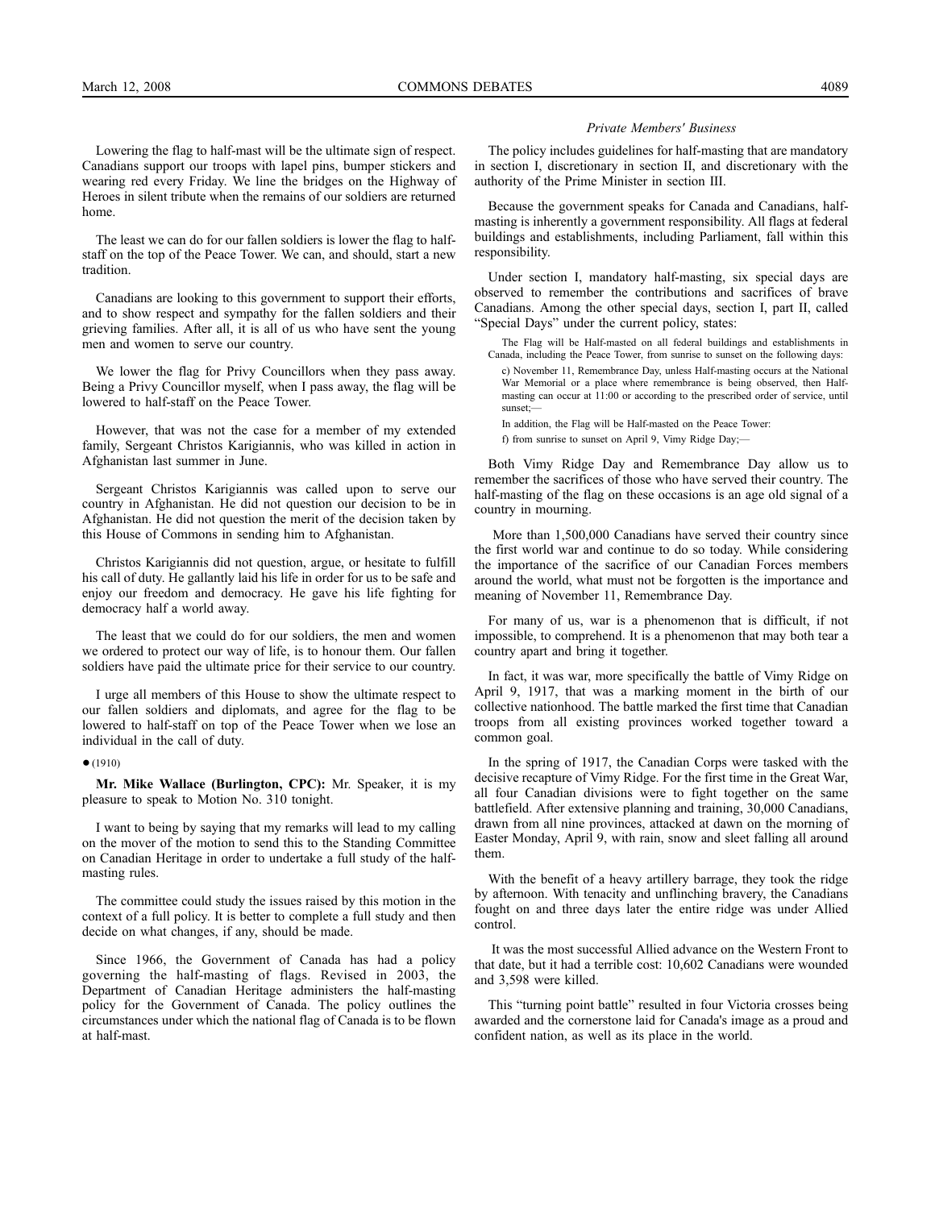Lowering the flag to half-mast will be the ultimate sign of respect. Canadians support our troops with lapel pins, bumper stickers and wearing red every Friday. We line the bridges on the Highway of Heroes in silent tribute when the remains of our soldiers are returned home.

The least we can do for our fallen soldiers is lower the flag to half-staff on the top of the Peace Tower. We can, and should, start a new tradition.

Canadians are looking to this government to support their efforts, and to show respect and sympathy for the fallen soldiers and their grieving families. After all, it is all of us who have sent the young men and women to serve our country.

We lower the flag for Privy Councillors when they pass away. Being a Privy Councillor myself, when I pass away, the flag will be lowered to half-staff on the Peace Tower.

However, that was not the case for a member of my extended family, Sergeant Christos Karigiannis, who was killed in action in Afghanistan last summer in June.

Sergeant Christos Karigiannis was called upon to serve our country in Afghanistan. He did not question our decision to be in Afghanistan. He did not question the merit of the decision taken by this House of Commons in sending him to Afghanistan.

Christos Karigiannis did not question, argue, or hesitate to fulfill his call of duty. He gallantly laid his life in order for us to be safe and enjoy our freedom and democracy. He gave his life fighting for democracy half a world away.

The least that we could do for our soldiers, the men and women we ordered to protect our way of life, is to honour them. Our fallen soldiers have paid the ultimate price for their service to our country.

I urge all members of this House to show the ultimate respect to our fallen soldiers and diplomats, and agree for the flag to be lowered to half-staff on top of the Peace Tower when we lose an individual in the call of duty.

● (1910)

**Mr. Mike Wallace (Burlington, CPC):** Mr. Speaker, it is my pleasure to speak to Motion No. 310 tonight.

I want to being by saying that my remarks will lead to my calling on the mover of the motion to send this to the Standing Committee on Canadian Heritage in order to undertake a full study of the half-masting rules.

The committee could study the issues raised by this motion in the context of a full policy. It is better to complete a full study and then decide on what changes, if any, should be made.

Since 1966, the Government of Canada has had a policy governing the half-masting of flags. Revised in 2003, the Department of Canadian Heritage administers the half-masting policy for the Government of Canada. The policy outlines the circumstances under which the national flag of Canada is to be flown at half-mast.

The policy includes guidelines for half-masting that are mandatory in section I, discretionary in section II, and discretionary with the authority of the Prime Minister in section III.

Because the government speaks for Canada and Canadians, half-masting is inherently a government responsibility. All flags at federal buildings and establishments, including Parliament, fall within this responsibility.

Under section I, mandatory half-masting, six special days are observed to remember the contributions and sacrifices of brave Canadians. Among the other special days, section I, part II, called "Special Days" under the current policy, states:

> The Flag will be Half-masted on all federal buildings and establishments in Canada, including the Peace Tower, from sunrise to sunset on the following days:
>
> c) November 11, Remembrance Day, unless Half-masting occurs at the National War Memorial or a place where remembrance is being observed, then Half-masting can occur at 11:00 or according to the prescribed order of service, until sunset;—
>
> In addition, the Flag will be Half-masted on the Peace Tower:
>
> f) from sunrise to sunset on April 9, Vimy Ridge Day;—

Both Vimy Ridge Day and Remembrance Day allow us to remember the sacrifices of those who have served their country. The half-masting of the flag on these occasions is an age old signal of a country in mourning.

More than 1,500,000 Canadians have served their country since the first world war and continue to do so today. While considering the importance of the sacrifice of our Canadian Forces members around the world, what must not be forgotten is the importance and meaning of November 11, Remembrance Day.

For many of us, war is a phenomenon that is difficult, if not impossible, to comprehend. It is a phenomenon that may both tear a country apart and bring it together.

In fact, it was war, more specifically the battle of Vimy Ridge on April 9, 1917, that was a marking moment in the birth of our collective nationhood. The battle marked the first time that Canadian troops from all existing provinces worked together toward a common goal.

In the spring of 1917, the Canadian Corps were tasked with the decisive recapture of Vimy Ridge. For the first time in the Great War, all four Canadian divisions were to fight together on the same battlefield. After extensive planning and training, 30,000 Canadians, drawn from all nine provinces, attacked at dawn on the morning of Easter Monday, April 9, with rain, snow and sleet falling all around them.

With the benefit of a heavy artillery barrage, they took the ridge by afternoon. With tenacity and unflinching bravery, the Canadians fought on and three days later the entire ridge was under Allied control.

It was the most successful Allied advance on the Western Front to that date, but it had a terrible cost: 10,602 Canadians were wounded and 3,598 were killed.

This "turning point battle" resulted in four Victoria crosses being awarded and the cornerstone laid for Canada's image as a proud and confident nation, as well as its place in the world.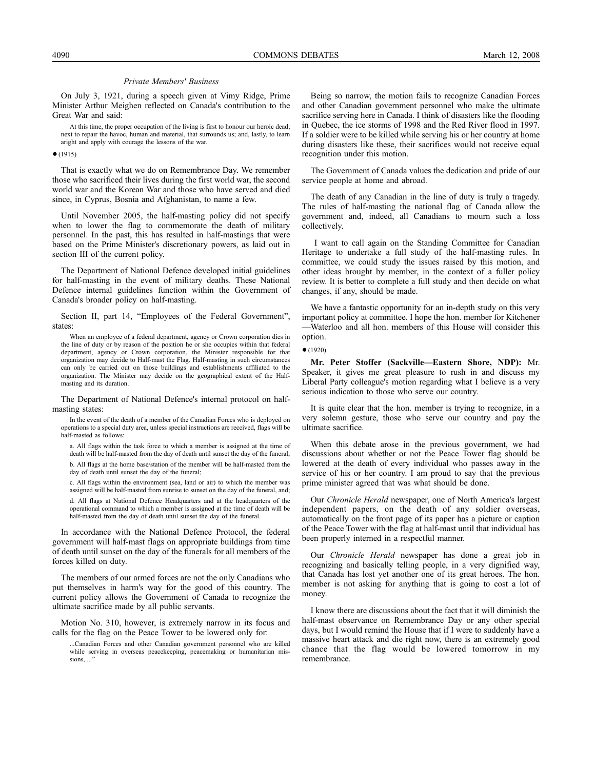*Private Members' Business*

On July 3, 1921, during a speech given at Vimy Ridge, Prime Minister Arthur Meighen reflected on Canada's contribution to the Great War and said:

> At this time, the proper occupation of the living is first to honour our heroic dead; next to repair the havoc, human and material, that surrounds us; and, lastly, to learn aright and apply with courage the lessons of the war.

● (1915)

That is exactly what we do on Remembrance Day. We remember those who sacrificed their lives during the first world war, the second world war and the Korean War and those who have served and died since, in Cyprus, Bosnia and Afghanistan, to name a few.

Until November 2005, the half-masting policy did not specify when to lower the flag to commemorate the death of military personnel. In the past, this has resulted in half-mastings that were based on the Prime Minister's discretionary powers, as laid out in section III of the current policy.

The Department of National Defence developed initial guidelines for half-masting in the event of military deaths. These National Defence internal guidelines function within the Government of Canada's broader policy on half-masting.

Section II, part 14, "Employees of the Federal Government", states:

> When an employee of a federal department, agency or Crown corporation dies in the line of duty or by reason of the position he or she occupies within that federal department, agency or Crown corporation, the Minister responsible for that organization may decide to Half-mast the Flag. Half-masting in such circumstances can only be carried out on those buildings and establishments affiliated to the organization. The Minister may decide on the geographical extent of the Half-masting and its duration.

The Department of National Defence's internal protocol on half-masting states:

> In the event of the death of a member of the Canadian Forces who is deployed on operations to a special duty area, unless special instructions are received, flags will be half-masted as follows:
>
> a. All flags within the task force to which a member is assigned at the time of death will be half-masted from the day of death until sunset the day of the funeral;
>
> b. All flags at the home base/station of the member will be half-masted from the day of death until sunset the day of the funeral;
>
> c. All flags within the environment (sea, land or air) to which the member was assigned will be half-masted from sunrise to sunset on the day of the funeral, and;
>
> d. All flags at National Defence Headquarters and at the headquarters of the operational command to which a member is assigned at the time of death will be half-masted from the day of death until sunset the day of the funeral.

In accordance with the National Defence Protocol, the federal government will half-mast flags on appropriate buildings from time of death until sunset on the day of the funerals for all members of the forces killed on duty.

The members of our armed forces are not the only Canadians who put themselves in harm's way for the good of this country. The current policy allows the Government of Canada to recognize the ultimate sacrifice made by all public servants.

Motion No. 310, however, is extremely narrow in its focus and calls for the flag on the Peace Tower to be lowered only for:

> ...Canadian Forces and other Canadian government personnel who are killed while serving in overseas peacekeeping, peacemaking or humanitarian missions,...."

Being so narrow, the motion fails to recognize Canadian Forces and other Canadian government personnel who make the ultimate sacrifice serving here in Canada. I think of disasters like the flooding in Quebec, the ice storms of 1998 and the Red River flood in 1997. If a soldier were to be killed while serving his or her country at home during disasters like these, their sacrifices would not receive equal recognition under this motion.

The Government of Canada values the dedication and pride of our service people at home and abroad.

The death of any Canadian in the line of duty is truly a tragedy. The rules of half-masting the national flag of Canada allow the government and, indeed, all Canadians to mourn such a loss collectively.

I want to call again on the Standing Committee for Canadian Heritage to undertake a full study of the half-masting rules. In committee, we could study the issues raised by this motion, and other ideas brought by member, in the context of a fuller policy review. It is better to complete a full study and then decide on what changes, if any, should be made.

We have a fantastic opportunity for an in-depth study on this very important policy at committee. I hope the hon. member for Kitchener—Waterloo and all hon. members of this House will consider this option.

● (1920)

**Mr. Peter Stoffer (Sackville—Eastern Shore, NDP):** Mr. Speaker, it gives me great pleasure to rush in and discuss my Liberal Party colleague's motion regarding what I believe is a very serious indication to those who serve our country.

It is quite clear that the hon. member is trying to recognize, in a very solemn gesture, those who serve our country and pay the ultimate sacrifice.

When this debate arose in the previous government, we had discussions about whether or not the Peace Tower flag should be lowered at the death of every individual who passes away in the service of his or her country. I am proud to say that the previous prime minister agreed that was what should be done.

Our *Chronicle Herald* newspaper, one of North America's largest independent papers, on the death of any soldier overseas, automatically on the front page of its paper has a picture or caption of the Peace Tower with the flag at half-mast until that individual has been properly interned in a respectful manner.

Our *Chronicle Herald* newspaper has done a great job in recognizing and basically telling people, in a very dignified way, that Canada has lost yet another one of its great heroes. The hon. member is not asking for anything that is going to cost a lot of money.

I know there are discussions about the fact that it will diminish the half-mast observance on Remembrance Day or any other special days, but I would remind the House that if I were to suddenly have a massive heart attack and die right now, there is an extremely good chance that the flag would be lowered tomorrow in my remembrance.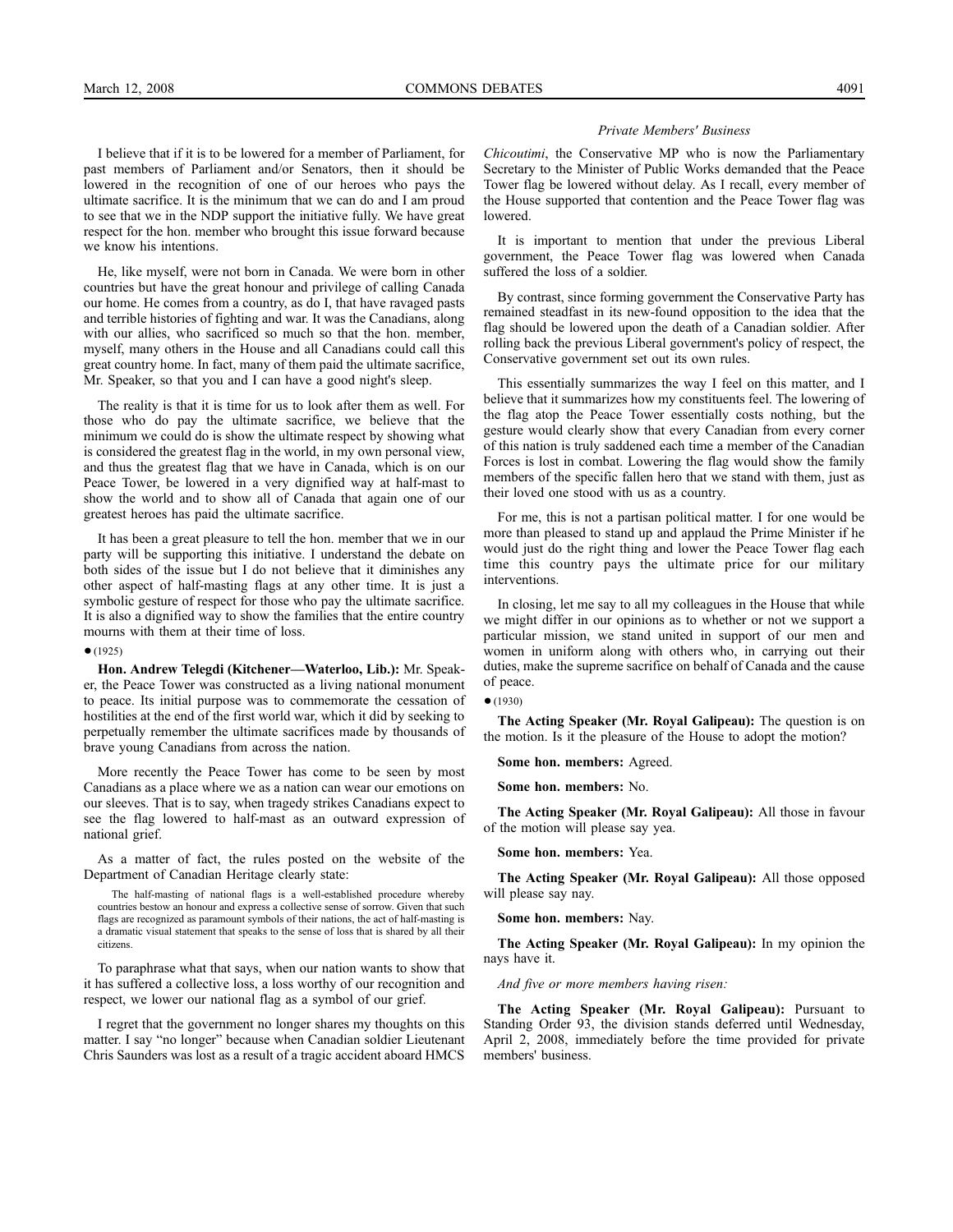I believe that if it is to be lowered for a member of Parliament, for past members of Parliament and/or Senators, then it should be lowered in the recognition of one of our heroes who pays the ultimate sacrifice. It is the minimum that we can do and I am proud to see that we in the NDP support the initiative fully. We have great respect for the hon. member who brought this issue forward because we know his intentions.

He, like myself, were not born in Canada. We were born in other countries but have the great honour and privilege of calling Canada our home. He comes from a country, as do I, that have ravaged pasts and terrible histories of fighting and war. It was the Canadians, along with our allies, who sacrificed so much so that the hon. member, myself, many others in the House and all Canadians could call this great country home. In fact, many of them paid the ultimate sacrifice, Mr. Speaker, so that you and I can have a good night's sleep.

The reality is that it is time for us to look after them as well. For those who do pay the ultimate sacrifice, we believe that the minimum we could do is show the ultimate respect by showing what is considered the greatest flag in the world, in my own personal view, and thus the greatest flag that we have in Canada, which is on our Peace Tower, be lowered in a very dignified way at half-mast to show the world and to show all of Canada that again one of our greatest heroes has paid the ultimate sacrifice.

It has been a great pleasure to tell the hon. member that we in our party will be supporting this initiative. I understand the debate on both sides of the issue but I do not believe that it diminishes any other aspect of half-masting flags at any other time. It is just a symbolic gesture of respect for those who pay the ultimate sacrifice. It is also a dignified way to show the families that the entire country mourns with them at their time of loss.

● (1925)

**Hon. Andrew Telegdi (Kitchener—Waterloo, Lib.):** Mr. Speaker, the Peace Tower was constructed as a living national monument to peace. Its initial purpose was to commemorate the cessation of hostilities at the end of the first world war, which it did by seeking to perpetually remember the ultimate sacrifices made by thousands of brave young Canadians from across the nation.

More recently the Peace Tower has come to be seen by most Canadians as a place where we as a nation can wear our emotions on our sleeves. That is to say, when tragedy strikes Canadians expect to see the flag lowered to half-mast as an outward expression of national grief.

As a matter of fact, the rules posted on the website of the Department of Canadian Heritage clearly state:

> The half-masting of national flags is a well-established procedure whereby countries bestow an honour and express a collective sense of sorrow. Given that such flags are recognized as paramount symbols of their nations, the act of half-masting is a dramatic visual statement that speaks to the sense of loss that is shared by all their citizens.

To paraphrase what that says, when our nation wants to show that it has suffered a collective loss, a loss worthy of our recognition and respect, we lower our national flag as a symbol of our grief.

I regret that the government no longer shares my thoughts on this matter. I say "no longer" because when Canadian soldier Lieutenant Chris Saunders was lost as a result of a tragic accident aboard HMCS *Chicoutimi*, the Conservative MP who is now the Parliamentary Secretary to the Minister of Public Works demanded that the Peace Tower flag be lowered without delay. As I recall, every member of the House supported that contention and the Peace Tower flag was lowered.

It is important to mention that under the previous Liberal government, the Peace Tower flag was lowered when Canada suffered the loss of a soldier.

By contrast, since forming government the Conservative Party has remained steadfast in its new-found opposition to the idea that the flag should be lowered upon the death of a Canadian soldier. After rolling back the previous Liberal government's policy of respect, the Conservative government set out its own rules.

This essentially summarizes the way I feel on this matter, and I believe that it summarizes how my constituents feel. The lowering of the flag atop the Peace Tower essentially costs nothing, but the gesture would clearly show that every Canadian from every corner of this nation is truly saddened each time a member of the Canadian Forces is lost in combat. Lowering the flag would show the family members of the specific fallen hero that we stand with them, just as their loved one stood with us as a country.

For me, this is not a partisan political matter. I for one would be more than pleased to stand up and applaud the Prime Minister if he would just do the right thing and lower the Peace Tower flag each time this country pays the ultimate price for our military interventions.

In closing, let me say to all my colleagues in the House that while we might differ in our opinions as to whether or not we support a particular mission, we stand united in support of our men and women in uniform along with others who, in carrying out their duties, make the supreme sacrifice on behalf of Canada and the cause of peace.

● (1930)

**The Acting Speaker (Mr. Royal Galipeau):** The question is on the motion. Is it the pleasure of the House to adopt the motion?

**Some hon. members:** Agreed.

**Some hon. members:** No.

**The Acting Speaker (Mr. Royal Galipeau):** All those in favour of the motion will please say yea.

**Some hon. members:** Yea.

**The Acting Speaker (Mr. Royal Galipeau):** All those opposed will please say nay.

**Some hon. members:** Nay.

**The Acting Speaker (Mr. Royal Galipeau):** In my opinion the nays have it.

*And five or more members having risen:*

**The Acting Speaker (Mr. Royal Galipeau):** Pursuant to Standing Order 93, the division stands deferred until Wednesday, April 2, 2008, immediately before the time provided for private members' business.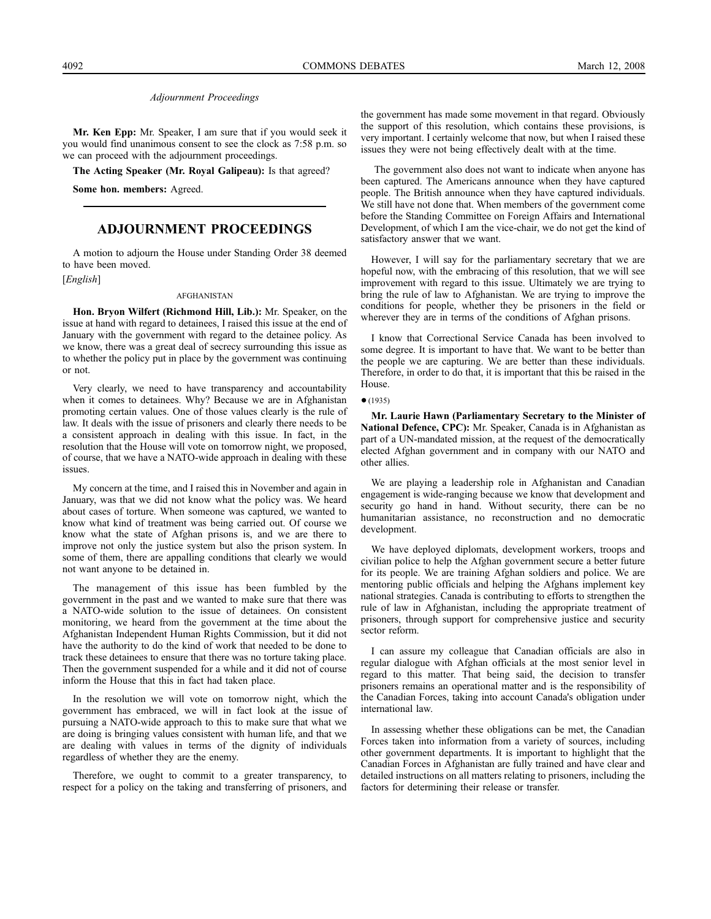*Adjournment Proceedings*

**Mr. Ken Epp:** Mr. Speaker, I am sure that if you would seek it you would find unanimous consent to see the clock as 7:58 p.m. so we can proceed with the adjournment proceedings.

**The Acting Speaker (Mr. Royal Galipeau):** Is that agreed?

**Some hon. members:** Agreed.

## ADJOURNMENT PROCEEDINGS

A motion to adjourn the House under Standing Order 38 deemed to have been moved.

[*English*]

### AFGHANISTAN

**Hon. Bryon Wilfert (Richmond Hill, Lib.):** Mr. Speaker, on the issue at hand with regard to detainees, I raised this issue at the end of January with the government with regard to the detainee policy. As we know, there was a great deal of secrecy surrounding this issue as to whether the policy put in place by the government was continuing or not.

Very clearly, we need to have transparency and accountability when it comes to detainees. Why? Because we are in Afghanistan promoting certain values. One of those values clearly is the rule of law. It deals with the issue of prisoners and clearly there needs to be a consistent approach in dealing with this issue. In fact, in the resolution that the House will vote on tomorrow night, we proposed, of course, that we have a NATO-wide approach in dealing with these issues.

My concern at the time, and I raised this in November and again in January, was that we did not know what the policy was. We heard about cases of torture. When someone was captured, we wanted to know what kind of treatment was being carried out. Of course we know what the state of Afghan prisons is, and we are there to improve not only the justice system but also the prison system. In some of them, there are appalling conditions that clearly we would not want anyone to be detained in.

The management of this issue has been fumbled by the government in the past and we wanted to make sure that there was a NATO-wide solution to the issue of detainees. On consistent monitoring, we heard from the government at the time about the Afghanistan Independent Human Rights Commission, but it did not have the authority to do the kind of work that needed to be done to track these detainees to ensure that there was no torture taking place. Then the government suspended for a while and it did not of course inform the House that this in fact had taken place.

In the resolution we will vote on tomorrow night, which the government has embraced, we will in fact look at the issue of pursuing a NATO-wide approach to this to make sure that what we are doing is bringing values consistent with human life, and that we are dealing with values in terms of the dignity of individuals regardless of whether they are the enemy.

Therefore, we ought to commit to a greater transparency, to respect for a policy on the taking and transferring of prisoners, and the government has made some movement in that regard. Obviously the support of this resolution, which contains these provisions, is very important. I certainly welcome that now, but when I raised these issues they were not being effectively dealt with at the time.

The government also does not want to indicate when anyone has been captured. The Americans announce when they have captured people. The British announce when they have captured individuals. We still have not done that. When members of the government come before the Standing Committee on Foreign Affairs and International Development, of which I am the vice-chair, we do not get the kind of satisfactory answer that we want.

However, I will say for the parliamentary secretary that we are hopeful now, with the embracing of this resolution, that we will see improvement with regard to this issue. Ultimately we are trying to bring the rule of law to Afghanistan. We are trying to improve the conditions for people, whether they be prisoners in the field or wherever they are in terms of the conditions of Afghan prisons.

I know that Correctional Service Canada has been involved to some degree. It is important to have that. We want to be better than the people we are capturing. We are better than these individuals. Therefore, in order to do that, it is important that this be raised in the House.

● (1935)

**Mr. Laurie Hawn (Parliamentary Secretary to the Minister of National Defence, CPC):** Mr. Speaker, Canada is in Afghanistan as part of a UN-mandated mission, at the request of the democratically elected Afghan government and in company with our NATO and other allies.

We are playing a leadership role in Afghanistan and Canadian engagement is wide-ranging because we know that development and security go hand in hand. Without security, there can be no humanitarian assistance, no reconstruction and no democratic development.

We have deployed diplomats, development workers, troops and civilian police to help the Afghan government secure a better future for its people. We are training Afghan soldiers and police. We are mentoring public officials and helping the Afghans implement key national strategies. Canada is contributing to efforts to strengthen the rule of law in Afghanistan, including the appropriate treatment of prisoners, through support for comprehensive justice and security sector reform.

I can assure my colleague that Canadian officials are also in regular dialogue with Afghan officials at the most senior level in regard to this matter. That being said, the decision to transfer prisoners remains an operational matter and is the responsibility of the Canadian Forces, taking into account Canada's obligation under international law.

In assessing whether these obligations can be met, the Canadian Forces taken into information from a variety of sources, including other government departments. It is important to highlight that the Canadian Forces in Afghanistan are fully trained and have clear and detailed instructions on all matters relating to prisoners, including the factors for determining their release or transfer.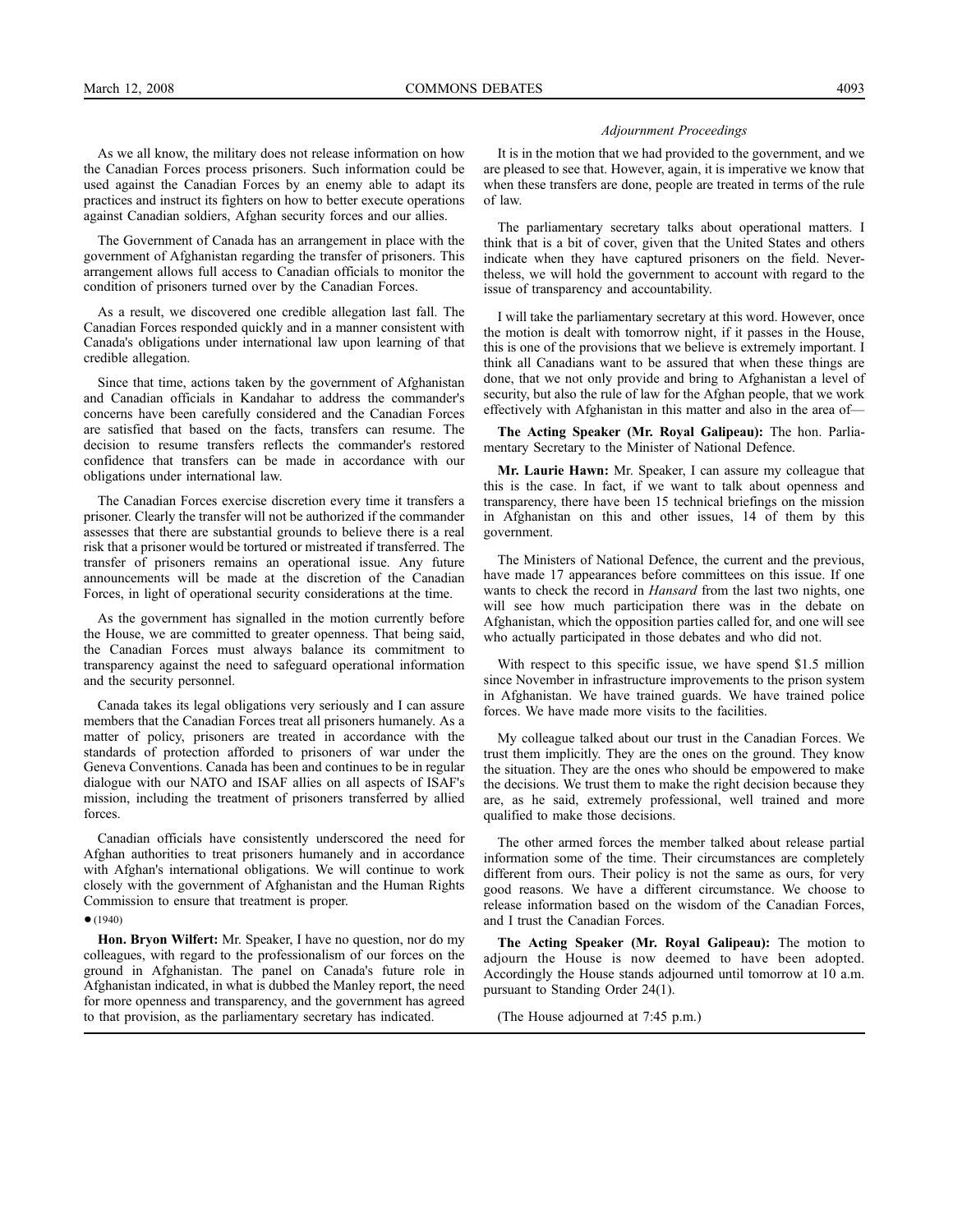As we all know, the military does not release information on how the Canadian Forces process prisoners. Such information could be used against the Canadian Forces by an enemy able to adapt its practices and instruct its fighters on how to better execute operations against Canadian soldiers, Afghan security forces and our allies.

The Government of Canada has an arrangement in place with the government of Afghanistan regarding the transfer of prisoners. This arrangement allows full access to Canadian officials to monitor the condition of prisoners turned over by the Canadian Forces.

As a result, we discovered one credible allegation last fall. The Canadian Forces responded quickly and in a manner consistent with Canada's obligations under international law upon learning of that credible allegation.

Since that time, actions taken by the government of Afghanistan and Canadian officials in Kandahar to address the commander's concerns have been carefully considered and the Canadian Forces are satisfied that based on the facts, transfers can resume. The decision to resume transfers reflects the commander's restored confidence that transfers can be made in accordance with our obligations under international law.

The Canadian Forces exercise discretion every time it transfers a prisoner. Clearly the transfer will not be authorized if the commander assesses that there are substantial grounds to believe there is a real risk that a prisoner would be tortured or mistreated if transferred. The transfer of prisoners remains an operational issue. Any future announcements will be made at the discretion of the Canadian Forces, in light of operational security considerations at the time.

As the government has signalled in the motion currently before the House, we are committed to greater openness. That being said, the Canadian Forces must always balance its commitment to transparency against the need to safeguard operational information and the security personnel.

Canada takes its legal obligations very seriously and I can assure members that the Canadian Forces treat all prisoners humanely. As a matter of policy, prisoners are treated in accordance with the standards of protection afforded to prisoners of war under the Geneva Conventions. Canada has been and continues to be in regular dialogue with our NATO and ISAF allies on all aspects of ISAF's mission, including the treatment of prisoners transferred by allied forces.

Canadian officials have consistently underscored the need for Afghan authorities to treat prisoners humanely and in accordance with Afghan's international obligations. We will continue to work closely with the government of Afghanistan and the Human Rights Commission to ensure that treatment is proper.

● (1940)

**Hon. Bryon Wilfert:** Mr. Speaker, I have no question, nor do my colleagues, with regard to the professionalism of our forces on the ground in Afghanistan. The panel on Canada's future role in Afghanistan indicated, in what is dubbed the Manley report, the need for more openness and transparency, and the government has agreed to that provision, as the parliamentary secretary has indicated.

It is in the motion that we had provided to the government, and we are pleased to see that. However, again, it is imperative we know that when these transfers are done, people are treated in terms of the rule of law.

The parliamentary secretary talks about operational matters. I think that is a bit of cover, given that the United States and others indicate when they have captured prisoners on the field. Nevertheless, we will hold the government to account with regard to the issue of transparency and accountability.

I will take the parliamentary secretary at this word. However, once the motion is dealt with tomorrow night, if it passes in the House, this is one of the provisions that we believe is extremely important. I think all Canadians want to be assured that when these things are done, that we not only provide and bring to Afghanistan a level of security, but also the rule of law for the Afghan people, that we work effectively with Afghanistan in this matter and also in the area of—

**The Acting Speaker (Mr. Royal Galipeau):** The hon. Parliamentary Secretary to the Minister of National Defence.

**Mr. Laurie Hawn:** Mr. Speaker, I can assure my colleague that this is the case. In fact, if we want to talk about openness and transparency, there have been 15 technical briefings on the mission in Afghanistan on this and other issues, 14 of them by this government.

The Ministers of National Defence, the current and the previous, have made 17 appearances before committees on this issue. If one wants to check the record in *Hansard* from the last two nights, one will see how much participation there was in the debate on Afghanistan, which the opposition parties called for, and one will see who actually participated in those debates and who did not.

With respect to this specific issue, we have spend $1.5 million since November in infrastructure improvements to the prison system in Afghanistan. We have trained guards. We have trained police forces. We have made more visits to the facilities.

My colleague talked about our trust in the Canadian Forces. We trust them implicitly. They are the ones on the ground. They know the situation. They are the ones who should be empowered to make the decisions. We trust them to make the right decision because they are, as he said, extremely professional, well trained and more qualified to make those decisions.

The other armed forces the member talked about release partial information some of the time. Their circumstances are completely different from ours. Their policy is not the same as ours, for very good reasons. We have a different circumstance. We choose to release information based on the wisdom of the Canadian Forces, and I trust the Canadian Forces.

**The Acting Speaker (Mr. Royal Galipeau):** The motion to adjourn the House is now deemed to have been adopted. Accordingly the House stands adjourned until tomorrow at 10 a.m. pursuant to Standing Order 24(1).

(The House adjourned at 7:45 p.m.)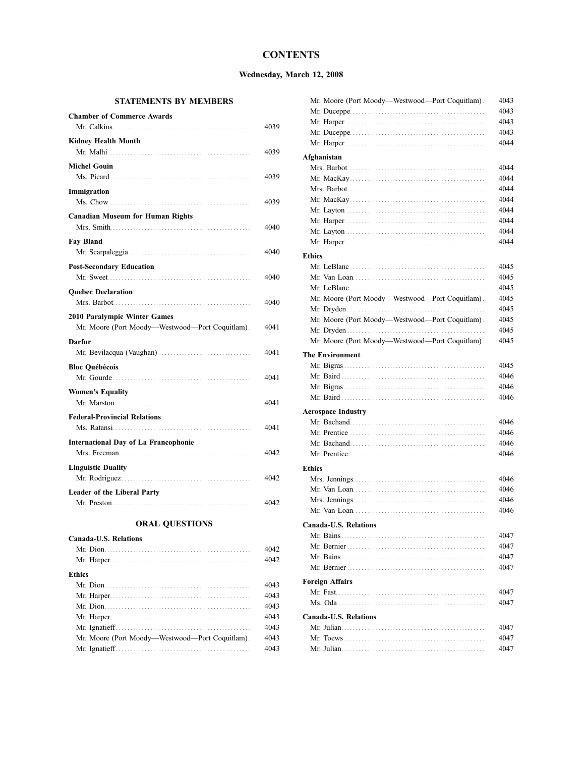# CONTENTS

### Wednesday, March 12, 2008

## STATEMENTS BY MEMBERS

**Chamber of Commerce Awards**
Mr. Calkins 4039

**Kidney Health Month**
Mr. Malhi 4039

**Michel Gouin**
Ms. Picard 4039

**Immigration**
Ms. Chow 4039

**Canadian Museum for Human Rights**
Mrs. Smith 4040

**Fay Bland**
Mr. Scarpaleggia 4040

**Post-Secondary Education**
Mr. Sweet 4040

**Quebec Declaration**
Mrs. Barbot 4040

**2010 Paralympic Winter Games**
Mr. Moore (Port Moody—Westwood—Port Coquitlam) 4041

**Darfur**
Mr. Bevilacqua (Vaughan) 4041

**Bloc Québécois**
Mr. Gourde 4041

**Women's Equality**
Mr. Marston 4041

**Federal-Provincial Relations**
Ms. Ratansi 4041

**International Day of La Francophonie**
Mrs. Freeman 4042

**Linguistic Duality**
Mr. Rodriguez 4042

**Leader of the Liberal Party**
Mr. Preston 4042

## ORAL QUESTIONS

**Canada-U.S. Relations**
Mr. Dion 4042
Mr. Harper 4042

**Ethics**
Mr. Dion 4043
Mr. Harper 4043
Mr. Dion 4043
Mr. Harper 4043
Mr. Ignatieff 4043
Mr. Moore (Port Moody—Westwood—Port Coquitlam) 4043
Mr. Ignatieff 4043
Mr. Moore (Port Moody—Westwood—Port Coquitlam) 4043
Mr. Duceppe 4043
Mr. Harper 4043
Mr. Duceppe 4043
Mr. Harper 4044

**Afghanistan**
Mrs. Barbot 4044
Mr. MacKay 4044
Mrs. Barbot 4044
Mr. MacKay 4044
Mr. Layton 4044
Mr. Harper 4044
Mr. Layton 4044
Mr. Harper 4044

**Ethics**
Mr. LeBlanc 4045
Mr. Van Loan 4045
Mr. LeBlanc 4045
Mr. Moore (Port Moody—Westwood—Port Coquitlam) 4045
Mr. Dryden 4045
Mr. Moore (Port Moody—Westwood—Port Coquitlam) 4045
Mr. Dryden 4045
Mr. Moore (Port Moody—Westwood—Port Coquitlam) 4045

**The Environment**
Mr. Bigras 4045
Mr. Baird 4046
Mr. Bigras 4046
Mr. Baird 4046

**Aerospace Industry**
Mr. Bachand 4046
Mr. Prentice 4046
Mr. Bachand 4046
Mr. Prentice 4046

**Ethics**
Mrs. Jennings 4046
Mr. Van Loan 4046
Mrs. Jennings 4046
Mr. Van Loan 4046

**Canada-U.S. Relations**
Mr. Bains 4047
Mr. Bernier 4047
Mr. Bains 4047
Mr. Bernier 4047

**Foreign Affairs**
Mr. Fast 4047
Ms. Oda 4047

**Canada-U.S. Relations**
Mr. Julian 4047
Mr. Toews 4047
Mr. Julian 4047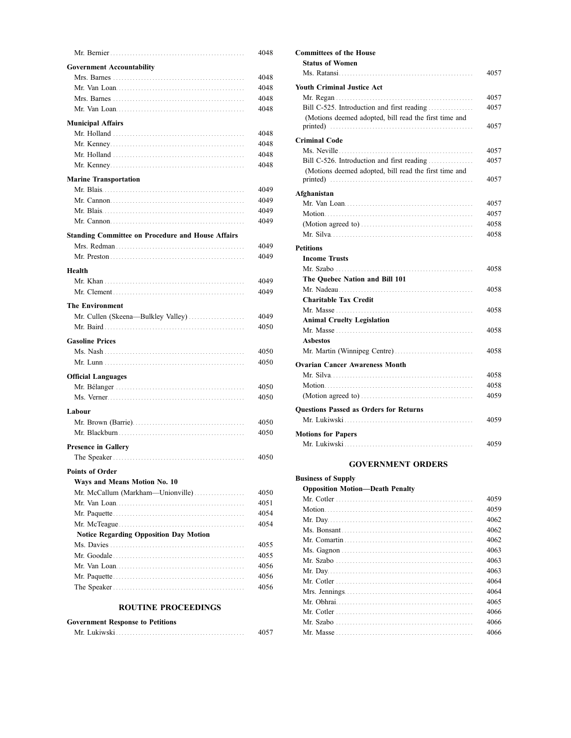Mr. Bernier ........ 4048

**Government Accountability**

Mrs. Barnes ........ 4048
Mr. Van Loan ........ 4048
Mrs. Barnes ........ 4048
Mr. Van Loan ........ 4048

**Municipal Affairs**

Mr. Holland ........ 4048
Mr. Kenney ........ 4048
Mr. Holland ........ 4048
Mr. Kenney ........ 4048

**Marine Transportation**

Mr. Blais ........ 4049
Mr. Cannon ........ 4049
Mr. Blais ........ 4049
Mr. Cannon ........ 4049

**Standing Committee on Procedure and House Affairs**

Mrs. Redman ........ 4049
Mr. Preston ........ 4049

**Health**

Mr. Khan ........ 4049
Mr. Clement ........ 4049

**The Environment**

Mr. Cullen (Skeena—Bulkley Valley) ........ 4049
Mr. Baird ........ 4050

**Gasoline Prices**

Ms. Nash ........ 4050
Mr. Lunn ........ 4050

**Official Languages**

Mr. Bélanger ........ 4050
Ms. Verner ........ 4050

**Labour**

Mr. Brown (Barrie) ........ 4050
Mr. Blackburn ........ 4050

**Presence in Gallery**

The Speaker ........ 4050

**Points of Order**

**Ways and Means Motion No. 10**

Mr. McCallum (Markham—Unionville) ........ 4050
Mr. Van Loan ........ 4051
Mr. Paquette ........ 4054
Mr. McTeague ........ 4054

**Notice Regarding Opposition Day Motion**

Ms. Davies ........ 4055
Mr. Goodale ........ 4055
Mr. Van Loan ........ 4056
Mr. Paquette ........ 4056
The Speaker ........ 4056

## ROUTINE PROCEEDINGS

**Government Response to Petitions**

Mr. Lukiwski ........ 4057

**Committees of the House**

**Status of Women**

Ms. Ratansi ........ 4057

**Youth Criminal Justice Act**

Mr. Regan ........ 4057
Bill C-525. Introduction and first reading ........ 4057
(Motions deemed adopted, bill read the first time and printed) ........ 4057

**Criminal Code**

Ms. Neville ........ 4057
Bill C-526. Introduction and first reading ........ 4057
(Motions deemed adopted, bill read the first time and printed) ........ 4057

**Afghanistan**

Mr. Van Loan ........ 4057
Motion ........ 4057
(Motion agreed to) ........ 4058
Mr. Silva ........ 4058

**Petitions**

**Income Trusts**

Mr. Szabo ........ 4058

**The Quebec Nation and Bill 101**

Mr. Nadeau ........ 4058

**Charitable Tax Credit**

Mr. Masse ........ 4058

**Animal Cruelty Legislation**

Mr. Masse ........ 4058

**Asbestos**

Mr. Martin (Winnipeg Centre) ........ 4058

**Ovarian Cancer Awareness Month**

Mr. Silva ........ 4058
Motion ........ 4058
(Motion agreed to) ........ 4059

**Questions Passed as Orders for Returns**

Mr. Lukiwski ........ 4059

**Motions for Papers**

Mr. Lukiwski ........ 4059

## GOVERNMENT ORDERS

**Business of Supply**

**Opposition Motion—Death Penalty**

Mr. Cotler ........ 4059
Motion ........ 4059
Mr. Day ........ 4062
Ms. Bonsant ........ 4062
Mr. Comartin ........ 4062
Ms. Gagnon ........ 4063
Mr. Szabo ........ 4063
Mr. Day ........ 4063
Mr. Cotler ........ 4064
Mrs. Jennings ........ 4064
Mr. Obhrai ........ 4065
Mr. Cotler ........ 4066
Mr. Szabo ........ 4066
Mr. Masse ........ 4066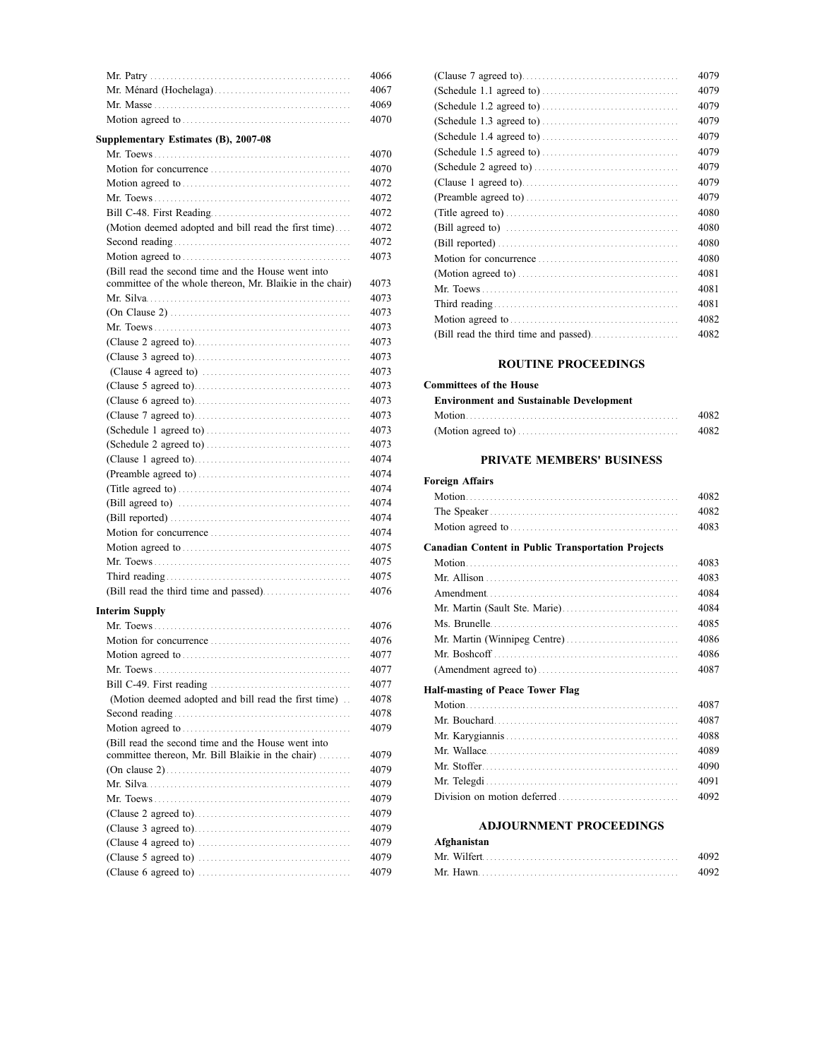Mr. Patry ..... 4066
Mr. Ménard (Hochelaga) ..... 4067
Mr. Masse ..... 4069
Motion agreed to ..... 4070

**Supplementary Estimates (B), 2007-08**

Mr. Toews ..... 4070
Motion for concurrence ..... 4070
Motion agreed to ..... 4072
Mr. Toews ..... 4072
Bill C-48. First Reading ..... 4072
(Motion deemed adopted and bill read the first time) ..... 4072
Second reading ..... 4072
Motion agreed to ..... 4073
(Bill read the second time and the House went into committee of the whole thereon, Mr. Blaikie in the chair) ..... 4073
Mr. Silva ..... 4073
(On Clause 2) ..... 4073
Mr. Toews ..... 4073
(Clause 2 agreed to) ..... 4073
(Clause 3 agreed to) ..... 4073
(Clause 4 agreed to) ..... 4073
(Clause 5 agreed to) ..... 4073
(Clause 6 agreed to) ..... 4073
(Clause 7 agreed to) ..... 4073
(Schedule 1 agreed to) ..... 4073
(Schedule 2 agreed to) ..... 4073
(Clause 1 agreed to) ..... 4074
(Preamble agreed to) ..... 4074
(Title agreed to) ..... 4074
(Bill agreed to) ..... 4074
(Bill reported) ..... 4074
Motion for concurrence ..... 4074
Motion agreed to ..... 4075
Mr. Toews ..... 4075
Third reading ..... 4075
(Bill read the third time and passed) ..... 4076

**Interim Supply**

Mr. Toews ..... 4076
Motion for concurrence ..... 4076
Motion agreed to ..... 4077
Mr. Toews ..... 4077
Bill C-49. First reading ..... 4077
(Motion deemed adopted and bill read the first time) ..... 4078
Second reading ..... 4078
Motion agreed to ..... 4079
(Bill read the second time and the House went into committee thereon, Mr. Bill Blaikie in the chair) ..... 4079
(On clause 2) ..... 4079
Mr. Silva ..... 4079
Mr. Toews ..... 4079
(Clause 2 agreed to) ..... 4079
(Clause 3 agreed to) ..... 4079
(Clause 4 agreed to) ..... 4079
(Clause 5 agreed to) ..... 4079
(Clause 6 agreed to) ..... 4079
(Clause 7 agreed to) ..... 4079
(Schedule 1.1 agreed to) ..... 4079
(Schedule 1.2 agreed to) ..... 4079
(Schedule 1.3 agreed to) ..... 4079
(Schedule 1.4 agreed to) ..... 4079
(Schedule 1.5 agreed to) ..... 4079
(Schedule 2 agreed to) ..... 4079
(Clause 1 agreed to) ..... 4079
(Preamble agreed to) ..... 4079
(Title agreed to) ..... 4080
(Bill agreed to) ..... 4080
(Bill reported) ..... 4080
Motion for concurrence ..... 4080
(Motion agreed to) ..... 4081
Mr. Toews ..... 4081
Third reading ..... 4081
Motion agreed to ..... 4082
(Bill read the third time and passed) ..... 4082

## ROUTINE PROCEEDINGS

**Committees of the House**

**Environment and Sustainable Development**

Motion ..... 4082
(Motion agreed to) ..... 4082

## PRIVATE MEMBERS' BUSINESS

**Foreign Affairs**

Motion ..... 4082
The Speaker ..... 4082
Motion agreed to ..... 4083

**Canadian Content in Public Transportation Projects**

Motion ..... 4083
Mr. Allison ..... 4083
Amendment ..... 4084
Mr. Martin (Sault Ste. Marie) ..... 4084
Ms. Brunelle ..... 4085
Mr. Martin (Winnipeg Centre) ..... 4086
Mr. Boshcoff ..... 4086
(Amendment agreed to) ..... 4087

**Half-masting of Peace Tower Flag**

Motion ..... 4087
Mr. Bouchard ..... 4087
Mr. Karygiannis ..... 4088
Mr. Wallace ..... 4089
Mr. Stoffer ..... 4090
Mr. Telegdi ..... 4091
Division on motion deferred ..... 4092

## ADJOURNMENT PROCEEDINGS

**Afghanistan**

Mr. Wilfert ..... 4092
Mr. Hawn ..... 4092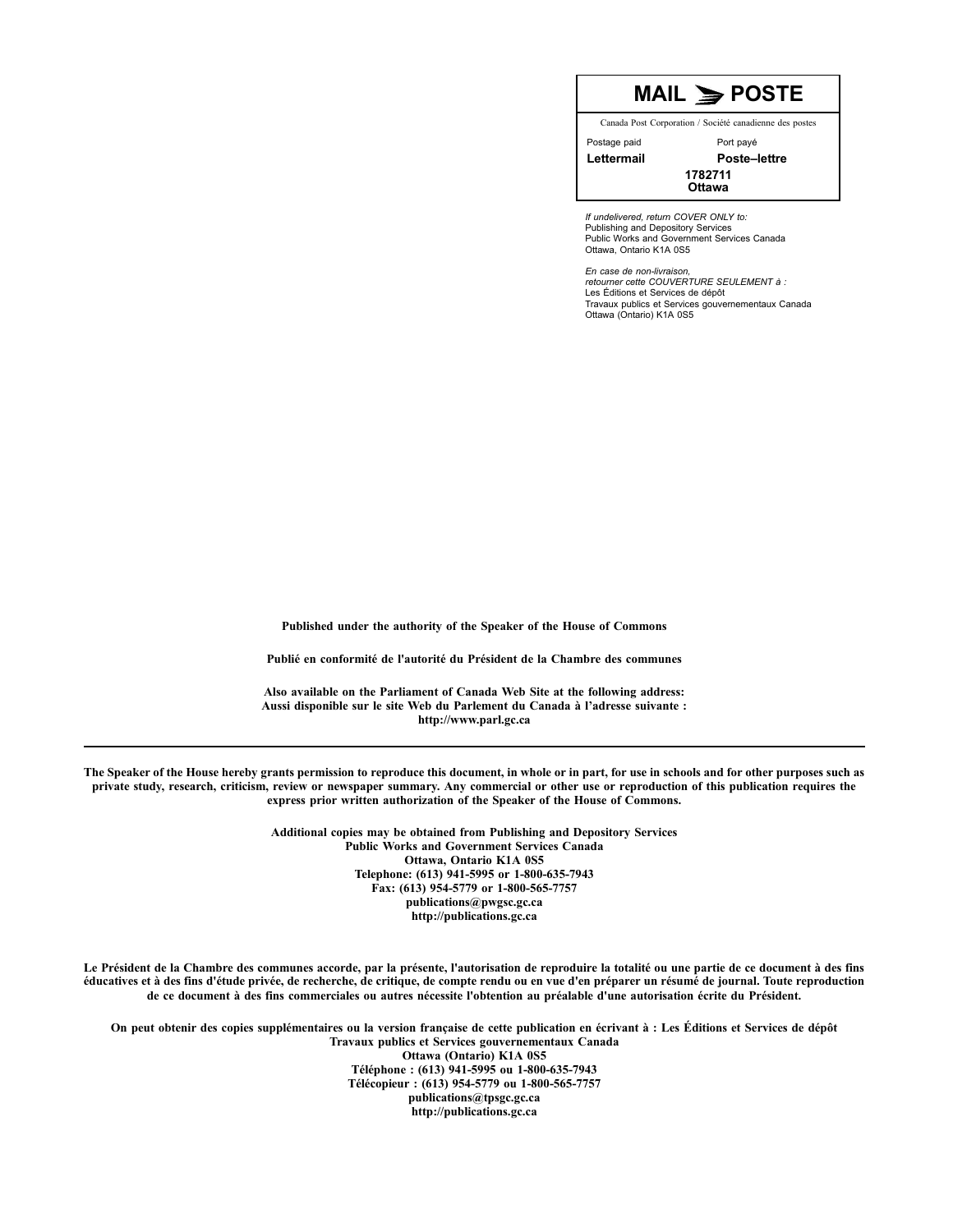**MAIL POSTE**

Canada Post Corporation / Société canadienne des postes

Postage paid | Port payé

**Lettermail** | **Poste–lettre**

**1782711**
**Ottawa**

*If undelivered, return COVER ONLY to:*
Publishing and Depository Services
Public Works and Government Services Canada
Ottawa, Ontario K1A 0S5

*En case de non-livraison,*
*retourner cette COUVERTURE SEULEMENT à :*
Les Éditions et Services de dépôt
Travaux publics et Services gouvernementaux Canada
Ottawa (Ontario) K1A 0S5

**Published under the authority of the Speaker of the House of Commons**

**Publié en conformité de l'autorité du Président de la Chambre des communes**

**Also available on the Parliament of Canada Web Site at the following address:**
**Aussi disponible sur le site Web du Parlement du Canada à l'adresse suivante :**
**http://www.parl.gc.ca**

---

**The Speaker of the House hereby grants permission to reproduce this document, in whole or in part, for use in schools and for other purposes such as private study, research, criticism, review or newspaper summary. Any commercial or other use or reproduction of this publication requires the express prior written authorization of the Speaker of the House of Commons.**

**Additional copies may be obtained from Publishing and Depository Services**
**Public Works and Government Services Canada**
**Ottawa, Ontario K1A 0S5**
**Telephone: (613) 941-5995 or 1-800-635-7943**
**Fax: (613) 954-5779 or 1-800-565-7757**
**publications@pwgsc.gc.ca**
**http://publications.gc.ca**

**Le Président de la Chambre des communes accorde, par la présente, l'autorisation de reproduire la totalité ou une partie de ce document à des fins éducatives et à des fins d'étude privée, de recherche, de critique, de compte rendu ou en vue d'en préparer un résumé de journal. Toute reproduction de ce document à des fins commerciales ou autres nécessite l'obtention au préalable d'une autorisation écrite du Président.**

**On peut obtenir des copies supplémentaires ou la version française de cette publication en écrivant à : Les Éditions et Services de dépôt**
**Travaux publics et Services gouvernementaux Canada**
**Ottawa (Ontario) K1A 0S5**
**Téléphone : (613) 941-5995 ou 1-800-635-7943**
**Télécopieur : (613) 954-5779 ou 1-800-565-7757**
**publications@tpsgc.gc.ca**
**http://publications.gc.ca**